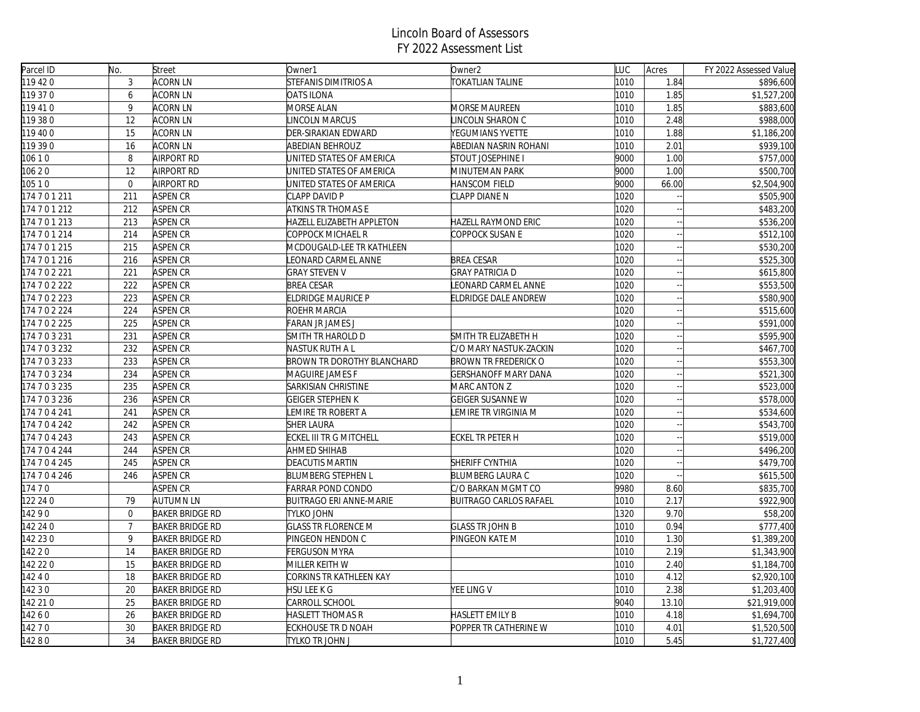# Lincoln Board of Assessors
## FY 2022 Assessment List

| Parcel ID | No. | Street | Owner1 | Owner2 | LUC | Acres | FY 2022 Assessed Value |
|---|---|---|---|---|---|---|---|
| 119 42 0 | 3 | ACORN LN | STEFANIS DIMITRIOS A | TOKATLIAN TALINE | 1010 | 1.84 | $896,600 |
| 119 37 0 | 6 | ACORN LN | OATS ILONA | | 1010 | 1.85 | $1,527,200 |
| 119 41 0 | 9 | ACORN LN | MORSE ALAN | MORSE MAUREEN | 1010 | 1.85 | $883,600 |
| 119 38 0 | 12 | ACORN LN | LINCOLN MARCUS | LINCOLN SHARON C | 1010 | 2.48 | $988,000 |
| 119 40 0 | 15 | ACORN LN | DER-SIRAKIAN EDWARD | YEGUMIANS YVETTE | 1010 | 1.88 | $1,186,200 |
| 119 39 0 | 16 | ACORN LN | ABEDIAN BEHROUZ | ABEDIAN NASRIN ROHANI | 1010 | 2.01 | $939,100 |
| 106 1 0 | 8 | AIRPORT RD | UNITED STATES OF AMERICA | STOUT JOSEPHINE I | 9000 | 1.00 | $757,000 |
| 106 2 0 | 12 | AIRPORT RD | UNITED STATES OF AMERICA | MINUTEMAN PARK | 9000 | 1.00 | $500,700 |
| 105 1 0 | 0 | AIRPORT RD | UNITED STATES OF AMERICA | HANSCOM FIELD | 9000 | 66.00 | $2,504,900 |
| 174 7 0 1 211 | 211 | ASPEN CR | CLAPP DAVID P | CLAPP DIANE N | 1020 | -- | $505,900 |
| 174 7 0 1 212 | 212 | ASPEN CR | ATKINS TR THOMAS E | | 1020 | -- | $483,200 |
| 174 7 0 1 213 | 213 | ASPEN CR | HAZELL ELIZABETH APPLETON | HAZELL RAYMOND ERIC | 1020 | -- | $536,200 |
| 174 7 0 1 214 | 214 | ASPEN CR | COPPOCK MICHAEL R | COPPOCK SUSAN E | 1020 | -- | $512,100 |
| 174 7 0 1 215 | 215 | ASPEN CR | MCDOUGALD-LEE TR KATHLEEN | | 1020 | -- | $530,200 |
| 174 7 0 1 216 | 216 | ASPEN CR | LEONARD CARMEL ANNE | BREA CESAR | 1020 | -- | $525,300 |
| 174 7 0 2 221 | 221 | ASPEN CR | GRAY STEVEN V | GRAY PATRICIA D | 1020 | -- | $615,800 |
| 174 7 0 2 222 | 222 | ASPEN CR | BREA CESAR | LEONARD CARMEL ANNE | 1020 | -- | $553,500 |
| 174 7 0 2 223 | 223 | ASPEN CR | ELDRIDGE MAURICE P | ELDRIDGE DALE ANDREW | 1020 | -- | $580,900 |
| 174 7 0 2 224 | 224 | ASPEN CR | ROEHR MARCIA | | 1020 | -- | $515,600 |
| 174 7 0 2 225 | 225 | ASPEN CR | FARAN JR JAMES J | | 1020 | -- | $591,000 |
| 174 7 0 3 231 | 231 | ASPEN CR | SMITH TR HAROLD D | SMITH TR ELIZABETH H | 1020 | -- | $595,900 |
| 174 7 0 3 232 | 232 | ASPEN CR | NASTUK RUTH A L | C/O MARY NASTUK-ZACKIN | 1020 | -- | $467,700 |
| 174 7 0 3 233 | 233 | ASPEN CR | BROWN TR DOROTHY BLANCHARD | BROWN TR FREDERICK O | 1020 | -- | $553,300 |
| 174 7 0 3 234 | 234 | ASPEN CR | MAGUIRE JAMES F | GERSHANOFF MARY DANA | 1020 | -- | $521,300 |
| 174 7 0 3 235 | 235 | ASPEN CR | SARKISIAN CHRISTINE | MARC ANTON Z | 1020 | -- | $523,000 |
| 174 7 0 3 236 | 236 | ASPEN CR | GEIGER STEPHEN K | GEIGER SUSANNE W | 1020 | -- | $578,000 |
| 174 7 0 4 241 | 241 | ASPEN CR | LEMIRE TR ROBERT A | LEMIRE TR VIRGINIA M | 1020 | -- | $534,600 |
| 174 7 0 4 242 | 242 | ASPEN CR | SHER LAURA | | 1020 | -- | $543,700 |
| 174 7 0 4 243 | 243 | ASPEN CR | ECKEL III TR G MITCHELL | ECKEL TR PETER H | 1020 | -- | $519,000 |
| 174 7 0 4 244 | 244 | ASPEN CR | AHMED SHIHAB | | 1020 | -- | $496,200 |
| 174 7 0 4 245 | 245 | ASPEN CR | DEACUTIS MARTIN | SHERIFF CYNTHIA | 1020 | -- | $479,700 |
| 174 7 0 4 246 | 246 | ASPEN CR | BLUMBERG STEPHEN L | BLUMBERG LAURA C | 1020 | -- | $615,500 |
| 174 7 0 | | ASPEN CR | FARRAR POND CONDO | C/O BARKAN MGMT CO | 9980 | 8.60 | $835,700 |
| 122 24 0 | 79 | AUTUMN LN | BUITRAGO ERI ANNE-MARIE | BUITRAGO CARLOS RAFAEL | 1010 | 2.17 | $922,900 |
| 142 9 0 | 0 | BAKER BRIDGE RD | TYLKO JOHN | | 1320 | 9.70 | $58,200 |
| 142 24 0 | 7 | BAKER BRIDGE RD | GLASS TR FLORENCE M | GLASS TR JOHN B | 1010 | 0.94 | $777,400 |
| 142 23 0 | 9 | BAKER BRIDGE RD | PINGEON HENDON C | PINGEON KATE M | 1010 | 1.30 | $1,389,200 |
| 142 2 0 | 14 | BAKER BRIDGE RD | FERGUSON MYRA | | 1010 | 2.19 | $1,343,900 |
| 142 22 0 | 15 | BAKER BRIDGE RD | MILLER KEITH W | | 1010 | 2.40 | $1,184,700 |
| 142 4 0 | 18 | BAKER BRIDGE RD | CORKINS TR KATHLEEN KAY | | 1010 | 4.12 | $2,920,100 |
| 142 3 0 | 20 | BAKER BRIDGE RD | HSU LEE K G | YEE LING V | 1010 | 2.38 | $1,203,400 |
| 142 21 0 | 25 | BAKER BRIDGE RD | CARROLL SCHOOL | | 9040 | 13.10 | $21,919,000 |
| 142 6 0 | 26 | BAKER BRIDGE RD | HASLETT THOMAS R | HASLETT EMILY B | 1010 | 4.18 | $1,694,700 |
| 142 7 0 | 30 | BAKER BRIDGE RD | ECKHOUSE TR D NOAH | POPPER TR CATHERINE W | 1010 | 4.01 | $1,520,500 |
| 142 8 0 | 34 | BAKER BRIDGE RD | TYLKO TR JOHN J | | 1010 | 5.45 | $1,727,400 |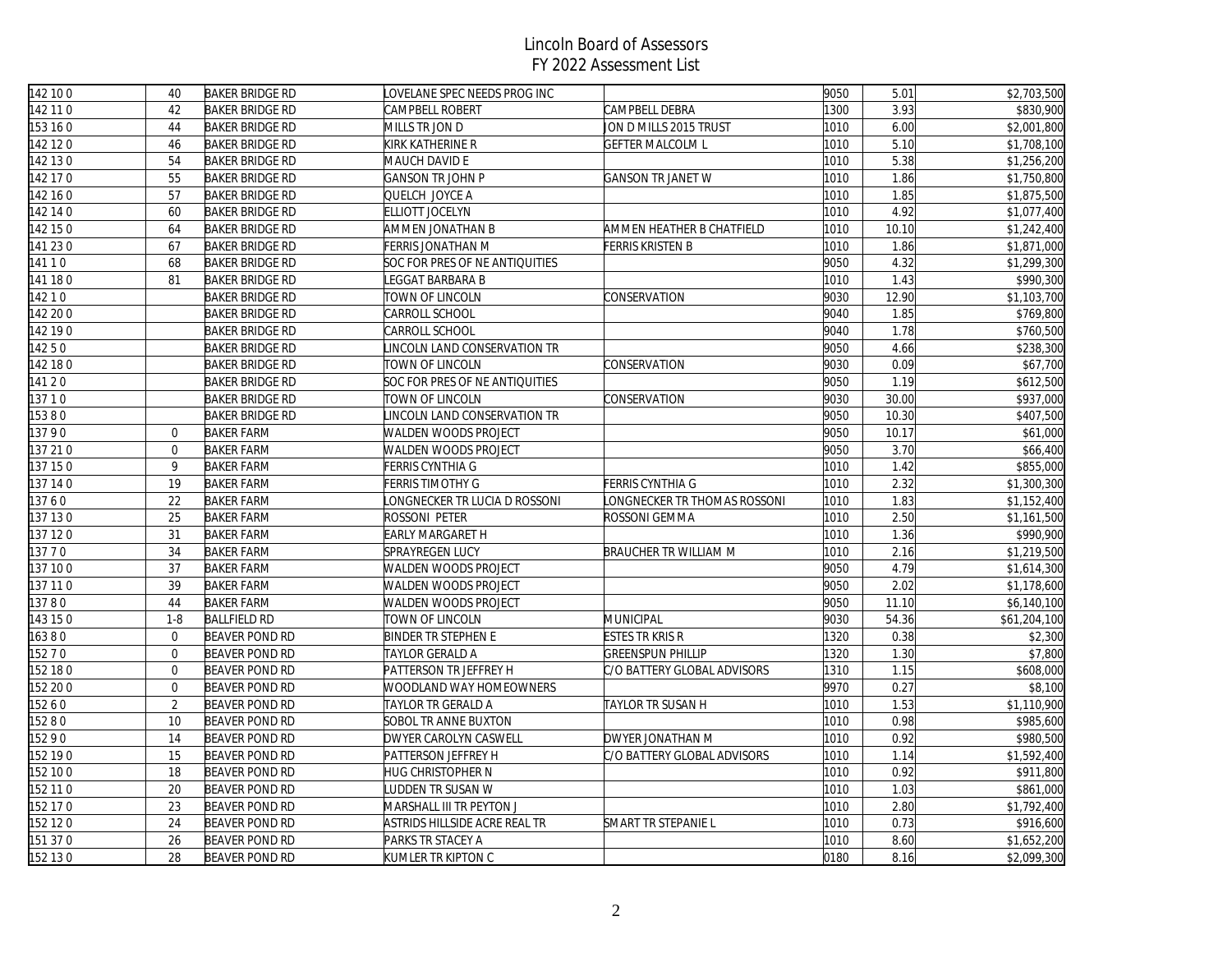# Lincoln Board of Assessors
## FY 2022 Assessment List

| | | | | | | | |
|---|---|---|---|---|---|---|---|
| 142 10 0 | 40 | BAKER BRIDGE RD | LOVELANE SPEC NEEDS PROG INC | | 9050 | 5.01 | $2,703,500 |
| 142 11 0 | 42 | BAKER BRIDGE RD | CAMPBELL ROBERT | CAMPBELL DEBRA | 1300 | 3.93 | $830,900 |
| 153 16 0 | 44 | BAKER BRIDGE RD | MILLS TR JON D | JON D MILLS 2015 TRUST | 1010 | 6.00 | $2,001,800 |
| 142 12 0 | 46 | BAKER BRIDGE RD | KIRK KATHERINE R | GEFTER MALCOLM L | 1010 | 5.10 | $1,708,100 |
| 142 13 0 | 54 | BAKER BRIDGE RD | MAUCH DAVID E | | 1010 | 5.38 | $1,256,200 |
| 142 17 0 | 55 | BAKER BRIDGE RD | GANSON TR JOHN P | GANSON TR JANET W | 1010 | 1.86 | $1,750,800 |
| 142 16 0 | 57 | BAKER BRIDGE RD | QUELCH JOYCE A | | 1010 | 1.85 | $1,875,500 |
| 142 14 0 | 60 | BAKER BRIDGE RD | ELLIOTT JOCELYN | | 1010 | 4.92 | $1,077,400 |
| 142 15 0 | 64 | BAKER BRIDGE RD | AMMEN JONATHAN B | AMMEN HEATHER B CHATFIELD | 1010 | 10.10 | $1,242,400 |
| 141 23 0 | 67 | BAKER BRIDGE RD | FERRIS JONATHAN M | FERRIS KRISTEN B | 1010 | 1.86 | $1,871,000 |
| 141 1 0 | 68 | BAKER BRIDGE RD | SOC FOR PRES OF NE ANTIQUITIES | | 9050 | 4.32 | $1,299,300 |
| 141 18 0 | 81 | BAKER BRIDGE RD | LEGGAT BARBARA B | | 1010 | 1.43 | $990,300 |
| 142 1 0 | | BAKER BRIDGE RD | TOWN OF LINCOLN | CONSERVATION | 9030 | 12.90 | $1,103,700 |
| 142 20 0 | | BAKER BRIDGE RD | CARROLL SCHOOL | | 9040 | 1.85 | $769,800 |
| 142 19 0 | | BAKER BRIDGE RD | CARROLL SCHOOL | | 9040 | 1.78 | $760,500 |
| 142 5 0 | | BAKER BRIDGE RD | LINCOLN LAND CONSERVATION TR | | 9050 | 4.66 | $238,300 |
| 142 18 0 | | BAKER BRIDGE RD | TOWN OF LINCOLN | CONSERVATION | 9030 | 0.09 | $67,700 |
| 141 2 0 | | BAKER BRIDGE RD | SOC FOR PRES OF NE ANTIQUITIES | | 9050 | 1.19 | $612,500 |
| 137 1 0 | | BAKER BRIDGE RD | TOWN OF LINCOLN | CONSERVATION | 9030 | 30.00 | $937,000 |
| 153 8 0 | | BAKER BRIDGE RD | LINCOLN LAND CONSERVATION TR | | 9050 | 10.30 | $407,500 |
| 137 9 0 | 0 | BAKER FARM | WALDEN WOODS PROJECT | | 9050 | 10.17 | $61,000 |
| 137 21 0 | 0 | BAKER FARM | WALDEN WOODS PROJECT | | 9050 | 3.70 | $66,400 |
| 137 15 0 | 9 | BAKER FARM | FERRIS CYNTHIA G | | 1010 | 1.42 | $855,000 |
| 137 14 0 | 19 | BAKER FARM | FERRIS TIMOTHY G | FERRIS CYNTHIA G | 1010 | 2.32 | $1,300,300 |
| 137 6 0 | 22 | BAKER FARM | LONGNECKER TR LUCIA D ROSSONI | LONGNECKER TR THOMAS ROSSONI | 1010 | 1.83 | $1,152,400 |
| 137 13 0 | 25 | BAKER FARM | ROSSONI PETER | ROSSONI GEMMA | 1010 | 2.50 | $1,161,500 |
| 137 12 0 | 31 | BAKER FARM | EARLY MARGARET H | | 1010 | 1.36 | $990,900 |
| 137 7 0 | 34 | BAKER FARM | SPRAYREGEN LUCY | BRAUCHER TR WILLIAM M | 1010 | 2.16 | $1,219,500 |
| 137 10 0 | 37 | BAKER FARM | WALDEN WOODS PROJECT | | 9050 | 4.79 | $1,614,300 |
| 137 11 0 | 39 | BAKER FARM | WALDEN WOODS PROJECT | | 9050 | 2.02 | $1,178,600 |
| 137 8 0 | 44 | BAKER FARM | WALDEN WOODS PROJECT | | 9050 | 11.10 | $6,140,100 |
| 143 15 0 | 1-8 | BALLFIELD RD | TOWN OF LINCOLN | MUNICIPAL | 9030 | 54.36 | $61,204,100 |
| 163 8 0 | 0 | BEAVER POND RD | BINDER TR STEPHEN E | ESTES TR KRIS R | 1320 | 0.38 | $2,300 |
| 152 7 0 | 0 | BEAVER POND RD | TAYLOR GERALD A | GREENSPUN PHILLIP | 1320 | 1.30 | $7,800 |
| 152 18 0 | 0 | BEAVER POND RD | PATTERSON TR JEFFREY H | C/O BATTERY GLOBAL ADVISORS | 1310 | 1.15 | $608,000 |
| 152 20 0 | 0 | BEAVER POND RD | WOODLAND WAY HOMEOWNERS | | 9970 | 0.27 | $8,100 |
| 152 6 0 | 2 | BEAVER POND RD | TAYLOR TR GERALD A | TAYLOR TR SUSAN H | 1010 | 1.53 | $1,110,900 |
| 152 8 0 | 10 | BEAVER POND RD | SOBOL TR ANNE BUXTON | | 1010 | 0.98 | $985,600 |
| 152 9 0 | 14 | BEAVER POND RD | DWYER CAROLYN CASWELL | DWYER JONATHAN M | 1010 | 0.92 | $980,500 |
| 152 19 0 | 15 | BEAVER POND RD | PATTERSON JEFFREY H | C/O BATTERY GLOBAL ADVISORS | 1010 | 1.14 | $1,592,400 |
| 152 10 0 | 18 | BEAVER POND RD | HUG CHRISTOPHER N | | 1010 | 0.92 | $911,800 |
| 152 11 0 | 20 | BEAVER POND RD | LUDDEN TR SUSAN W | | 1010 | 1.03 | $861,000 |
| 152 17 0 | 23 | BEAVER POND RD | MARSHALL III TR PEYTON J | | 1010 | 2.80 | $1,792,400 |
| 152 12 0 | 24 | BEAVER POND RD | ASTRIDS HILLSIDE ACRE REAL TR | SMART TR STEPANIE L | 1010 | 0.73 | $916,600 |
| 151 37 0 | 26 | BEAVER POND RD | PARKS TR STACEY A | | 1010 | 8.60 | $1,652,200 |
| 152 13 0 | 28 | BEAVER POND RD | KUMLER TR KIPTON C | | 0180 | 8.16 | $2,099,300 |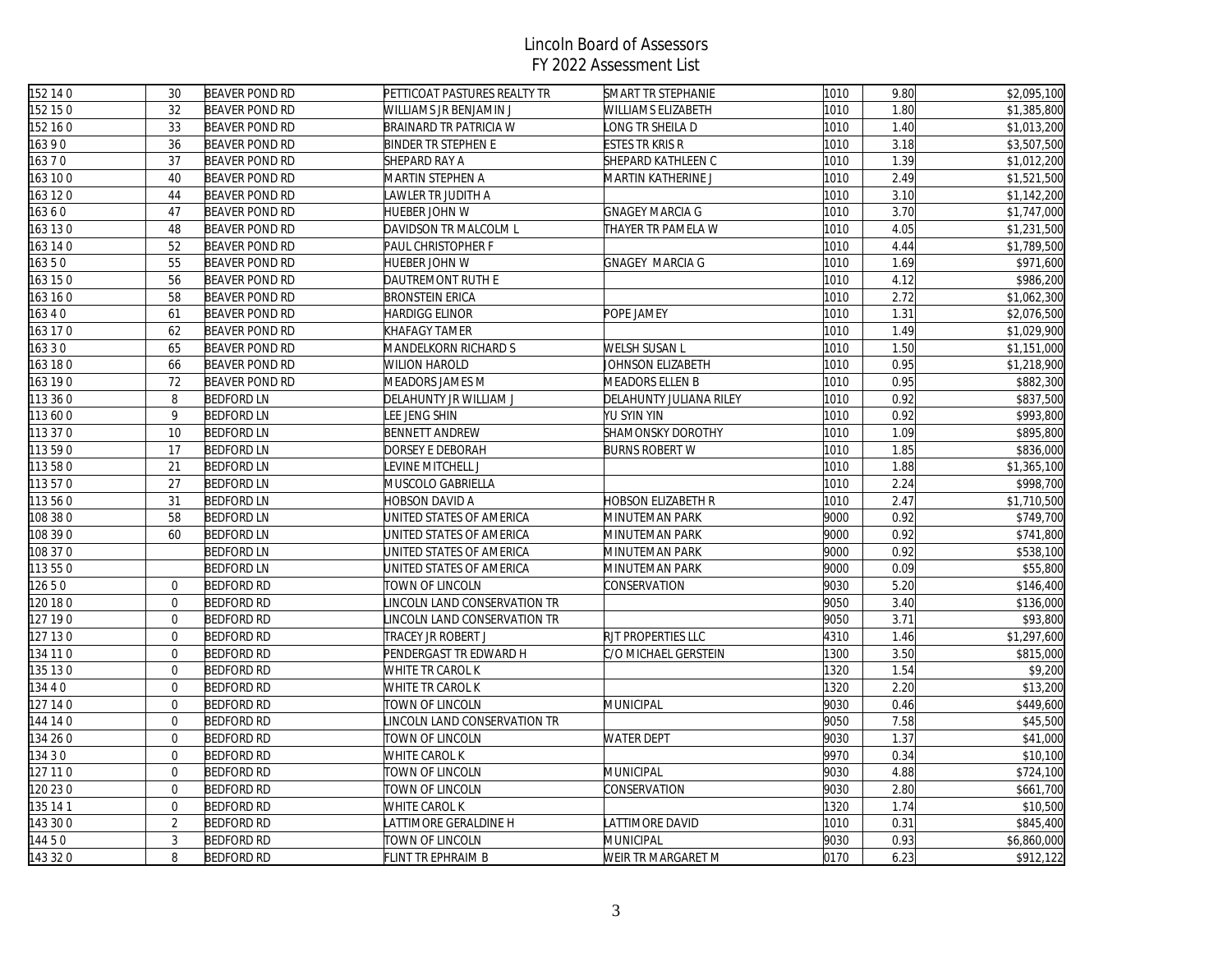# Lincoln Board of Assessors
## FY 2022 Assessment List

| | | | | | | | |
|---|---|---|---|---|---|---|---|
| 152 14 0 | 30 | BEAVER POND RD | PETTICOAT PASTURES REALTY TR | SMART TR STEPHANIE | 1010 | 9.80 | $2,095,100 |
| 152 15 0 | 32 | BEAVER POND RD | WILLIAMS JR BENJAMIN J | WILLIAMS ELIZABETH | 1010 | 1.80 | $1,385,800 |
| 152 16 0 | 33 | BEAVER POND RD | BRAINARD TR PATRICIA W | LONG TR SHEILA D | 1010 | 1.40 | $1,013,200 |
| 163 9 0 | 36 | BEAVER POND RD | BINDER TR STEPHEN E | ESTES TR KRIS R | 1010 | 3.18 | $3,507,500 |
| 163 7 0 | 37 | BEAVER POND RD | SHEPARD RAY A | SHEPARD KATHLEEN C | 1010 | 1.39 | $1,012,200 |
| 163 10 0 | 40 | BEAVER POND RD | MARTIN STEPHEN A | MARTIN KATHERINE J | 1010 | 2.49 | $1,521,500 |
| 163 12 0 | 44 | BEAVER POND RD | LAWLER TR JUDITH A | | 1010 | 3.10 | $1,142,200 |
| 163 6 0 | 47 | BEAVER POND RD | HUEBER JOHN W | GNAGEY MARCIA G | 1010 | 3.70 | $1,747,000 |
| 163 13 0 | 48 | BEAVER POND RD | DAVIDSON TR MALCOLM L | THAYER TR PAMELA W | 1010 | 4.05 | $1,231,500 |
| 163 14 0 | 52 | BEAVER POND RD | PAUL CHRISTOPHER F | | 1010 | 4.44 | $1,789,500 |
| 163 5 0 | 55 | BEAVER POND RD | HUEBER JOHN W | GNAGEY MARCIA G | 1010 | 1.69 | $971,600 |
| 163 15 0 | 56 | BEAVER POND RD | DAUTREMONT RUTH E | | 1010 | 4.12 | $986,200 |
| 163 16 0 | 58 | BEAVER POND RD | BRONSTEIN ERICA | | 1010 | 2.72 | $1,062,300 |
| 163 4 0 | 61 | BEAVER POND RD | HARDIGG ELINOR | POPE JAMEY | 1010 | 1.31 | $2,076,500 |
| 163 17 0 | 62 | BEAVER POND RD | KHAFAGY TAMER | | 1010 | 1.49 | $1,029,900 |
| 163 3 0 | 65 | BEAVER POND RD | MANDELKORN RICHARD S | WELSH SUSAN L | 1010 | 1.50 | $1,151,000 |
| 163 18 0 | 66 | BEAVER POND RD | WILION HAROLD | JOHNSON ELIZABETH | 1010 | 0.95 | $1,218,900 |
| 163 19 0 | 72 | BEAVER POND RD | MEADORS JAMES M | MEADORS ELLEN B | 1010 | 0.95 | $882,300 |
| 113 36 0 | 8 | BEDFORD LN | DELAHUNTY JR WILLIAM J | DELAHUNTY JULIANA RILEY | 1010 | 0.92 | $837,500 |
| 113 60 0 | 9 | BEDFORD LN | LEE JENG SHIN | YU SYIN YIN | 1010 | 0.92 | $993,800 |
| 113 37 0 | 10 | BEDFORD LN | BENNETT ANDREW | SHAMONSKY DOROTHY | 1010 | 1.09 | $895,800 |
| 113 59 0 | 17 | BEDFORD LN | DORSEY E DEBORAH | BURNS ROBERT W | 1010 | 1.85 | $836,000 |
| 113 58 0 | 21 | BEDFORD LN | LEVINE MITCHELL J | | 1010 | 1.88 | $1,365,100 |
| 113 57 0 | 27 | BEDFORD LN | MUSCOLO GABRIELLA | | 1010 | 2.24 | $998,700 |
| 113 56 0 | 31 | BEDFORD LN | HOBSON DAVID A | HOBSON ELIZABETH R | 1010 | 2.47 | $1,710,500 |
| 108 38 0 | 58 | BEDFORD LN | UNITED STATES OF AMERICA | MINUTEMAN PARK | 9000 | 0.92 | $749,700 |
| 108 39 0 | 60 | BEDFORD LN | UNITED STATES OF AMERICA | MINUTEMAN PARK | 9000 | 0.92 | $741,800 |
| 108 37 0 | | BEDFORD LN | UNITED STATES OF AMERICA | MINUTEMAN PARK | 9000 | 0.92 | $538,100 |
| 113 55 0 | | BEDFORD LN | UNITED STATES OF AMERICA | MINUTEMAN PARK | 9000 | 0.09 | $55,800 |
| 126 5 0 | 0 | BEDFORD RD | TOWN OF LINCOLN | CONSERVATION | 9030 | 5.20 | $146,400 |
| 120 18 0 | 0 | BEDFORD RD | LINCOLN LAND CONSERVATION TR | | 9050 | 3.40 | $136,000 |
| 127 19 0 | 0 | BEDFORD RD | LINCOLN LAND CONSERVATION TR | | 9050 | 3.71 | $93,800 |
| 127 13 0 | 0 | BEDFORD RD | TRACEY JR ROBERT J | RJT PROPERTIES LLC | 4310 | 1.46 | $1,297,600 |
| 134 11 0 | 0 | BEDFORD RD | PENDERGAST TR EDWARD H | C/O MICHAEL GERSTEIN | 1300 | 3.50 | $815,000 |
| 135 13 0 | 0 | BEDFORD RD | WHITE TR CAROL K | | 1320 | 1.54 | $9,200 |
| 134 4 0 | 0 | BEDFORD RD | WHITE TR CAROL K | | 1320 | 2.20 | $13,200 |
| 127 14 0 | 0 | BEDFORD RD | TOWN OF LINCOLN | MUNICIPAL | 9030 | 0.46 | $449,600 |
| 144 14 0 | 0 | BEDFORD RD | LINCOLN LAND CONSERVATION TR | | 9050 | 7.58 | $45,500 |
| 134 26 0 | 0 | BEDFORD RD | TOWN OF LINCOLN | WATER DEPT | 9030 | 1.37 | $41,000 |
| 134 3 0 | 0 | BEDFORD RD | WHITE CAROL K | | 9970 | 0.34 | $10,100 |
| 127 11 0 | 0 | BEDFORD RD | TOWN OF LINCOLN | MUNICIPAL | 9030 | 4.88 | $724,100 |
| 120 23 0 | 0 | BEDFORD RD | TOWN OF LINCOLN | CONSERVATION | 9030 | 2.80 | $661,700 |
| 135 14 1 | 0 | BEDFORD RD | WHITE CAROL K | | 1320 | 1.74 | $10,500 |
| 143 30 0 | 2 | BEDFORD RD | LATTIMORE GERALDINE H | LATTIMORE DAVID | 1010 | 0.31 | $845,400 |
| 144 5 0 | 3 | BEDFORD RD | TOWN OF LINCOLN | MUNICIPAL | 9030 | 0.93 | $6,860,000 |
| 143 32 0 | 8 | BEDFORD RD | FLINT TR EPHRAIM B | WEIR TR MARGARET M | 0170 | 6.23 | $912,122 |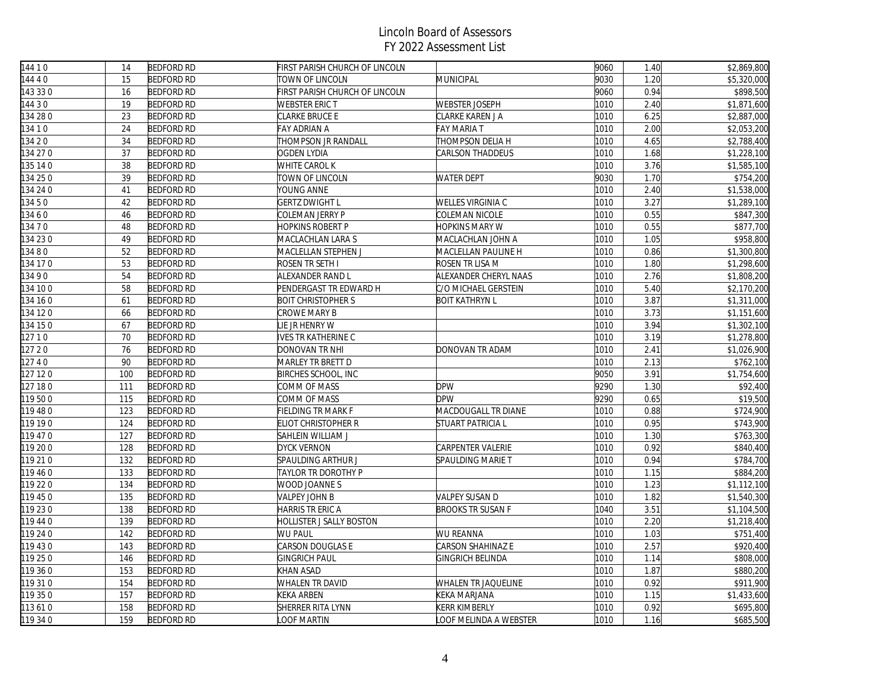# Lincoln Board of Assessors
## FY 2022 Assessment List

| | | | | | | | |
|---|---|---|---|---|---|---|---|
| 144 1 0 | 14 | BEDFORD RD | FIRST PARISH CHURCH OF LINCOLN | | 9060 | 1.40 | $2,869,800 |
| 144 4 0 | 15 | BEDFORD RD | TOWN OF LINCOLN | MUNICIPAL | 9030 | 1.20 | $5,320,000 |
| 143 33 0 | 16 | BEDFORD RD | FIRST PARISH CHURCH OF LINCOLN | | 9060 | 0.94 | $898,500 |
| 144 3 0 | 19 | BEDFORD RD | WEBSTER ERIC T | WEBSTER JOSEPH | 1010 | 2.40 | $1,871,600 |
| 134 28 0 | 23 | BEDFORD RD | CLARKE BRUCE E | CLARKE KAREN J A | 1010 | 6.25 | $2,887,000 |
| 134 1 0 | 24 | BEDFORD RD | FAY ADRIAN A | FAY MARIA T | 1010 | 2.00 | $2,053,200 |
| 134 2 0 | 34 | BEDFORD RD | THOMPSON JR RANDALL | THOMPSON DELIA H | 1010 | 4.65 | $2,788,400 |
| 134 27 0 | 37 | BEDFORD RD | OGDEN LYDIA | CARLSON THADDEUS | 1010 | 1.68 | $1,228,100 |
| 135 14 0 | 38 | BEDFORD RD | WHITE CAROL K | | 1010 | 3.76 | $1,585,100 |
| 134 25 0 | 39 | BEDFORD RD | TOWN OF LINCOLN | WATER DEPT | 9030 | 1.70 | $754,200 |
| 134 24 0 | 41 | BEDFORD RD | YOUNG ANNE | | 1010 | 2.40 | $1,538,000 |
| 134 5 0 | 42 | BEDFORD RD | GERTZ DWIGHT L | WELLES VIRGINIA C | 1010 | 3.27 | $1,289,100 |
| 134 6 0 | 46 | BEDFORD RD | COLEMAN JERRY P | COLEMAN NICOLE | 1010 | 0.55 | $847,300 |
| 134 7 0 | 48 | BEDFORD RD | HOPKINS ROBERT P | HOPKINS MARY W | 1010 | 0.55 | $877,700 |
| 134 23 0 | 49 | BEDFORD RD | MACLACHLAN LARA S | MACLACHLAN JOHN A | 1010 | 1.05 | $958,800 |
| 134 8 0 | 52 | BEDFORD RD | MACLELLAN STEPHEN J | MACLELLAN PAULINE H | 1010 | 0.86 | $1,300,800 |
| 134 17 0 | 53 | BEDFORD RD | ROSEN TR SETH I | ROSEN TR LISA M | 1010 | 1.80 | $1,298,600 |
| 134 9 0 | 54 | BEDFORD RD | ALEXANDER RAND L | ALEXANDER CHERYL NAAS | 1010 | 2.76 | $1,808,200 |
| 134 10 0 | 58 | BEDFORD RD | PENDERGAST TR EDWARD H | C/O MICHAEL GERSTEIN | 1010 | 5.40 | $2,170,200 |
| 134 16 0 | 61 | BEDFORD RD | BOIT CHRISTOPHER S | BOIT KATHRYN L | 1010 | 3.87 | $1,311,000 |
| 134 12 0 | 66 | BEDFORD RD | CROWE MARY B | | 1010 | 3.73 | $1,151,600 |
| 134 15 0 | 67 | BEDFORD RD | LIE JR HENRY W | | 1010 | 3.94 | $1,302,100 |
| 127 1 0 | 70 | BEDFORD RD | IVES TR KATHERINE C | | 1010 | 3.19 | $1,278,800 |
| 127 2 0 | 76 | BEDFORD RD | DONOVAN TR NHI | DONOVAN TR ADAM | 1010 | 2.41 | $1,026,900 |
| 127 4 0 | 90 | BEDFORD RD | MARLEY TR BRETT D | | 1010 | 2.13 | $762,100 |
| 127 12 0 | 100 | BEDFORD RD | BIRCHES SCHOOL, INC | | 9050 | 3.91 | $1,754,600 |
| 127 18 0 | 111 | BEDFORD RD | COMM OF MASS | DPW | 9290 | 1.30 | $92,400 |
| 119 50 0 | 115 | BEDFORD RD | COMM OF MASS | DPW | 9290 | 0.65 | $19,500 |
| 119 48 0 | 123 | BEDFORD RD | FIELDING TR MARK F | MACDOUGALL TR DIANE | 1010 | 0.88 | $724,900 |
| 119 19 0 | 124 | BEDFORD RD | ELIOT CHRISTOPHER R | STUART PATRICIA L | 1010 | 0.95 | $743,900 |
| 119 47 0 | 127 | BEDFORD RD | SAHLEIN WILLIAM J | | 1010 | 1.30 | $763,300 |
| 119 20 0 | 128 | BEDFORD RD | DYCK VERNON | CARPENTER VALERIE | 1010 | 0.92 | $840,400 |
| 119 21 0 | 132 | BEDFORD RD | SPAULDING ARTHUR J | SPAULDING MARIE T | 1010 | 0.94 | $784,700 |
| 119 46 0 | 133 | BEDFORD RD | TAYLOR TR DOROTHY P | | 1010 | 1.15 | $884,200 |
| 119 22 0 | 134 | BEDFORD RD | WOOD JOANNE S | | 1010 | 1.23 | $1,112,100 |
| 119 45 0 | 135 | BEDFORD RD | VALPEY JOHN B | VALPEY SUSAN D | 1010 | 1.82 | $1,540,300 |
| 119 23 0 | 138 | BEDFORD RD | HARRIS TR ERIC A | BROOKS TR SUSAN F | 1040 | 3.51 | $1,104,500 |
| 119 44 0 | 139 | BEDFORD RD | HOLLISTER J SALLY BOSTON | | 1010 | 2.20 | $1,218,400 |
| 119 24 0 | 142 | BEDFORD RD | WU PAUL | WU REANNA | 1010 | 1.03 | $751,400 |
| 119 43 0 | 143 | BEDFORD RD | CARSON DOUGLAS E | CARSON SHAHINAZ E | 1010 | 2.57 | $920,400 |
| 119 25 0 | 146 | BEDFORD RD | GINGRICH PAUL | GINGRICH BELINDA | 1010 | 1.14 | $808,000 |
| 119 36 0 | 153 | BEDFORD RD | KHAN ASAD | | 1010 | 1.87 | $880,200 |
| 119 31 0 | 154 | BEDFORD RD | WHALEN TR DAVID | WHALEN TR JAQUELINE | 1010 | 0.92 | $911,900 |
| 119 35 0 | 157 | BEDFORD RD | KEKA ARBEN | KEKA MARJANA | 1010 | 1.15 | $1,433,600 |
| 113 61 0 | 158 | BEDFORD RD | SHERRER RITA LYNN | KERR KIMBERLY | 1010 | 0.92 | $695,800 |
| 119 34 0 | 159 | BEDFORD RD | LOOF MARTIN | LOOF MELINDA A WEBSTER | 1010 | 1.16 | $685,500 |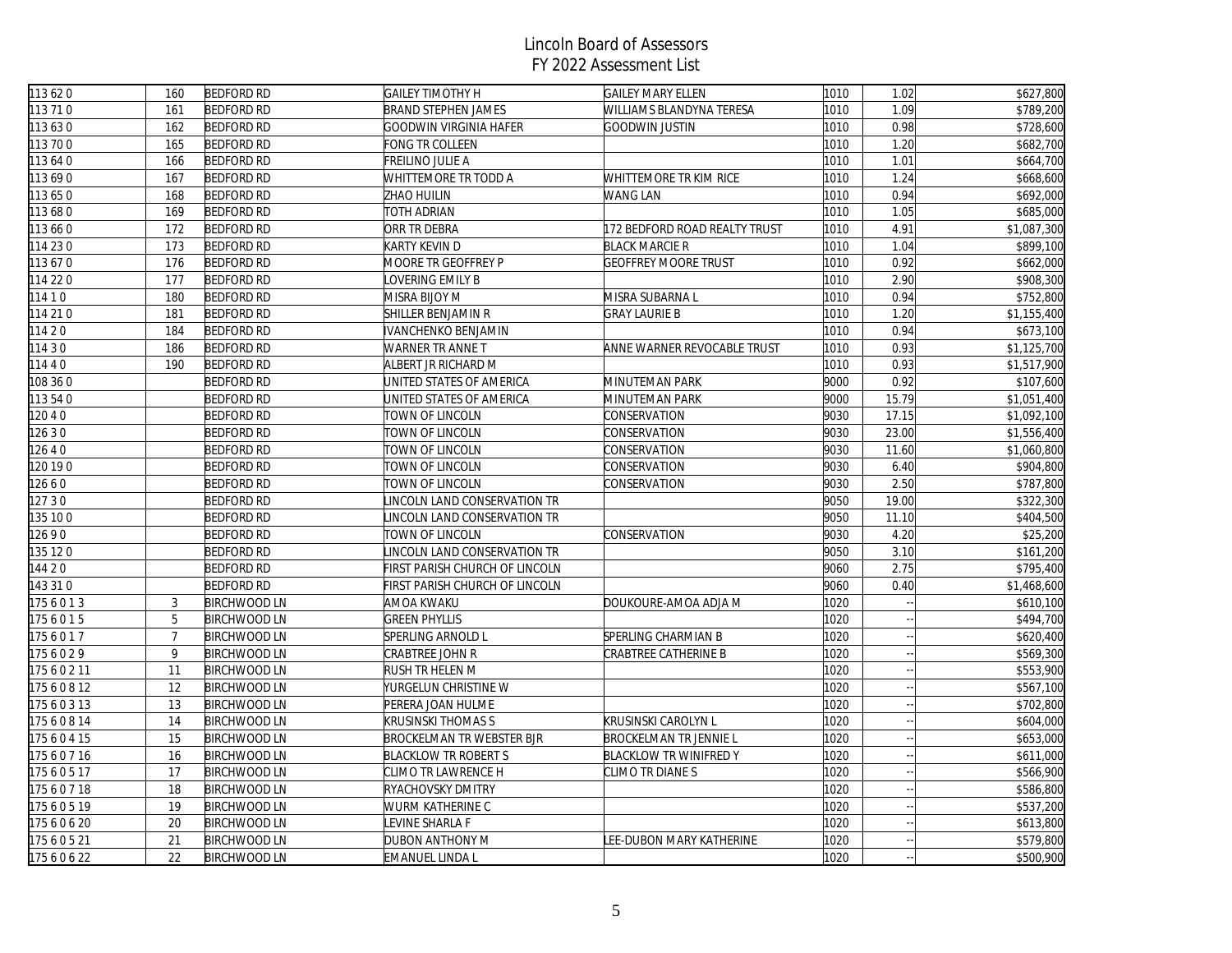# Lincoln Board of Assessors
## FY 2022 Assessment List

| | | | | | | | |
|---|---|---|---|---|---|---|---|
| 113 62 0 | 160 | BEDFORD RD | GAILEY TIMOTHY H | GAILEY MARY ELLEN | 1010 | 1.02 | $627,800 |
| 113 71 0 | 161 | BEDFORD RD | BRAND STEPHEN JAMES | WILLIAMS BLANDYNA TERESA | 1010 | 1.09 | $789,200 |
| 113 63 0 | 162 | BEDFORD RD | GOODWIN VIRGINIA HAFER | GOODWIN JUSTIN | 1010 | 0.98 | $728,600 |
| 113 70 0 | 165 | BEDFORD RD | FONG TR COLLEEN | | 1010 | 1.20 | $682,700 |
| 113 64 0 | 166 | BEDFORD RD | FREILINO JULIE A | | 1010 | 1.01 | $664,700 |
| 113 69 0 | 167 | BEDFORD RD | WHITTEMORE TR TODD A | WHITTEMORE TR KIM RICE | 1010 | 1.24 | $668,600 |
| 113 65 0 | 168 | BEDFORD RD | ZHAO HUILIN | WANG LAN | 1010 | 0.94 | $692,000 |
| 113 68 0 | 169 | BEDFORD RD | TOTH ADRIAN | | 1010 | 1.05 | $685,000 |
| 113 66 0 | 172 | BEDFORD RD | ORR TR DEBRA | 172 BEDFORD ROAD REALTY TRUST | 1010 | 4.91 | $1,087,300 |
| 114 23 0 | 173 | BEDFORD RD | KARTY KEVIN D | BLACK MARCIE R | 1010 | 1.04 | $899,100 |
| 113 67 0 | 176 | BEDFORD RD | MOORE TR GEOFFREY P | GEOFFREY MOORE TRUST | 1010 | 0.92 | $662,000 |
| 114 22 0 | 177 | BEDFORD RD | LOVERING EMILY B | | 1010 | 2.90 | $908,300 |
| 114 1 0 | 180 | BEDFORD RD | MISRA BIJOY M | MISRA SUBARNA L | 1010 | 0.94 | $752,800 |
| 114 21 0 | 181 | BEDFORD RD | SHILLER BENJAMIN R | GRAY LAURIE B | 1010 | 1.20 | $1,155,400 |
| 114 2 0 | 184 | BEDFORD RD | IVANCHENKO BENJAMIN | | 1010 | 0.94 | $673,100 |
| 114 3 0 | 186 | BEDFORD RD | WARNER TR ANNE T | ANNE WARNER REVOCABLE TRUST | 1010 | 0.93 | $1,125,700 |
| 114 4 0 | 190 | BEDFORD RD | ALBERT JR RICHARD M | | 1010 | 0.93 | $1,517,900 |
| 108 36 0 | | BEDFORD RD | UNITED STATES OF AMERICA | MINUTEMAN PARK | 9000 | 0.92 | $107,600 |
| 113 54 0 | | BEDFORD RD | UNITED STATES OF AMERICA | MINUTEMAN PARK | 9000 | 15.79 | $1,051,400 |
| 120 4 0 | | BEDFORD RD | TOWN OF LINCOLN | CONSERVATION | 9030 | 17.15 | $1,092,100 |
| 126 3 0 | | BEDFORD RD | TOWN OF LINCOLN | CONSERVATION | 9030 | 23.00 | $1,556,400 |
| 126 4 0 | | BEDFORD RD | TOWN OF LINCOLN | CONSERVATION | 9030 | 11.60 | $1,060,800 |
| 120 19 0 | | BEDFORD RD | TOWN OF LINCOLN | CONSERVATION | 9030 | 6.40 | $904,800 |
| 126 6 0 | | BEDFORD RD | TOWN OF LINCOLN | CONSERVATION | 9030 | 2.50 | $787,800 |
| 127 3 0 | | BEDFORD RD | LINCOLN LAND CONSERVATION TR | | 9050 | 19.00 | $322,300 |
| 135 10 0 | | BEDFORD RD | LINCOLN LAND CONSERVATION TR | | 9050 | 11.10 | $404,500 |
| 126 9 0 | | BEDFORD RD | TOWN OF LINCOLN | CONSERVATION | 9030 | 4.20 | $25,200 |
| 135 12 0 | | BEDFORD RD | LINCOLN LAND CONSERVATION TR | | 9050 | 3.10 | $161,200 |
| 144 2 0 | | BEDFORD RD | FIRST PARISH CHURCH OF LINCOLN | | 9060 | 2.75 | $795,400 |
| 143 31 0 | | BEDFORD RD | FIRST PARISH CHURCH OF LINCOLN | | 9060 | 0.40 | $1,468,600 |
| 175 6 0 1 3 | 3 | BIRCHWOOD LN | AMOA KWAKU | DOUKOURE-AMOA ADJA M | 1020 | -- | $610,100 |
| 175 6 0 1 5 | 5 | BIRCHWOOD LN | GREEN PHYLLIS | | 1020 | -- | $494,700 |
| 175 6 0 1 7 | 7 | BIRCHWOOD LN | SPERLING ARNOLD L | SPERLING CHARMIAN B | 1020 | -- | $620,400 |
| 175 6 0 2 9 | 9 | BIRCHWOOD LN | CRABTREE JOHN R | CRABTREE CATHERINE B | 1020 | -- | $569,300 |
| 175 6 0 2 11 | 11 | BIRCHWOOD LN | RUSH TR HELEN M | | 1020 | -- | $553,900 |
| 175 6 0 8 12 | 12 | BIRCHWOOD LN | YURGELUN CHRISTINE W | | 1020 | -- | $567,100 |
| 175 6 0 3 13 | 13 | BIRCHWOOD LN | PERERA JOAN HULME | | 1020 | -- | $702,800 |
| 175 6 0 8 14 | 14 | BIRCHWOOD LN | KRUSINSKI THOMAS S | KRUSINSKI CAROLYN L | 1020 | -- | $604,000 |
| 175 6 0 4 15 | 15 | BIRCHWOOD LN | BROCKELMAN TR WEBSTER BJR | BROCKELMAN TR JENNIE L | 1020 | -- | $653,000 |
| 175 6 0 7 16 | 16 | BIRCHWOOD LN | BLACKLOW TR ROBERT S | BLACKLOW TR WINIFRED Y | 1020 | -- | $611,000 |
| 175 6 0 5 17 | 17 | BIRCHWOOD LN | CLIMO TR LAWRENCE H | CLIMO TR DIANE S | 1020 | -- | $566,900 |
| 175 6 0 7 18 | 18 | BIRCHWOOD LN | RYACHOVSKY DMITRY | | 1020 | -- | $586,800 |
| 175 6 0 5 19 | 19 | BIRCHWOOD LN | WURM KATHERINE C | | 1020 | -- | $537,200 |
| 175 6 0 6 20 | 20 | BIRCHWOOD LN | LEVINE SHARLA F | | 1020 | -- | $613,800 |
| 175 6 0 5 21 | 21 | BIRCHWOOD LN | DUBON ANTHONY M | LEE-DUBON MARY KATHERINE | 1020 | -- | $579,800 |
| 175 6 0 6 22 | 22 | BIRCHWOOD LN | EMANUEL LINDA L | | 1020 | -- | $500,900 |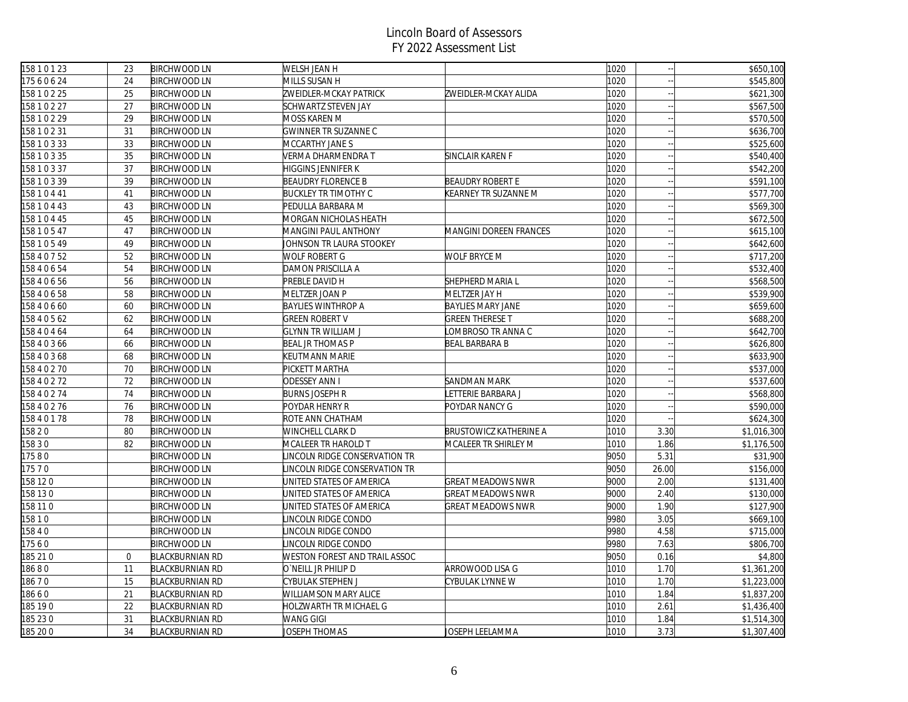# Lincoln Board of Assessors
## FY 2022 Assessment List

| | | | | | | | |
|---|---|---|---|---|---|---|---|
| 158 1 0 1 23 | 23 | BIRCHWOOD LN | WELSH JEAN H | | 1020 | -- | $650,100 |
| 175 6 0 6 24 | 24 | BIRCHWOOD LN | MILLS SUSAN H | | 1020 | -- | $545,800 |
| 158 1 0 2 25 | 25 | BIRCHWOOD LN | ZWEIDLER-MCKAY PATRICK | ZWEIDLER-MCKAY ALIDA | 1020 | -- | $621,300 |
| 158 1 0 2 27 | 27 | BIRCHWOOD LN | SCHWARTZ STEVEN JAY | | 1020 | -- | $567,500 |
| 158 1 0 2 29 | 29 | BIRCHWOOD LN | MOSS KAREN M | | 1020 | -- | $570,500 |
| 158 1 0 2 31 | 31 | BIRCHWOOD LN | GWINNER TR SUZANNE C | | 1020 | -- | $636,700 |
| 158 1 0 3 33 | 33 | BIRCHWOOD LN | MCCARTHY JANE S | | 1020 | -- | $525,600 |
| 158 1 0 3 35 | 35 | BIRCHWOOD LN | VERMA DHARMENDRA T | SINCLAIR KAREN F | 1020 | -- | $540,400 |
| 158 1 0 3 37 | 37 | BIRCHWOOD LN | HIGGINS JENNIFER K | | 1020 | -- | $542,200 |
| 158 1 0 3 39 | 39 | BIRCHWOOD LN | BEAUDRY FLORENCE B | BEAUDRY ROBERT E | 1020 | -- | $591,100 |
| 158 1 0 4 41 | 41 | BIRCHWOOD LN | BUCKLEY TR TIMOTHY C | KEARNEY TR SUZANNE M | 1020 | -- | $577,700 |
| 158 1 0 4 43 | 43 | BIRCHWOOD LN | PEDULLA BARBARA M | | 1020 | -- | $569,300 |
| 158 1 0 4 45 | 45 | BIRCHWOOD LN | MORGAN NICHOLAS HEATH | | 1020 | -- | $672,500 |
| 158 1 0 5 47 | 47 | BIRCHWOOD LN | MANGINI PAUL ANTHONY | MANGINI DOREEN FRANCES | 1020 | -- | $615,100 |
| 158 1 0 5 49 | 49 | BIRCHWOOD LN | JOHNSON TR LAURA STOOKEY | | 1020 | -- | $642,600 |
| 158 4 0 7 52 | 52 | BIRCHWOOD LN | WOLF ROBERT G | WOLF BRYCE M | 1020 | -- | $717,200 |
| 158 4 0 6 54 | 54 | BIRCHWOOD LN | DAMON PRISCILLA A | | 1020 | -- | $532,400 |
| 158 4 0 6 56 | 56 | BIRCHWOOD LN | PREBLE DAVID H | SHEPHERD MARIA L | 1020 | -- | $568,500 |
| 158 4 0 6 58 | 58 | BIRCHWOOD LN | MELTZER JOAN P | MELTZER JAY H | 1020 | -- | $539,900 |
| 158 4 0 6 60 | 60 | BIRCHWOOD LN | BAYLIES WINTHROP A | BAYLIES MARY JANE | 1020 | -- | $659,600 |
| 158 4 0 5 62 | 62 | BIRCHWOOD LN | GREEN ROBERT V | GREEN THERESE T | 1020 | -- | $688,200 |
| 158 4 0 4 64 | 64 | BIRCHWOOD LN | GLYNN TR WILLIAM J | LOMBROSO TR ANNA C | 1020 | -- | $642,700 |
| 158 4 0 3 66 | 66 | BIRCHWOOD LN | BEAL JR THOMAS P | BEAL BARBARA B | 1020 | -- | $626,800 |
| 158 4 0 3 68 | 68 | BIRCHWOOD LN | KEUTMANN MARIE | | 1020 | -- | $633,900 |
| 158 4 0 2 70 | 70 | BIRCHWOOD LN | PICKETT MARTHA | | 1020 | -- | $537,000 |
| 158 4 0 2 72 | 72 | BIRCHWOOD LN | ODESSEY ANN I | SANDMAN MARK | 1020 | -- | $537,600 |
| 158 4 0 2 74 | 74 | BIRCHWOOD LN | BURNS JOSEPH R | LETTERIE BARBARA J | 1020 | -- | $568,800 |
| 158 4 0 2 76 | 76 | BIRCHWOOD LN | POYDAR HENRY R | POYDAR NANCY G | 1020 | -- | $590,000 |
| 158 4 0 1 78 | 78 | BIRCHWOOD LN | ROTE ANN CHATHAM | | 1020 | -- | $624,300 |
| 158 2 0 | 80 | BIRCHWOOD LN | WINCHELL CLARK D | BRUSTOWICZ KATHERINE A | 1010 | 3.30 | $1,016,300 |
| 158 3 0 | 82 | BIRCHWOOD LN | MCALEER TR HAROLD T | MCALEER TR SHIRLEY M | 1010 | 1.86 | $1,176,500 |
| 175 8 0 | | BIRCHWOOD LN | LINCOLN RIDGE CONSERVATION TR | | 9050 | 5.31 | $31,900 |
| 175 7 0 | | BIRCHWOOD LN | LINCOLN RIDGE CONSERVATION TR | | 9050 | 26.00 | $156,000 |
| 158 12 0 | | BIRCHWOOD LN | UNITED STATES OF AMERICA | GREAT MEADOWS NWR | 9000 | 2.00 | $131,400 |
| 158 13 0 | | BIRCHWOOD LN | UNITED STATES OF AMERICA | GREAT MEADOWS NWR | 9000 | 2.40 | $130,000 |
| 158 11 0 | | BIRCHWOOD LN | UNITED STATES OF AMERICA | GREAT MEADOWS NWR | 9000 | 1.90 | $127,900 |
| 158 1 0 | | BIRCHWOOD LN | LINCOLN RIDGE CONDO | | 9980 | 3.05 | $669,100 |
| 158 4 0 | | BIRCHWOOD LN | LINCOLN RIDGE CONDO | | 9980 | 4.58 | $715,000 |
| 175 6 0 | | BIRCHWOOD LN | LINCOLN RIDGE CONDO | | 9980 | 7.63 | $806,700 |
| 185 21 0 | 0 | BLACKBURNIAN RD | WESTON FOREST AND TRAIL ASSOC | | 9050 | 0.16 | $4,800 |
| 186 8 0 | 11 | BLACKBURNIAN RD | O`NEILL JR PHILIP D | ARROWOOD LISA G | 1010 | 1.70 | $1,361,200 |
| 186 7 0 | 15 | BLACKBURNIAN RD | CYBULAK STEPHEN J | CYBULAK LYNNE W | 1010 | 1.70 | $1,223,000 |
| 186 6 0 | 21 | BLACKBURNIAN RD | WILLIAMSON MARY ALICE | | 1010 | 1.84 | $1,837,200 |
| 185 19 0 | 22 | BLACKBURNIAN RD | HOLZWARTH TR MICHAEL G | | 1010 | 2.61 | $1,436,400 |
| 185 23 0 | 31 | BLACKBURNIAN RD | WANG GIGI | | 1010 | 1.84 | $1,514,300 |
| 185 20 0 | 34 | BLACKBURNIAN RD | JOSEPH THOMAS | JOSEPH LEELAMMA | 1010 | 3.73 | $1,307,400 |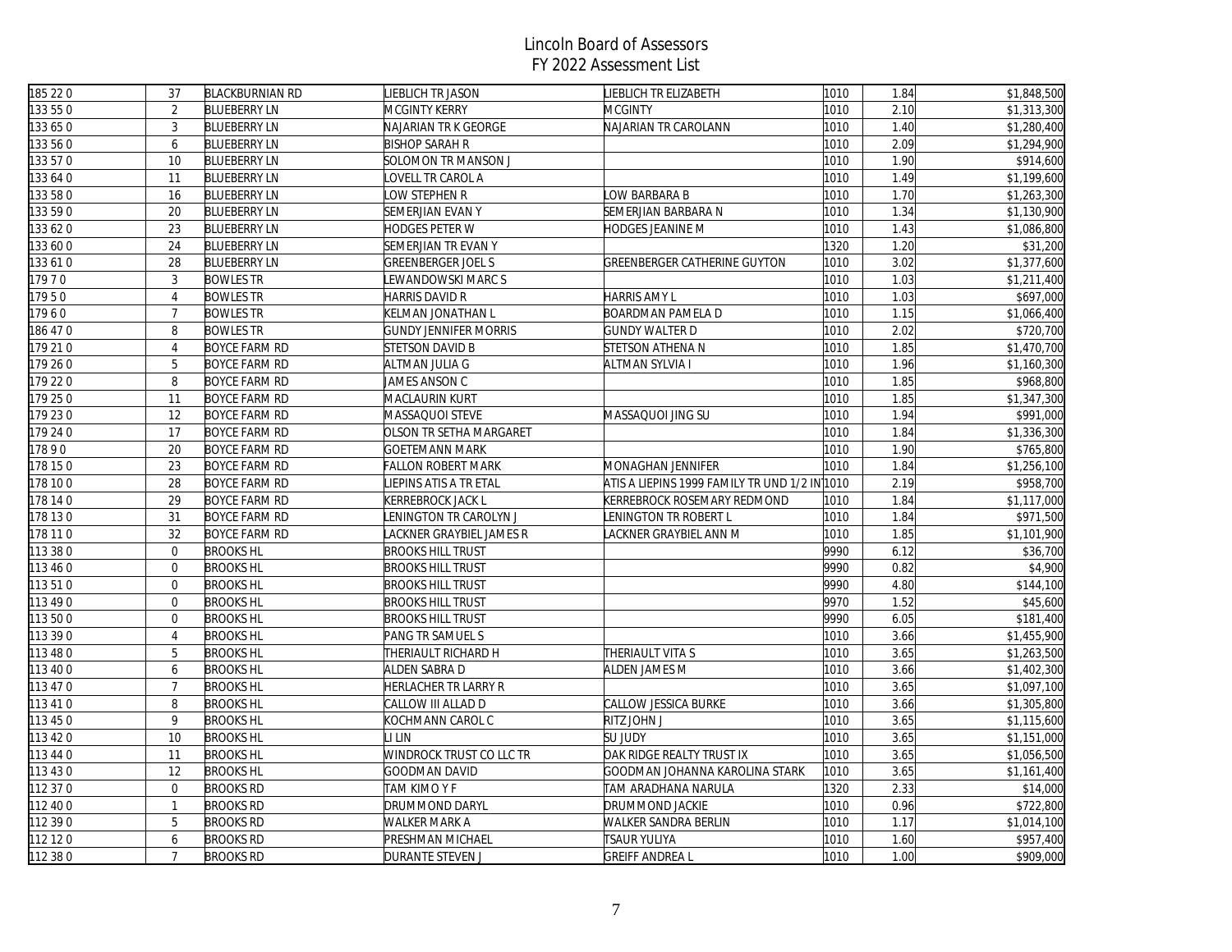# Lincoln Board of Assessors
## FY 2022 Assessment List

| | | | | | | | |
|---|---|---|---|---|---|---|---|
| 185 22 0 | 37 | BLACKBURNIAN RD | LIEBLICH TR JASON | LIEBLICH TR ELIZABETH | 1010 | 1.84 | $1,848,500 |
| 133 55 0 | 2 | BLUEBERRY LN | MCGINTY KERRY | MCGINTY | 1010 | 2.10 | $1,313,300 |
| 133 65 0 | 3 | BLUEBERRY LN | NAJARIAN TR K GEORGE | NAJARIAN TR CAROLANN | 1010 | 1.40 | $1,280,400 |
| 133 56 0 | 6 | BLUEBERRY LN | BISHOP SARAH R | | 1010 | 2.09 | $1,294,900 |
| 133 57 0 | 10 | BLUEBERRY LN | SOLOMON TR MANSON J | | 1010 | 1.90 | $914,600 |
| 133 64 0 | 11 | BLUEBERRY LN | LOVELL TR CAROL A | | 1010 | 1.49 | $1,199,600 |
| 133 58 0 | 16 | BLUEBERRY LN | LOW STEPHEN R | LOW BARBARA B | 1010 | 1.70 | $1,263,300 |
| 133 59 0 | 20 | BLUEBERRY LN | SEMERJIAN EVAN Y | SEMERJIAN BARBARA N | 1010 | 1.34 | $1,130,900 |
| 133 62 0 | 23 | BLUEBERRY LN | HODGES PETER W | HODGES JEANINE M | 1010 | 1.43 | $1,086,800 |
| 133 60 0 | 24 | BLUEBERRY LN | SEMERJIAN TR EVAN Y | | 1320 | 1.20 | $31,200 |
| 133 61 0 | 28 | BLUEBERRY LN | GREENBERGER JOEL S | GREENBERGER CATHERINE GUYTON | 1010 | 3.02 | $1,377,600 |
| 179 7 0 | 3 | BOWLES TR | LEWANDOWSKI MARC S | | 1010 | 1.03 | $1,211,400 |
| 179 5 0 | 4 | BOWLES TR | HARRIS DAVID R | HARRIS AMY L | 1010 | 1.03 | $697,000 |
| 179 6 0 | 7 | BOWLES TR | KELMAN JONATHAN L | BOARDMAN PAMELA D | 1010 | 1.15 | $1,066,400 |
| 186 47 0 | 8 | BOWLES TR | GUNDY JENNIFER MORRIS | GUNDY WALTER D | 1010 | 2.02 | $720,700 |
| 179 21 0 | 4 | BOYCE FARM RD | STETSON DAVID B | STETSON ATHENA N | 1010 | 1.85 | $1,470,700 |
| 179 26 0 | 5 | BOYCE FARM RD | ALTMAN JULIA G | ALTMAN SYLVIA I | 1010 | 1.96 | $1,160,300 |
| 179 22 0 | 8 | BOYCE FARM RD | JAMES ANSON C | | 1010 | 1.85 | $968,800 |
| 179 25 0 | 11 | BOYCE FARM RD | MACLAURIN KURT | | 1010 | 1.85 | $1,347,300 |
| 179 23 0 | 12 | BOYCE FARM RD | MASSAQUOI STEVE | MASSAQUOI JING SU | 1010 | 1.94 | $991,000 |
| 179 24 0 | 17 | BOYCE FARM RD | OLSON TR SETHA MARGARET | | 1010 | 1.84 | $1,336,300 |
| 178 9 0 | 20 | BOYCE FARM RD | GOETEMANN MARK | | 1010 | 1.90 | $765,800 |
| 178 15 0 | 23 | BOYCE FARM RD | FALLON ROBERT MARK | MONAGHAN JENNIFER | 1010 | 1.84 | $1,256,100 |
| 178 10 0 | 28 | BOYCE FARM RD | LIEPINS ATIS A TR ETAL | ATIS A LIEPINS 1999 FAMILY TR UND 1/2 IN | 1010 | 2.19 | $958,700 |
| 178 14 0 | 29 | BOYCE FARM RD | KERREBROCK JACK L | KERREBROCK ROSEMARY REDMOND | 1010 | 1.84 | $1,117,000 |
| 178 13 0 | 31 | BOYCE FARM RD | LENINGTON TR CAROLYN J | LENINGTON TR ROBERT L | 1010 | 1.84 | $971,500 |
| 178 11 0 | 32 | BOYCE FARM RD | LACKNER GRAYBIEL JAMES R | LACKNER GRAYBIEL ANN M | 1010 | 1.85 | $1,101,900 |
| 113 38 0 | 0 | BROOKS HL | BROOKS HILL TRUST | | 9990 | 6.12 | $36,700 |
| 113 46 0 | 0 | BROOKS HL | BROOKS HILL TRUST | | 9990 | 0.82 | $4,900 |
| 113 51 0 | 0 | BROOKS HL | BROOKS HILL TRUST | | 9990 | 4.80 | $144,100 |
| 113 49 0 | 0 | BROOKS HL | BROOKS HILL TRUST | | 9970 | 1.52 | $45,600 |
| 113 50 0 | 0 | BROOKS HL | BROOKS HILL TRUST | | 9990 | 6.05 | $181,400 |
| 113 39 0 | 4 | BROOKS HL | PANG TR SAMUEL S | | 1010 | 3.66 | $1,455,900 |
| 113 48 0 | 5 | BROOKS HL | THERIAULT RICHARD H | THERIAULT VITA S | 1010 | 3.65 | $1,263,500 |
| 113 40 0 | 6 | BROOKS HL | ALDEN SABRA D | ALDEN JAMES M | 1010 | 3.66 | $1,402,300 |
| 113 47 0 | 7 | BROOKS HL | HERLACHER TR LARRY R | | 1010 | 3.65 | $1,097,100 |
| 113 41 0 | 8 | BROOKS HL | CALLOW III ALLAD D | CALLOW JESSICA BURKE | 1010 | 3.66 | $1,305,800 |
| 113 45 0 | 9 | BROOKS HL | KOCHMANN CAROL C | RITZ JOHN J | 1010 | 3.65 | $1,115,600 |
| 113 42 0 | 10 | BROOKS HL | LI LIN | SU JUDY | 1010 | 3.65 | $1,151,000 |
| 113 44 0 | 11 | BROOKS HL | WINDROCK TRUST CO LLC TR | OAK RIDGE REALTY TRUST IX | 1010 | 3.65 | $1,056,500 |
| 113 43 0 | 12 | BROOKS HL | GOODMAN DAVID | GOODMAN JOHANNA KAROLINA STARK | 1010 | 3.65 | $1,161,400 |
| 112 37 0 | 0 | BROOKS RD | TAM KIMO Y F | TAM ARADHANA NARULA | 1320 | 2.33 | $14,000 |
| 112 40 0 | 1 | BROOKS RD | DRUMMOND DARYL | DRUMMOND JACKIE | 1010 | 0.96 | $722,800 |
| 112 39 0 | 5 | BROOKS RD | WALKER MARK A | WALKER SANDRA BERLIN | 1010 | 1.17 | $1,014,100 |
| 112 12 0 | 6 | BROOKS RD | PRESHMAN MICHAEL | TSAUR YULIYA | 1010 | 1.60 | $957,400 |
| 112 38 0 | 7 | BROOKS RD | DURANTE STEVEN J | GREIFF ANDREA L | 1010 | 1.00 | $909,000 |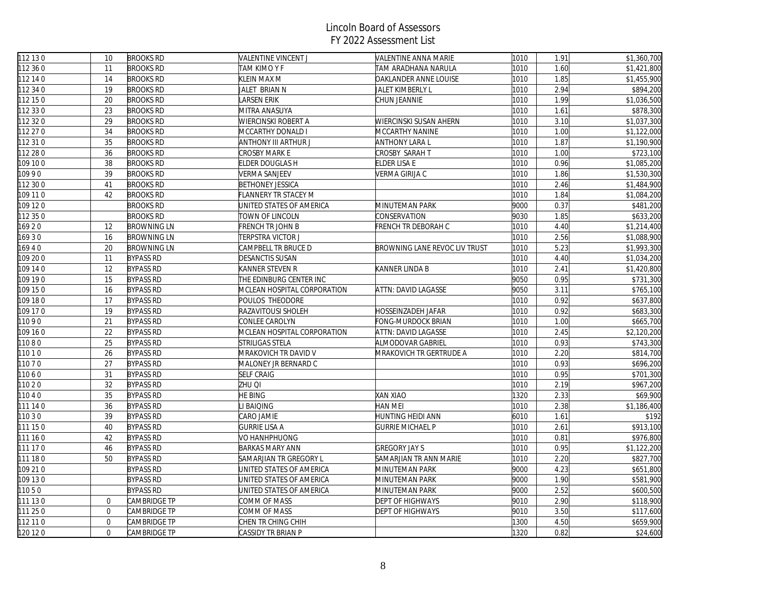# Lincoln Board of Assessors
## FY 2022 Assessment List

| | | | | | | | |
|---|---|---|---|---|---|---|---|
| 112 13 0 | 10 | BROOKS RD | VALENTINE VINCENT J | VALENTINE ANNA MARIE | 1010 | 1.91 | $1,360,700 |
| 112 36 0 | 11 | BROOKS RD | TAM KIMO Y F | TAM ARADHANA NARULA | 1010 | 1.60 | $1,421,800 |
| 112 14 0 | 14 | BROOKS RD | KLEIN MAX M | OAKLANDER ANNE LOUISE | 1010 | 1.85 | $1,455,900 |
| 112 34 0 | 19 | BROOKS RD | JALET BRIAN N | JALET KIMBERLY L | 1010 | 2.94 | $894,200 |
| 112 15 0 | 20 | BROOKS RD | LARSEN ERIK | CHUN JEANNIE | 1010 | 1.99 | $1,036,500 |
| 112 33 0 | 23 | BROOKS RD | MITRA ANASUYA | | 1010 | 1.61 | $878,300 |
| 112 32 0 | 29 | BROOKS RD | WIERCINSKI ROBERT A | WIERCINSKI SUSAN AHERN | 1010 | 3.10 | $1,037,300 |
| 112 27 0 | 34 | BROOKS RD | MCCARTHY DONALD I | MCCARTHY NANINE | 1010 | 1.00 | $1,122,000 |
| 112 31 0 | 35 | BROOKS RD | ANTHONY III ARTHUR J | ANTHONY LARA L | 1010 | 1.87 | $1,190,900 |
| 112 28 0 | 36 | BROOKS RD | CROSBY MARK E | CROSBY SARAH T | 1010 | 1.00 | $723,100 |
| 109 10 0 | 38 | BROOKS RD | ELDER DOUGLAS H | ELDER LISA E | 1010 | 0.96 | $1,085,200 |
| 109 9 0 | 39 | BROOKS RD | VERMA SANJEEV | VERMA GIRIJA C | 1010 | 1.86 | $1,530,300 |
| 112 30 0 | 41 | BROOKS RD | BETHONEY JESSICA | | 1010 | 2.46 | $1,484,900 |
| 109 11 0 | 42 | BROOKS RD | FLANNERY TR STACEY M | | 1010 | 1.84 | $1,084,200 |
| 109 12 0 | | BROOKS RD | UNITED STATES OF AMERICA | MINUTEMAN PARK | 9000 | 0.37 | $481,200 |
| 112 35 0 | | BROOKS RD | TOWN OF LINCOLN | CONSERVATION | 9030 | 1.85 | $633,200 |
| 169 2 0 | 12 | BROWNING LN | FRENCH TR JOHN B | FRENCH TR DEBORAH C | 1010 | 4.40 | $1,214,400 |
| 169 3 0 | 16 | BROWNING LN | TERPSTRA VICTOR J | | 1010 | 2.56 | $1,088,900 |
| 169 4 0 | 20 | BROWNING LN | CAMPBELL TR BRUCE D | BROWNING LANE REVOC LIV TRUST | 1010 | 5.23 | $1,993,300 |
| 109 20 0 | 11 | BYPASS RD | DESANCTIS SUSAN | | 1010 | 4.40 | $1,034,200 |
| 109 14 0 | 12 | BYPASS RD | KANNER STEVEN R | KANNER LINDA B | 1010 | 2.41 | $1,420,800 |
| 109 19 0 | 15 | BYPASS RD | THE EDINBURG CENTER INC | | 9050 | 0.95 | $731,300 |
| 109 15 0 | 16 | BYPASS RD | MCLEAN HOSPITAL CORPORATION | ATTN: DAVID LAGASSE | 9050 | 3.11 | $765,100 |
| 109 18 0 | 17 | BYPASS RD | POULOS THEODORE | | 1010 | 0.92 | $637,800 |
| 109 17 0 | 19 | BYPASS RD | RAZAVITOUSI SHOLEH | HOSSEINZADEH JAFAR | 1010 | 0.92 | $683,300 |
| 110 9 0 | 21 | BYPASS RD | CONLEE CAROLYN | FONG-MURDOCK BRIAN | 1010 | 1.00 | $665,700 |
| 109 16 0 | 22 | BYPASS RD | MCLEAN HOSPITAL CORPORATION | ATTN: DAVID LAGASSE | 1010 | 2.45 | $2,120,200 |
| 110 8 0 | 25 | BYPASS RD | STRILIGAS STELA | ALMODOVAR GABRIEL | 1010 | 0.93 | $743,300 |
| 110 1 0 | 26 | BYPASS RD | MRAKOVICH TR DAVID V | MRAKOVICH TR GERTRUDE A | 1010 | 2.20 | $814,700 |
| 110 7 0 | 27 | BYPASS RD | MALONEY JR BERNARD C | | 1010 | 0.93 | $696,200 |
| 110 6 0 | 31 | BYPASS RD | SELF CRAIG | | 1010 | 0.95 | $701,300 |
| 110 2 0 | 32 | BYPASS RD | ZHU QI | | 1010 | 2.19 | $967,200 |
| 110 4 0 | 35 | BYPASS RD | HE BING | XAN XIAO | 1320 | 2.33 | $69,900 |
| 111 14 0 | 36 | BYPASS RD | LI BAIQING | HAN MEI | 1010 | 2.38 | $1,186,400 |
| 110 3 0 | 39 | BYPASS RD | CARO JAMIE | HUNTING HEIDI ANN | 6010 | 1.61 | $192 |
| 111 15 0 | 40 | BYPASS RD | GURRIE LISA A | GURRIE MICHAEL P | 1010 | 2.61 | $913,100 |
| 111 16 0 | 42 | BYPASS RD | VO HANHPHUONG | | 1010 | 0.81 | $976,800 |
| 111 17 0 | 46 | BYPASS RD | BARKAS MARY ANN | GREGORY JAY S | 1010 | 0.95 | $1,122,200 |
| 111 18 0 | 50 | BYPASS RD | SAMARJIAN TR GREGORY L | SAMARJIAN TR ANN MARIE | 1010 | 2.20 | $827,700 |
| 109 21 0 | | BYPASS RD | UNITED STATES OF AMERICA | MINUTEMAN PARK | 9000 | 4.23 | $651,800 |
| 109 13 0 | | BYPASS RD | UNITED STATES OF AMERICA | MINUTEMAN PARK | 9000 | 1.90 | $581,900 |
| 110 5 0 | | BYPASS RD | UNITED STATES OF AMERICA | MINUTEMAN PARK | 9000 | 2.52 | $600,500 |
| 111 13 0 | 0 | CAMBRIDGE TP | COMM OF MASS | DEPT OF HIGHWAYS | 9010 | 2.90 | $118,900 |
| 111 25 0 | 0 | CAMBRIDGE TP | COMM OF MASS | DEPT OF HIGHWAYS | 9010 | 3.50 | $117,600 |
| 112 11 0 | 0 | CAMBRIDGE TP | CHEN TR CHING CHIH | | 1300 | 4.50 | $659,900 |
| 120 12 0 | 0 | CAMBRIDGE TP | CASSIDY TR BRIAN P | | 1320 | 0.82 | $24,600 |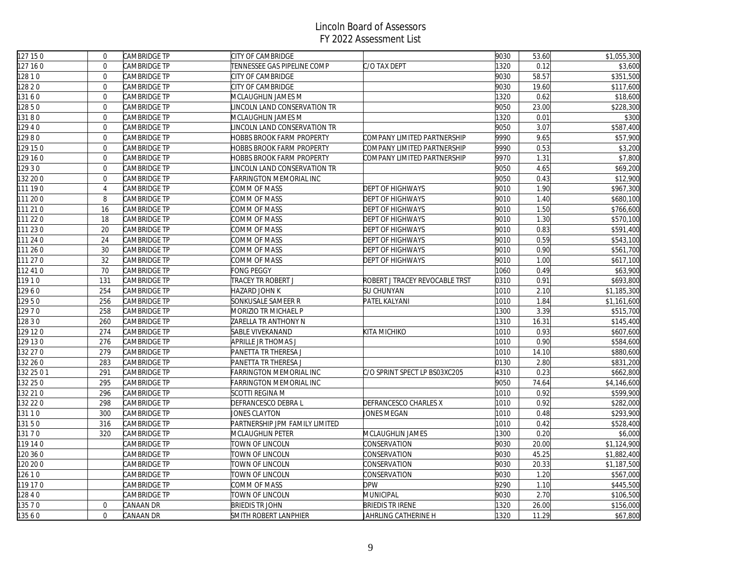# Lincoln Board of Assessors
## FY 2022 Assessment List

| | | | | | | | |
|---|---|---|---|---|---|---|---|
| 127 15 0 | 0 | CAMBRIDGE TP | CITY OF CAMBRIDGE | | 9030 | 53.60 | $1,055,300 |
| 127 16 0 | 0 | CAMBRIDGE TP | TENNESSEE GAS PIPELINE COMP | C/O TAX DEPT | 1320 | 0.12 | $3,600 |
| 128 1 0 | 0 | CAMBRIDGE TP | CITY OF CAMBRIDGE | | 9030 | 58.57 | $351,500 |
| 128 2 0 | 0 | CAMBRIDGE TP | CITY OF CAMBRIDGE | | 9030 | 19.60 | $117,600 |
| 131 6 0 | 0 | CAMBRIDGE TP | MCLAUGHLIN JAMES M | | 1320 | 0.62 | $18,600 |
| 128 5 0 | 0 | CAMBRIDGE TP | LINCOLN LAND CONSERVATION TR | | 9050 | 23.00 | $228,300 |
| 131 8 0 | 0 | CAMBRIDGE TP | MCLAUGHLIN JAMES M | | 1320 | 0.01 | $300 |
| 129 4 0 | 0 | CAMBRIDGE TP | LINCOLN LAND CONSERVATION TR | | 9050 | 3.07 | $587,400 |
| 129 8 0 | 0 | CAMBRIDGE TP | HOBBS BROOK FARM PROPERTY | COMPANY LIMITED PARTNERSHIP | 9990 | 9.65 | $57,900 |
| 129 15 0 | 0 | CAMBRIDGE TP | HOBBS BROOK FARM PROPERTY | COMPANY LIMITED PARTNERSHIP | 9990 | 0.53 | $3,200 |
| 129 16 0 | 0 | CAMBRIDGE TP | HOBBS BROOK FARM PROPERTY | COMPANY LIMITED PARTNERSHIP | 9970 | 1.31 | $7,800 |
| 129 3 0 | 0 | CAMBRIDGE TP | LINCOLN LAND CONSERVATION TR | | 9050 | 4.65 | $69,200 |
| 132 20 0 | 0 | CAMBRIDGE TP | FARRINGTON MEMORIAL INC | | 9050 | 0.43 | $12,900 |
| 111 19 0 | 4 | CAMBRIDGE TP | COMM OF MASS | DEPT OF HIGHWAYS | 9010 | 1.90 | $967,300 |
| 111 20 0 | 8 | CAMBRIDGE TP | COMM OF MASS | DEPT OF HIGHWAYS | 9010 | 1.40 | $680,100 |
| 111 21 0 | 16 | CAMBRIDGE TP | COMM OF MASS | DEPT OF HIGHWAYS | 9010 | 1.50 | $766,600 |
| 111 22 0 | 18 | CAMBRIDGE TP | COMM OF MASS | DEPT OF HIGHWAYS | 9010 | 1.30 | $570,100 |
| 111 23 0 | 20 | CAMBRIDGE TP | COMM OF MASS | DEPT OF HIGHWAYS | 9010 | 0.83 | $591,400 |
| 111 24 0 | 24 | CAMBRIDGE TP | COMM OF MASS | DEPT OF HIGHWAYS | 9010 | 0.59 | $543,100 |
| 111 26 0 | 30 | CAMBRIDGE TP | COMM OF MASS | DEPT OF HIGHWAYS | 9010 | 0.90 | $561,700 |
| 111 27 0 | 32 | CAMBRIDGE TP | COMM OF MASS | DEPT OF HIGHWAYS | 9010 | 1.00 | $617,100 |
| 112 41 0 | 70 | CAMBRIDGE TP | FONG PEGGY | | 1060 | 0.49 | $63,900 |
| 119 1 0 | 131 | CAMBRIDGE TP | TRACEY TR ROBERT J | ROBERT J TRACEY REVOCABLE TRST | 0310 | 0.91 | $693,800 |
| 129 6 0 | 254 | CAMBRIDGE TP | HAZARD JOHN K | SU CHUNYAN | 1010 | 2.10 | $1,185,300 |
| 129 5 0 | 256 | CAMBRIDGE TP | SONKUSALE SAMEER R | PATEL KALYANI | 1010 | 1.84 | $1,161,600 |
| 129 7 0 | 258 | CAMBRIDGE TP | MORIZIO TR MICHAEL P | | 1300 | 3.39 | $515,700 |
| 128 3 0 | 260 | CAMBRIDGE TP | ZARELLA TR ANTHONY N | | 1310 | 16.31 | $145,400 |
| 129 12 0 | 274 | CAMBRIDGE TP | SABLE VIVEKANAND | KITA MICHIKO | 1010 | 0.93 | $607,600 |
| 129 13 0 | 276 | CAMBRIDGE TP | APRILLE JR THOMAS J | | 1010 | 0.90 | $584,600 |
| 132 27 0 | 279 | CAMBRIDGE TP | PANETTA TR THERESA J | | 1010 | 14.10 | $880,600 |
| 132 26 0 | 283 | CAMBRIDGE TP | PANETTA TR THERESA J | | 0130 | 2.80 | $831,200 |
| 132 25 0 1 | 291 | CAMBRIDGE TP | FARRINGTON MEMORIAL INC | C/O SPRINT SPECT LP BS03XC205 | 4310 | 0.23 | $662,800 |
| 132 25 0 | 295 | CAMBRIDGE TP | FARRINGTON MEMORIAL INC | | 9050 | 74.64 | $4,146,600 |
| 132 21 0 | 296 | CAMBRIDGE TP | SCOTTI REGINA M | | 1010 | 0.92 | $599,900 |
| 132 22 0 | 298 | CAMBRIDGE TP | DEFRANCESCO DEBRA L | DEFRANCESCO CHARLES X | 1010 | 0.92 | $282,000 |
| 131 1 0 | 300 | CAMBRIDGE TP | JONES CLAYTON | JONES MEGAN | 1010 | 0.48 | $293,900 |
| 131 5 0 | 316 | CAMBRIDGE TP | PARTNERSHIP JPM FAMILY LIMITED | | 1010 | 0.42 | $528,400 |
| 131 7 0 | 320 | CAMBRIDGE TP | MCLAUGHLIN PETER | MCLAUGHLIN JAMES | 1300 | 0.20 | $6,000 |
| 119 14 0 | | CAMBRIDGE TP | TOWN OF LINCOLN | CONSERVATION | 9030 | 20.00 | $1,124,900 |
| 120 36 0 | | CAMBRIDGE TP | TOWN OF LINCOLN | CONSERVATION | 9030 | 45.25 | $1,882,400 |
| 120 20 0 | | CAMBRIDGE TP | TOWN OF LINCOLN | CONSERVATION | 9030 | 20.33 | $1,187,500 |
| 126 1 0 | | CAMBRIDGE TP | TOWN OF LINCOLN | CONSERVATION | 9030 | 1.20 | $567,000 |
| 119 17 0 | | CAMBRIDGE TP | COMM OF MASS | DPW | 9290 | 1.10 | $445,500 |
| 128 4 0 | | CAMBRIDGE TP | TOWN OF LINCOLN | MUNICIPAL | 9030 | 2.70 | $106,500 |
| 135 7 0 | 0 | CANAAN DR | BRIEDIS TR JOHN | BRIEDIS TR IRENE | 1320 | 26.00 | $156,000 |
| 135 6 0 | 0 | CANAAN DR | SMITH ROBERT LANPHIER | JAHRLING CATHERINE H | 1320 | 11.29 | $67,800 |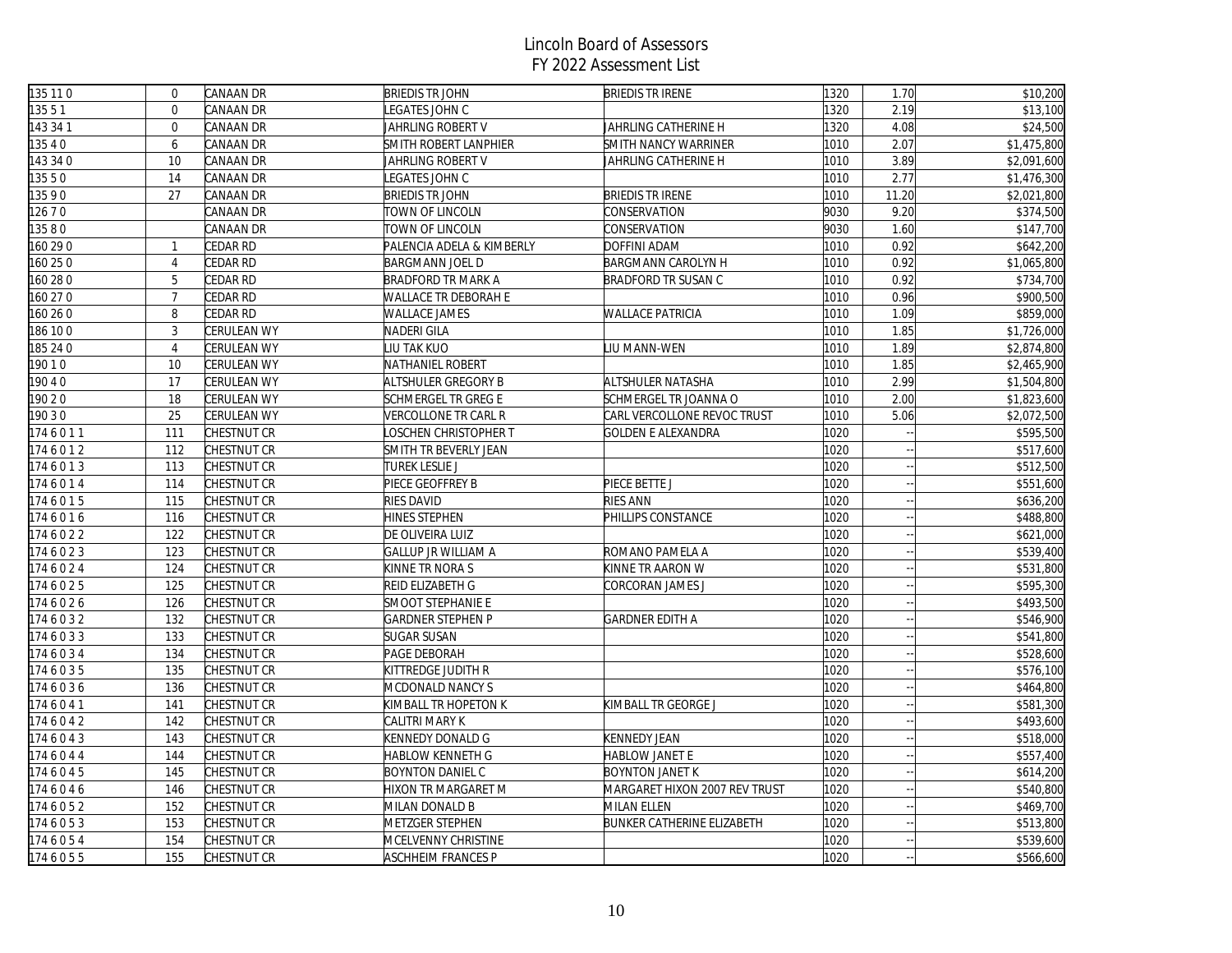# Lincoln Board of Assessors
## FY 2022 Assessment List

| | | | | | | | |
|---|---|---|---|---|---|---|---|
| 135 11 0 | 0 | CANAAN DR | BRIEDIS TR JOHN | BRIEDIS TR IRENE | 1320 | 1.70 | $10,200 |
| 135 5 1 | 0 | CANAAN DR | LEGATES JOHN C | | 1320 | 2.19 | $13,100 |
| 143 34 1 | 0 | CANAAN DR | JAHRLING ROBERT V | JAHRLING CATHERINE H | 1320 | 4.08 | $24,500 |
| 135 4 0 | 6 | CANAAN DR | SMITH ROBERT LANPHIER | SMITH NANCY WARRINER | 1010 | 2.07 | $1,475,800 |
| 143 34 0 | 10 | CANAAN DR | JAHRLING ROBERT V | JAHRLING CATHERINE H | 1010 | 3.89 | $2,091,600 |
| 135 5 0 | 14 | CANAAN DR | LEGATES JOHN C | | 1010 | 2.77 | $1,476,300 |
| 135 9 0 | 27 | CANAAN DR | BRIEDIS TR JOHN | BRIEDIS TR IRENE | 1010 | 11.20 | $2,021,800 |
| 126 7 0 | | CANAAN DR | TOWN OF LINCOLN | CONSERVATION | 9030 | 9.20 | $374,500 |
| 135 8 0 | | CANAAN DR | TOWN OF LINCOLN | CONSERVATION | 9030 | 1.60 | $147,700 |
| 160 29 0 | 1 | CEDAR RD | PALENCIA ADELA & KIMBERLY | DOFFINI ADAM | 1010 | 0.92 | $642,200 |
| 160 25 0 | 4 | CEDAR RD | BARGMANN JOEL D | BARGMANN CAROLYN H | 1010 | 0.92 | $1,065,800 |
| 160 28 0 | 5 | CEDAR RD | BRADFORD TR MARK A | BRADFORD TR SUSAN C | 1010 | 0.92 | $734,700 |
| 160 27 0 | 7 | CEDAR RD | WALLACE TR DEBORAH E | | 1010 | 0.96 | $900,500 |
| 160 26 0 | 8 | CEDAR RD | WALLACE JAMES | WALLACE PATRICIA | 1010 | 1.09 | $859,000 |
| 186 10 0 | 3 | CERULEAN WY | NADERI GILA | | 1010 | 1.85 | $1,726,000 |
| 185 24 0 | 4 | CERULEAN WY | LIU TAK KUO | LIU MANN-WEN | 1010 | 1.89 | $2,874,800 |
| 190 1 0 | 10 | CERULEAN WY | NATHANIEL ROBERT | | 1010 | 1.85 | $2,465,900 |
| 190 4 0 | 17 | CERULEAN WY | ALTSHULER GREGORY B | ALTSHULER NATASHA | 1010 | 2.99 | $1,504,800 |
| 190 2 0 | 18 | CERULEAN WY | SCHMERGEL TR GREG E | SCHMERGEL TR JOANNA O | 1010 | 2.00 | $1,823,600 |
| 190 3 0 | 25 | CERULEAN WY | VERCOLLONE TR CARL R | CARL VERCOLLONE REVOC TRUST | 1010 | 5.06 | $2,072,500 |
| 174 6 0 1 1 | 111 | CHESTNUT CR | LOSCHEN CHRISTOPHER T | GOLDEN E ALEXANDRA | 1020 | -- | $595,500 |
| 174 6 0 1 2 | 112 | CHESTNUT CR | SMITH TR BEVERLY JEAN | | 1020 | -- | $517,600 |
| 174 6 0 1 3 | 113 | CHESTNUT CR | TUREK LESLIE J | | 1020 | -- | $512,500 |
| 174 6 0 1 4 | 114 | CHESTNUT CR | PIECE GEOFFREY B | PIECE BETTE J | 1020 | -- | $551,600 |
| 174 6 0 1 5 | 115 | CHESTNUT CR | RIES DAVID | RIES ANN | 1020 | -- | $636,200 |
| 174 6 0 1 6 | 116 | CHESTNUT CR | HINES STEPHEN | PHILLIPS CONSTANCE | 1020 | -- | $488,800 |
| 174 6 0 2 2 | 122 | CHESTNUT CR | DE OLIVEIRA LUIZ | | 1020 | -- | $621,000 |
| 174 6 0 2 3 | 123 | CHESTNUT CR | GALLUP JR WILLIAM A | ROMANO PAMELA A | 1020 | -- | $539,400 |
| 174 6 0 2 4 | 124 | CHESTNUT CR | KINNE TR NORA S | KINNE TR AARON W | 1020 | -- | $531,800 |
| 174 6 0 2 5 | 125 | CHESTNUT CR | REID ELIZABETH G | CORCORAN JAMES J | 1020 | -- | $595,300 |
| 174 6 0 2 6 | 126 | CHESTNUT CR | SMOOT STEPHANIE E | | 1020 | -- | $493,500 |
| 174 6 0 3 2 | 132 | CHESTNUT CR | GARDNER STEPHEN P | GARDNER EDITH A | 1020 | -- | $546,900 |
| 174 6 0 3 3 | 133 | CHESTNUT CR | SUGAR SUSAN | | 1020 | -- | $541,800 |
| 174 6 0 3 4 | 134 | CHESTNUT CR | PAGE DEBORAH | | 1020 | -- | $528,600 |
| 174 6 0 3 5 | 135 | CHESTNUT CR | KITTREDGE JUDITH R | | 1020 | -- | $576,100 |
| 174 6 0 3 6 | 136 | CHESTNUT CR | MCDONALD NANCY S | | 1020 | -- | $464,800 |
| 174 6 0 4 1 | 141 | CHESTNUT CR | KIMBALL TR HOPETON K | KIMBALL TR GEORGE J | 1020 | -- | $581,300 |
| 174 6 0 4 2 | 142 | CHESTNUT CR | CALITRI MARY K | | 1020 | -- | $493,600 |
| 174 6 0 4 3 | 143 | CHESTNUT CR | KENNEDY DONALD G | KENNEDY JEAN | 1020 | -- | $518,000 |
| 174 6 0 4 4 | 144 | CHESTNUT CR | HABLOW KENNETH G | HABLOW JANET E | 1020 | -- | $557,400 |
| 174 6 0 4 5 | 145 | CHESTNUT CR | BOYNTON DANIEL C | BOYNTON JANET K | 1020 | -- | $614,200 |
| 174 6 0 4 6 | 146 | CHESTNUT CR | HIXON TR MARGARET M | MARGARET HIXON 2007 REV TRUST | 1020 | -- | $540,800 |
| 174 6 0 5 2 | 152 | CHESTNUT CR | MILAN DONALD B | MILAN ELLEN | 1020 | -- | $469,700 |
| 174 6 0 5 3 | 153 | CHESTNUT CR | METZGER STEPHEN | BUNKER CATHERINE ELIZABETH | 1020 | -- | $513,800 |
| 174 6 0 5 4 | 154 | CHESTNUT CR | MCELVENNY CHRISTINE | | 1020 | -- | $539,600 |
| 174 6 0 5 5 | 155 | CHESTNUT CR | ASCHHEIM FRANCES P | | 1020 | -- | $566,600 |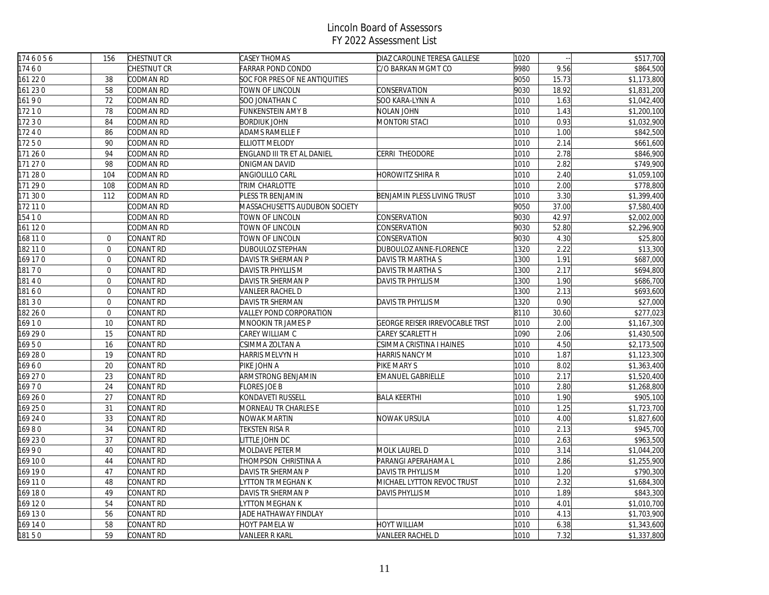# Lincoln Board of Assessors
## FY 2022 Assessment List

| | | | | | | | |
|---|---|---|---|---|---|---|---|
| 174 6 0 5 6 | 156 | CHESTNUT CR | CASEY THOMAS | DIAZ CAROLINE TERESA GALLESE | 1020 | -- | $517,700 |
| 174 6 0 | | CHESTNUT CR | FARRAR POND CONDO | C/O BARKAN MGMT CO | 9980 | 9.56 | $864,500 |
| 161 22 0 | 38 | CODMAN RD | SOC FOR PRES OF NE ANTIQUITIES | | 9050 | 15.73 | $1,173,800 |
| 161 23 0 | 58 | CODMAN RD | TOWN OF LINCOLN | CONSERVATION | 9030 | 18.92 | $1,831,200 |
| 161 9 0 | 72 | CODMAN RD | SOO JONATHAN C | SOO KARA-LYNN A | 1010 | 1.63 | $1,042,400 |
| 172 1 0 | 78 | CODMAN RD | FUNKENSTEIN AMY B | NOLAN JOHN | 1010 | 1.43 | $1,200,100 |
| 172 3 0 | 84 | CODMAN RD | BORDIUK JOHN | MONTORI STACI | 1010 | 0.93 | $1,032,900 |
| 172 4 0 | 86 | CODMAN RD | ADAMS RAMELLE F | | 1010 | 1.00 | $842,500 |
| 172 5 0 | 90 | CODMAN RD | ELLIOTT MELODY | | 1010 | 2.14 | $661,600 |
| 171 26 0 | 94 | CODMAN RD | ENGLAND III TR ET AL DANIEL | CERRI THEODORE | 1010 | 2.78 | $846,900 |
| 171 27 0 | 98 | CODMAN RD | ONIGMAN DAVID | | 1010 | 2.82 | $749,900 |
| 171 28 0 | 104 | CODMAN RD | ANGIOLILLO CARL | HOROWITZ SHIRA R | 1010 | 2.40 | $1,059,100 |
| 171 29 0 | 108 | CODMAN RD | TRIM CHARLOTTE | | 1010 | 2.00 | $778,800 |
| 171 30 0 | 112 | CODMAN RD | PLESS TR BENJAMIN | BENJAMIN PLESS LIVING TRUST | 1010 | 3.30 | $1,399,400 |
| 172 11 0 | | CODMAN RD | MASSACHUSETTS AUDUBON SOCIETY | | 9050 | 37.00 | $7,580,400 |
| 154 1 0 | | CODMAN RD | TOWN OF LINCOLN | CONSERVATION | 9030 | 42.97 | $2,002,000 |
| 161 12 0 | | CODMAN RD | TOWN OF LINCOLN | CONSERVATION | 9030 | 52.80 | $2,296,900 |
| 168 11 0 | 0 | CONANT RD | TOWN OF LINCOLN | CONSERVATION | 9030 | 4.30 | $25,800 |
| 182 11 0 | 0 | CONANT RD | DUBOULOZ STEPHAN | DUBOULOZ ANNE-FLORENCE | 1320 | 2.22 | $13,300 |
| 169 17 0 | 0 | CONANT RD | DAVIS TR SHERMAN P | DAVIS TR MARTHA S | 1300 | 1.91 | $687,000 |
| 181 7 0 | 0 | CONANT RD | DAVIS TR PHYLLIS M | DAVIS TR MARTHA S | 1300 | 2.17 | $694,800 |
| 181 4 0 | 0 | CONANT RD | DAVIS TR SHERMAN P | DAVIS TR PHYLLIS M | 1300 | 1.90 | $686,700 |
| 181 6 0 | 0 | CONANT RD | VANLEER RACHEL D | | 1300 | 2.13 | $693,600 |
| 181 3 0 | 0 | CONANT RD | DAVIS TR SHERMAN | DAVIS TR PHYLLIS M | 1320 | 0.90 | $27,000 |
| 182 26 0 | 0 | CONANT RD | VALLEY POND CORPORATION | | 8110 | 30.60 | $277,023 |
| 169 1 0 | 10 | CONANT RD | MNOOKIN TR JAMES P | GEORGE REISER IRREVOCABLE TRST | 1010 | 2.00 | $1,167,300 |
| 169 29 0 | 15 | CONANT RD | CAREY WILLIAM C | CAREY SCARLETT H | 1090 | 2.06 | $1,430,500 |
| 169 5 0 | 16 | CONANT RD | CSIMMA ZOLTAN A | CSIMMA CRISTINA I HAINES | 1010 | 4.50 | $2,173,500 |
| 169 28 0 | 19 | CONANT RD | HARRIS MELVYN H | HARRIS NANCY M | 1010 | 1.87 | $1,123,300 |
| 169 6 0 | 20 | CONANT RD | PIKE JOHN A | PIKE MARY S | 1010 | 8.02 | $1,363,400 |
| 169 27 0 | 23 | CONANT RD | ARMSTRONG BENJAMIN | EMANUEL GABRIELLE | 1010 | 2.17 | $1,520,400 |
| 169 7 0 | 24 | CONANT RD | FLORES JOE B | | 1010 | 2.80 | $1,268,800 |
| 169 26 0 | 27 | CONANT RD | KONDAVETI RUSSELL | BALA KEERTHI | 1010 | 1.90 | $905,100 |
| 169 25 0 | 31 | CONANT RD | MORNEAU TR CHARLES E | | 1010 | 1.25 | $1,723,700 |
| 169 24 0 | 33 | CONANT RD | NOWAK MARTIN | NOWAK URSULA | 1010 | 4.00 | $1,827,600 |
| 169 8 0 | 34 | CONANT RD | TEKSTEN RISA R | | 1010 | 2.13 | $945,700 |
| 169 23 0 | 37 | CONANT RD | LITTLE JOHN DC | | 1010 | 2.63 | $963,500 |
| 169 9 0 | 40 | CONANT RD | MOLDAVE PETER M | MOLK LAUREL D | 1010 | 3.14 | $1,044,200 |
| 169 10 0 | 44 | CONANT RD | THOMPSON CHRISTINA A | PARANGI APERAHAMA L | 1010 | 2.86 | $1,255,900 |
| 169 19 0 | 47 | CONANT RD | DAVIS TR SHERMAN P | DAVIS TR PHYLLIS M | 1010 | 1.20 | $790,300 |
| 169 11 0 | 48 | CONANT RD | LYTTON TR MEGHAN K | MICHAEL LYTTON REVOC TRUST | 1010 | 2.32 | $1,684,300 |
| 169 18 0 | 49 | CONANT RD | DAVIS TR SHERMAN P | DAVIS PHYLLIS M | 1010 | 1.89 | $843,300 |
| 169 12 0 | 54 | CONANT RD | LYTTON MEGHAN K | | 1010 | 4.01 | $1,010,700 |
| 169 13 0 | 56 | CONANT RD | JADE HATHAWAY FINDLAY | | 1010 | 4.13 | $1,703,900 |
| 169 14 0 | 58 | CONANT RD | HOYT PAMELA W | HOYT WILLIAM | 1010 | 6.38 | $1,343,600 |
| 181 5 0 | 59 | CONANT RD | VANLEER R KARL | VANLEER RACHEL D | 1010 | 7.32 | $1,337,800 |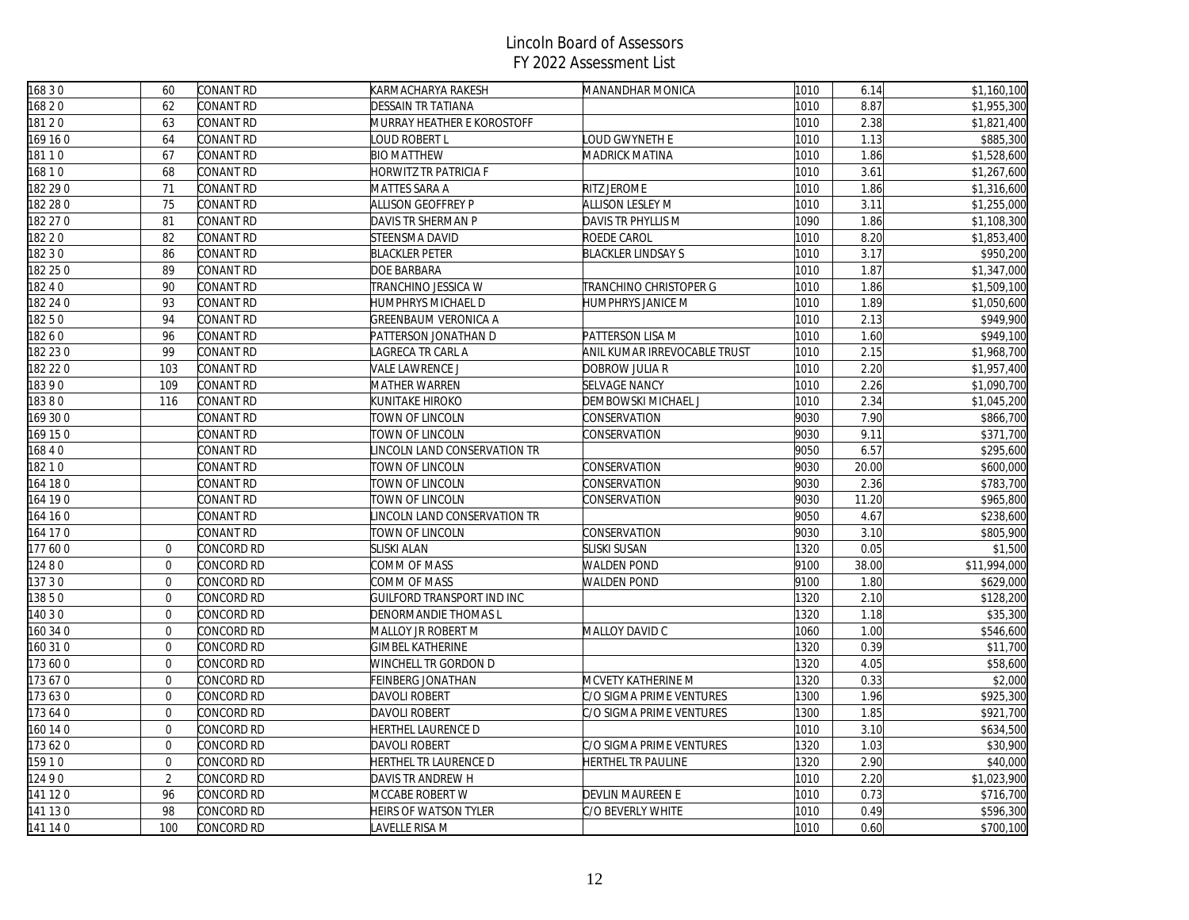# Lincoln Board of Assessors
## FY 2022 Assessment List

| | | | | | | | |
|---|---|---|---|---|---|---|---|
| 168 3 0 | 60 | CONANT RD | KARMACHARYA RAKESH | MANANDHAR MONICA | 1010 | 6.14 | $1,160,100 |
| 168 2 0 | 62 | CONANT RD | DESSAIN TR TATIANA | | 1010 | 8.87 | $1,955,300 |
| 181 2 0 | 63 | CONANT RD | MURRAY HEATHER E KOROSTOFF | | 1010 | 2.38 | $1,821,400 |
| 169 16 0 | 64 | CONANT RD | LOUD ROBERT L | LOUD GWYNETH E | 1010 | 1.13 | $885,300 |
| 181 1 0 | 67 | CONANT RD | BIO MATTHEW | MADRICK MATINA | 1010 | 1.86 | $1,528,600 |
| 168 1 0 | 68 | CONANT RD | HORWITZ TR PATRICIA F | | 1010 | 3.61 | $1,267,600 |
| 182 29 0 | 71 | CONANT RD | MATTES SARA A | RITZ JEROME | 1010 | 1.86 | $1,316,600 |
| 182 28 0 | 75 | CONANT RD | ALLISON GEOFFREY P | ALLISON LESLEY M | 1010 | 3.11 | $1,255,000 |
| 182 27 0 | 81 | CONANT RD | DAVIS TR SHERMAN P | DAVIS TR PHYLLIS M | 1090 | 1.86 | $1,108,300 |
| 182 2 0 | 82 | CONANT RD | STEENSMA DAVID | ROEDE CAROL | 1010 | 8.20 | $1,853,400 |
| 182 3 0 | 86 | CONANT RD | BLACKLER PETER | BLACKLER LINDSAY S | 1010 | 3.17 | $950,200 |
| 182 25 0 | 89 | CONANT RD | DOE BARBARA | | 1010 | 1.87 | $1,347,000 |
| 182 4 0 | 90 | CONANT RD | TRANCHINO JESSICA W | TRANCHINO CHRISTOPER G | 1010 | 1.86 | $1,509,100 |
| 182 24 0 | 93 | CONANT RD | HUMPHRYS MICHAEL D | HUMPHRYS JANICE M | 1010 | 1.89 | $1,050,600 |
| 182 5 0 | 94 | CONANT RD | GREENBAUM VERONICA A | | 1010 | 2.13 | $949,900 |
| 182 6 0 | 96 | CONANT RD | PATTERSON JONATHAN D | PATTERSON LISA M | 1010 | 1.60 | $949,100 |
| 182 23 0 | 99 | CONANT RD | LAGRECA TR CARL A | ANIL KUMAR IRREVOCABLE TRUST | 1010 | 2.15 | $1,968,700 |
| 182 22 0 | 103 | CONANT RD | VALE LAWRENCE J | DOBROW JULIA R | 1010 | 2.20 | $1,957,400 |
| 183 9 0 | 109 | CONANT RD | MATHER WARREN | SELVAGE NANCY | 1010 | 2.26 | $1,090,700 |
| 183 8 0 | 116 | CONANT RD | KUNITAKE HIROKO | DEMBOWSKI MICHAEL J | 1010 | 2.34 | $1,045,200 |
| 169 30 0 | | CONANT RD | TOWN OF LINCOLN | CONSERVATION | 9030 | 7.90 | $866,700 |
| 169 15 0 | | CONANT RD | TOWN OF LINCOLN | CONSERVATION | 9030 | 9.11 | $371,700 |
| 168 4 0 | | CONANT RD | LINCOLN LAND CONSERVATION TR | | 9050 | 6.57 | $295,600 |
| 182 1 0 | | CONANT RD | TOWN OF LINCOLN | CONSERVATION | 9030 | 20.00 | $600,000 |
| 164 18 0 | | CONANT RD | TOWN OF LINCOLN | CONSERVATION | 9030 | 2.36 | $783,700 |
| 164 19 0 | | CONANT RD | TOWN OF LINCOLN | CONSERVATION | 9030 | 11.20 | $965,800 |
| 164 16 0 | | CONANT RD | LINCOLN LAND CONSERVATION TR | | 9050 | 4.67 | $238,600 |
| 164 17 0 | | CONANT RD | TOWN OF LINCOLN | CONSERVATION | 9030 | 3.10 | $805,900 |
| 177 60 0 | 0 | CONCORD RD | SLISKI ALAN | SLISKI SUSAN | 1320 | 0.05 | $1,500 |
| 124 8 0 | 0 | CONCORD RD | COMM OF MASS | WALDEN POND | 9100 | 38.00 | $11,994,000 |
| 137 3 0 | 0 | CONCORD RD | COMM OF MASS | WALDEN POND | 9100 | 1.80 | $629,000 |
| 138 5 0 | 0 | CONCORD RD | GUILFORD TRANSPORT IND INC | | 1320 | 2.10 | $128,200 |
| 140 3 0 | 0 | CONCORD RD | DENORMANDIE THOMAS L | | 1320 | 1.18 | $35,300 |
| 160 34 0 | 0 | CONCORD RD | MALLOY JR ROBERT M | MALLOY DAVID C | 1060 | 1.00 | $546,600 |
| 160 31 0 | 0 | CONCORD RD | GIMBEL KATHERINE | | 1320 | 0.39 | $11,700 |
| 173 60 0 | 0 | CONCORD RD | WINCHELL TR GORDON D | | 1320 | 4.05 | $58,600 |
| 173 67 0 | 0 | CONCORD RD | FEINBERG JONATHAN | MCVETY KATHERINE M | 1320 | 0.33 | $2,000 |
| 173 63 0 | 0 | CONCORD RD | DAVOLI ROBERT | C/O SIGMA PRIME VENTURES | 1300 | 1.96 | $925,300 |
| 173 64 0 | 0 | CONCORD RD | DAVOLI ROBERT | C/O SIGMA PRIME VENTURES | 1300 | 1.85 | $921,700 |
| 160 14 0 | 0 | CONCORD RD | HERTHEL LAURENCE D | | 1010 | 3.10 | $634,500 |
| 173 62 0 | 0 | CONCORD RD | DAVOLI ROBERT | C/O SIGMA PRIME VENTURES | 1320 | 1.03 | $30,900 |
| 159 1 0 | 0 | CONCORD RD | HERTHEL TR LAURENCE D | HERTHEL TR PAULINE | 1320 | 2.90 | $40,000 |
| 124 9 0 | 2 | CONCORD RD | DAVIS TR ANDREW H | | 1010 | 2.20 | $1,023,900 |
| 141 12 0 | 96 | CONCORD RD | MCCABE ROBERT W | DEVLIN MAUREEN E | 1010 | 0.73 | $716,700 |
| 141 13 0 | 98 | CONCORD RD | HEIRS OF WATSON TYLER | C/O BEVERLY WHITE | 1010 | 0.49 | $596,300 |
| 141 14 0 | 100 | CONCORD RD | LAVELLE RISA M | | 1010 | 0.60 | $700,100 |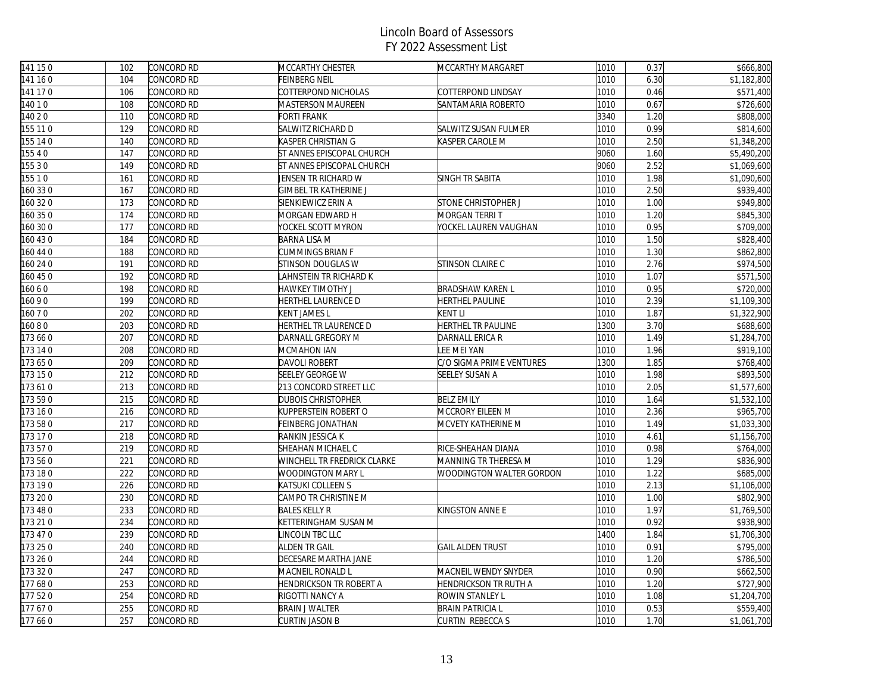# Lincoln Board of Assessors
## FY 2022 Assessment List

| | | | | | | | |
|---|---|---|---|---|---|---|---|
| 141 15 0 | 102 | CONCORD RD | MCCARTHY CHESTER | MCCARTHY MARGARET | 1010 | 0.37 | $666,800 |
| 141 16 0 | 104 | CONCORD RD | FEINBERG NEIL | | 1010 | 6.30 | $1,182,800 |
| 141 17 0 | 106 | CONCORD RD | COTTERPOND NICHOLAS | COTTERPOND LINDSAY | 1010 | 0.46 | $571,400 |
| 140 1 0 | 108 | CONCORD RD | MASTERSON MAUREEN | SANTAMARIA ROBERTO | 1010 | 0.67 | $726,600 |
| 140 2 0 | 110 | CONCORD RD | FORTI FRANK | | 3340 | 1.20 | $808,000 |
| 155 11 0 | 129 | CONCORD RD | SALWITZ RICHARD D | SALWITZ SUSAN FULMER | 1010 | 0.99 | $814,600 |
| 155 14 0 | 140 | CONCORD RD | KASPER CHRISTIAN G | KASPER CAROLE M | 1010 | 2.50 | $1,348,200 |
| 155 4 0 | 147 | CONCORD RD | ST ANNES EPISCOPAL CHURCH | | 9060 | 1.60 | $5,490,200 |
| 155 3 0 | 149 | CONCORD RD | ST ANNES EPISCOPAL CHURCH | | 9060 | 2.52 | $1,069,600 |
| 155 1 0 | 161 | CONCORD RD | JENSEN TR RICHARD W | SINGH TR SABITA | 1010 | 1.98 | $1,090,600 |
| 160 33 0 | 167 | CONCORD RD | GIMBEL TR KATHERINE J | | 1010 | 2.50 | $939,400 |
| 160 32 0 | 173 | CONCORD RD | SIENKIEWICZ ERIN A | STONE CHRISTOPHER J | 1010 | 1.00 | $949,800 |
| 160 35 0 | 174 | CONCORD RD | MORGAN EDWARD H | MORGAN TERRI T | 1010 | 1.20 | $845,300 |
| 160 30 0 | 177 | CONCORD RD | YOCKEL SCOTT MYRON | YOCKEL LAUREN VAUGHAN | 1010 | 0.95 | $709,000 |
| 160 43 0 | 184 | CONCORD RD | BARNA LISA M | | 1010 | 1.50 | $828,400 |
| 160 44 0 | 188 | CONCORD RD | CUMMINGS BRIAN F | | 1010 | 1.30 | $862,800 |
| 160 24 0 | 191 | CONCORD RD | STINSON DOUGLAS W | STINSON CLAIRE C | 1010 | 2.76 | $974,500 |
| 160 45 0 | 192 | CONCORD RD | LAHNSTEIN TR RICHARD K | | 1010 | 1.07 | $571,500 |
| 160 6 0 | 198 | CONCORD RD | HAWKEY TIMOTHY J | BRADSHAW KAREN L | 1010 | 0.95 | $720,000 |
| 160 9 0 | 199 | CONCORD RD | HERTHEL LAURENCE D | HERTHEL PAULINE | 1010 | 2.39 | $1,109,300 |
| 160 7 0 | 202 | CONCORD RD | KENT JAMES L | KENT LI | 1010 | 1.87 | $1,322,900 |
| 160 8 0 | 203 | CONCORD RD | HERTHEL TR LAURENCE D | HERTHEL TR PAULINE | 1300 | 3.70 | $688,600 |
| 173 66 0 | 207 | CONCORD RD | DARNALL GREGORY M | DARNALL ERICA R | 1010 | 1.49 | $1,284,700 |
| 173 14 0 | 208 | CONCORD RD | MCMAHON IAN | LEE MEI YAN | 1010 | 1.96 | $919,100 |
| 173 65 0 | 209 | CONCORD RD | DAVOLI ROBERT | C/O SIGMA PRIME VENTURES | 1300 | 1.85 | $768,400 |
| 173 15 0 | 212 | CONCORD RD | SEELEY GEORGE W | SEELEY SUSAN A | 1010 | 1.98 | $893,500 |
| 173 61 0 | 213 | CONCORD RD | 213 CONCORD STREET LLC | | 1010 | 2.05 | $1,577,600 |
| 173 59 0 | 215 | CONCORD RD | DUBOIS CHRISTOPHER | BELZ EMILY | 1010 | 1.64 | $1,532,100 |
| 173 16 0 | 216 | CONCORD RD | KUPPERSTEIN ROBERT O | MCCRORY EILEEN M | 1010 | 2.36 | $965,700 |
| 173 58 0 | 217 | CONCORD RD | FEINBERG JONATHAN | MCVETY KATHERINE M | 1010 | 1.49 | $1,033,300 |
| 173 17 0 | 218 | CONCORD RD | RANKIN JESSICA K | | 1010 | 4.61 | $1,156,700 |
| 173 57 0 | 219 | CONCORD RD | SHEAHAN MICHAEL C | RICE-SHEAHAN DIANA | 1010 | 0.98 | $764,000 |
| 173 56 0 | 221 | CONCORD RD | WINCHELL TR FREDRICK CLARKE | MANNING TR THERESA M | 1010 | 1.29 | $836,900 |
| 173 18 0 | 222 | CONCORD RD | WOODINGTON MARY L | WOODINGTON WALTER GORDON | 1010 | 1.22 | $685,000 |
| 173 19 0 | 226 | CONCORD RD | KATSUKI COLLEEN S | | 1010 | 2.13 | $1,106,000 |
| 173 20 0 | 230 | CONCORD RD | CAMPO TR CHRISTINE M | | 1010 | 1.00 | $802,900 |
| 173 48 0 | 233 | CONCORD RD | BALES KELLY R | KINGSTON ANNE E | 1010 | 1.97 | $1,769,500 |
| 173 21 0 | 234 | CONCORD RD | KETTERINGHAM SUSAN M | | 1010 | 0.92 | $938,900 |
| 173 47 0 | 239 | CONCORD RD | LINCOLN TBC LLC | | 1400 | 1.84 | $1,706,300 |
| 173 25 0 | 240 | CONCORD RD | ALDEN TR GAIL | GAIL ALDEN TRUST | 1010 | 0.91 | $795,000 |
| 173 26 0 | 244 | CONCORD RD | DECESARE MARTHA JANE | | 1010 | 1.20 | $786,500 |
| 173 32 0 | 247 | CONCORD RD | MACNEIL RONALD L | MACNEIL WENDY SNYDER | 1010 | 0.90 | $662,500 |
| 177 68 0 | 253 | CONCORD RD | HENDRICKSON TR ROBERT A | HENDRICKSON TR RUTH A | 1010 | 1.20 | $727,900 |
| 177 52 0 | 254 | CONCORD RD | RIGOTTI NANCY A | ROWIN STANLEY L | 1010 | 1.08 | $1,204,700 |
| 177 67 0 | 255 | CONCORD RD | BRAIN J WALTER | BRAIN PATRICIA L | 1010 | 0.53 | $559,400 |
| 177 66 0 | 257 | CONCORD RD | CURTIN JASON B | CURTIN REBECCA S | 1010 | 1.70 | $1,061,700 |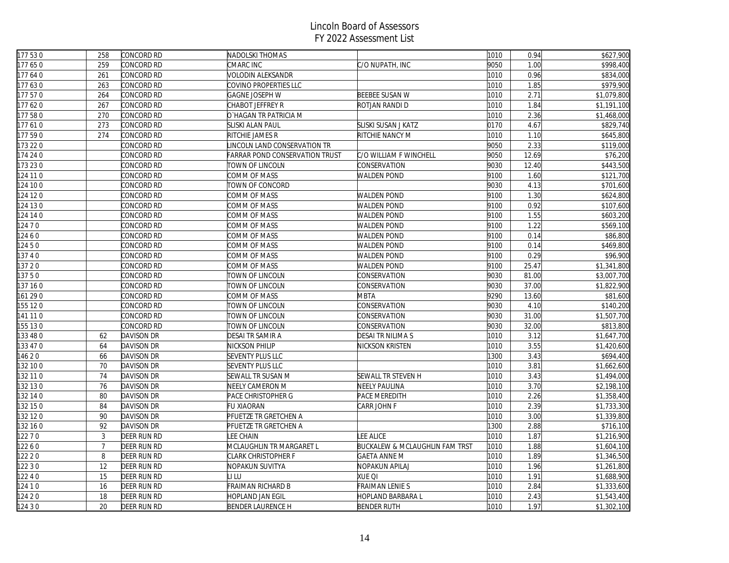# Lincoln Board of Assessors
## FY 2022 Assessment List

| | | | | | | | |
|---|---|---|---|---|---|---|---|
| 177 53 0 | 258 | CONCORD RD | NADOLSKI THOMAS | | 1010 | 0.94 | $627,900 |
| 177 65 0 | 259 | CONCORD RD | CMARC INC | C/O NUPATH, INC | 9050 | 1.00 | $998,400 |
| 177 64 0 | 261 | CONCORD RD | VOLODIN ALEKSANDR | | 1010 | 0.96 | $834,000 |
| 177 63 0 | 263 | CONCORD RD | COVINO PROPERTIES LLC | | 1010 | 1.85 | $979,900 |
| 177 57 0 | 264 | CONCORD RD | GAGNE JOSEPH W | BEEBEE SUSAN W | 1010 | 2.71 | $1,079,800 |
| 177 62 0 | 267 | CONCORD RD | CHABOT JEFFREY R | ROTJAN RANDI D | 1010 | 1.84 | $1,191,100 |
| 177 58 0 | 270 | CONCORD RD | O`HAGAN TR PATRICIA M | | 1010 | 2.36 | $1,468,000 |
| 177 61 0 | 273 | CONCORD RD | SLISKI ALAN PAUL | SLISKI SUSAN J KATZ | 0170 | 4.67 | $829,740 |
| 177 59 0 | 274 | CONCORD RD | RITCHIE JAMES R | RITCHIE NANCY M | 1010 | 1.10 | $645,800 |
| 173 22 0 | | CONCORD RD | LINCOLN LAND CONSERVATION TR | | 9050 | 2.33 | $119,000 |
| 174 24 0 | | CONCORD RD | FARRAR POND CONSERVATION TRUST | C/O WILLIAM F WINCHELL | 9050 | 12.69 | $76,200 |
| 173 23 0 | | CONCORD RD | TOWN OF LINCOLN | CONSERVATION | 9030 | 12.40 | $443,500 |
| 124 11 0 | | CONCORD RD | COMM OF MASS | WALDEN POND | 9100 | 1.60 | $121,700 |
| 124 10 0 | | CONCORD RD | TOWN OF CONCORD | | 9030 | 4.13 | $701,600 |
| 124 12 0 | | CONCORD RD | COMM OF MASS | WALDEN POND | 9100 | 1.30 | $624,800 |
| 124 13 0 | | CONCORD RD | COMM OF MASS | WALDEN POND | 9100 | 0.92 | $107,600 |
| 124 14 0 | | CONCORD RD | COMM OF MASS | WALDEN POND | 9100 | 1.55 | $603,200 |
| 124 7 0 | | CONCORD RD | COMM OF MASS | WALDEN POND | 9100 | 1.22 | $569,100 |
| 124 6 0 | | CONCORD RD | COMM OF MASS | WALDEN POND | 9100 | 0.14 | $86,800 |
| 124 5 0 | | CONCORD RD | COMM OF MASS | WALDEN POND | 9100 | 0.14 | $469,800 |
| 137 4 0 | | CONCORD RD | COMM OF MASS | WALDEN POND | 9100 | 0.29 | $96,900 |
| 137 2 0 | | CONCORD RD | COMM OF MASS | WALDEN POND | 9100 | 25.47 | $1,341,800 |
| 137 5 0 | | CONCORD RD | TOWN OF LINCOLN | CONSERVATION | 9030 | 81.00 | $3,007,700 |
| 137 16 0 | | CONCORD RD | TOWN OF LINCOLN | CONSERVATION | 9030 | 37.00 | $1,822,900 |
| 161 29 0 | | CONCORD RD | COMM OF MASS | MBTA | 9290 | 13.60 | $81,600 |
| 155 12 0 | | CONCORD RD | TOWN OF LINCOLN | CONSERVATION | 9030 | 4.10 | $140,200 |
| 141 11 0 | | CONCORD RD | TOWN OF LINCOLN | CONSERVATION | 9030 | 31.00 | $1,507,700 |
| 155 13 0 | | CONCORD RD | TOWN OF LINCOLN | CONSERVATION | 9030 | 32.00 | $813,800 |
| 133 48 0 | 62 | DAVISON DR | DESAI TR SAMIR A | DESAI TR NILIMA S | 1010 | 3.12 | $1,647,700 |
| 133 47 0 | 64 | DAVISON DR | NICKSON PHILIP | NICKSON KRISTEN | 1010 | 3.55 | $1,420,600 |
| 146 2 0 | 66 | DAVISON DR | SEVENTY PLUS LLC | | 1300 | 3.43 | $694,400 |
| 132 10 0 | 70 | DAVISON DR | SEVENTY PLUS LLC | | 1010 | 3.81 | $1,662,600 |
| 132 11 0 | 74 | DAVISON DR | SEWALL TR SUSAN M | SEWALL TR STEVEN H | 1010 | 3.43 | $1,494,000 |
| 132 13 0 | 76 | DAVISON DR | NEELY CAMERON M | NEELY PAULINA | 1010 | 3.70 | $2,198,100 |
| 132 14 0 | 80 | DAVISON DR | PACE CHRISTOPHER G | PACE MEREDITH | 1010 | 2.26 | $1,358,400 |
| 132 15 0 | 84 | DAVISON DR | FU XIAORAN | CARR JOHN F | 1010 | 2.39 | $1,733,300 |
| 132 12 0 | 90 | DAVISON DR | PFUETZE TR GRETCHEN A | | 1010 | 3.00 | $1,339,800 |
| 132 16 0 | 92 | DAVISON DR | PFUETZE TR GRETCHEN A | | 1300 | 2.88 | $716,100 |
| 122 7 0 | 3 | DEER RUN RD | LEE CHAIN | LEE ALICE | 1010 | 1.87 | $1,216,900 |
| 122 6 0 | 7 | DEER RUN RD | MCLAUGHLIN TR MARGARET L | BUCKALEW & MCLAUGHLIN FAM TRST | 1010 | 1.88 | $1,604,100 |
| 122 2 0 | 8 | DEER RUN RD | CLARK CHRISTOPHER F | GAETA ANNE M | 1010 | 1.89 | $1,346,500 |
| 122 3 0 | 12 | DEER RUN RD | NOPAKUN SUVITYA | NOPAKUN APILAJ | 1010 | 1.96 | $1,261,800 |
| 122 4 0 | 15 | DEER RUN RD | LI LU | XUE QI | 1010 | 1.91 | $1,688,900 |
| 124 1 0 | 16 | DEER RUN RD | FRAIMAN RICHARD B | FRAIMAN LENIE S | 1010 | 2.84 | $1,333,600 |
| 124 2 0 | 18 | DEER RUN RD | HOPLAND JAN EGIL | HOPLAND BARBARA L | 1010 | 2.43 | $1,543,400 |
| 124 3 0 | 20 | DEER RUN RD | BENDER LAURENCE H | BENDER RUTH | 1010 | 1.97 | $1,302,100 |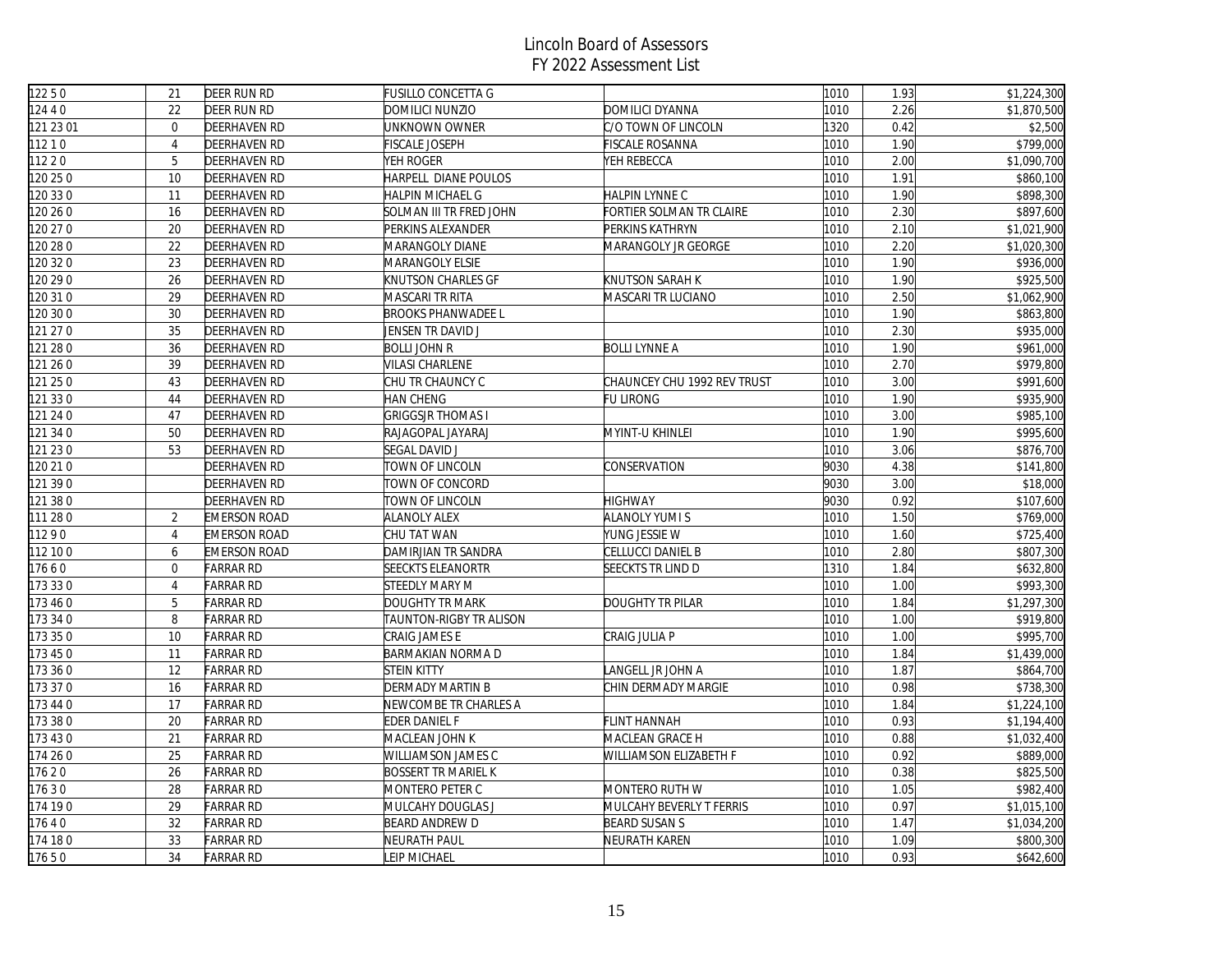# Lincoln Board of Assessors
## FY 2022 Assessment List

| | | | | | | | |
|---|---|---|---|---|---|---|---|
| 122 5 0 | 21 | DEER RUN RD | FUSILLO CONCETTA G | | 1010 | 1.93 | $1,224,300 |
| 124 4 0 | 22 | DEER RUN RD | DOMILICI NUNZIO | DOMILICI DYANNA | 1010 | 2.26 | $1,870,500 |
| 121 23 01 | 0 | DEERHAVEN RD | UNKNOWN OWNER | C/O TOWN OF LINCOLN | 1320 | 0.42 | $2,500 |
| 112 1 0 | 4 | DEERHAVEN RD | FISCALE JOSEPH | FISCALE ROSANNA | 1010 | 1.90 | $799,000 |
| 112 2 0 | 5 | DEERHAVEN RD | YEH ROGER | YEH REBECCA | 1010 | 2.00 | $1,090,700 |
| 120 25 0 | 10 | DEERHAVEN RD | HARPELL DIANE POULOS | | 1010 | 1.91 | $860,100 |
| 120 33 0 | 11 | DEERHAVEN RD | HALPIN MICHAEL G | HALPIN LYNNE C | 1010 | 1.90 | $898,300 |
| 120 26 0 | 16 | DEERHAVEN RD | SOLMAN III TR FRED JOHN | FORTIER SOLMAN TR CLAIRE | 1010 | 2.30 | $897,600 |
| 120 27 0 | 20 | DEERHAVEN RD | PERKINS ALEXANDER | PERKINS KATHRYN | 1010 | 2.10 | $1,021,900 |
| 120 28 0 | 22 | DEERHAVEN RD | MARANGOLY DIANE | MARANGOLY JR GEORGE | 1010 | 2.20 | $1,020,300 |
| 120 32 0 | 23 | DEERHAVEN RD | MARANGOLY ELSIE | | 1010 | 1.90 | $936,000 |
| 120 29 0 | 26 | DEERHAVEN RD | KNUTSON CHARLES GF | KNUTSON SARAH K | 1010 | 1.90 | $925,500 |
| 120 31 0 | 29 | DEERHAVEN RD | MASCARI TR RITA | MASCARI TR LUCIANO | 1010 | 2.50 | $1,062,900 |
| 120 30 0 | 30 | DEERHAVEN RD | BROOKS PHANWADEE L | | 1010 | 1.90 | $863,800 |
| 121 27 0 | 35 | DEERHAVEN RD | JENSEN TR DAVID J | | 1010 | 2.30 | $935,000 |
| 121 28 0 | 36 | DEERHAVEN RD | BOLLI JOHN R | BOLLI LYNNE A | 1010 | 1.90 | $961,000 |
| 121 26 0 | 39 | DEERHAVEN RD | VILASI CHARLENE | | 1010 | 2.70 | $979,800 |
| 121 25 0 | 43 | DEERHAVEN RD | CHU TR CHAUNCY C | CHAUNCEY CHU 1992 REV TRUST | 1010 | 3.00 | $991,600 |
| 121 33 0 | 44 | DEERHAVEN RD | HAN CHENG | FU LIRONG | 1010 | 1.90 | $935,900 |
| 121 24 0 | 47 | DEERHAVEN RD | GRIGGSJR THOMAS I | | 1010 | 3.00 | $985,100 |
| 121 34 0 | 50 | DEERHAVEN RD | RAJAGOPAL JAYARAJ | MYINT-U KHINLEI | 1010 | 1.90 | $995,600 |
| 121 23 0 | 53 | DEERHAVEN RD | SEGAL DAVID J | | 1010 | 3.06 | $876,700 |
| 120 21 0 | | DEERHAVEN RD | TOWN OF LINCOLN | CONSERVATION | 9030 | 4.38 | $141,800 |
| 121 39 0 | | DEERHAVEN RD | TOWN OF CONCORD | | 9030 | 3.00 | $18,000 |
| 121 38 0 | | DEERHAVEN RD | TOWN OF LINCOLN | HIGHWAY | 9030 | 0.92 | $107,600 |
| 111 28 0 | 2 | EMERSON ROAD | ALANOLY ALEX | ALANOLY YUMI S | 1010 | 1.50 | $769,000 |
| 112 9 0 | 4 | EMERSON ROAD | CHU TAT WAN | YUNG JESSIE W | 1010 | 1.60 | $725,400 |
| 112 10 0 | 6 | EMERSON ROAD | DAMIRJIAN TR SANDRA | CELLUCCI DANIEL B | 1010 | 2.80 | $807,300 |
| 176 6 0 | 0 | FARRAR RD | SEECKTS ELEANORTR | SEECKTS TR LIND D | 1310 | 1.84 | $632,800 |
| 173 33 0 | 4 | FARRAR RD | STEEDLY MARY M | | 1010 | 1.00 | $993,300 |
| 173 46 0 | 5 | FARRAR RD | DOUGHTY TR MARK | DOUGHTY TR PILAR | 1010 | 1.84 | $1,297,300 |
| 173 34 0 | 8 | FARRAR RD | TAUNTON-RIGBY TR ALISON | | 1010 | 1.00 | $919,800 |
| 173 35 0 | 10 | FARRAR RD | CRAIG JAMES E | CRAIG JULIA P | 1010 | 1.00 | $995,700 |
| 173 45 0 | 11 | FARRAR RD | BARMAKIAN NORMA D | | 1010 | 1.84 | $1,439,000 |
| 173 36 0 | 12 | FARRAR RD | STEIN KITTY | LANGELL JR JOHN A | 1010 | 1.87 | $864,700 |
| 173 37 0 | 16 | FARRAR RD | DERMADY MARTIN B | CHIN DERMADY MARGIE | 1010 | 0.98 | $738,300 |
| 173 44 0 | 17 | FARRAR RD | NEWCOMBE TR CHARLES A | | 1010 | 1.84 | $1,224,100 |
| 173 38 0 | 20 | FARRAR RD | EDER DANIEL F | FLINT HANNAH | 1010 | 0.93 | $1,194,400 |
| 173 43 0 | 21 | FARRAR RD | MACLEAN JOHN K | MACLEAN GRACE H | 1010 | 0.88 | $1,032,400 |
| 174 26 0 | 25 | FARRAR RD | WILLIAMSON JAMES C | WILLIAMSON ELIZABETH F | 1010 | 0.92 | $889,000 |
| 176 2 0 | 26 | FARRAR RD | BOSSERT TR MARIEL K | | 1010 | 0.38 | $825,500 |
| 176 3 0 | 28 | FARRAR RD | MONTERO PETER C | MONTERO RUTH W | 1010 | 1.05 | $982,400 |
| 174 19 0 | 29 | FARRAR RD | MULCAHY DOUGLAS J | MULCAHY BEVERLY T FERRIS | 1010 | 0.97 | $1,015,100 |
| 176 4 0 | 32 | FARRAR RD | BEARD ANDREW D | BEARD SUSAN S | 1010 | 1.47 | $1,034,200 |
| 174 18 0 | 33 | FARRAR RD | NEURATH PAUL | NEURATH KAREN | 1010 | 1.09 | $800,300 |
| 176 5 0 | 34 | FARRAR RD | LEIP MICHAEL | | 1010 | 0.93 | $642,600 |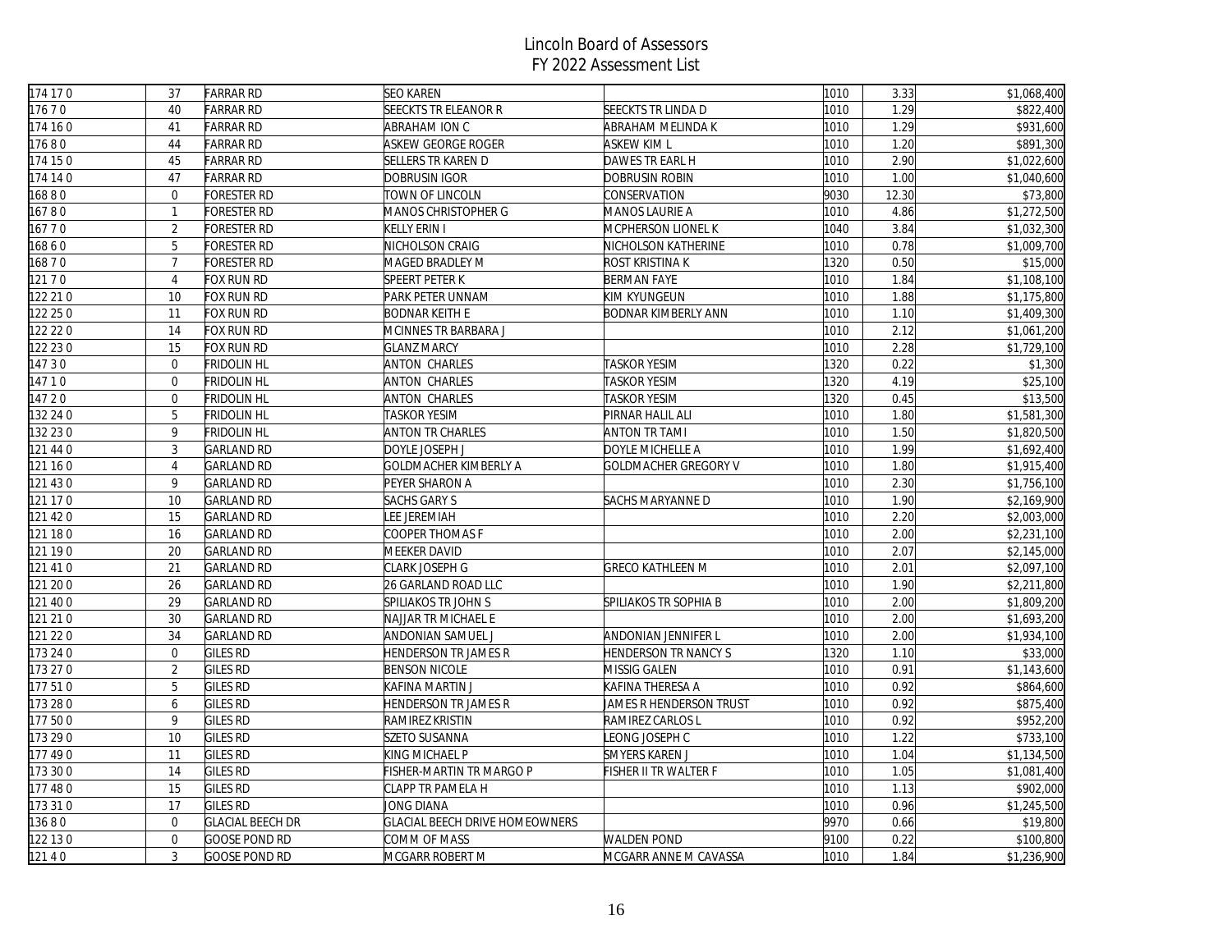# Lincoln Board of Assessors
## FY 2022 Assessment List

| | | | | | | | |
|---|---|---|---|---|---|---|---|
| 174 17 0 | 37 | FARRAR RD | SEO KAREN | | 1010 | 3.33 | $1,068,400 |
| 176 7 0 | 40 | FARRAR RD | SEECKTS TR ELEANOR R | SEECKTS TR LINDA D | 1010 | 1.29 | $822,400 |
| 174 16 0 | 41 | FARRAR RD | ABRAHAM ION C | ABRAHAM MELINDA K | 1010 | 1.29 | $931,600 |
| 176 8 0 | 44 | FARRAR RD | ASKEW GEORGE ROGER | ASKEW KIM L | 1010 | 1.20 | $891,300 |
| 174 15 0 | 45 | FARRAR RD | SELLERS TR KAREN D | DAWES TR EARL H | 1010 | 2.90 | $1,022,600 |
| 174 14 0 | 47 | FARRAR RD | DOBRUSIN IGOR | DOBRUSIN ROBIN | 1010 | 1.00 | $1,040,600 |
| 168 8 0 | 0 | FORESTER RD | TOWN OF LINCOLN | CONSERVATION | 9030 | 12.30 | $73,800 |
| 167 8 0 | 1 | FORESTER RD | MANOS CHRISTOPHER G | MANOS LAURIE A | 1010 | 4.86 | $1,272,500 |
| 167 7 0 | 2 | FORESTER RD | KELLY ERIN I | MCPHERSON LIONEL K | 1040 | 3.84 | $1,032,300 |
| 168 6 0 | 5 | FORESTER RD | NICHOLSON CRAIG | NICHOLSON KATHERINE | 1010 | 0.78 | $1,009,700 |
| 168 7 0 | 7 | FORESTER RD | MAGED BRADLEY M | ROST KRISTINA K | 1320 | 0.50 | $15,000 |
| 121 7 0 | 4 | FOX RUN RD | SPEERT PETER K | BERMAN FAYE | 1010 | 1.84 | $1,108,100 |
| 122 21 0 | 10 | FOX RUN RD | PARK PETER UNNAM | KIM KYUNGEUN | 1010 | 1.88 | $1,175,800 |
| 122 25 0 | 11 | FOX RUN RD | BODNAR KEITH E | BODNAR KIMBERLY ANN | 1010 | 1.10 | $1,409,300 |
| 122 22 0 | 14 | FOX RUN RD | MCINNES TR BARBARA J | | 1010 | 2.12 | $1,061,200 |
| 122 23 0 | 15 | FOX RUN RD | GLANZ MARCY | | 1010 | 2.28 | $1,729,100 |
| 147 3 0 | 0 | FRIDOLIN HL | ANTON CHARLES | TASKOR YESIM | 1320 | 0.22 | $1,300 |
| 147 1 0 | 0 | FRIDOLIN HL | ANTON CHARLES | TASKOR YESIM | 1320 | 4.19 | $25,100 |
| 147 2 0 | 0 | FRIDOLIN HL | ANTON CHARLES | TASKOR YESIM | 1320 | 0.45 | $13,500 |
| 132 24 0 | 5 | FRIDOLIN HL | TASKOR YESIM | PIRNAR HALIL ALI | 1010 | 1.80 | $1,581,300 |
| 132 23 0 | 9 | FRIDOLIN HL | ANTON TR CHARLES | ANTON TR TAMI | 1010 | 1.50 | $1,820,500 |
| 121 44 0 | 3 | GARLAND RD | DOYLE JOSEPH J | DOYLE MICHELLE A | 1010 | 1.99 | $1,692,400 |
| 121 16 0 | 4 | GARLAND RD | GOLDMACHER KIMBERLY A | GOLDMACHER GREGORY V | 1010 | 1.80 | $1,915,400 |
| 121 43 0 | 9 | GARLAND RD | PEYER SHARON A | | 1010 | 2.30 | $1,756,100 |
| 121 17 0 | 10 | GARLAND RD | SACHS GARY S | SACHS MARYANNE D | 1010 | 1.90 | $2,169,900 |
| 121 42 0 | 15 | GARLAND RD | LEE JEREMIAH | | 1010 | 2.20 | $2,003,000 |
| 121 18 0 | 16 | GARLAND RD | COOPER THOMAS F | | 1010 | 2.00 | $2,231,100 |
| 121 19 0 | 20 | GARLAND RD | MEEKER DAVID | | 1010 | 2.07 | $2,145,000 |
| 121 41 0 | 21 | GARLAND RD | CLARK JOSEPH G | GRECO KATHLEEN M | 1010 | 2.01 | $2,097,100 |
| 121 20 0 | 26 | GARLAND RD | 26 GARLAND ROAD LLC | | 1010 | 1.90 | $2,211,800 |
| 121 40 0 | 29 | GARLAND RD | SPILIAKOS TR JOHN S | SPILIAKOS TR SOPHIA B | 1010 | 2.00 | $1,809,200 |
| 121 21 0 | 30 | GARLAND RD | NAJJAR TR MICHAEL E | | 1010 | 2.00 | $1,693,200 |
| 121 22 0 | 34 | GARLAND RD | ANDONIAN SAMUEL J | ANDONIAN JENNIFER L | 1010 | 2.00 | $1,934,100 |
| 173 24 0 | 0 | GILES RD | HENDERSON TR JAMES R | HENDERSON TR NANCY S | 1320 | 1.10 | $33,000 |
| 173 27 0 | 2 | GILES RD | BENSON NICOLE | MISSIG GALEN | 1010 | 0.91 | $1,143,600 |
| 177 51 0 | 5 | GILES RD | KAFINA MARTIN J | KAFINA THERESA A | 1010 | 0.92 | $864,600 |
| 173 28 0 | 6 | GILES RD | HENDERSON TR JAMES R | JAMES R HENDERSON TRUST | 1010 | 0.92 | $875,400 |
| 177 50 0 | 9 | GILES RD | RAMIREZ KRISTIN | RAMIREZ CARLOS L | 1010 | 0.92 | $952,200 |
| 173 29 0 | 10 | GILES RD | SZETO SUSANNA | LEONG JOSEPH C | 1010 | 1.22 | $733,100 |
| 177 49 0 | 11 | GILES RD | KING MICHAEL P | SMYERS KAREN J | 1010 | 1.04 | $1,134,500 |
| 173 30 0 | 14 | GILES RD | FISHER-MARTIN TR MARGO P | FISHER II TR WALTER F | 1010 | 1.05 | $1,081,400 |
| 177 48 0 | 15 | GILES RD | CLAPP TR PAMELA H | | 1010 | 1.13 | $902,000 |
| 173 31 0 | 17 | GILES RD | JONG DIANA | | 1010 | 0.96 | $1,245,500 |
| 136 8 0 | 0 | GLACIAL BEECH DR | GLACIAL BEECH DRIVE HOMEOWNERS | | 9970 | 0.66 | $19,800 |
| 122 13 0 | 0 | GOOSE POND RD | COMM OF MASS | WALDEN POND | 9100 | 0.22 | $100,800 |
| 121 4 0 | 3 | GOOSE POND RD | MCGARR ROBERT M | MCGARR ANNE M CAVASSA | 1010 | 1.84 | $1,236,900 |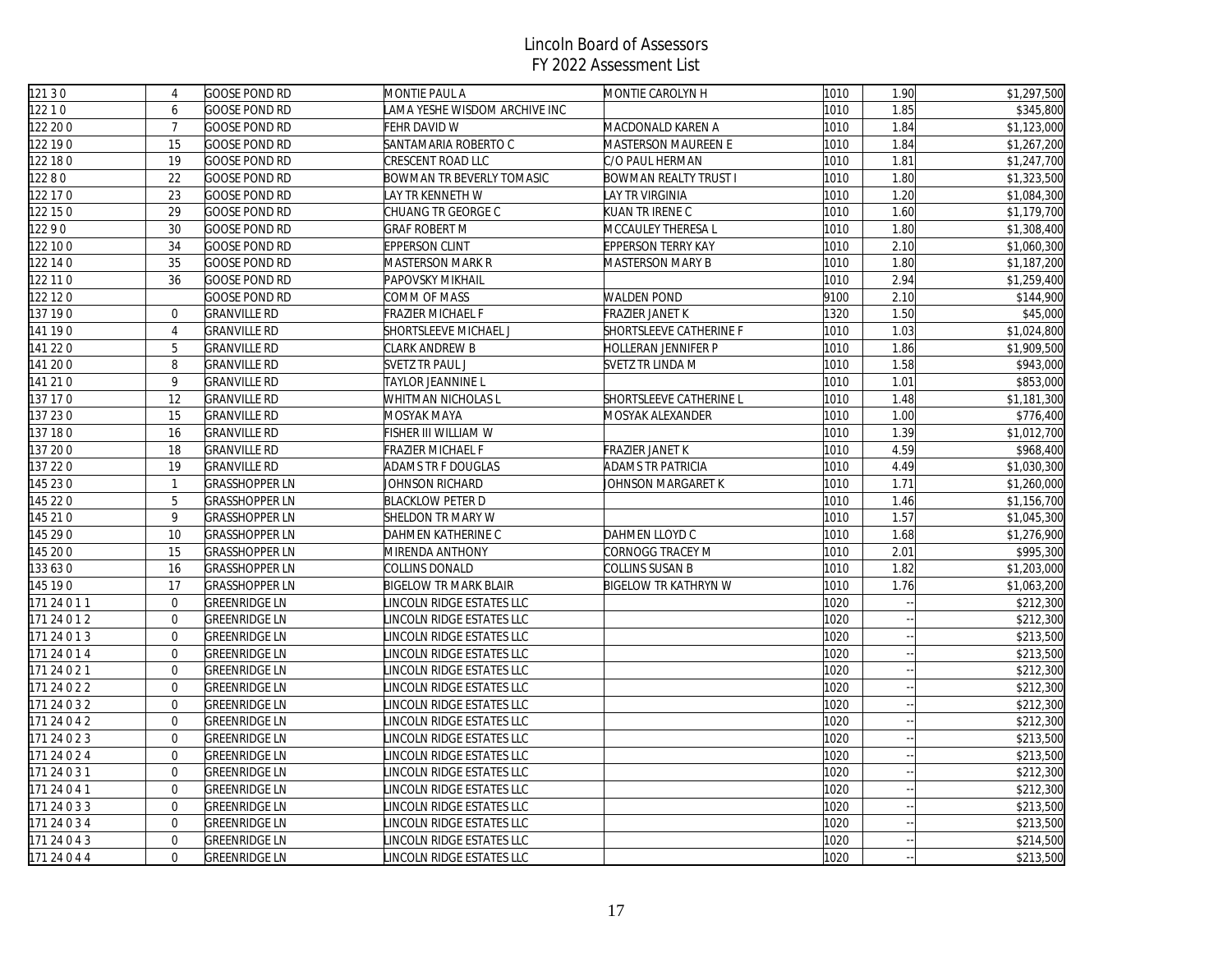# Lincoln Board of Assessors
## FY 2022 Assessment List

| | | | | | | | |
|---|---|---|---|---|---|---|---|
| 121 3 0 | 4 | GOOSE POND RD | MONTIE PAUL A | MONTIE CAROLYN H | 1010 | 1.90 | $1,297,500 |
| 122 1 0 | 6 | GOOSE POND RD | LAMA YESHE WISDOM ARCHIVE INC | | 1010 | 1.85 | $345,800 |
| 122 20 0 | 7 | GOOSE POND RD | FEHR DAVID W | MACDONALD KAREN A | 1010 | 1.84 | $1,123,000 |
| 122 19 0 | 15 | GOOSE POND RD | SANTAMARIA ROBERTO C | MASTERSON MAUREEN E | 1010 | 1.84 | $1,267,200 |
| 122 18 0 | 19 | GOOSE POND RD | CRESCENT ROAD LLC | C/O PAUL HERMAN | 1010 | 1.81 | $1,247,700 |
| 122 8 0 | 22 | GOOSE POND RD | BOWMAN TR BEVERLY TOMASIC | BOWMAN REALTY TRUST I | 1010 | 1.80 | $1,323,500 |
| 122 17 0 | 23 | GOOSE POND RD | LAY TR KENNETH W | LAY TR VIRGINIA | 1010 | 1.20 | $1,084,300 |
| 122 15 0 | 29 | GOOSE POND RD | CHUANG TR GEORGE C | KUAN TR IRENE C | 1010 | 1.60 | $1,179,700 |
| 122 9 0 | 30 | GOOSE POND RD | GRAF ROBERT M | MCCAULEY THERESA L | 1010 | 1.80 | $1,308,400 |
| 122 10 0 | 34 | GOOSE POND RD | EPPERSON CLINT | EPPERSON TERRY KAY | 1010 | 2.10 | $1,060,300 |
| 122 14 0 | 35 | GOOSE POND RD | MASTERSON MARK R | MASTERSON MARY B | 1010 | 1.80 | $1,187,200 |
| 122 11 0 | 36 | GOOSE POND RD | PAPOVSKY MIKHAIL | | 1010 | 2.94 | $1,259,400 |
| 122 12 0 | | GOOSE POND RD | COMM OF MASS | WALDEN POND | 9100 | 2.10 | $144,900 |
| 137 19 0 | 0 | GRANVILLE RD | FRAZIER MICHAEL F | FRAZIER JANET K | 1320 | 1.50 | $45,000 |
| 141 19 0 | 4 | GRANVILLE RD | SHORTSLEEVE MICHAEL J | SHORTSLEEVE CATHERINE F | 1010 | 1.03 | $1,024,800 |
| 141 22 0 | 5 | GRANVILLE RD | CLARK ANDREW B | HOLLERAN JENNIFER P | 1010 | 1.86 | $1,909,500 |
| 141 20 0 | 8 | GRANVILLE RD | SVETZ TR PAUL J | SVETZ TR LINDA M | 1010 | 1.58 | $943,000 |
| 141 21 0 | 9 | GRANVILLE RD | TAYLOR JEANNINE L | | 1010 | 1.01 | $853,000 |
| 137 17 0 | 12 | GRANVILLE RD | WHITMAN NICHOLAS L | SHORTSLEEVE CATHERINE L | 1010 | 1.48 | $1,181,300 |
| 137 23 0 | 15 | GRANVILLE RD | MOSYAK MAYA | MOSYAK ALEXANDER | 1010 | 1.00 | $776,400 |
| 137 18 0 | 16 | GRANVILLE RD | FISHER III WILLIAM W | | 1010 | 1.39 | $1,012,700 |
| 137 20 0 | 18 | GRANVILLE RD | FRAZIER MICHAEL F | FRAZIER JANET K | 1010 | 4.59 | $968,400 |
| 137 22 0 | 19 | GRANVILLE RD | ADAMS TR F DOUGLAS | ADAMS TR PATRICIA | 1010 | 4.49 | $1,030,300 |
| 145 23 0 | 1 | GRASSHOPPER LN | JOHNSON RICHARD | JOHNSON MARGARET K | 1010 | 1.71 | $1,260,000 |
| 145 22 0 | 5 | GRASSHOPPER LN | BLACKLOW PETER D | | 1010 | 1.46 | $1,156,700 |
| 145 21 0 | 9 | GRASSHOPPER LN | SHELDON TR MARY W | | 1010 | 1.57 | $1,045,300 |
| 145 29 0 | 10 | GRASSHOPPER LN | DAHMEN KATHERINE C | DAHMEN LLOYD C | 1010 | 1.68 | $1,276,900 |
| 145 20 0 | 15 | GRASSHOPPER LN | MIRENDA ANTHONY | CORNOGG TRACEY M | 1010 | 2.01 | $995,300 |
| 133 63 0 | 16 | GRASSHOPPER LN | COLLINS DONALD | COLLINS SUSAN B | 1010 | 1.82 | $1,203,000 |
| 145 19 0 | 17 | GRASSHOPPER LN | BIGELOW TR MARK BLAIR | BIGELOW TR KATHRYN W | 1010 | 1.76 | $1,063,200 |
| 171 24 0 1 1 | 0 | GREENRIDGE LN | LINCOLN RIDGE ESTATES LLC | | 1020 | -- | $212,300 |
| 171 24 0 1 2 | 0 | GREENRIDGE LN | LINCOLN RIDGE ESTATES LLC | | 1020 | -- | $212,300 |
| 171 24 0 1 3 | 0 | GREENRIDGE LN | LINCOLN RIDGE ESTATES LLC | | 1020 | -- | $213,500 |
| 171 24 0 1 4 | 0 | GREENRIDGE LN | LINCOLN RIDGE ESTATES LLC | | 1020 | -- | $213,500 |
| 171 24 0 2 1 | 0 | GREENRIDGE LN | LINCOLN RIDGE ESTATES LLC | | 1020 | -- | $212,300 |
| 171 24 0 2 2 | 0 | GREENRIDGE LN | LINCOLN RIDGE ESTATES LLC | | 1020 | -- | $212,300 |
| 171 24 0 3 2 | 0 | GREENRIDGE LN | LINCOLN RIDGE ESTATES LLC | | 1020 | -- | $212,300 |
| 171 24 0 4 2 | 0 | GREENRIDGE LN | LINCOLN RIDGE ESTATES LLC | | 1020 | -- | $212,300 |
| 171 24 0 2 3 | 0 | GREENRIDGE LN | LINCOLN RIDGE ESTATES LLC | | 1020 | -- | $213,500 |
| 171 24 0 2 4 | 0 | GREENRIDGE LN | LINCOLN RIDGE ESTATES LLC | | 1020 | -- | $213,500 |
| 171 24 0 3 1 | 0 | GREENRIDGE LN | LINCOLN RIDGE ESTATES LLC | | 1020 | -- | $212,300 |
| 171 24 0 4 1 | 0 | GREENRIDGE LN | LINCOLN RIDGE ESTATES LLC | | 1020 | -- | $212,300 |
| 171 24 0 3 3 | 0 | GREENRIDGE LN | LINCOLN RIDGE ESTATES LLC | | 1020 | -- | $213,500 |
| 171 24 0 3 4 | 0 | GREENRIDGE LN | LINCOLN RIDGE ESTATES LLC | | 1020 | -- | $213,500 |
| 171 24 0 4 3 | 0 | GREENRIDGE LN | LINCOLN RIDGE ESTATES LLC | | 1020 | -- | $214,500 |
| 171 24 0 4 4 | 0 | GREENRIDGE LN | LINCOLN RIDGE ESTATES LLC | | 1020 | -- | $213,500 |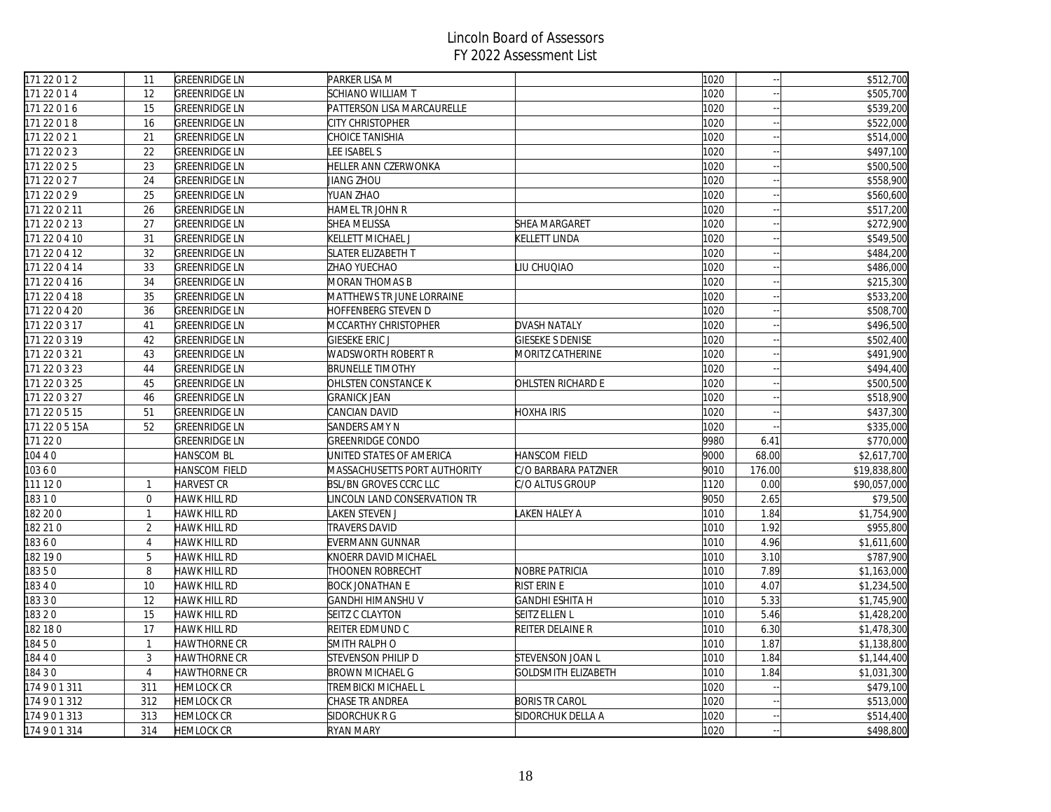# Lincoln Board of Assessors
## FY 2022 Assessment List

| | | | | | | | |
|---|---|---|---|---|---|---|---|
| 171 22 0 1 2 | 11 | GREENRIDGE LN | PARKER LISA M | | 1020 | -- | $512,700 |
| 171 22 0 1 4 | 12 | GREENRIDGE LN | SCHIANO WILLIAM T | | 1020 | -- | $505,700 |
| 171 22 0 1 6 | 15 | GREENRIDGE LN | PATTERSON LISA MARCAURELLE | | 1020 | -- | $539,200 |
| 171 22 0 1 8 | 16 | GREENRIDGE LN | CITY CHRISTOPHER | | 1020 | -- | $522,000 |
| 171 22 0 2 1 | 21 | GREENRIDGE LN | CHOICE TANISHIA | | 1020 | -- | $514,000 |
| 171 22 0 2 3 | 22 | GREENRIDGE LN | LEE ISABEL S | | 1020 | -- | $497,100 |
| 171 22 0 2 5 | 23 | GREENRIDGE LN | HELLER ANN CZERWONKA | | 1020 | -- | $500,500 |
| 171 22 0 2 7 | 24 | GREENRIDGE LN | JIANG ZHOU | | 1020 | -- | $558,900 |
| 171 22 0 2 9 | 25 | GREENRIDGE LN | YUAN ZHAO | | 1020 | -- | $560,600 |
| 171 22 0 2 11 | 26 | GREENRIDGE LN | HAMEL TR JOHN R | | 1020 | -- | $517,200 |
| 171 22 0 2 13 | 27 | GREENRIDGE LN | SHEA MELISSA | SHEA MARGARET | 1020 | -- | $272,900 |
| 171 22 0 4 10 | 31 | GREENRIDGE LN | KELLETT MICHAEL J | KELLETT LINDA | 1020 | -- | $549,500 |
| 171 22 0 4 12 | 32 | GREENRIDGE LN | SLATER ELIZABETH T | | 1020 | -- | $484,200 |
| 171 22 0 4 14 | 33 | GREENRIDGE LN | ZHAO YUECHAO | LIU CHUQIAO | 1020 | -- | $486,000 |
| 171 22 0 4 16 | 34 | GREENRIDGE LN | MORAN THOMAS B | | 1020 | -- | $215,300 |
| 171 22 0 4 18 | 35 | GREENRIDGE LN | MATTHEWS TR JUNE LORRAINE | | 1020 | -- | $533,200 |
| 171 22 0 4 20 | 36 | GREENRIDGE LN | HOFFENBERG STEVEN D | | 1020 | -- | $508,700 |
| 171 22 0 3 17 | 41 | GREENRIDGE LN | MCCARTHY CHRISTOPHER | DVASH NATALY | 1020 | -- | $496,500 |
| 171 22 0 3 19 | 42 | GREENRIDGE LN | GIESEKE ERIC J | GIESEKE S DENISE | 1020 | -- | $502,400 |
| 171 22 0 3 21 | 43 | GREENRIDGE LN | WADSWORTH ROBERT R | MORITZ CATHERINE | 1020 | -- | $491,900 |
| 171 22 0 3 23 | 44 | GREENRIDGE LN | BRUNELLE TIMOTHY | | 1020 | -- | $494,400 |
| 171 22 0 3 25 | 45 | GREENRIDGE LN | OHLSTEN CONSTANCE K | OHLSTEN RICHARD E | 1020 | -- | $500,500 |
| 171 22 0 3 27 | 46 | GREENRIDGE LN | GRANICK JEAN | | 1020 | -- | $518,900 |
| 171 22 0 5 15 | 51 | GREENRIDGE LN | CANCIAN DAVID | HOXHA IRIS | 1020 | -- | $437,300 |
| 171 22 0 5 15A | 52 | GREENRIDGE LN | SANDERS AMY N | | 1020 | -- | $335,000 |
| 171 22 0 | | GREENRIDGE LN | GREENRIDGE CONDO | | 9980 | 6.41 | $770,000 |
| 104 4 0 | | HANSCOM BL | UNITED STATES OF AMERICA | HANSCOM FIELD | 9000 | 68.00 | $2,617,700 |
| 103 6 0 | | HANSCOM FIELD | MASSACHUSETTS PORT AUTHORITY | C/O BARBARA PATZNER | 9010 | 176.00 | $19,838,800 |
| 111 12 0 | 1 | HARVEST CR | BSL/BN GROVES CCRC LLC | C/O ALTUS GROUP | 1120 | 0.00 | $90,057,000 |
| 183 1 0 | 0 | HAWK HILL RD | LINCOLN LAND CONSERVATION TR | | 9050 | 2.65 | $79,500 |
| 182 20 0 | 1 | HAWK HILL RD | LAKEN STEVEN J | LAKEN HALEY A | 1010 | 1.84 | $1,754,900 |
| 182 21 0 | 2 | HAWK HILL RD | TRAVERS DAVID | | 1010 | 1.92 | $955,800 |
| 183 6 0 | 4 | HAWK HILL RD | EVERMANN GUNNAR | | 1010 | 4.96 | $1,611,600 |
| 182 19 0 | 5 | HAWK HILL RD | KNOERR DAVID MICHAEL | | 1010 | 3.10 | $787,900 |
| 183 5 0 | 8 | HAWK HILL RD | THOONEN ROBRECHT | NOBRE PATRICIA | 1010 | 7.89 | $1,163,000 |
| 183 4 0 | 10 | HAWK HILL RD | BOCK JONATHAN E | RIST ERIN E | 1010 | 4.07 | $1,234,500 |
| 183 3 0 | 12 | HAWK HILL RD | GANDHI HIMANSHU V | GANDHI ESHITA H | 1010 | 5.33 | $1,745,900 |
| 183 2 0 | 15 | HAWK HILL RD | SEITZ C CLAYTON | SEITZ ELLEN L | 1010 | 5.46 | $1,428,200 |
| 182 18 0 | 17 | HAWK HILL RD | REITER EDMUND C | REITER DELAINE R | 1010 | 6.30 | $1,478,300 |
| 184 5 0 | 1 | HAWTHORNE CR | SMITH RALPH O | | 1010 | 1.87 | $1,138,800 |
| 184 4 0 | 3 | HAWTHORNE CR | STEVENSON PHILIP D | STEVENSON JOAN L | 1010 | 1.84 | $1,144,400 |
| 184 3 0 | 4 | HAWTHORNE CR | BROWN MICHAEL G | GOLDSMITH ELIZABETH | 1010 | 1.84 | $1,031,300 |
| 174 9 0 1 311 | 311 | HEMLOCK CR | TREMBICKI MICHAEL L | | 1020 | -- | $479,100 |
| 174 9 0 1 312 | 312 | HEMLOCK CR | CHASE TR ANDREA | BORIS TR CAROL | 1020 | -- | $513,000 |
| 174 9 0 1 313 | 313 | HEMLOCK CR | SIDORCHUK R G | SIDORCHUK DELLA A | 1020 | -- | $514,400 |
| 174 9 0 1 314 | 314 | HEMLOCK CR | RYAN MARY | | 1020 | -- | $498,800 |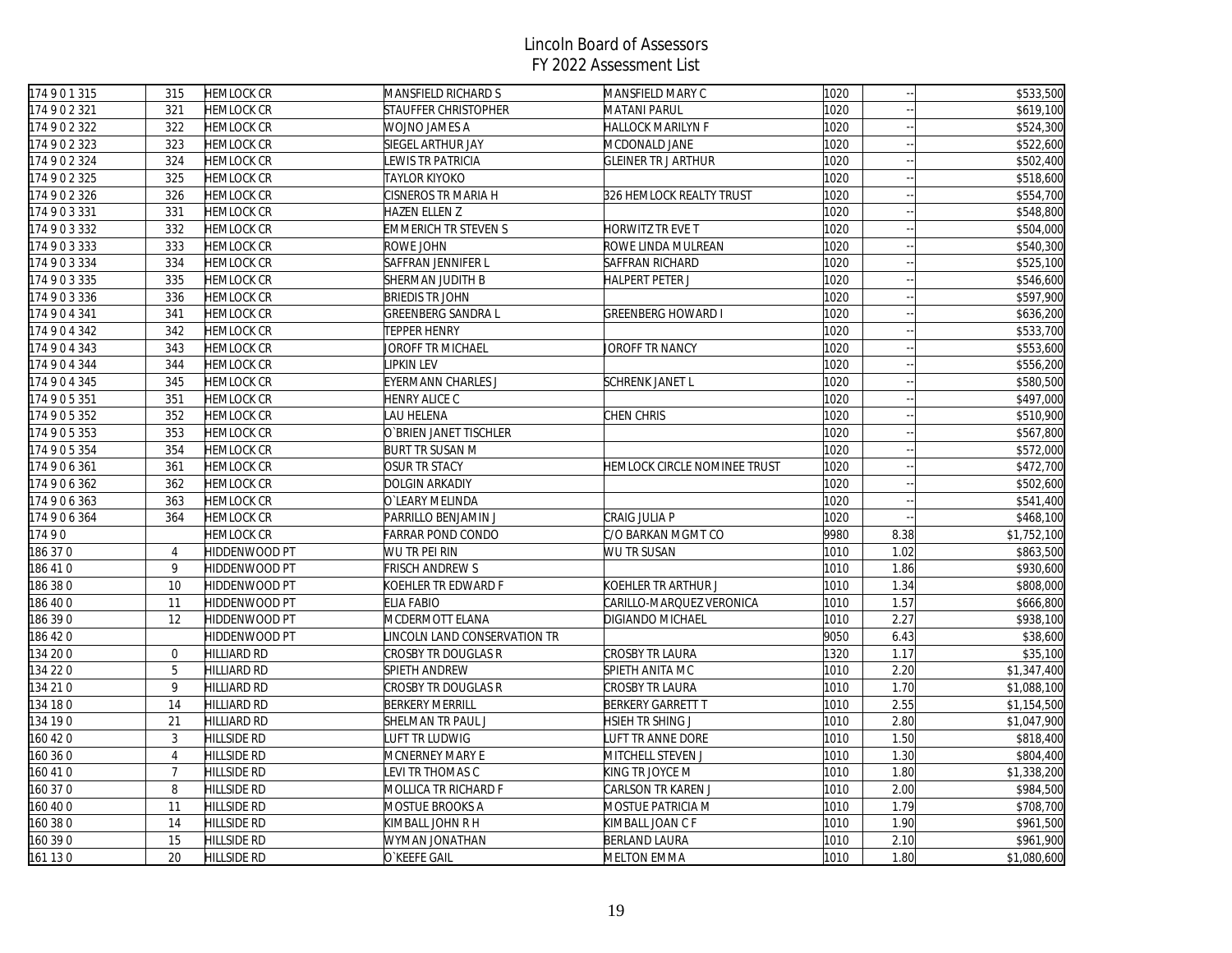# Lincoln Board of Assessors
## FY 2022 Assessment List

| | | | | | | | |
|---|---|---|---|---|---|---|---|
| 174 9 0 1 315 | 315 | HEMLOCK CR | MANSFIELD RICHARD S | MANSFIELD MARY C | 1020 | -- | $533,500 |
| 174 9 0 2 321 | 321 | HEMLOCK CR | STAUFFER CHRISTOPHER | MATANI PARUL | 1020 | -- | $619,100 |
| 174 9 0 2 322 | 322 | HEMLOCK CR | WOJNO JAMES A | HALLOCK MARILYN F | 1020 | -- | $524,300 |
| 174 9 0 2 323 | 323 | HEMLOCK CR | SIEGEL ARTHUR JAY | MCDONALD JANE | 1020 | -- | $522,600 |
| 174 9 0 2 324 | 324 | HEMLOCK CR | LEWIS TR PATRICIA | GLEINER TR J ARTHUR | 1020 | -- | $502,400 |
| 174 9 0 2 325 | 325 | HEMLOCK CR | TAYLOR KIYOKO | | 1020 | -- | $518,600 |
| 174 9 0 2 326 | 326 | HEMLOCK CR | CISNEROS TR MARIA H | 326 HEMLOCK REALTY TRUST | 1020 | -- | $554,700 |
| 174 9 0 3 331 | 331 | HEMLOCK CR | HAZEN ELLEN Z | | 1020 | -- | $548,800 |
| 174 9 0 3 332 | 332 | HEMLOCK CR | EMMERICH TR STEVEN S | HORWITZ TR EVE T | 1020 | -- | $504,000 |
| 174 9 0 3 333 | 333 | HEMLOCK CR | ROWE JOHN | ROWE LINDA MULREAN | 1020 | -- | $540,300 |
| 174 9 0 3 334 | 334 | HEMLOCK CR | SAFFRAN JENNIFER L | SAFFRAN RICHARD | 1020 | -- | $525,100 |
| 174 9 0 3 335 | 335 | HEMLOCK CR | SHERMAN JUDITH B | HALPERT PETER J | 1020 | -- | $546,600 |
| 174 9 0 3 336 | 336 | HEMLOCK CR | BRIEDIS TR JOHN | | 1020 | -- | $597,900 |
| 174 9 0 4 341 | 341 | HEMLOCK CR | GREENBERG SANDRA L | GREENBERG HOWARD I | 1020 | -- | $636,200 |
| 174 9 0 4 342 | 342 | HEMLOCK CR | TEPPER HENRY | | 1020 | -- | $533,700 |
| 174 9 0 4 343 | 343 | HEMLOCK CR | JOROFF TR MICHAEL | JOROFF TR NANCY | 1020 | -- | $553,600 |
| 174 9 0 4 344 | 344 | HEMLOCK CR | LIPKIN LEV | | 1020 | -- | $556,200 |
| 174 9 0 4 345 | 345 | HEMLOCK CR | EYERMANN CHARLES J | SCHRENK JANET L | 1020 | -- | $580,500 |
| 174 9 0 5 351 | 351 | HEMLOCK CR | HENRY ALICE C | | 1020 | -- | $497,000 |
| 174 9 0 5 352 | 352 | HEMLOCK CR | LAU HELENA | CHEN CHRIS | 1020 | -- | $510,900 |
| 174 9 0 5 353 | 353 | HEMLOCK CR | O`BRIEN JANET TISCHLER | | 1020 | -- | $567,800 |
| 174 9 0 5 354 | 354 | HEMLOCK CR | BURT TR SUSAN M | | 1020 | -- | $572,000 |
| 174 9 0 6 361 | 361 | HEMLOCK CR | OSUR TR STACY | HEMLOCK CIRCLE NOMINEE TRUST | 1020 | -- | $472,700 |
| 174 9 0 6 362 | 362 | HEMLOCK CR | DOLGIN ARKADIY | | 1020 | -- | $502,600 |
| 174 9 0 6 363 | 363 | HEMLOCK CR | O`LEARY MELINDA | | 1020 | -- | $541,400 |
| 174 9 0 6 364 | 364 | HEMLOCK CR | PARRILLO BENJAMIN J | CRAIG JULIA P | 1020 | -- | $468,100 |
| 174 9 0 | | HEMLOCK CR | FARRAR POND CONDO | C/O BARKAN MGMT CO | 9980 | 8.38 | $1,752,100 |
| 186 37 0 | 4 | HIDDENWOOD PT | WU TR PEI RIN | WU TR SUSAN | 1010 | 1.02 | $863,500 |
| 186 41 0 | 9 | HIDDENWOOD PT | FRISCH ANDREW S | | 1010 | 1.86 | $930,600 |
| 186 38 0 | 10 | HIDDENWOOD PT | KOEHLER TR EDWARD F | KOEHLER TR ARTHUR J | 1010 | 1.34 | $808,000 |
| 186 40 0 | 11 | HIDDENWOOD PT | ELIA FABIO | CARILLO-MARQUEZ VERONICA | 1010 | 1.57 | $666,800 |
| 186 39 0 | 12 | HIDDENWOOD PT | MCDERMOTT ELANA | DIGIANDO MICHAEL | 1010 | 2.27 | $938,100 |
| 186 42 0 | | HIDDENWOOD PT | LINCOLN LAND CONSERVATION TR | | 9050 | 6.43 | $38,600 |
| 134 20 0 | 0 | HILLIARD RD | CROSBY TR DOUGLAS R | CROSBY TR LAURA | 1320 | 1.17 | $35,100 |
| 134 22 0 | 5 | HILLIARD RD | SPIETH ANDREW | SPIETH ANITA M C | 1010 | 2.20 | $1,347,400 |
| 134 21 0 | 9 | HILLIARD RD | CROSBY TR DOUGLAS R | CROSBY TR LAURA | 1010 | 1.70 | $1,088,100 |
| 134 18 0 | 14 | HILLIARD RD | BERKERY MERRILL | BERKERY GARRETT T | 1010 | 2.55 | $1,154,500 |
| 134 19 0 | 21 | HILLIARD RD | SHELMAN TR PAUL J | HSIEH TR SHING J | 1010 | 2.80 | $1,047,900 |
| 160 42 0 | 3 | HILLSIDE RD | LUFT TR LUDWIG | LUFT TR ANNE DORE | 1010 | 1.50 | $818,400 |
| 160 36 0 | 4 | HILLSIDE RD | MCNERNEY MARY E | MITCHELL STEVEN J | 1010 | 1.30 | $804,400 |
| 160 41 0 | 7 | HILLSIDE RD | LEVI TR THOMAS C | KING TR JOYCE M | 1010 | 1.80 | $1,338,200 |
| 160 37 0 | 8 | HILLSIDE RD | MOLLICA TR RICHARD F | CARLSON TR KAREN J | 1010 | 2.00 | $984,500 |
| 160 40 0 | 11 | HILLSIDE RD | MOSTUE BROOKS A | MOSTUE PATRICIA M | 1010 | 1.79 | $708,700 |
| 160 38 0 | 14 | HILLSIDE RD | KIMBALL JOHN R H | KIMBALL JOAN C F | 1010 | 1.90 | $961,500 |
| 160 39 0 | 15 | HILLSIDE RD | WYMAN JONATHAN | BERLAND LAURA | 1010 | 2.10 | $961,900 |
| 161 13 0 | 20 | HILLSIDE RD | O`KEEFE GAIL | MELTON EMMA | 1010 | 1.80 | $1,080,600 |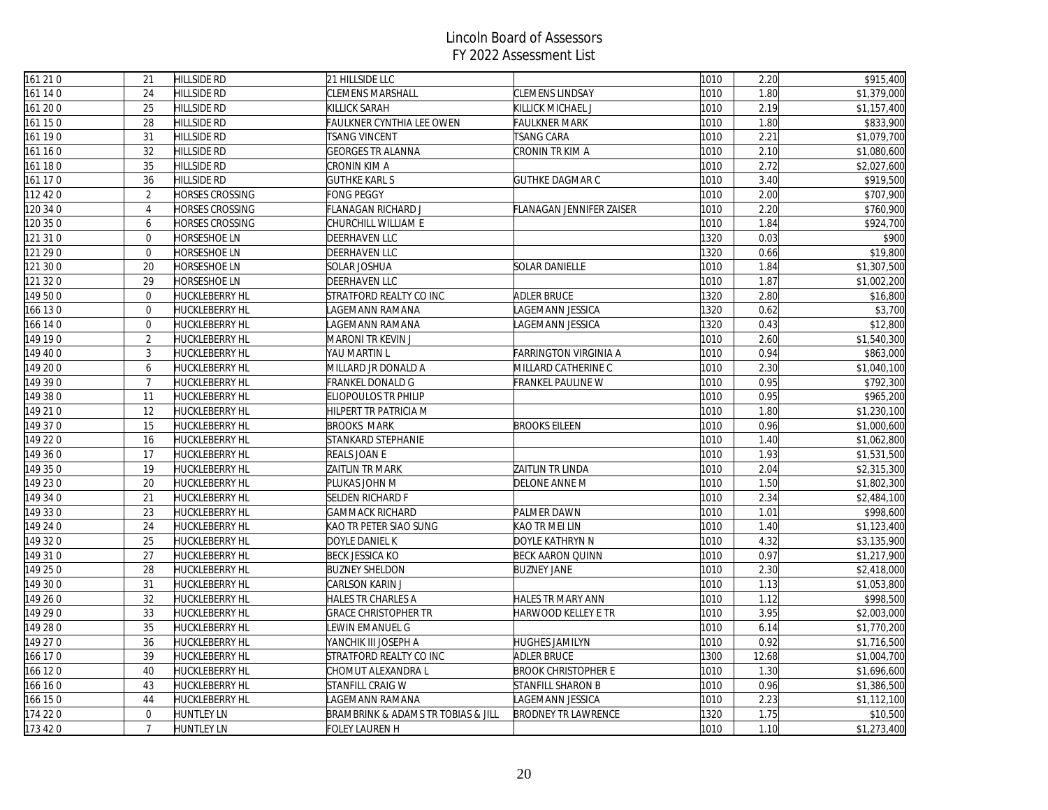# Lincoln Board of Assessors
## FY 2022 Assessment List

| | | | | | | | |
|---|---|---|---|---|---|---|---|
| 161 21 0 | 21 | HILLSIDE RD | 21 HILLSIDE LLC | | 1010 | 2.20 | $915,400 |
| 161 14 0 | 24 | HILLSIDE RD | CLEMENS MARSHALL | CLEMENS LINDSAY | 1010 | 1.80 | $1,379,000 |
| 161 20 0 | 25 | HILLSIDE RD | KILLICK SARAH | KILLICK MICHAEL J | 1010 | 2.19 | $1,157,400 |
| 161 15 0 | 28 | HILLSIDE RD | FAULKNER CYNTHIA LEE OWEN | FAULKNER MARK | 1010 | 1.80 | $833,900 |
| 161 19 0 | 31 | HILLSIDE RD | TSANG VINCENT | TSANG CARA | 1010 | 2.21 | $1,079,700 |
| 161 16 0 | 32 | HILLSIDE RD | GEORGES TR ALANNA | CRONIN TR KIM A | 1010 | 2.10 | $1,080,600 |
| 161 18 0 | 35 | HILLSIDE RD | CRONIN KIM A | | 1010 | 2.72 | $2,027,600 |
| 161 17 0 | 36 | HILLSIDE RD | GUTHKE KARL S | GUTHKE DAGMAR C | 1010 | 3.40 | $919,500 |
| 112 42 0 | 2 | HORSES CROSSING | FONG PEGGY | | 1010 | 2.00 | $707,900 |
| 120 34 0 | 4 | HORSES CROSSING | FLANAGAN RICHARD J | FLANAGAN JENNIFER ZAISER | 1010 | 2.20 | $760,900 |
| 120 35 0 | 6 | HORSES CROSSING | CHURCHILL WILLIAM E | | 1010 | 1.84 | $924,700 |
| 121 31 0 | 0 | HORSESHOE LN | DEERHAVEN LLC | | 1320 | 0.03 | $900 |
| 121 29 0 | 0 | HORSESHOE LN | DEERHAVEN LLC | | 1320 | 0.66 | $19,800 |
| 121 30 0 | 20 | HORSESHOE LN | SOLAR JOSHUA | SOLAR DANIELLE | 1010 | 1.84 | $1,307,500 |
| 121 32 0 | 29 | HORSESHOE LN | DEERHAVEN LLC | | 1010 | 1.87 | $1,002,200 |
| 149 50 0 | 0 | HUCKLEBERRY HL | STRATFORD REALTY CO INC | ADLER BRUCE | 1320 | 2.80 | $16,800 |
| 166 13 0 | 0 | HUCKLEBERRY HL | LAGEMANN RAMANA | LAGEMANN JESSICA | 1320 | 0.62 | $3,700 |
| 166 14 0 | 0 | HUCKLEBERRY HL | LAGEMANN RAMANA | LAGEMANN JESSICA | 1320 | 0.43 | $12,800 |
| 149 19 0 | 2 | HUCKLEBERRY HL | MARONI TR KEVIN J | | 1010 | 2.60 | $1,540,300 |
| 149 40 0 | 3 | HUCKLEBERRY HL | YAU MARTIN L | FARRINGTON VIRGINIA A | 1010 | 0.94 | $863,000 |
| 149 20 0 | 6 | HUCKLEBERRY HL | MILLARD JR DONALD A | MILLARD CATHERINE C | 1010 | 2.30 | $1,040,100 |
| 149 39 0 | 7 | HUCKLEBERRY HL | FRANKEL DONALD G | FRANKEL PAULINE W | 1010 | 0.95 | $792,300 |
| 149 38 0 | 11 | HUCKLEBERRY HL | ELIOPOULOS TR PHILIP | | 1010 | 0.95 | $965,200 |
| 149 21 0 | 12 | HUCKLEBERRY HL | HILPERT TR PATRICIA M | | 1010 | 1.80 | $1,230,100 |
| 149 37 0 | 15 | HUCKLEBERRY HL | BROOKS MARK | BROOKS EILEEN | 1010 | 0.96 | $1,000,600 |
| 149 22 0 | 16 | HUCKLEBERRY HL | STANKARD STEPHANIE | | 1010 | 1.40 | $1,062,800 |
| 149 36 0 | 17 | HUCKLEBERRY HL | REALS JOAN E | | 1010 | 1.93 | $1,531,500 |
| 149 35 0 | 19 | HUCKLEBERRY HL | ZAITLIN TR MARK | ZAITLIN TR LINDA | 1010 | 2.04 | $2,315,300 |
| 149 23 0 | 20 | HUCKLEBERRY HL | PLUKAS JOHN M | DELONE ANNE M | 1010 | 1.50 | $1,802,300 |
| 149 34 0 | 21 | HUCKLEBERRY HL | SELDEN RICHARD F | | 1010 | 2.34 | $2,484,100 |
| 149 33 0 | 23 | HUCKLEBERRY HL | GAMMACK RICHARD | PALMER DAWN | 1010 | 1.01 | $998,600 |
| 149 24 0 | 24 | HUCKLEBERRY HL | KAO TR PETER SIAO SUNG | KAO TR MEI LIN | 1010 | 1.40 | $1,123,400 |
| 149 32 0 | 25 | HUCKLEBERRY HL | DOYLE DANIEL K | DOYLE KATHRYN N | 1010 | 4.32 | $3,135,900 |
| 149 31 0 | 27 | HUCKLEBERRY HL | BECK JESSICA KO | BECK AARON QUINN | 1010 | 0.97 | $1,217,900 |
| 149 25 0 | 28 | HUCKLEBERRY HL | BUZNEY SHELDON | BUZNEY JANE | 1010 | 2.30 | $2,418,000 |
| 149 30 0 | 31 | HUCKLEBERRY HL | CARLSON KARIN J | | 1010 | 1.13 | $1,053,800 |
| 149 26 0 | 32 | HUCKLEBERRY HL | HALES TR CHARLES A | HALES TR MARY ANN | 1010 | 1.12 | $998,500 |
| 149 29 0 | 33 | HUCKLEBERRY HL | GRACE CHRISTOPHER TR | HARWOOD KELLEY E TR | 1010 | 3.95 | $2,003,000 |
| 149 28 0 | 35 | HUCKLEBERRY HL | LEWIN EMANUEL G | | 1010 | 6.14 | $1,770,200 |
| 149 27 0 | 36 | HUCKLEBERRY HL | YANCHIK III JOSEPH A | HUGHES JAMILYN | 1010 | 0.92 | $1,716,500 |
| 166 17 0 | 39 | HUCKLEBERRY HL | STRATFORD REALTY CO INC | ADLER BRUCE | 1300 | 12.68 | $1,004,700 |
| 166 12 0 | 40 | HUCKLEBERRY HL | CHOMUT ALEXANDRA L | BROOK CHRISTOPHER E | 1010 | 1.30 | $1,696,600 |
| 166 16 0 | 43 | HUCKLEBERRY HL | STANFILL CRAIG W | STANFILL SHARON B | 1010 | 0.96 | $1,386,500 |
| 166 15 0 | 44 | HUCKLEBERRY HL | LAGEMANN RAMANA | LAGEMANN JESSICA | 1010 | 2.23 | $1,112,100 |
| 174 22 0 | 0 | HUNTLEY LN | BRAMBRINK & ADAMS TR TOBIAS & JILL | BRODNEY TR LAWRENCE | 1320 | 1.75 | $10,500 |
| 173 42 0 | 7 | HUNTLEY LN | FOLEY LAUREN H | | 1010 | 1.10 | $1,273,400 |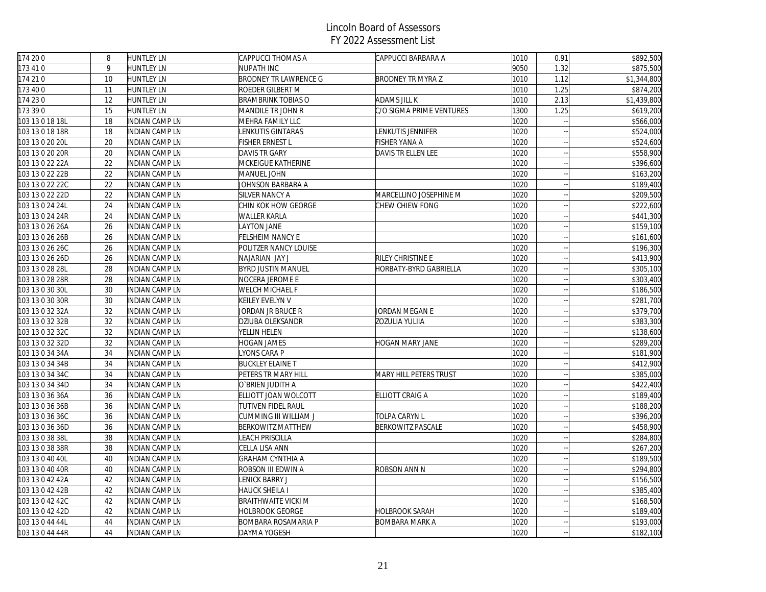# Lincoln Board of Assessors
## FY 2022 Assessment List

| | | | | | | | |
|---|---|---|---|---|---|---|---|
| 174 20 0 | 8 | HUNTLEY LN | CAPPUCCI THOMAS A | CAPPUCCI BARBARA A | 1010 | 0.91 | $892,500 |
| 173 41 0 | 9 | HUNTLEY LN | NUPATH INC | | 9050 | 1.32 | $875,500 |
| 174 21 0 | 10 | HUNTLEY LN | BRODNEY TR LAWRENCE G | BRODNEY TR MYRA Z | 1010 | 1.12 | $1,344,800 |
| 173 40 0 | 11 | HUNTLEY LN | ROEDER GILBERT M | | 1010 | 1.25 | $874,200 |
| 174 23 0 | 12 | HUNTLEY LN | BRAMBRINK TOBIAS O | ADAMS JILL K | 1010 | 2.13 | $1,439,800 |
| 173 39 0 | 15 | HUNTLEY LN | MANDILE TR JOHN R | C/O SIGMA PRIME VENTURES | 1300 | 1.25 | $619,200 |
| 103 13 0 18 18L | 18 | INDIAN CAMP LN | MEHRA FAMILY LLC | | 1020 | -- | $566,000 |
| 103 13 0 18 18R | 18 | INDIAN CAMP LN | LENKUTIS GINTARAS | LENKUTIS JENNIFER | 1020 | -- | $524,000 |
| 103 13 0 20 20L | 20 | INDIAN CAMP LN | FISHER ERNEST L | FISHER YANA A | 1020 | -- | $524,600 |
| 103 13 0 20 20R | 20 | INDIAN CAMP LN | DAVIS TR GARY | DAVIS TR ELLEN LEE | 1020 | -- | $558,900 |
| 103 13 0 22 22A | 22 | INDIAN CAMP LN | MCKEIGUE KATHERINE | | 1020 | -- | $396,600 |
| 103 13 0 22 22B | 22 | INDIAN CAMP LN | MANUEL JOHN | | 1020 | -- | $163,200 |
| 103 13 0 22 22C | 22 | INDIAN CAMP LN | JOHNSON BARBARA A | | 1020 | -- | $189,400 |
| 103 13 0 22 22D | 22 | INDIAN CAMP LN | SILVER NANCY A | MARCELLINO JOSEPHINE M | 1020 | -- | $209,500 |
| 103 13 0 24 24L | 24 | INDIAN CAMP LN | CHIN KOK HOW GEORGE | CHEW CHIEW FONG | 1020 | -- | $222,600 |
| 103 13 0 24 24R | 24 | INDIAN CAMP LN | WALLER KARLA | | 1020 | -- | $441,300 |
| 103 13 0 26 26A | 26 | INDIAN CAMP LN | LAYTON JANE | | 1020 | -- | $159,100 |
| 103 13 0 26 26B | 26 | INDIAN CAMP LN | FELSHEIM NANCY E | | 1020 | -- | $161,600 |
| 103 13 0 26 26C | 26 | INDIAN CAMP LN | POLITZER NANCY LOUISE | | 1020 | -- | $196,300 |
| 103 13 0 26 26D | 26 | INDIAN CAMP LN | NAJARIAN JAY J | RILEY CHRISTINE E | 1020 | -- | $413,900 |
| 103 13 0 28 28L | 28 | INDIAN CAMP LN | BYRD JUSTIN MANUEL | HORBATY-BYRD GABRIELLA | 1020 | -- | $305,100 |
| 103 13 0 28 28R | 28 | INDIAN CAMP LN | NOCERA JEROME E | | 1020 | -- | $303,400 |
| 103 13 0 30 30L | 30 | INDIAN CAMP LN | WELCH MICHAEL F | | 1020 | -- | $186,500 |
| 103 13 0 30 30R | 30 | INDIAN CAMP LN | KEILEY EVELYN V | | 1020 | -- | $281,700 |
| 103 13 0 32 32A | 32 | INDIAN CAMP LN | JORDAN JR BRUCE R | JORDAN MEGAN E | 1020 | -- | $379,700 |
| 103 13 0 32 32B | 32 | INDIAN CAMP LN | DZIUBA OLEKSANDR | ZOZULIA YULIIA | 1020 | -- | $383,300 |
| 103 13 0 32 32C | 32 | INDIAN CAMP LN | YELLIN HELEN | | 1020 | -- | $138,600 |
| 103 13 0 32 32D | 32 | INDIAN CAMP LN | HOGAN JAMES | HOGAN MARY JANE | 1020 | -- | $289,200 |
| 103 13 0 34 34A | 34 | INDIAN CAMP LN | LYONS CARA P | | 1020 | -- | $181,900 |
| 103 13 0 34 34B | 34 | INDIAN CAMP LN | BUCKLEY ELAINE T | | 1020 | -- | $412,900 |
| 103 13 0 34 34C | 34 | INDIAN CAMP LN | PETERS TR MARY HILL | MARY HILL PETERS TRUST | 1020 | -- | $385,000 |
| 103 13 0 34 34D | 34 | INDIAN CAMP LN | O`BRIEN JUDITH A | | 1020 | -- | $422,400 |
| 103 13 0 36 36A | 36 | INDIAN CAMP LN | ELLIOTT JOAN WOLCOTT | ELLIOTT CRAIG A | 1020 | -- | $189,400 |
| 103 13 0 36 36B | 36 | INDIAN CAMP LN | TUTIVEN FIDEL RAUL | | 1020 | -- | $188,200 |
| 103 13 0 36 36C | 36 | INDIAN CAMP LN | CUMMING III WILLIAM J | TOLPA CARYN L | 1020 | -- | $396,200 |
| 103 13 0 36 36D | 36 | INDIAN CAMP LN | BERKOWITZ MATTHEW | BERKOWITZ PASCALE | 1020 | -- | $458,900 |
| 103 13 0 38 38L | 38 | INDIAN CAMP LN | LEACH PRISCILLA | | 1020 | -- | $284,800 |
| 103 13 0 38 38R | 38 | INDIAN CAMP LN | CELLA LISA ANN | | 1020 | -- | $267,200 |
| 103 13 0 40 40L | 40 | INDIAN CAMP LN | GRAHAM CYNTHIA A | | 1020 | -- | $189,500 |
| 103 13 0 40 40R | 40 | INDIAN CAMP LN | ROBSON III EDWIN A | ROBSON ANN N | 1020 | -- | $294,800 |
| 103 13 0 42 42A | 42 | INDIAN CAMP LN | LENICK BARRY J | | 1020 | -- | $156,500 |
| 103 13 0 42 42B | 42 | INDIAN CAMP LN | HAUCK SHEILA I | | 1020 | -- | $385,400 |
| 103 13 0 42 42C | 42 | INDIAN CAMP LN | BRAITHWAITE VICKI M | | 1020 | -- | $168,500 |
| 103 13 0 42 42D | 42 | INDIAN CAMP LN | HOLBROOK GEORGE | HOLBROOK SARAH | 1020 | -- | $189,400 |
| 103 13 0 44 44L | 44 | INDIAN CAMP LN | BOMBARA ROSAMARIA P | BOMBARA MARK A | 1020 | -- | $193,000 |
| 103 13 0 44 44R | 44 | INDIAN CAMP LN | DAYMA YOGESH | | 1020 | -- | $182,100 |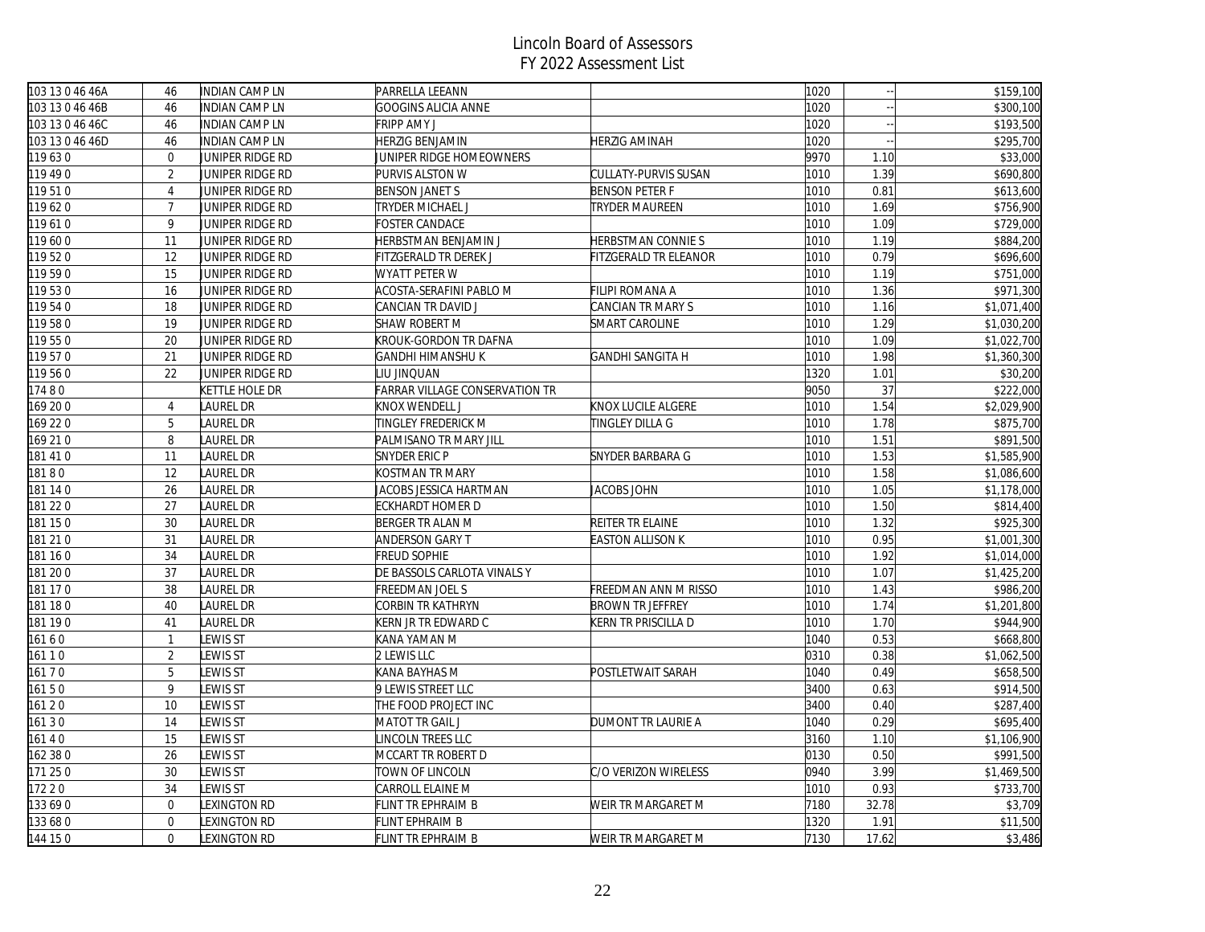# Lincoln Board of Assessors
## FY 2022 Assessment List

| | | | | | | | |
|---|---|---|---|---|---|---|---|
| 103 13 0 46 46A | 46 | INDIAN CAMP LN | PARRELLA LEEANN | | 1020 | -- | $159,100 |
| 103 13 0 46 46B | 46 | INDIAN CAMP LN | GOOGINS ALICIA ANNE | | 1020 | -- | $300,100 |
| 103 13 0 46 46C | 46 | INDIAN CAMP LN | FRIPP AMY J | | 1020 | -- | $193,500 |
| 103 13 0 46 46D | 46 | INDIAN CAMP LN | HERZIG BENJAMIN | HERZIG AMINAH | 1020 | -- | $295,700 |
| 119 63 0 | 0 | JUNIPER RIDGE RD | JUNIPER RIDGE HOMEOWNERS | | 9970 | 1.10 | $33,000 |
| 119 49 0 | 2 | JUNIPER RIDGE RD | PURVIS ALSTON W | CULLATY-PURVIS SUSAN | 1010 | 1.39 | $690,800 |
| 119 51 0 | 4 | JUNIPER RIDGE RD | BENSON JANET S | BENSON PETER F | 1010 | 0.81 | $613,600 |
| 119 62 0 | 7 | JUNIPER RIDGE RD | TRYDER MICHAEL J | TRYDER MAUREEN | 1010 | 1.69 | $756,900 |
| 119 61 0 | 9 | JUNIPER RIDGE RD | FOSTER CANDACE | | 1010 | 1.09 | $729,000 |
| 119 60 0 | 11 | JUNIPER RIDGE RD | HERBSTMAN BENJAMIN J | HERBSTMAN CONNIE S | 1010 | 1.19 | $884,200 |
| 119 52 0 | 12 | JUNIPER RIDGE RD | FITZGERALD TR DEREK J | FITZGERALD TR ELEANOR | 1010 | 0.79 | $696,600 |
| 119 59 0 | 15 | JUNIPER RIDGE RD | WYATT PETER W | | 1010 | 1.19 | $751,000 |
| 119 53 0 | 16 | JUNIPER RIDGE RD | ACOSTA-SERAFINI PABLO M | FILIPI ROMANA A | 1010 | 1.36 | $971,300 |
| 119 54 0 | 18 | JUNIPER RIDGE RD | CANCIAN TR DAVID J | CANCIAN TR MARY S | 1010 | 1.16 | $1,071,400 |
| 119 58 0 | 19 | JUNIPER RIDGE RD | SHAW ROBERT M | SMART CAROLINE | 1010 | 1.29 | $1,030,200 |
| 119 55 0 | 20 | JUNIPER RIDGE RD | KROUK-GORDON TR DAFNA | | 1010 | 1.09 | $1,022,700 |
| 119 57 0 | 21 | JUNIPER RIDGE RD | GANDHI HIMANSHU K | GANDHI SANGITA H | 1010 | 1.98 | $1,360,300 |
| 119 56 0 | 22 | JUNIPER RIDGE RD | LIU JINQUAN | | 1320 | 1.01 | $30,200 |
| 174 8 0 | | KETTLE HOLE DR | FARRAR VILLAGE CONSERVATION TR | | 9050 | 37 | $222,000 |
| 169 20 0 | 4 | LAUREL DR | KNOX WENDELL J | KNOX LUCILE ALGERE | 1010 | 1.54 | $2,029,900 |
| 169 22 0 | 5 | LAUREL DR | TINGLEY FREDERICK M | TINGLEY DILLA G | 1010 | 1.78 | $875,700 |
| 169 21 0 | 8 | LAUREL DR | PALMISANO TR MARY JILL | | 1010 | 1.51 | $891,500 |
| 181 41 0 | 11 | LAUREL DR | SNYDER ERIC P | SNYDER BARBARA G | 1010 | 1.53 | $1,585,900 |
| 181 8 0 | 12 | LAUREL DR | KOSTMAN TR MARY | | 1010 | 1.58 | $1,086,600 |
| 181 14 0 | 26 | LAUREL DR | JACOBS JESSICA HARTMAN | JACOBS JOHN | 1010 | 1.05 | $1,178,000 |
| 181 22 0 | 27 | LAUREL DR | ECKHARDT HOMER D | | 1010 | 1.50 | $814,400 |
| 181 15 0 | 30 | LAUREL DR | BERGER TR ALAN M | REITER TR ELAINE | 1010 | 1.32 | $925,300 |
| 181 21 0 | 31 | LAUREL DR | ANDERSON GARY T | EASTON ALLISON K | 1010 | 0.95 | $1,001,300 |
| 181 16 0 | 34 | LAUREL DR | FREUD SOPHIE | | 1010 | 1.92 | $1,014,000 |
| 181 20 0 | 37 | LAUREL DR | DE BASSOLS CARLOTA VINALS Y | | 1010 | 1.07 | $1,425,200 |
| 181 17 0 | 38 | LAUREL DR | FREEDMAN JOEL S | FREEDMAN ANN M RISSO | 1010 | 1.43 | $986,200 |
| 181 18 0 | 40 | LAUREL DR | CORBIN TR KATHRYN | BROWN TR JEFFREY | 1010 | 1.74 | $1,201,800 |
| 181 19 0 | 41 | LAUREL DR | KERN JR TR EDWARD C | KERN TR PRISCILLA D | 1010 | 1.70 | $944,900 |
| 161 6 0 | 1 | LEWIS ST | KANA YAMAN M | | 1040 | 0.53 | $668,800 |
| 161 1 0 | 2 | LEWIS ST | 2 LEWIS LLC | | 0310 | 0.38 | $1,062,500 |
| 161 7 0 | 5 | LEWIS ST | KANA BAYHAS M | POSTLETWAIT SARAH | 1040 | 0.49 | $658,500 |
| 161 5 0 | 9 | LEWIS ST | 9 LEWIS STREET LLC | | 3400 | 0.63 | $914,500 |
| 161 2 0 | 10 | LEWIS ST | THE FOOD PROJECT INC | | 3400 | 0.40 | $287,400 |
| 161 3 0 | 14 | LEWIS ST | MATOT TR GAIL J | DUMONT TR LAURIE A | 1040 | 0.29 | $695,400 |
| 161 4 0 | 15 | LEWIS ST | LINCOLN TREES LLC | | 3160 | 1.10 | $1,106,900 |
| 162 38 0 | 26 | LEWIS ST | MCCART TR ROBERT D | | 0130 | 0.50 | $991,500 |
| 171 25 0 | 30 | LEWIS ST | TOWN OF LINCOLN | C/O VERIZON WIRELESS | 0940 | 3.99 | $1,469,500 |
| 172 2 0 | 34 | LEWIS ST | CARROLL ELAINE M | | 1010 | 0.93 | $733,700 |
| 133 69 0 | 0 | LEXINGTON RD | FLINT TR EPHRAIM B | WEIR TR MARGARET M | 7180 | 32.78 | $3,709 |
| 133 68 0 | 0 | LEXINGTON RD | FLINT EPHRAIM B | | 1320 | 1.91 | $11,500 |
| 144 15 0 | 0 | LEXINGTON RD | FLINT TR EPHRAIM B | WEIR TR MARGARET M | 7130 | 17.62 | $3,486 |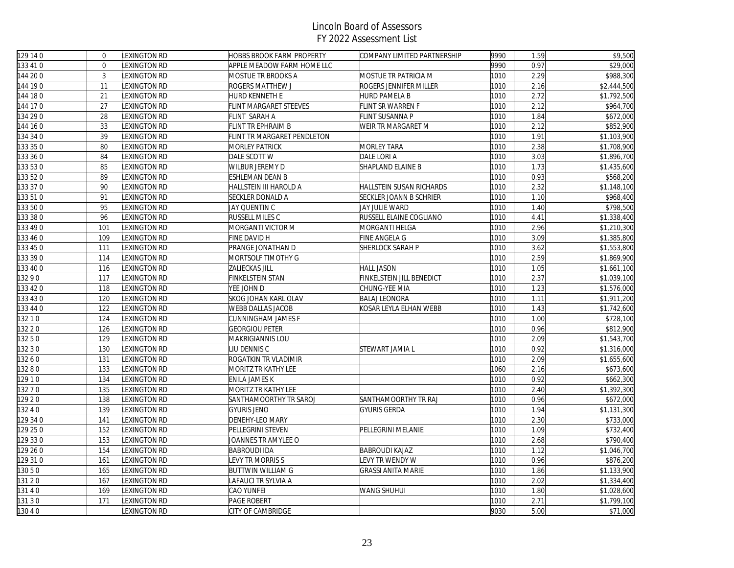# Lincoln Board of Assessors
## FY 2022 Assessment List

| | | | | | | | |
|---|---|---|---|---|---|---|---|
| 129 14 0 | 0 | LEXINGTON RD | HOBBS BROOK FARM PROPERTY | COMPANY LIMITED PARTNERSHIP | 9990 | 1.59 | $9,500 |
| 133 41 0 | 0 | LEXINGTON RD | APPLE MEADOW FARM HOME LLC | | 9990 | 0.97 | $29,000 |
| 144 20 0 | 3 | LEXINGTON RD | MOSTUE TR BROOKS A | MOSTUE TR PATRICIA M | 1010 | 2.29 | $988,300 |
| 144 19 0 | 11 | LEXINGTON RD | ROGERS MATTHEW J | ROGERS JENNIFER MILLER | 1010 | 2.16 | $2,444,500 |
| 144 18 0 | 21 | LEXINGTON RD | HURD KENNETH E | HURD PAMELA B | 1010 | 2.72 | $1,792,500 |
| 144 17 0 | 27 | LEXINGTON RD | FLINT MARGARET STEEVES | FLINT SR WARREN F | 1010 | 2.12 | $964,700 |
| 134 29 0 | 28 | LEXINGTON RD | FLINT SARAH A | FLINT SUSANNA P | 1010 | 1.84 | $672,000 |
| 144 16 0 | 33 | LEXINGTON RD | FLINT TR EPHRAIM B | WEIR TR MARGARET M | 1010 | 2.12 | $852,900 |
| 134 34 0 | 39 | LEXINGTON RD | FLINT TR MARGARET PENDLETON | | 1010 | 1.91 | $1,103,900 |
| 133 35 0 | 80 | LEXINGTON RD | MORLEY PATRICK | MORLEY TARA | 1010 | 2.38 | $1,708,900 |
| 133 36 0 | 84 | LEXINGTON RD | DALE SCOTT W | DALE LORI A | 1010 | 3.03 | $1,896,700 |
| 133 53 0 | 85 | LEXINGTON RD | WILBUR JEREMY D | SHAPLAND ELAINE B | 1010 | 1.73 | $1,435,600 |
| 133 52 0 | 89 | LEXINGTON RD | ESHLEMAN DEAN B | | 1010 | 0.93 | $568,200 |
| 133 37 0 | 90 | LEXINGTON RD | HALLSTEIN III HAROLD A | HALLSTEIN SUSAN RICHARDS | 1010 | 2.32 | $1,148,100 |
| 133 51 0 | 91 | LEXINGTON RD | SECKLER DONALD A | SECKLER JOANN B SCHRIER | 1010 | 1.10 | $968,400 |
| 133 50 0 | 95 | LEXINGTON RD | JAY QUENTIN C | JAY JULIE WARD | 1010 | 1.40 | $798,500 |
| 133 38 0 | 96 | LEXINGTON RD | RUSSELL MILES C | RUSSELL ELAINE COGLIANO | 1010 | 4.41 | $1,338,400 |
| 133 49 0 | 101 | LEXINGTON RD | MORGANTI VICTOR M | MORGANTI HELGA | 1010 | 2.96 | $1,210,300 |
| 133 46 0 | 109 | LEXINGTON RD | FINE DAVID H | FINE ANGELA G | 1010 | 3.09 | $1,385,800 |
| 133 45 0 | 111 | LEXINGTON RD | PRANGE JONATHAN D | SHERLOCK SARAH P | 1010 | 3.62 | $1,553,800 |
| 133 39 0 | 114 | LEXINGTON RD | MORTSOLF TIMOTHY G | | 1010 | 2.59 | $1,869,900 |
| 133 40 0 | 116 | LEXINGTON RD | ZALIECKAS JILL | HALL JASON | 1010 | 1.05 | $1,661,100 |
| 132 9 0 | 117 | LEXINGTON RD | FINKELSTEIN STAN | FINKELSTEIN JILL BENEDICT | 1010 | 2.37 | $1,039,100 |
| 133 42 0 | 118 | LEXINGTON RD | YEE JOHN D | CHUNG-YEE MIA | 1010 | 1.23 | $1,576,000 |
| 133 43 0 | 120 | LEXINGTON RD | SKOG JOHAN KARL OLAV | BALAJ LEONORA | 1010 | 1.11 | $1,911,200 |
| 133 44 0 | 122 | LEXINGTON RD | WEBB DALLAS JACOB | KOSAR LEYLA ELHAN WEBB | 1010 | 1.43 | $1,742,600 |
| 132 1 0 | 124 | LEXINGTON RD | CUNNINGHAM JAMES F | | 1010 | 1.00 | $728,100 |
| 132 2 0 | 126 | LEXINGTON RD | GEORGIOU PETER | | 1010 | 0.96 | $812,900 |
| 132 5 0 | 129 | LEXINGTON RD | MAKRIGIANNIS LOU | | 1010 | 2.09 | $1,543,700 |
| 132 3 0 | 130 | LEXINGTON RD | LIU DENNIS C | STEWART JAMIA L | 1010 | 0.92 | $1,316,000 |
| 132 6 0 | 131 | LEXINGTON RD | ROGATKIN TR VLADIMIR | | 1010 | 2.09 | $1,655,600 |
| 132 8 0 | 133 | LEXINGTON RD | MORITZ TR KATHY LEE | | 1060 | 2.16 | $673,600 |
| 129 1 0 | 134 | LEXINGTON RD | ENILA JAMES K | | 1010 | 0.92 | $662,300 |
| 132 7 0 | 135 | LEXINGTON RD | MORITZ TR KATHY LEE | | 1010 | 2.40 | $1,392,300 |
| 129 2 0 | 138 | LEXINGTON RD | SANTHAMOORTHY TR SAROJ | SANTHAMOORTHY TR RAJ | 1010 | 0.96 | $672,000 |
| 132 4 0 | 139 | LEXINGTON RD | GYURIS JENO | GYURIS GERDA | 1010 | 1.94 | $1,131,300 |
| 129 34 0 | 141 | LEXINGTON RD | DENEHY-LEO MARY | | 1010 | 2.30 | $733,000 |
| 129 25 0 | 152 | LEXINGTON RD | PELLEGRINI STEVEN | PELLEGRINI MELANIE | 1010 | 1.09 | $732,400 |
| 129 33 0 | 153 | LEXINGTON RD | JOANNES TR AMYLEE O | | 1010 | 2.68 | $790,400 |
| 129 26 0 | 154 | LEXINGTON RD | BABROUDI IDA | BABROUDI KAJAZ | 1010 | 1.12 | $1,046,700 |
| 129 31 0 | 161 | LEXINGTON RD | LEVY TR MORRIS S | LEVY TR WENDY W | 1010 | 0.96 | $876,200 |
| 130 5 0 | 165 | LEXINGTON RD | BUTTWIN WILLIAM G | GRASSI ANITA MARIE | 1010 | 1.86 | $1,133,900 |
| 131 2 0 | 167 | LEXINGTON RD | LAFAUCI TR SYLVIA A | | 1010 | 2.02 | $1,334,400 |
| 131 4 0 | 169 | LEXINGTON RD | CAO YUNFEI | WANG SHUHUI | 1010 | 1.80 | $1,028,600 |
| 131 3 0 | 171 | LEXINGTON RD | PAGE ROBERT | | 1010 | 2.71 | $1,799,100 |
| 130 4 0 | | LEXINGTON RD | CITY OF CAMBRIDGE | | 9030 | 5.00 | $71,000 |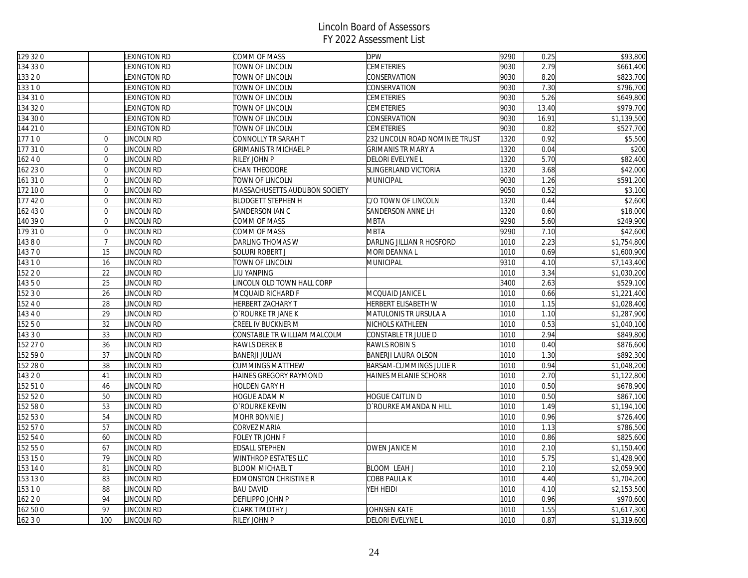# Lincoln Board of Assessors
## FY 2022 Assessment List

| | | | | | | | |
|---|---|---|---|---|---|---|---|
| 129 32 0 | | LEXINGTON RD | COMM OF MASS | DPW | 9290 | 0.25 | $93,800 |
| 134 33 0 | | LEXINGTON RD | TOWN OF LINCOLN | CEMETERIES | 9030 | 2.79 | $661,400 |
| 133 2 0 | | LEXINGTON RD | TOWN OF LINCOLN | CONSERVATION | 9030 | 8.20 | $823,700 |
| 133 1 0 | | LEXINGTON RD | TOWN OF LINCOLN | CONSERVATION | 9030 | 7.30 | $796,700 |
| 134 31 0 | | LEXINGTON RD | TOWN OF LINCOLN | CEMETERIES | 9030 | 5.26 | $649,800 |
| 134 32 0 | | LEXINGTON RD | TOWN OF LINCOLN | CEMETERIES | 9030 | 13.40 | $979,700 |
| 134 30 0 | | LEXINGTON RD | TOWN OF LINCOLN | CONSERVATION | 9030 | 16.91 | $1,139,500 |
| 144 21 0 | | LEXINGTON RD | TOWN OF LINCOLN | CEMETERIES | 9030 | 0.82 | $527,700 |
| 177 1 0 | 0 | LINCOLN RD | CONNOLLY TR SARAH T | 232 LINCOLN ROAD NOMINEE TRUST | 1320 | 0.92 | $5,500 |
| 177 31 0 | 0 | LINCOLN RD | GRIMANIS TR MICHAEL P | GRIMANIS TR MARY A | 1320 | 0.04 | $200 |
| 162 4 0 | 0 | LINCOLN RD | RILEY JOHN P | DELORI EVELYNE L | 1320 | 5.70 | $82,400 |
| 162 23 0 | 0 | LINCOLN RD | CHAN THEODORE | SLINGERLAND VICTORIA | 1320 | 3.68 | $42,000 |
| 161 31 0 | 0 | LINCOLN RD | TOWN OF LINCOLN | MUNICIPAL | 9030 | 1.26 | $591,200 |
| 172 10 0 | 0 | LINCOLN RD | MASSACHUSETTS AUDUBON SOCIETY | | 9050 | 0.52 | $3,100 |
| 177 42 0 | 0 | LINCOLN RD | BLODGETT STEPHEN H | C/O TOWN OF LINCOLN | 1320 | 0.44 | $2,600 |
| 162 43 0 | 0 | LINCOLN RD | SANDERSON IAN C | SANDERSON ANNE LH | 1320 | 0.60 | $18,000 |
| 140 39 0 | 0 | LINCOLN RD | COMM OF MASS | MBTA | 9290 | 5.60 | $249,900 |
| 179 31 0 | 0 | LINCOLN RD | COMM OF MASS | MBTA | 9290 | 7.10 | $42,600 |
| 143 8 0 | 7 | LINCOLN RD | DARLING THOMAS W | DARLING JILLIAN R HOSFORD | 1010 | 2.23 | $1,754,800 |
| 143 7 0 | 15 | LINCOLN RD | SOLURI ROBERT J | MORI DEANNA L | 1010 | 0.69 | $1,600,900 |
| 143 1 0 | 16 | LINCOLN RD | TOWN OF LINCOLN | MUNICIPAL | 9310 | 4.10 | $7,143,400 |
| 152 2 0 | 22 | LINCOLN RD | LIU YANPING | | 1010 | 3.34 | $1,030,200 |
| 143 5 0 | 25 | LINCOLN RD | LINCOLN OLD TOWN HALL CORP | | 3400 | 2.63 | $529,100 |
| 152 3 0 | 26 | LINCOLN RD | MCQUAID RICHARD F | MCQUAID JANICE L | 1010 | 0.66 | $1,221,400 |
| 152 4 0 | 28 | LINCOLN RD | HERBERT ZACHARY T | HERBERT ELISABETH W | 1010 | 1.15 | $1,028,400 |
| 143 4 0 | 29 | LINCOLN RD | O`ROURKE TR JANE K | MATULONIS TR URSULA A | 1010 | 1.10 | $1,287,900 |
| 152 5 0 | 32 | LINCOLN RD | CREEL IV BUCKNER M | NICHOLS KATHLEEN | 1010 | 0.53 | $1,040,100 |
| 143 3 0 | 33 | LINCOLN RD | CONSTABLE TR WILLIAM MALCOLM | CONSTABLE TR JULIE D | 1010 | 2.94 | $849,800 |
| 152 27 0 | 36 | LINCOLN RD | RAWLS DEREK B | RAWLS ROBIN S | 1010 | 0.40 | $876,600 |
| 152 59 0 | 37 | LINCOLN RD | BANERJI JULIAN | BANERJI LAURA OLSON | 1010 | 1.30 | $892,300 |
| 152 28 0 | 38 | LINCOLN RD | CUMMINGS MATTHEW | BARSAM-CUMMINGS JULIE R | 1010 | 0.94 | $1,048,200 |
| 143 2 0 | 41 | LINCOLN RD | HAINES GREGORY RAYMOND | HAINES MELANIE SCHORR | 1010 | 2.70 | $1,122,800 |
| 152 51 0 | 46 | LINCOLN RD | HOLDEN GARY H | | 1010 | 0.50 | $678,900 |
| 152 52 0 | 50 | LINCOLN RD | HOGUE ADAM M | HOGUE CAITLIN D | 1010 | 0.50 | $867,100 |
| 152 58 0 | 53 | LINCOLN RD | O`ROURKE KEVIN | O`ROURKE AMANDA N HILL | 1010 | 1.49 | $1,194,100 |
| 152 53 0 | 54 | LINCOLN RD | MOHR BONNIE J | | 1010 | 0.96 | $726,400 |
| 152 57 0 | 57 | LINCOLN RD | CORVEZ MARIA | | 1010 | 1.13 | $786,500 |
| 152 54 0 | 60 | LINCOLN RD | FOLEY TR JOHN F | | 1010 | 0.86 | $825,600 |
| 152 55 0 | 67 | LINCOLN RD | EDSALL STEPHEN | OWEN JANICE M | 1010 | 2.10 | $1,150,400 |
| 153 15 0 | 79 | LINCOLN RD | WINTHROP ESTATES LLC | | 1010 | 5.75 | $1,428,900 |
| 153 14 0 | 81 | LINCOLN RD | BLOOM MICHAEL T | BLOOM LEAH J | 1010 | 2.10 | $2,059,900 |
| 153 13 0 | 83 | LINCOLN RD | EDMONSTON CHRISTINE R | COBB PAULA K | 1010 | 4.40 | $1,704,200 |
| 153 1 0 | 88 | LINCOLN RD | BAU DAVID | YEH HEIDI | 1010 | 4.10 | $2,153,500 |
| 162 2 0 | 94 | LINCOLN RD | DEFILIPPO JOHN P | | 1010 | 0.96 | $970,600 |
| 162 50 0 | 97 | LINCOLN RD | CLARK TIMOTHY J | JOHNSEN KATE | 1010 | 1.55 | $1,617,300 |
| 162 3 0 | 100 | LINCOLN RD | RILEY JOHN P | DELORI EVELYNE L | 1010 | 0.87 | $1,319,600 |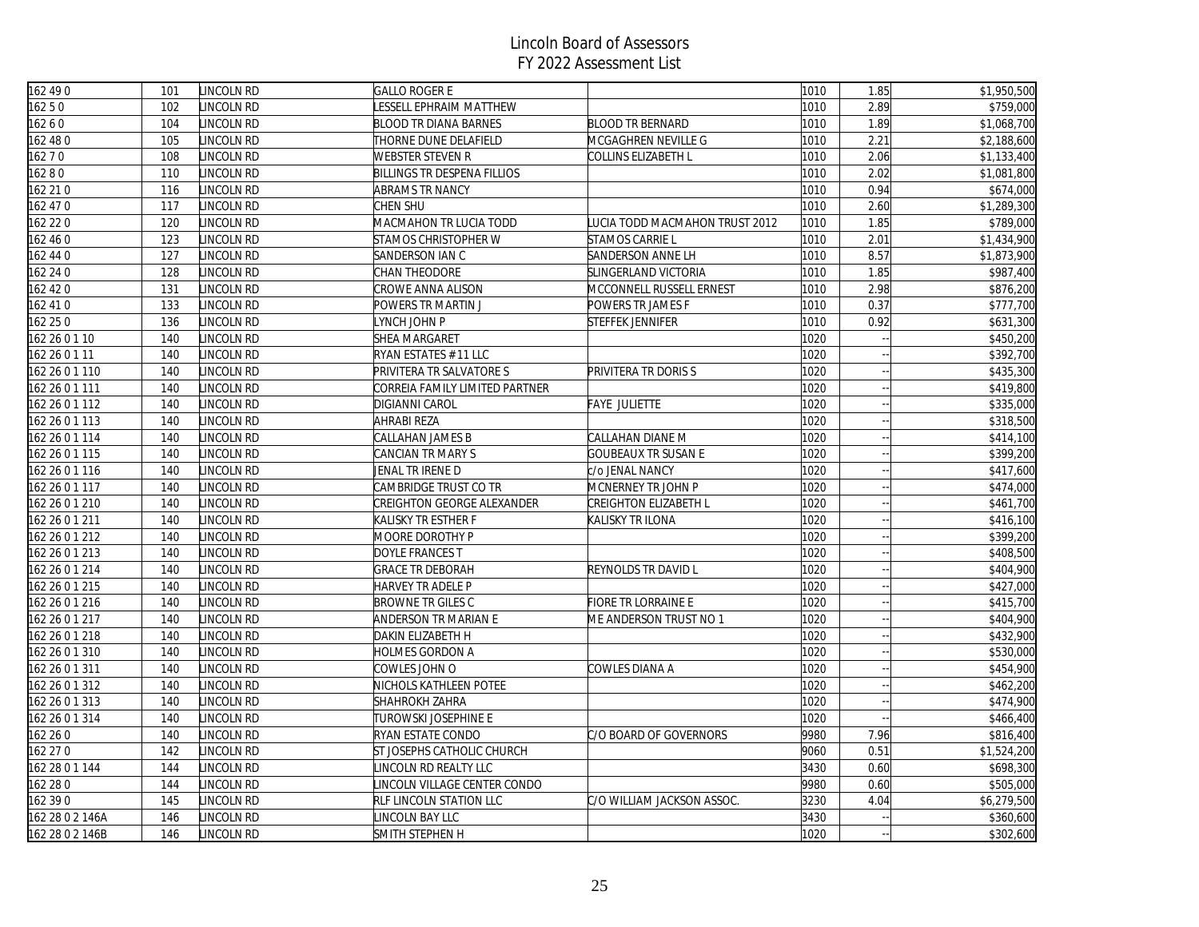# Lincoln Board of Assessors
## FY 2022 Assessment List

| | | | | | | | |
|---|---|---|---|---|---|---|---|
| 162 49 0 | 101 | LINCOLN RD | GALLO ROGER E | | 1010 | 1.85 | $1,950,500 |
| 162 5 0 | 102 | LINCOLN RD | LESSELL EPHRAIM MATTHEW | | 1010 | 2.89 | $759,000 |
| 162 6 0 | 104 | LINCOLN RD | BLOOD TR DIANA BARNES | BLOOD TR BERNARD | 1010 | 1.89 | $1,068,700 |
| 162 48 0 | 105 | LINCOLN RD | THORNE DUNE DELAFIELD | MCGAGHREN NEVILLE G | 1010 | 2.21 | $2,188,600 |
| 162 7 0 | 108 | LINCOLN RD | WEBSTER STEVEN R | COLLINS ELIZABETH L | 1010 | 2.06 | $1,133,400 |
| 162 8 0 | 110 | LINCOLN RD | BILLINGS TR DESPENA FILLIOS | | 1010 | 2.02 | $1,081,800 |
| 162 21 0 | 116 | LINCOLN RD | ABRAMS TR NANCY | | 1010 | 0.94 | $674,000 |
| 162 47 0 | 117 | LINCOLN RD | CHEN SHU | | 1010 | 2.60 | $1,289,300 |
| 162 22 0 | 120 | LINCOLN RD | MACMAHON TR LUCIA TODD | LUCIA TODD MACMAHON TRUST 2012 | 1010 | 1.85 | $789,000 |
| 162 46 0 | 123 | LINCOLN RD | STAMOS CHRISTOPHER W | STAMOS CARRIE L | 1010 | 2.01 | $1,434,900 |
| 162 44 0 | 127 | LINCOLN RD | SANDERSON IAN C | SANDERSON ANNE LH | 1010 | 8.57 | $1,873,900 |
| 162 24 0 | 128 | LINCOLN RD | CHAN THEODORE | SLINGERLAND VICTORIA | 1010 | 1.85 | $987,400 |
| 162 42 0 | 131 | LINCOLN RD | CROWE ANNA ALISON | MCCONNELL RUSSELL ERNEST | 1010 | 2.98 | $876,200 |
| 162 41 0 | 133 | LINCOLN RD | POWERS TR MARTIN J | POWERS TR JAMES F | 1010 | 0.37 | $777,700 |
| 162 25 0 | 136 | LINCOLN RD | LYNCH JOHN P | STEFFEK JENNIFER | 1010 | 0.92 | $631,300 |
| 162 26 0 1 10 | 140 | LINCOLN RD | SHEA MARGARET | | 1020 | -- | $450,200 |
| 162 26 0 1 11 | 140 | LINCOLN RD | RYAN ESTATES # 11 LLC | | 1020 | -- | $392,700 |
| 162 26 0 1 110 | 140 | LINCOLN RD | PRIVITERA TR SALVATORE S | PRIVITERA TR DORIS S | 1020 | -- | $435,300 |
| 162 26 0 1 111 | 140 | LINCOLN RD | CORREIA FAMILY LIMITED PARTNER | | 1020 | -- | $419,800 |
| 162 26 0 1 112 | 140 | LINCOLN RD | DIGIANNI CAROL | FAYE JULIETTE | 1020 | -- | $335,000 |
| 162 26 0 1 113 | 140 | LINCOLN RD | AHRABI REZA | | 1020 | -- | $318,500 |
| 162 26 0 1 114 | 140 | LINCOLN RD | CALLAHAN JAMES B | CALLAHAN DIANE M | 1020 | -- | $414,100 |
| 162 26 0 1 115 | 140 | LINCOLN RD | CANCIAN TR MARY S | GOUBEAUX TR SUSAN E | 1020 | -- | $399,200 |
| 162 26 0 1 116 | 140 | LINCOLN RD | JENAL TR IRENE D | c/o JENAL NANCY | 1020 | -- | $417,600 |
| 162 26 0 1 117 | 140 | LINCOLN RD | CAMBRIDGE TRUST CO TR | MCNERNEY TR JOHN P | 1020 | -- | $474,000 |
| 162 26 0 1 210 | 140 | LINCOLN RD | CREIGHTON GEORGE ALEXANDER | CREIGHTON ELIZABETH L | 1020 | -- | $461,700 |
| 162 26 0 1 211 | 140 | LINCOLN RD | KALISKY TR ESTHER F | KALISKY TR ILONA | 1020 | -- | $416,100 |
| 162 26 0 1 212 | 140 | LINCOLN RD | MOORE DOROTHY P | | 1020 | -- | $399,200 |
| 162 26 0 1 213 | 140 | LINCOLN RD | DOYLE FRANCES T | | 1020 | -- | $408,500 |
| 162 26 0 1 214 | 140 | LINCOLN RD | GRACE TR DEBORAH | REYNOLDS TR DAVID L | 1020 | -- | $404,900 |
| 162 26 0 1 215 | 140 | LINCOLN RD | HARVEY TR ADELE P | | 1020 | -- | $427,000 |
| 162 26 0 1 216 | 140 | LINCOLN RD | BROWNE TR GILES C | FIORE TR LORRAINE E | 1020 | -- | $415,700 |
| 162 26 0 1 217 | 140 | LINCOLN RD | ANDERSON TR MARIAN E | ME ANDERSON TRUST NO 1 | 1020 | -- | $404,900 |
| 162 26 0 1 218 | 140 | LINCOLN RD | DAKIN ELIZABETH H | | 1020 | -- | $432,900 |
| 162 26 0 1 310 | 140 | LINCOLN RD | HOLMES GORDON A | | 1020 | -- | $530,000 |
| 162 26 0 1 311 | 140 | LINCOLN RD | COWLES JOHN O | COWLES DIANA A | 1020 | -- | $454,900 |
| 162 26 0 1 312 | 140 | LINCOLN RD | NICHOLS KATHLEEN POTEE | | 1020 | -- | $462,200 |
| 162 26 0 1 313 | 140 | LINCOLN RD | SHAHROKH ZAHRA | | 1020 | -- | $474,900 |
| 162 26 0 1 314 | 140 | LINCOLN RD | TUROWSKI JOSEPHINE E | | 1020 | -- | $466,400 |
| 162 26 0 | 140 | LINCOLN RD | RYAN ESTATE CONDO | C/O BOARD OF GOVERNORS | 9980 | 7.96 | $816,400 |
| 162 27 0 | 142 | LINCOLN RD | ST JOSEPHS CATHOLIC CHURCH | | 9060 | 0.51 | $1,524,200 |
| 162 28 0 1 144 | 144 | LINCOLN RD | LINCOLN RD REALTY LLC | | 3430 | 0.60 | $698,300 |
| 162 28 0 | 144 | LINCOLN RD | LINCOLN VILLAGE CENTER CONDO | | 9980 | 0.60 | $505,000 |
| 162 39 0 | 145 | LINCOLN RD | RLF LINCOLN STATION LLC | C/O WILLIAM JACKSON ASSOC. | 3230 | 4.04 | $6,279,500 |
| 162 28 0 2 146A | 146 | LINCOLN RD | LINCOLN BAY LLC | | 3430 | -- | $360,600 |
| 162 28 0 2 146B | 146 | LINCOLN RD | SMITH STEPHEN H | | 1020 | -- | $302,600 |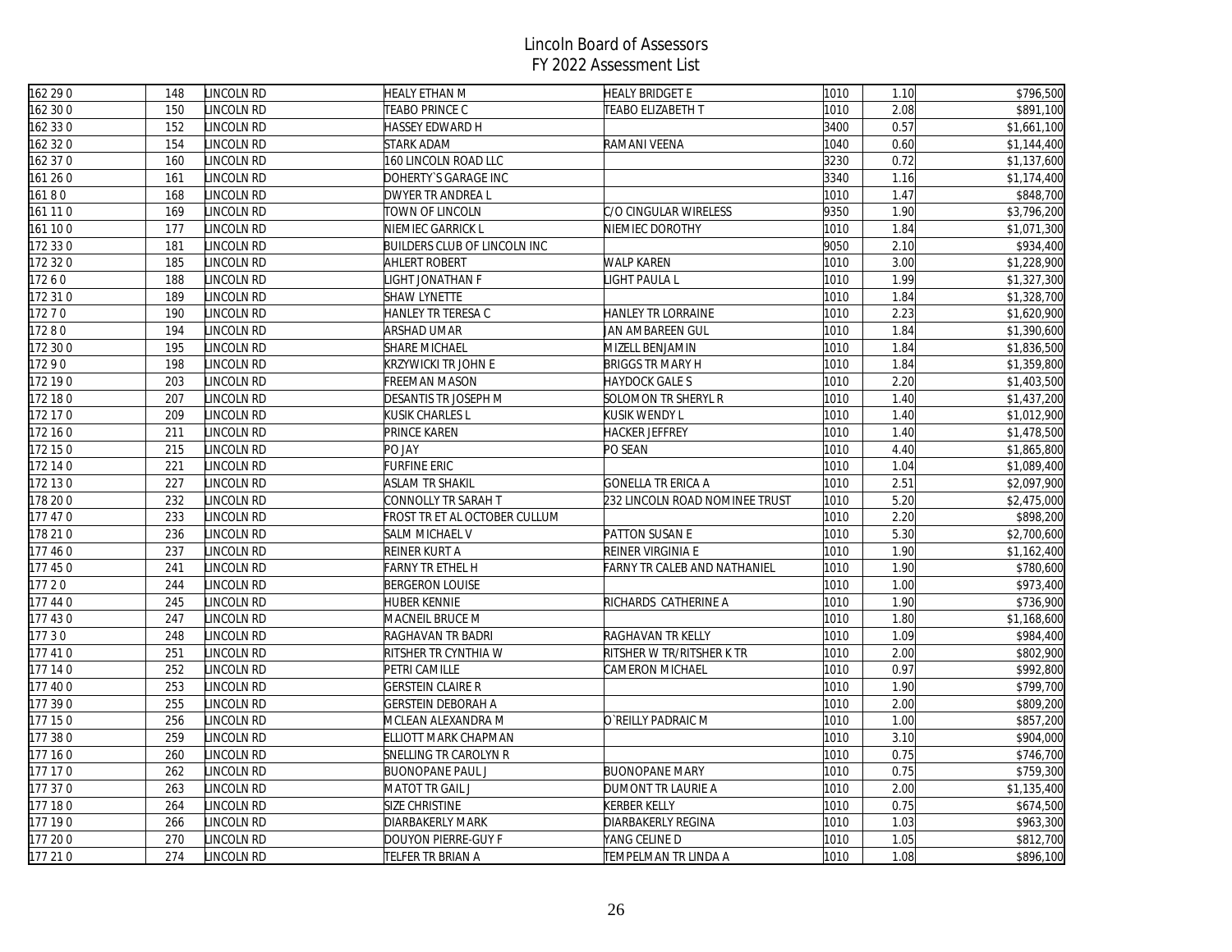# Lincoln Board of Assessors
## FY 2022 Assessment List

| | | | | | | | |
|---|---|---|---|---|---|---|---|
| 162 29 0 | 148 | LINCOLN RD | HEALY ETHAN M | HEALY BRIDGET E | 1010 | 1.10 | $796,500 |
| 162 30 0 | 150 | LINCOLN RD | TEABO PRINCE C | TEABO ELIZABETH T | 1010 | 2.08 | $891,100 |
| 162 33 0 | 152 | LINCOLN RD | HASSEY EDWARD H | | 3400 | 0.57 | $1,661,100 |
| 162 32 0 | 154 | LINCOLN RD | STARK ADAM | RAMANI VEENA | 1040 | 0.60 | $1,144,400 |
| 162 37 0 | 160 | LINCOLN RD | 160 LINCOLN ROAD LLC | | 3230 | 0.72 | $1,137,600 |
| 161 26 0 | 161 | LINCOLN RD | DOHERTY`S GARAGE INC | | 3340 | 1.16 | $1,174,400 |
| 161 8 0 | 168 | LINCOLN RD | DWYER TR ANDREA L | | 1010 | 1.47 | $848,700 |
| 161 11 0 | 169 | LINCOLN RD | TOWN OF LINCOLN | C/O CINGULAR WIRELESS | 9350 | 1.90 | $3,796,200 |
| 161 10 0 | 177 | LINCOLN RD | NIEMIEC GARRICK L | NIEMIEC DOROTHY | 1010 | 1.84 | $1,071,300 |
| 172 33 0 | 181 | LINCOLN RD | BUILDERS CLUB OF LINCOLN INC | | 9050 | 2.10 | $934,400 |
| 172 32 0 | 185 | LINCOLN RD | AHLERT ROBERT | WALP KAREN | 1010 | 3.00 | $1,228,900 |
| 172 6 0 | 188 | LINCOLN RD | LIGHT JONATHAN F | LIGHT PAULA L | 1010 | 1.99 | $1,327,300 |
| 172 31 0 | 189 | LINCOLN RD | SHAW LYNETTE | | 1010 | 1.84 | $1,328,700 |
| 172 7 0 | 190 | LINCOLN RD | HANLEY TR TERESA C | HANLEY TR LORRAINE | 1010 | 2.23 | $1,620,900 |
| 172 8 0 | 194 | LINCOLN RD | ARSHAD UMAR | JAN AMBAREEN GUL | 1010 | 1.84 | $1,390,600 |
| 172 30 0 | 195 | LINCOLN RD | SHARE MICHAEL | MIZELL BENJAMIN | 1010 | 1.84 | $1,836,500 |
| 172 9 0 | 198 | LINCOLN RD | KRZYWICKI TR JOHN E | BRIGGS TR MARY H | 1010 | 1.84 | $1,359,800 |
| 172 19 0 | 203 | LINCOLN RD | FREEMAN MASON | HAYDOCK GALE S | 1010 | 2.20 | $1,403,500 |
| 172 18 0 | 207 | LINCOLN RD | DESANTIS TR JOSEPH M | SOLOMON TR SHERYL R | 1010 | 1.40 | $1,437,200 |
| 172 17 0 | 209 | LINCOLN RD | KUSIK CHARLES L | KUSIK WENDY L | 1010 | 1.40 | $1,012,900 |
| 172 16 0 | 211 | LINCOLN RD | PRINCE KAREN | HACKER JEFFREY | 1010 | 1.40 | $1,478,500 |
| 172 15 0 | 215 | LINCOLN RD | PO JAY | PO SEAN | 1010 | 4.40 | $1,865,800 |
| 172 14 0 | 221 | LINCOLN RD | FURFINE ERIC | | 1010 | 1.04 | $1,089,400 |
| 172 13 0 | 227 | LINCOLN RD | ASLAM TR SHAKIL | GONELLA TR ERICA A | 1010 | 2.51 | $2,097,900 |
| 178 20 0 | 232 | LINCOLN RD | CONNOLLY TR SARAH T | 232 LINCOLN ROAD NOMINEE TRUST | 1010 | 5.20 | $2,475,000 |
| 177 47 0 | 233 | LINCOLN RD | FROST TR ET AL OCTOBER CULLUM | | 1010 | 2.20 | $898,200 |
| 178 21 0 | 236 | LINCOLN RD | SALM MICHAEL V | PATTON SUSAN E | 1010 | 5.30 | $2,700,600 |
| 177 46 0 | 237 | LINCOLN RD | REINER KURT A | REINER VIRGINIA E | 1010 | 1.90 | $1,162,400 |
| 177 45 0 | 241 | LINCOLN RD | FARNY TR ETHEL H | FARNY TR CALEB AND NATHANIEL | 1010 | 1.90 | $780,600 |
| 177 2 0 | 244 | LINCOLN RD | BERGERON LOUISE | | 1010 | 1.00 | $973,400 |
| 177 44 0 | 245 | LINCOLN RD | HUBER KENNIE | RICHARDS CATHERINE A | 1010 | 1.90 | $736,900 |
| 177 43 0 | 247 | LINCOLN RD | MACNEIL BRUCE M | | 1010 | 1.80 | $1,168,600 |
| 177 3 0 | 248 | LINCOLN RD | RAGHAVAN TR BADRI | RAGHAVAN TR KELLY | 1010 | 1.09 | $984,400 |
| 177 41 0 | 251 | LINCOLN RD | RITSHER TR CYNTHIA W | RITSHER W TR/RITSHER K TR | 1010 | 2.00 | $802,900 |
| 177 14 0 | 252 | LINCOLN RD | PETRI CAMILLE | CAMERON MICHAEL | 1010 | 0.97 | $992,800 |
| 177 40 0 | 253 | LINCOLN RD | GERSTEIN CLAIRE R | | 1010 | 1.90 | $799,700 |
| 177 39 0 | 255 | LINCOLN RD | GERSTEIN DEBORAH A | | 1010 | 2.00 | $809,200 |
| 177 15 0 | 256 | LINCOLN RD | MCLEAN ALEXANDRA M | O`REILLY PADRAIC M | 1010 | 1.00 | $857,200 |
| 177 38 0 | 259 | LINCOLN RD | ELLIOTT MARK CHAPMAN | | 1010 | 3.10 | $904,000 |
| 177 16 0 | 260 | LINCOLN RD | SNELLING TR CAROLYN R | | 1010 | 0.75 | $746,700 |
| 177 17 0 | 262 | LINCOLN RD | BUONOPANE PAUL J | BUONOPANE MARY | 1010 | 0.75 | $759,300 |
| 177 37 0 | 263 | LINCOLN RD | MATOT TR GAIL J | DUMONT TR LAURIE A | 1010 | 2.00 | $1,135,400 |
| 177 18 0 | 264 | LINCOLN RD | SIZE CHRISTINE | KERBER KELLY | 1010 | 0.75 | $674,500 |
| 177 19 0 | 266 | LINCOLN RD | DIARBAKERLY MARK | DIARBAKERLY REGINA | 1010 | 1.03 | $963,300 |
| 177 20 0 | 270 | LINCOLN RD | DOUYON PIERRE-GUY F | YANG CELINE D | 1010 | 1.05 | $812,700 |
| 177 21 0 | 274 | LINCOLN RD | TELFER TR BRIAN A | TEMPELMAN TR LINDA A | 1010 | 1.08 | $896,100 |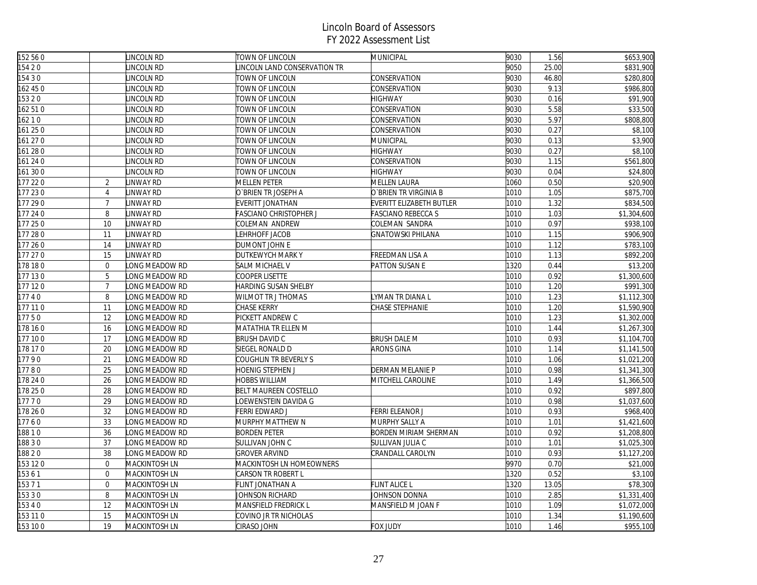# Lincoln Board of Assessors
## FY 2022 Assessment List

| | | | | | | | |
|---|---|---|---|---|---|---|---|
| 152 56 0 | | LINCOLN RD | TOWN OF LINCOLN | MUNICIPAL | 9030 | 1.56 | $653,900 |
| 154 2 0 | | LINCOLN RD | LINCOLN LAND CONSERVATION TR | | 9050 | 25.00 | $831,900 |
| 154 3 0 | | LINCOLN RD | TOWN OF LINCOLN | CONSERVATION | 9030 | 46.80 | $280,800 |
| 162 45 0 | | LINCOLN RD | TOWN OF LINCOLN | CONSERVATION | 9030 | 9.13 | $986,800 |
| 153 2 0 | | LINCOLN RD | TOWN OF LINCOLN | HIGHWAY | 9030 | 0.16 | $91,900 |
| 162 51 0 | | LINCOLN RD | TOWN OF LINCOLN | CONSERVATION | 9030 | 5.58 | $33,500 |
| 162 1 0 | | LINCOLN RD | TOWN OF LINCOLN | CONSERVATION | 9030 | 5.97 | $808,800 |
| 161 25 0 | | LINCOLN RD | TOWN OF LINCOLN | CONSERVATION | 9030 | 0.27 | $8,100 |
| 161 27 0 | | LINCOLN RD | TOWN OF LINCOLN | MUNICIPAL | 9030 | 0.13 | $3,900 |
| 161 28 0 | | LINCOLN RD | TOWN OF LINCOLN | HIGHWAY | 9030 | 0.27 | $8,100 |
| 161 24 0 | | LINCOLN RD | TOWN OF LINCOLN | CONSERVATION | 9030 | 1.15 | $561,800 |
| 161 30 0 | | LINCOLN RD | TOWN OF LINCOLN | HIGHWAY | 9030 | 0.04 | $24,800 |
| 177 22 0 | 2 | LINWAY RD | MELLEN PETER | MELLEN LAURA | 1060 | 0.50 | $20,900 |
| 177 23 0 | 4 | LINWAY RD | O`BRIEN TR JOSEPH A | O`BRIEN TR VIRGINIA B | 1010 | 1.05 | $875,700 |
| 177 29 0 | 7 | LINWAY RD | EVERITT JONATHAN | EVERITT ELIZABETH BUTLER | 1010 | 1.32 | $834,500 |
| 177 24 0 | 8 | LINWAY RD | FASCIANO CHRISTOPHER J | FASCIANO REBECCA S | 1010 | 1.03 | $1,304,600 |
| 177 25 0 | 10 | LINWAY RD | COLEMAN ANDREW | COLEMAN SANDRA | 1010 | 0.97 | $938,100 |
| 177 28 0 | 11 | LINWAY RD | LEHRHOFF JACOB | GNATOWSKI PHILANA | 1010 | 1.15 | $906,900 |
| 177 26 0 | 14 | LINWAY RD | DUMONT JOHN E | | 1010 | 1.12 | $783,100 |
| 177 27 0 | 15 | LINWAY RD | DUTKEWYCH MARK Y | FREEDMAN LISA A | 1010 | 1.13 | $892,200 |
| 178 18 0 | 0 | LONG MEADOW RD | SALM MICHAEL V | PATTON SUSAN E | 1320 | 0.44 | $13,200 |
| 177 13 0 | 5 | LONG MEADOW RD | COOPER LISETTE | | 1010 | 0.92 | $1,300,600 |
| 177 12 0 | 7 | LONG MEADOW RD | HARDING SUSAN SHELBY | | 1010 | 1.20 | $991,300 |
| 177 4 0 | 8 | LONG MEADOW RD | WILMOT TR J THOMAS | LYMAN TR DIANA L | 1010 | 1.23 | $1,112,300 |
| 177 11 0 | 11 | LONG MEADOW RD | CHASE KERRY | CHASE STEPHANIE | 1010 | 1.20 | $1,590,900 |
| 177 5 0 | 12 | LONG MEADOW RD | PICKETT ANDREW C | | 1010 | 1.23 | $1,302,000 |
| 178 16 0 | 16 | LONG MEADOW RD | MATATHIA TR ELLEN M | | 1010 | 1.44 | $1,267,300 |
| 177 10 0 | 17 | LONG MEADOW RD | BRUSH DAVID C | BRUSH DALE M | 1010 | 0.93 | $1,104,700 |
| 178 17 0 | 20 | LONG MEADOW RD | SIEGEL RONALD D | ARONS GINA | 1010 | 1.14 | $1,141,500 |
| 177 9 0 | 21 | LONG MEADOW RD | COUGHLIN TR BEVERLY S | | 1010 | 1.06 | $1,021,200 |
| 177 8 0 | 25 | LONG MEADOW RD | HOENIG STEPHEN J | DERMAN MELANIE P | 1010 | 0.98 | $1,341,300 |
| 178 24 0 | 26 | LONG MEADOW RD | HOBBS WILLIAM | MITCHELL CAROLINE | 1010 | 1.49 | $1,366,500 |
| 178 25 0 | 28 | LONG MEADOW RD | BELT MAUREEN COSTELLO | | 1010 | 0.92 | $897,800 |
| 177 7 0 | 29 | LONG MEADOW RD | LOEWENSTEIN DAVIDA G | | 1010 | 0.98 | $1,037,600 |
| 178 26 0 | 32 | LONG MEADOW RD | FERRI EDWARD J | FERRI ELEANOR J | 1010 | 0.93 | $968,400 |
| 177 6 0 | 33 | LONG MEADOW RD | MURPHY MATTHEW N | MURPHY SALLY A | 1010 | 1.01 | $1,421,600 |
| 188 1 0 | 36 | LONG MEADOW RD | BORDEN PETER | BORDEN MIRIAM SHERMAN | 1010 | 0.92 | $1,208,800 |
| 188 3 0 | 37 | LONG MEADOW RD | SULLIVAN JOHN C | SULLIVAN JULIA C | 1010 | 1.01 | $1,025,300 |
| 188 2 0 | 38 | LONG MEADOW RD | GROVER ARVIND | CRANDALL CAROLYN | 1010 | 0.93 | $1,127,200 |
| 153 12 0 | 0 | MACKINTOSH LN | MACKINTOSH LN HOMEOWNERS | | 9970 | 0.70 | $21,000 |
| 153 6 1 | 0 | MACKINTOSH LN | CARSON TR ROBERT L | | 1320 | 0.52 | $3,100 |
| 153 7 1 | 0 | MACKINTOSH LN | FLINT JONATHAN A | FLINT ALICE L | 1320 | 13.05 | $78,300 |
| 153 3 0 | 8 | MACKINTOSH LN | JOHNSON RICHARD | JOHNSON DONNA | 1010 | 2.85 | $1,331,400 |
| 153 4 0 | 12 | MACKINTOSH LN | MANSFIELD FREDRICK L | MANSFIELD M JOAN F | 1010 | 1.09 | $1,072,000 |
| 153 11 0 | 15 | MACKINTOSH LN | COVINO JR TR NICHOLAS | | 1010 | 1.34 | $1,190,600 |
| 153 10 0 | 19 | MACKINTOSH LN | CIRASO JOHN | FOX JUDY | 1010 | 1.46 | $955,100 |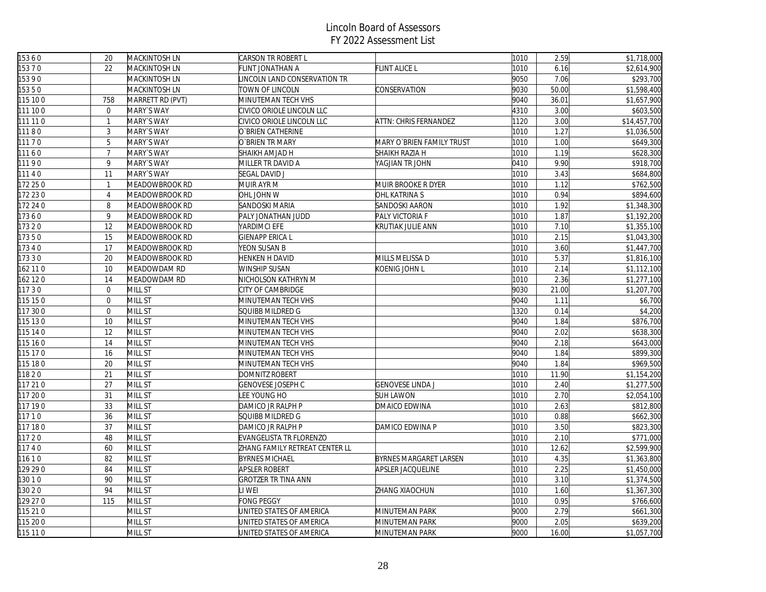# Lincoln Board of Assessors
## FY 2022 Assessment List

| | | | | | | | |
|---|---|---|---|---|---|---|---|
| 153 6 0 | 20 | MACKINTOSH LN | CARSON TR ROBERT L | | 1010 | 2.59 | $1,718,000 |
| 153 7 0 | 22 | MACKINTOSH LN | FLINT JONATHAN A | FLINT ALICE L | 1010 | 6.16 | $2,614,900 |
| 153 9 0 | | MACKINTOSH LN | LINCOLN LAND CONSERVATION TR | | 9050 | 7.06 | $293,700 |
| 153 5 0 | | MACKINTOSH LN | TOWN OF LINCOLN | CONSERVATION | 9030 | 50.00 | $1,598,400 |
| 115 10 0 | 758 | MARRETT RD (PVT) | MINUTEMAN TECH VHS | | 9040 | 36.01 | $1,657,900 |
| 111 10 0 | 0 | MARY`S WAY | CIVICO ORIOLE LINCOLN LLC | | 4310 | 3.00 | $603,500 |
| 111 11 0 | 1 | MARY`S WAY | CIVICO ORIOLE LINCOLN LLC | ATTN: CHRIS FERNANDEZ | 1120 | 3.00 | $14,457,700 |
| 111 8 0 | 3 | MARY`S WAY | O`BRIEN CATHERINE | | 1010 | 1.27 | $1,036,500 |
| 111 7 0 | 5 | MARY`S WAY | O`BRIEN TR MARY | MARY O`BRIEN FAMILY TRUST | 1010 | 1.00 | $649,300 |
| 111 6 0 | 7 | MARY`S WAY | SHAIKH AMJAD H | SHAIKH RAZIA H | 1010 | 1.19 | $628,300 |
| 111 9 0 | 9 | MARY`S WAY | MILLER TR DAVID A | YAGJIAN TR JOHN | 0410 | 9.90 | $918,700 |
| 111 4 0 | 11 | MARY`S WAY | SEGAL DAVID J | | 1010 | 3.43 | $684,800 |
| 172 25 0 | 1 | MEADOWBROOK RD | MUIR AYR M | MUIR BROOKE R DYER | 1010 | 1.12 | $762,500 |
| 172 23 0 | 4 | MEADOWBROOK RD | OHL JOHN W | OHL KATRINA S | 1010 | 0.94 | $894,600 |
| 172 24 0 | 8 | MEADOWBROOK RD | SANDOSKI MARIA | SANDOSKI AARON | 1010 | 1.92 | $1,348,300 |
| 173 6 0 | 9 | MEADOWBROOK RD | PALY JONATHAN JUDD | PALY VICTORIA F | 1010 | 1.87 | $1,192,200 |
| 173 2 0 | 12 | MEADOWBROOK RD | YARDIMCI EFE | KRUTIAK JULIE ANN | 1010 | 7.10 | $1,355,100 |
| 173 5 0 | 15 | MEADOWBROOK RD | GIENAPP ERICA L | | 1010 | 2.15 | $1,043,300 |
| 173 4 0 | 17 | MEADOWBROOK RD | YEON SUSAN B | | 1010 | 3.60 | $1,447,700 |
| 173 3 0 | 20 | MEADOWBROOK RD | HENKEN H DAVID | MILLS MELISSA D | 1010 | 5.37 | $1,816,100 |
| 162 11 0 | 10 | MEADOWDAM RD | WINSHIP SUSAN | KOENIG JOHN L | 1010 | 2.14 | $1,112,100 |
| 162 12 0 | 14 | MEADOWDAM RD | NICHOLSON KATHRYN M | | 1010 | 2.36 | $1,277,100 |
| 117 3 0 | 0 | MILL ST | CITY OF CAMBRIDGE | | 9030 | 21.00 | $1,207,700 |
| 115 15 0 | 0 | MILL ST | MINUTEMAN TECH VHS | | 9040 | 1.11 | $6,700 |
| 117 30 0 | 0 | MILL ST | SQUIBB MILDRED G | | 1320 | 0.14 | $4,200 |
| 115 13 0 | 10 | MILL ST | MINUTEMAN TECH VHS | | 9040 | 1.84 | $876,700 |
| 115 14 0 | 12 | MILL ST | MINUTEMAN TECH VHS | | 9040 | 2.02 | $638,300 |
| 115 16 0 | 14 | MILL ST | MINUTEMAN TECH VHS | | 9040 | 2.18 | $643,000 |
| 115 17 0 | 16 | MILL ST | MINUTEMAN TECH VHS | | 9040 | 1.84 | $899,300 |
| 115 18 0 | 20 | MILL ST | MINUTEMAN TECH VHS | | 9040 | 1.84 | $969,500 |
| 118 2 0 | 21 | MILL ST | DOMNITZ ROBERT | | 1010 | 11.90 | $1,154,200 |
| 117 21 0 | 27 | MILL ST | GENOVESE JOSEPH C | GENOVESE LINDA J | 1010 | 2.40 | $1,277,500 |
| 117 20 0 | 31 | MILL ST | LEE YOUNG HO | SUH LAWON | 1010 | 2.70 | $2,054,100 |
| 117 19 0 | 33 | MILL ST | DAMICO JR RALPH P | DMAICO EDWINA | 1010 | 2.63 | $812,800 |
| 117 1 0 | 36 | MILL ST | SQUIBB MILDRED G | | 1010 | 0.88 | $662,300 |
| 117 18 0 | 37 | MILL ST | DAMICO JR RALPH P | DAMICO EDWINA P | 1010 | 3.50 | $823,300 |
| 117 2 0 | 48 | MILL ST | EVANGELISTA TR FLORENZO | | 1010 | 2.10 | $771,000 |
| 117 4 0 | 60 | MILL ST | ZHANG FAMILY RETREAT CENTER LL | | 1010 | 12.62 | $2,599,900 |
| 116 1 0 | 82 | MILL ST | BYRNES MICHAEL | BYRNES MARGARET LARSEN | 1010 | 4.35 | $1,363,800 |
| 129 29 0 | 84 | MILL ST | APSLER ROBERT | APSLER JACQUELINE | 1010 | 2.25 | $1,450,000 |
| 130 1 0 | 90 | MILL ST | GROTZER TR TINA ANN | | 1010 | 3.10 | $1,374,500 |
| 130 2 0 | 94 | MILL ST | LI WEI | ZHANG XIAOCHUN | 1010 | 1.60 | $1,367,300 |
| 129 27 0 | 115 | MILL ST | FONG PEGGY | | 1010 | 0.95 | $766,600 |
| 115 21 0 | | MILL ST | UNITED STATES OF AMERICA | MINUTEMAN PARK | 9000 | 2.79 | $661,300 |
| 115 20 0 | | MILL ST | UNITED STATES OF AMERICA | MINUTEMAN PARK | 9000 | 2.05 | $639,200 |
| 115 11 0 | | MILL ST | UNITED STATES OF AMERICA | MINUTEMAN PARK | 9000 | 16.00 | $1,057,700 |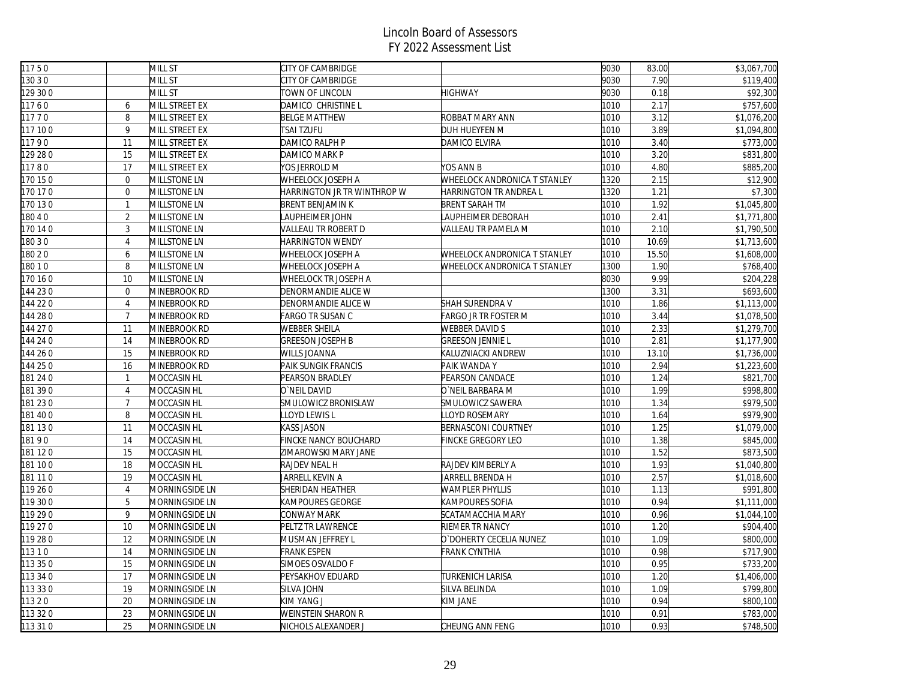# Lincoln Board of Assessors
## FY 2022 Assessment List

| | | | | | | | |
|---|---|---|---|---|---|---|---|
| 117 5 0 | | MILL ST | CITY OF CAMBRIDGE | | 9030 | 83.00 | $3,067,700 |
| 130 3 0 | | MILL ST | CITY OF CAMBRIDGE | | 9030 | 7.90 | $119,400 |
| 129 30 0 | | MILL ST | TOWN OF LINCOLN | HIGHWAY | 9030 | 0.18 | $92,300 |
| 117 6 0 | 6 | MILL STREET EX | DAMICO CHRISTINE L | | 1010 | 2.17 | $757,600 |
| 117 7 0 | 8 | MILL STREET EX | BELGE MATTHEW | ROBBAT MARY ANN | 1010 | 3.12 | $1,076,200 |
| 117 10 0 | 9 | MILL STREET EX | TSAI TZUFU | DUH HUEYFEN M | 1010 | 3.89 | $1,094,800 |
| 117 9 0 | 11 | MILL STREET EX | DAMICO RALPH P | DAMICO ELVIRA | 1010 | 3.40 | $773,000 |
| 129 28 0 | 15 | MILL STREET EX | DAMICO MARK P | | 1010 | 3.20 | $831,800 |
| 117 8 0 | 17 | MILL STREET EX | YOS JERROLD M | YOS ANN B | 1010 | 4.80 | $885,200 |
| 170 15 0 | 0 | MILLSTONE LN | WHEELOCK JOSEPH A | WHEELOCK ANDRONICA T STANLEY | 1320 | 2.15 | $12,900 |
| 170 17 0 | 0 | MILLSTONE LN | HARRINGTON JR TR WINTHROP W | HARRINGTON TR ANDREA L | 1320 | 1.21 | $7,300 |
| 170 13 0 | 1 | MILLSTONE LN | BRENT BENJAMIN K | BRENT SARAH TM | 1010 | 1.92 | $1,045,800 |
| 180 4 0 | 2 | MILLSTONE LN | LAUPHEIMER JOHN | LAUPHEIMER DEBORAH | 1010 | 2.41 | $1,771,800 |
| 170 14 0 | 3 | MILLSTONE LN | VALLEAU TR ROBERT D | VALLEAU TR PAMELA M | 1010 | 2.10 | $1,790,500 |
| 180 3 0 | 4 | MILLSTONE LN | HARRINGTON WENDY | | 1010 | 10.69 | $1,713,600 |
| 180 2 0 | 6 | MILLSTONE LN | WHEELOCK JOSEPH A | WHEELOCK ANDRONICA T STANLEY | 1010 | 15.50 | $1,608,000 |
| 180 1 0 | 8 | MILLSTONE LN | WHEELOCK JOSEPH A | WHEELOCK ANDRONICA T STANLEY | 1300 | 1.90 | $768,400 |
| 170 16 0 | 10 | MILLSTONE LN | WHEELOCK TR JOSEPH A | | 8030 | 9.99 | $204,228 |
| 144 23 0 | 0 | MINEBROOK RD | DENORMANDIE ALICE W | | 1300 | 3.31 | $693,600 |
| 144 22 0 | 4 | MINEBROOK RD | DENORMANDIE ALICE W | SHAH SURENDRA V | 1010 | 1.86 | $1,113,000 |
| 144 28 0 | 7 | MINEBROOK RD | FARGO TR SUSAN C | FARGO JR TR FOSTER M | 1010 | 3.44 | $1,078,500 |
| 144 27 0 | 11 | MINEBROOK RD | WEBBER SHEILA | WEBBER DAVID S | 1010 | 2.33 | $1,279,700 |
| 144 24 0 | 14 | MINEBROOK RD | GREESON JOSEPH B | GREESON JENNIE L | 1010 | 2.81 | $1,177,900 |
| 144 26 0 | 15 | MINEBROOK RD | WILLS JOANNA | KALUZNIACKI ANDREW | 1010 | 13.10 | $1,736,000 |
| 144 25 0 | 16 | MINEBROOK RD | PAIK SUNGIK FRANCIS | PAIK WANDA Y | 1010 | 2.94 | $1,223,600 |
| 181 24 0 | 1 | MOCCASIN HL | PEARSON BRADLEY | PEARSON CANDACE | 1010 | 1.24 | $821,700 |
| 181 39 0 | 4 | MOCCASIN HL | O`NEIL DAVID | O`NEIL BARBARA M | 1010 | 1.99 | $998,800 |
| 181 23 0 | 7 | MOCCASIN HL | SMULOWICZ BRONISLAW | SMULOWICZ SAWERA | 1010 | 1.34 | $979,500 |
| 181 40 0 | 8 | MOCCASIN HL | LLOYD LEWIS L | LLOYD ROSEMARY | 1010 | 1.64 | $979,900 |
| 181 13 0 | 11 | MOCCASIN HL | KASS JASON | BERNASCONI COURTNEY | 1010 | 1.25 | $1,079,000 |
| 181 9 0 | 14 | MOCCASIN HL | FINCKE NANCY BOUCHARD | FINCKE GREGORY LEO | 1010 | 1.38 | $845,000 |
| 181 12 0 | 15 | MOCCASIN HL | ZIMAROWSKI MARY JANE | | 1010 | 1.52 | $873,500 |
| 181 10 0 | 18 | MOCCASIN HL | RAJDEV NEAL H | RAJDEV KIMBERLY A | 1010 | 1.93 | $1,040,800 |
| 181 11 0 | 19 | MOCCASIN HL | JARRELL KEVIN A | JARRELL BRENDA H | 1010 | 2.57 | $1,018,600 |
| 119 26 0 | 4 | MORNINGSIDE LN | SHERIDAN HEATHER | WAMPLER PHYLLIS | 1010 | 1.13 | $991,800 |
| 119 30 0 | 5 | MORNINGSIDE LN | KAMPOURES GEORGE | KAMPOURES SOFIA | 1010 | 0.94 | $1,111,000 |
| 119 29 0 | 9 | MORNINGSIDE LN | CONWAY MARK | SCATAMACCHIA MARY | 1010 | 0.96 | $1,044,100 |
| 119 27 0 | 10 | MORNINGSIDE LN | PELTZ TR LAWRENCE | RIEMER TR NANCY | 1010 | 1.20 | $904,400 |
| 119 28 0 | 12 | MORNINGSIDE LN | MUSMAN JEFFREY L | O`DOHERTY CECELIA NUNEZ | 1010 | 1.09 | $800,000 |
| 113 1 0 | 14 | MORNINGSIDE LN | FRANK ESPEN | FRANK CYNTHIA | 1010 | 0.98 | $717,900 |
| 113 35 0 | 15 | MORNINGSIDE LN | SIMOES OSVALDO F | | 1010 | 0.95 | $733,200 |
| 113 34 0 | 17 | MORNINGSIDE LN | PEYSAKHOV EDUARD | TURKENICH LARISA | 1010 | 1.20 | $1,406,000 |
| 113 33 0 | 19 | MORNINGSIDE LN | SILVA JOHN | SILVA BELINDA | 1010 | 1.09 | $799,800 |
| 113 2 0 | 20 | MORNINGSIDE LN | KIM YANG J | KIM JANE | 1010 | 0.94 | $800,100 |
| 113 32 0 | 23 | MORNINGSIDE LN | WEINSTEIN SHARON R | | 1010 | 0.91 | $783,000 |
| 113 31 0 | 25 | MORNINGSIDE LN | NICHOLS ALEXANDER J | CHEUNG ANN FENG | 1010 | 0.93 | $748,500 |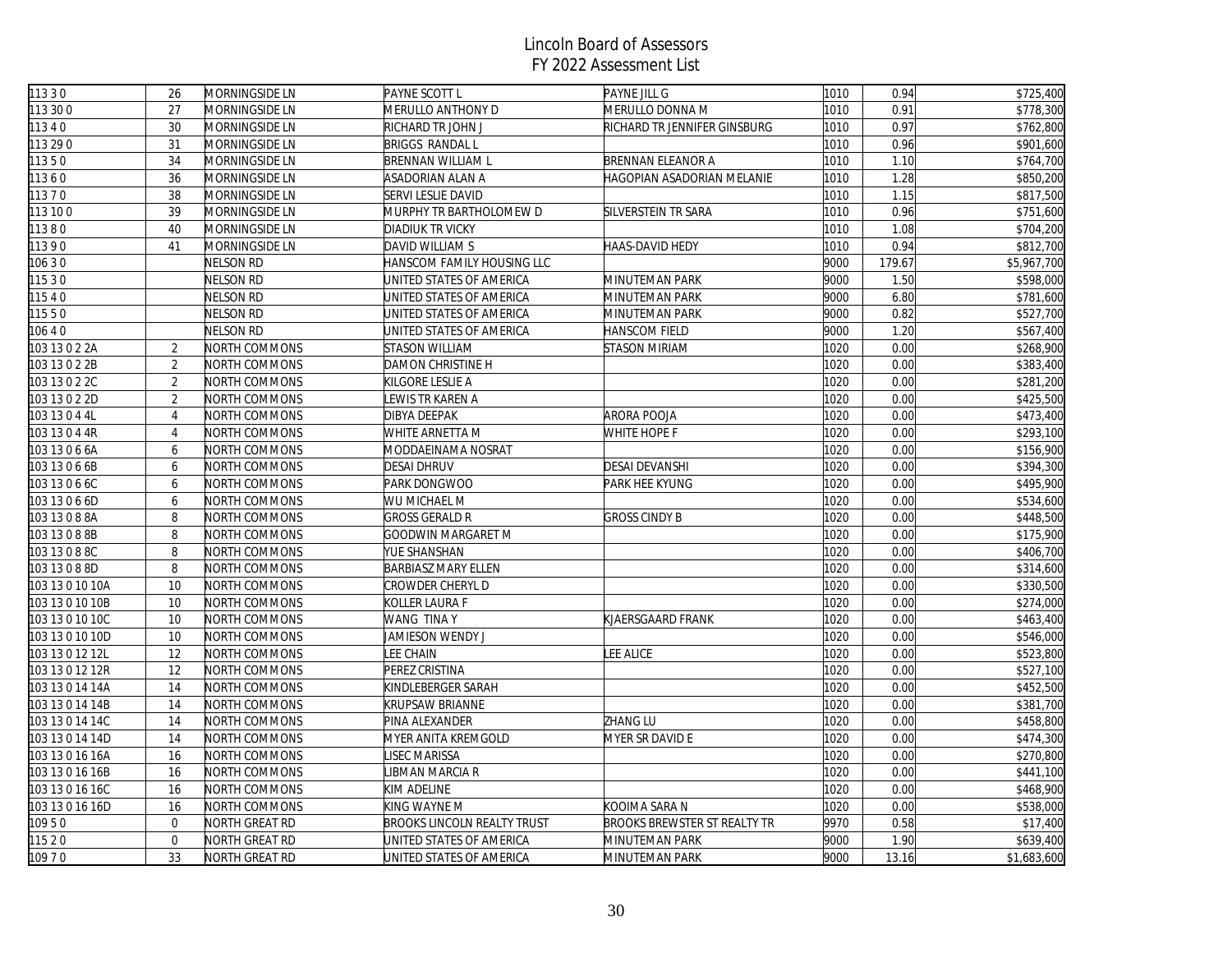# Lincoln Board of Assessors
## FY 2022 Assessment List

| | | | | | | | |
|---|---|---|---|---|---|---|---|
| 113 3 0 | 26 | MORNINGSIDE LN | PAYNE SCOTT L | PAYNE JILL G | 1010 | 0.94 | $725,400 |
| 113 30 0 | 27 | MORNINGSIDE LN | MERULLO ANTHONY D | MERULLO DONNA M | 1010 | 0.91 | $778,300 |
| 113 4 0 | 30 | MORNINGSIDE LN | RICHARD TR JOHN J | RICHARD TR JENNIFER GINSBURG | 1010 | 0.97 | $762,800 |
| 113 29 0 | 31 | MORNINGSIDE LN | BRIGGS RANDAL L | | 1010 | 0.96 | $901,600 |
| 113 5 0 | 34 | MORNINGSIDE LN | BRENNAN WILLIAM L | BRENNAN ELEANOR A | 1010 | 1.10 | $764,700 |
| 113 6 0 | 36 | MORNINGSIDE LN | ASADORIAN ALAN A | HAGOPIAN ASADORIAN MELANIE | 1010 | 1.28 | $850,200 |
| 113 7 0 | 38 | MORNINGSIDE LN | SERVI LESLIE DAVID | | 1010 | 1.15 | $817,500 |
| 113 10 0 | 39 | MORNINGSIDE LN | MURPHY TR BARTHOLOMEW D | SILVERSTEIN TR SARA | 1010 | 0.96 | $751,600 |
| 113 8 0 | 40 | MORNINGSIDE LN | DIADIUK TR VICKY | | 1010 | 1.08 | $704,200 |
| 113 9 0 | 41 | MORNINGSIDE LN | DAVID WILLIAM S | HAAS-DAVID HEDY | 1010 | 0.94 | $812,700 |
| 106 3 0 | | NELSON RD | HANSCOM FAMILY HOUSING LLC | | 9000 | 179.67 | $5,967,700 |
| 115 3 0 | | NELSON RD | UNITED STATES OF AMERICA | MINUTEMAN PARK | 9000 | 1.50 | $598,000 |
| 115 4 0 | | NELSON RD | UNITED STATES OF AMERICA | MINUTEMAN PARK | 9000 | 6.80 | $781,600 |
| 115 5 0 | | NELSON RD | UNITED STATES OF AMERICA | MINUTEMAN PARK | 9000 | 0.82 | $527,700 |
| 106 4 0 | | NELSON RD | UNITED STATES OF AMERICA | HANSCOM FIELD | 9000 | 1.20 | $567,400 |
| 103 13 0 2 2A | 2 | NORTH COMMONS | STASON WILLIAM | STASON MIRIAM | 1020 | 0.00 | $268,900 |
| 103 13 0 2 2B | 2 | NORTH COMMONS | DAMON CHRISTINE H | | 1020 | 0.00 | $383,400 |
| 103 13 0 2 2C | 2 | NORTH COMMONS | KILGORE LESLIE A | | 1020 | 0.00 | $281,200 |
| 103 13 0 2 2D | 2 | NORTH COMMONS | LEWIS TR KAREN A | | 1020 | 0.00 | $425,500 |
| 103 13 0 4 4L | 4 | NORTH COMMONS | DIBYA DEEPAK | ARORA POOJA | 1020 | 0.00 | $473,400 |
| 103 13 0 4 4R | 4 | NORTH COMMONS | WHITE ARNETTA M | WHITE HOPE F | 1020 | 0.00 | $293,100 |
| 103 13 0 6 6A | 6 | NORTH COMMONS | MODDAEINAMA NOSRAT | | 1020 | 0.00 | $156,900 |
| 103 13 0 6 6B | 6 | NORTH COMMONS | DESAI DHRUV | DESAI DEVANSHI | 1020 | 0.00 | $394,300 |
| 103 13 0 6 6C | 6 | NORTH COMMONS | PARK DONGWOO | PARK HEE KYUNG | 1020 | 0.00 | $495,900 |
| 103 13 0 6 6D | 6 | NORTH COMMONS | WU MICHAEL M | | 1020 | 0.00 | $534,600 |
| 103 13 0 8 8A | 8 | NORTH COMMONS | GROSS GERALD R | GROSS CINDY B | 1020 | 0.00 | $448,500 |
| 103 13 0 8 8B | 8 | NORTH COMMONS | GOODWIN MARGARET M | | 1020 | 0.00 | $175,900 |
| 103 13 0 8 8C | 8 | NORTH COMMONS | YUE SHANSHAN | | 1020 | 0.00 | $406,700 |
| 103 13 0 8 8D | 8 | NORTH COMMONS | BARBIASZ MARY ELLEN | | 1020 | 0.00 | $314,600 |
| 103 13 0 10 10A | 10 | NORTH COMMONS | CROWDER CHERYL D | | 1020 | 0.00 | $330,500 |
| 103 13 0 10 10B | 10 | NORTH COMMONS | KOLLER LAURA F | | 1020 | 0.00 | $274,000 |
| 103 13 0 10 10C | 10 | NORTH COMMONS | WANG TINA Y | KJAERSGAARD FRANK | 1020 | 0.00 | $463,400 |
| 103 13 0 10 10D | 10 | NORTH COMMONS | JAMIESON WENDY J | | 1020 | 0.00 | $546,000 |
| 103 13 0 12 12L | 12 | NORTH COMMONS | LEE CHAIN | LEE ALICE | 1020 | 0.00 | $523,800 |
| 103 13 0 12 12R | 12 | NORTH COMMONS | PEREZ CRISTINA | | 1020 | 0.00 | $527,100 |
| 103 13 0 14 14A | 14 | NORTH COMMONS | KINDLEBERGER SARAH | | 1020 | 0.00 | $452,500 |
| 103 13 0 14 14B | 14 | NORTH COMMONS | KRUPSAW BRIANNE | | 1020 | 0.00 | $381,700 |
| 103 13 0 14 14C | 14 | NORTH COMMONS | PINA ALEXANDER | ZHANG LU | 1020 | 0.00 | $458,800 |
| 103 13 0 14 14D | 14 | NORTH COMMONS | MYER ANITA KREMGOLD | MYER SR DAVID E | 1020 | 0.00 | $474,300 |
| 103 13 0 16 16A | 16 | NORTH COMMONS | LISEC MARISSA | | 1020 | 0.00 | $270,800 |
| 103 13 0 16 16B | 16 | NORTH COMMONS | LIBMAN MARCIA R | | 1020 | 0.00 | $441,100 |
| 103 13 0 16 16C | 16 | NORTH COMMONS | KIM ADELINE | | 1020 | 0.00 | $468,900 |
| 103 13 0 16 16D | 16 | NORTH COMMONS | KING WAYNE M | KOOIMA SARA N | 1020 | 0.00 | $538,000 |
| 109 5 0 | 0 | NORTH GREAT RD | BROOKS LINCOLN REALTY TRUST | BROOKS BREWSTER ST REALTY TR | 9970 | 0.58 | $17,400 |
| 115 2 0 | 0 | NORTH GREAT RD | UNITED STATES OF AMERICA | MINUTEMAN PARK | 9000 | 1.90 | $639,400 |
| 109 7 0 | 33 | NORTH GREAT RD | UNITED STATES OF AMERICA | MINUTEMAN PARK | 9000 | 13.16 | $1,683,600 |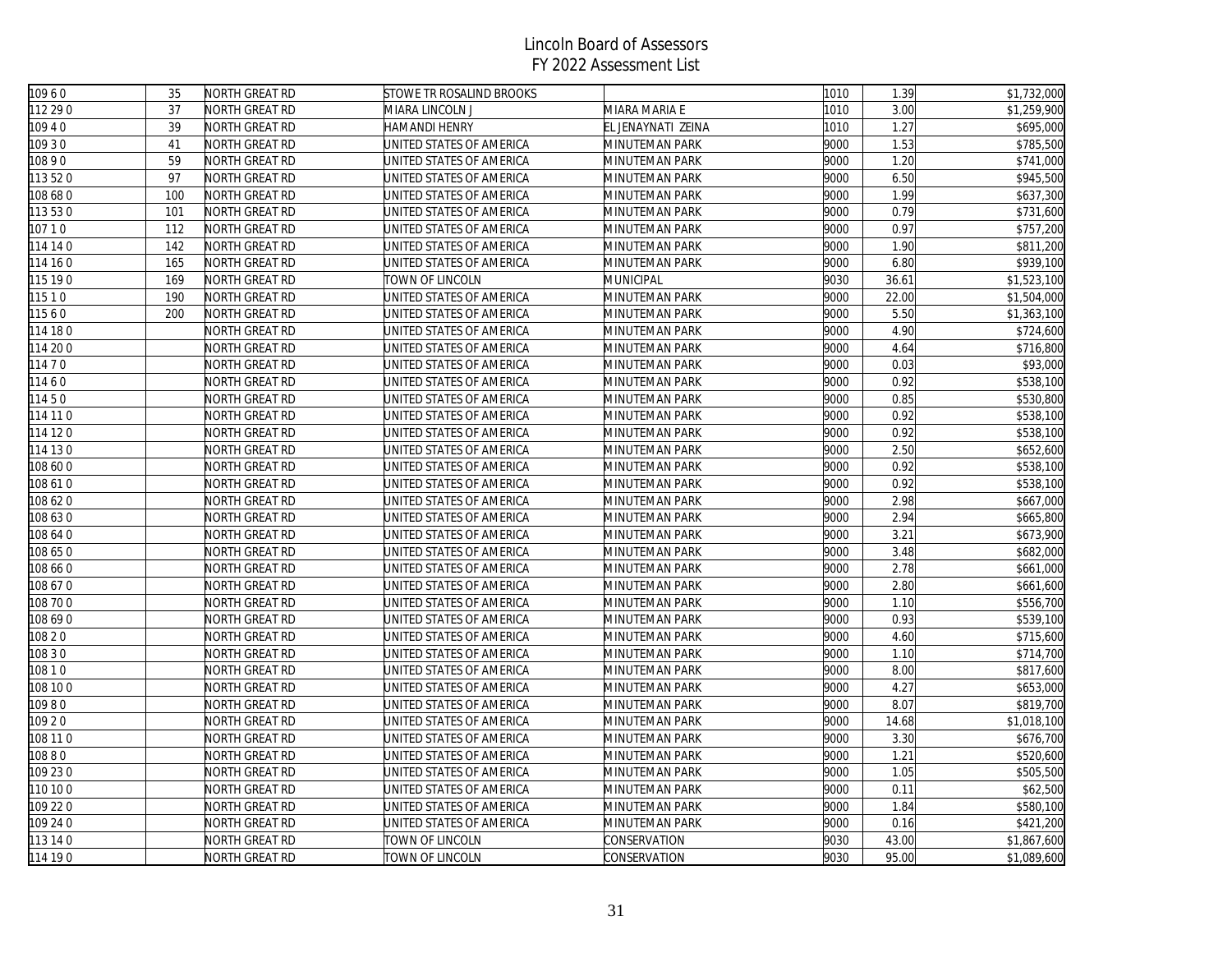# Lincoln Board of Assessors
## FY 2022 Assessment List

| | | | | | | | |
|---|---|---|---|---|---|---|---|
| 109 6 0 | 35 | NORTH GREAT RD | STOWE TR ROSALIND BROOKS | | 1010 | 1.39 | $1,732,000 |
| 112 29 0 | 37 | NORTH GREAT RD | MIARA LINCOLN J | MIARA MARIA E | 1010 | 3.00 | $1,259,900 |
| 109 4 0 | 39 | NORTH GREAT RD | HAMANDI HENRY | EL JENAYNATI ZEINA | 1010 | 1.27 | $695,000 |
| 109 3 0 | 41 | NORTH GREAT RD | UNITED STATES OF AMERICA | MINUTEMAN PARK | 9000 | 1.53 | $785,500 |
| 108 9 0 | 59 | NORTH GREAT RD | UNITED STATES OF AMERICA | MINUTEMAN PARK | 9000 | 1.20 | $741,000 |
| 113 52 0 | 97 | NORTH GREAT RD | UNITED STATES OF AMERICA | MINUTEMAN PARK | 9000 | 6.50 | $945,500 |
| 108 68 0 | 100 | NORTH GREAT RD | UNITED STATES OF AMERICA | MINUTEMAN PARK | 9000 | 1.99 | $637,300 |
| 113 53 0 | 101 | NORTH GREAT RD | UNITED STATES OF AMERICA | MINUTEMAN PARK | 9000 | 0.79 | $731,600 |
| 107 1 0 | 112 | NORTH GREAT RD | UNITED STATES OF AMERICA | MINUTEMAN PARK | 9000 | 0.97 | $757,200 |
| 114 14 0 | 142 | NORTH GREAT RD | UNITED STATES OF AMERICA | MINUTEMAN PARK | 9000 | 1.90 | $811,200 |
| 114 16 0 | 165 | NORTH GREAT RD | UNITED STATES OF AMERICA | MINUTEMAN PARK | 9000 | 6.80 | $939,100 |
| 115 19 0 | 169 | NORTH GREAT RD | TOWN OF LINCOLN | MUNICIPAL | 9030 | 36.61 | $1,523,100 |
| 115 1 0 | 190 | NORTH GREAT RD | UNITED STATES OF AMERICA | MINUTEMAN PARK | 9000 | 22.00 | $1,504,000 |
| 115 6 0 | 200 | NORTH GREAT RD | UNITED STATES OF AMERICA | MINUTEMAN PARK | 9000 | 5.50 | $1,363,100 |
| 114 18 0 | | NORTH GREAT RD | UNITED STATES OF AMERICA | MINUTEMAN PARK | 9000 | 4.90 | $724,600 |
| 114 20 0 | | NORTH GREAT RD | UNITED STATES OF AMERICA | MINUTEMAN PARK | 9000 | 4.64 | $716,800 |
| 114 7 0 | | NORTH GREAT RD | UNITED STATES OF AMERICA | MINUTEMAN PARK | 9000 | 0.03 | $93,000 |
| 114 6 0 | | NORTH GREAT RD | UNITED STATES OF AMERICA | MINUTEMAN PARK | 9000 | 0.92 | $538,100 |
| 114 5 0 | | NORTH GREAT RD | UNITED STATES OF AMERICA | MINUTEMAN PARK | 9000 | 0.85 | $530,800 |
| 114 11 0 | | NORTH GREAT RD | UNITED STATES OF AMERICA | MINUTEMAN PARK | 9000 | 0.92 | $538,100 |
| 114 12 0 | | NORTH GREAT RD | UNITED STATES OF AMERICA | MINUTEMAN PARK | 9000 | 0.92 | $538,100 |
| 114 13 0 | | NORTH GREAT RD | UNITED STATES OF AMERICA | MINUTEMAN PARK | 9000 | 2.50 | $652,600 |
| 108 60 0 | | NORTH GREAT RD | UNITED STATES OF AMERICA | MINUTEMAN PARK | 9000 | 0.92 | $538,100 |
| 108 61 0 | | NORTH GREAT RD | UNITED STATES OF AMERICA | MINUTEMAN PARK | 9000 | 0.92 | $538,100 |
| 108 62 0 | | NORTH GREAT RD | UNITED STATES OF AMERICA | MINUTEMAN PARK | 9000 | 2.98 | $667,000 |
| 108 63 0 | | NORTH GREAT RD | UNITED STATES OF AMERICA | MINUTEMAN PARK | 9000 | 2.94 | $665,800 |
| 108 64 0 | | NORTH GREAT RD | UNITED STATES OF AMERICA | MINUTEMAN PARK | 9000 | 3.21 | $673,900 |
| 108 65 0 | | NORTH GREAT RD | UNITED STATES OF AMERICA | MINUTEMAN PARK | 9000 | 3.48 | $682,000 |
| 108 66 0 | | NORTH GREAT RD | UNITED STATES OF AMERICA | MINUTEMAN PARK | 9000 | 2.78 | $661,000 |
| 108 67 0 | | NORTH GREAT RD | UNITED STATES OF AMERICA | MINUTEMAN PARK | 9000 | 2.80 | $661,600 |
| 108 70 0 | | NORTH GREAT RD | UNITED STATES OF AMERICA | MINUTEMAN PARK | 9000 | 1.10 | $556,700 |
| 108 69 0 | | NORTH GREAT RD | UNITED STATES OF AMERICA | MINUTEMAN PARK | 9000 | 0.93 | $539,100 |
| 108 2 0 | | NORTH GREAT RD | UNITED STATES OF AMERICA | MINUTEMAN PARK | 9000 | 4.60 | $715,600 |
| 108 3 0 | | NORTH GREAT RD | UNITED STATES OF AMERICA | MINUTEMAN PARK | 9000 | 1.10 | $714,700 |
| 108 1 0 | | NORTH GREAT RD | UNITED STATES OF AMERICA | MINUTEMAN PARK | 9000 | 8.00 | $817,600 |
| 108 10 0 | | NORTH GREAT RD | UNITED STATES OF AMERICA | MINUTEMAN PARK | 9000 | 4.27 | $653,000 |
| 109 8 0 | | NORTH GREAT RD | UNITED STATES OF AMERICA | MINUTEMAN PARK | 9000 | 8.07 | $819,700 |
| 109 2 0 | | NORTH GREAT RD | UNITED STATES OF AMERICA | MINUTEMAN PARK | 9000 | 14.68 | $1,018,100 |
| 108 11 0 | | NORTH GREAT RD | UNITED STATES OF AMERICA | MINUTEMAN PARK | 9000 | 3.30 | $676,700 |
| 108 8 0 | | NORTH GREAT RD | UNITED STATES OF AMERICA | MINUTEMAN PARK | 9000 | 1.21 | $520,600 |
| 109 23 0 | | NORTH GREAT RD | UNITED STATES OF AMERICA | MINUTEMAN PARK | 9000 | 1.05 | $505,500 |
| 110 10 0 | | NORTH GREAT RD | UNITED STATES OF AMERICA | MINUTEMAN PARK | 9000 | 0.11 | $62,500 |
| 109 22 0 | | NORTH GREAT RD | UNITED STATES OF AMERICA | MINUTEMAN PARK | 9000 | 1.84 | $580,100 |
| 109 24 0 | | NORTH GREAT RD | UNITED STATES OF AMERICA | MINUTEMAN PARK | 9000 | 0.16 | $421,200 |
| 113 14 0 | | NORTH GREAT RD | TOWN OF LINCOLN | CONSERVATION | 9030 | 43.00 | $1,867,600 |
| 114 19 0 | | NORTH GREAT RD | TOWN OF LINCOLN | CONSERVATION | 9030 | 95.00 | $1,089,600 |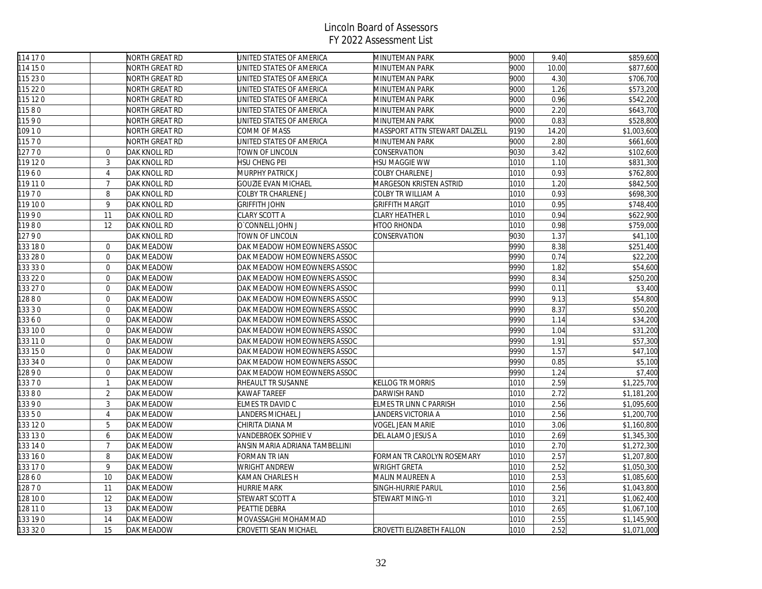# Lincoln Board of Assessors
## FY 2022 Assessment List

| | | | | | | | |
|---|---|---|---|---|---|---|---|
| 114 17 0 | | NORTH GREAT RD | UNITED STATES OF AMERICA | MINUTEMAN PARK | 9000 | 9.40 | $859,600 |
| 114 15 0 | | NORTH GREAT RD | UNITED STATES OF AMERICA | MINUTEMAN PARK | 9000 | 10.00 | $877,600 |
| 115 23 0 | | NORTH GREAT RD | UNITED STATES OF AMERICA | MINUTEMAN PARK | 9000 | 4.30 | $706,700 |
| 115 22 0 | | NORTH GREAT RD | UNITED STATES OF AMERICA | MINUTEMAN PARK | 9000 | 1.26 | $573,200 |
| 115 12 0 | | NORTH GREAT RD | UNITED STATES OF AMERICA | MINUTEMAN PARK | 9000 | 0.96 | $542,200 |
| 115 8 0 | | NORTH GREAT RD | UNITED STATES OF AMERICA | MINUTEMAN PARK | 9000 | 2.20 | $643,700 |
| 115 9 0 | | NORTH GREAT RD | UNITED STATES OF AMERICA | MINUTEMAN PARK | 9000 | 0.83 | $528,800 |
| 109 1 0 | | NORTH GREAT RD | COMM OF MASS | MASSPORT ATTN STEWART DALZELL | 9190 | 14.20 | $1,003,600 |
| 115 7 0 | | NORTH GREAT RD | UNITED STATES OF AMERICA | MINUTEMAN PARK | 9000 | 2.80 | $661,600 |
| 127 7 0 | 0 | OAK KNOLL RD | TOWN OF LINCOLN | CONSERVATION | 9030 | 3.42 | $102,600 |
| 119 12 0 | 3 | OAK KNOLL RD | HSU CHENG PEI | HSU MAGGIE WW | 1010 | 1.10 | $831,300 |
| 119 6 0 | 4 | OAK KNOLL RD | MURPHY PATRICK J | COLBY CHARLENE J | 1010 | 0.93 | $762,800 |
| 119 11 0 | 7 | OAK KNOLL RD | GOUZIE EVAN MICHAEL | MARGESON KRISTEN ASTRID | 1010 | 1.20 | $842,500 |
| 119 7 0 | 8 | OAK KNOLL RD | COLBY TR CHARLENE J | COLBY TR WILLIAM A | 1010 | 0.93 | $698,300 |
| 119 10 0 | 9 | OAK KNOLL RD | GRIFFITH JOHN | GRIFFITH MARGIT | 1010 | 0.95 | $748,400 |
| 119 9 0 | 11 | OAK KNOLL RD | CLARY SCOTT A | CLARY HEATHER L | 1010 | 0.94 | $622,900 |
| 119 8 0 | 12 | OAK KNOLL RD | O`CONNELL JOHN J | HTOO RHONDA | 1010 | 0.98 | $759,000 |
| 127 9 0 | | OAK KNOLL RD | TOWN OF LINCOLN | CONSERVATION | 9030 | 1.37 | $41,100 |
| 133 18 0 | 0 | OAK MEADOW | OAK MEADOW HOMEOWNERS ASSOC | | 9990 | 8.38 | $251,400 |
| 133 28 0 | 0 | OAK MEADOW | OAK MEADOW HOMEOWNERS ASSOC | | 9990 | 0.74 | $22,200 |
| 133 33 0 | 0 | OAK MEADOW | OAK MEADOW HOMEOWNERS ASSOC | | 9990 | 1.82 | $54,600 |
| 133 22 0 | 0 | OAK MEADOW | OAK MEADOW HOMEOWNERS ASSOC | | 9990 | 8.34 | $250,200 |
| 133 27 0 | 0 | OAK MEADOW | OAK MEADOW HOMEOWNERS ASSOC | | 9990 | 0.11 | $3,400 |
| 128 8 0 | 0 | OAK MEADOW | OAK MEADOW HOMEOWNERS ASSOC | | 9990 | 9.13 | $54,800 |
| 133 3 0 | 0 | OAK MEADOW | OAK MEADOW HOMEOWNERS ASSOC | | 9990 | 8.37 | $50,200 |
| 133 6 0 | 0 | OAK MEADOW | OAK MEADOW HOMEOWNERS ASSOC | | 9990 | 1.14 | $34,200 |
| 133 10 0 | 0 | OAK MEADOW | OAK MEADOW HOMEOWNERS ASSOC | | 9990 | 1.04 | $31,200 |
| 133 11 0 | 0 | OAK MEADOW | OAK MEADOW HOMEOWNERS ASSOC | | 9990 | 1.91 | $57,300 |
| 133 15 0 | 0 | OAK MEADOW | OAK MEADOW HOMEOWNERS ASSOC | | 9990 | 1.57 | $47,100 |
| 133 34 0 | 0 | OAK MEADOW | OAK MEADOW HOMEOWNERS ASSOC | | 9990 | 0.85 | $5,100 |
| 128 9 0 | 0 | OAK MEADOW | OAK MEADOW HOMEOWNERS ASSOC | | 9990 | 1.24 | $7,400 |
| 133 7 0 | 1 | OAK MEADOW | RHEAULT TR SUSANNE | KELLOG TR MORRIS | 1010 | 2.59 | $1,225,700 |
| 133 8 0 | 2 | OAK MEADOW | KAWAF TAREEF | DARWISH RAND | 1010 | 2.72 | $1,181,200 |
| 133 9 0 | 3 | OAK MEADOW | ELMES TR DAVID C | ELMES TR LINN C PARRISH | 1010 | 2.56 | $1,095,600 |
| 133 5 0 | 4 | OAK MEADOW | LANDERS MICHAEL J | LANDERS VICTORIA A | 1010 | 2.56 | $1,200,700 |
| 133 12 0 | 5 | OAK MEADOW | CHIRITA DIANA M | VOGEL JEAN MARIE | 1010 | 3.06 | $1,160,800 |
| 133 13 0 | 6 | OAK MEADOW | VANDEBROEK SOPHIE V | DEL ALAMO JESUS A | 1010 | 2.69 | $1,345,300 |
| 133 14 0 | 7 | OAK MEADOW | ANSIN MARIA ADRIANA TAMBELLINI | | 1010 | 2.70 | $1,272,300 |
| 133 16 0 | 8 | OAK MEADOW | FORMAN TR IAN | FORMAN TR CAROLYN ROSEMARY | 1010 | 2.57 | $1,207,800 |
| 133 17 0 | 9 | OAK MEADOW | WRIGHT ANDREW | WRIGHT GRETA | 1010 | 2.52 | $1,050,300 |
| 128 6 0 | 10 | OAK MEADOW | KAMAN CHARLES H | MALIN MAUREEN A | 1010 | 2.53 | $1,085,600 |
| 128 7 0 | 11 | OAK MEADOW | HURRIE MARK | SINGH-HURRIE PARUL | 1010 | 2.56 | $1,043,800 |
| 128 10 0 | 12 | OAK MEADOW | STEWART SCOTT A | STEWART MING-YI | 1010 | 3.21 | $1,062,400 |
| 128 11 0 | 13 | OAK MEADOW | PEATTIE DEBRA | | 1010 | 2.65 | $1,067,100 |
| 133 19 0 | 14 | OAK MEADOW | MOVASSAGHI MOHAMMAD | | 1010 | 2.55 | $1,145,900 |
| 133 32 0 | 15 | OAK MEADOW | CROVETTI SEAN MICHAEL | CROVETTI ELIZABETH FALLON | 1010 | 2.52 | $1,071,000 |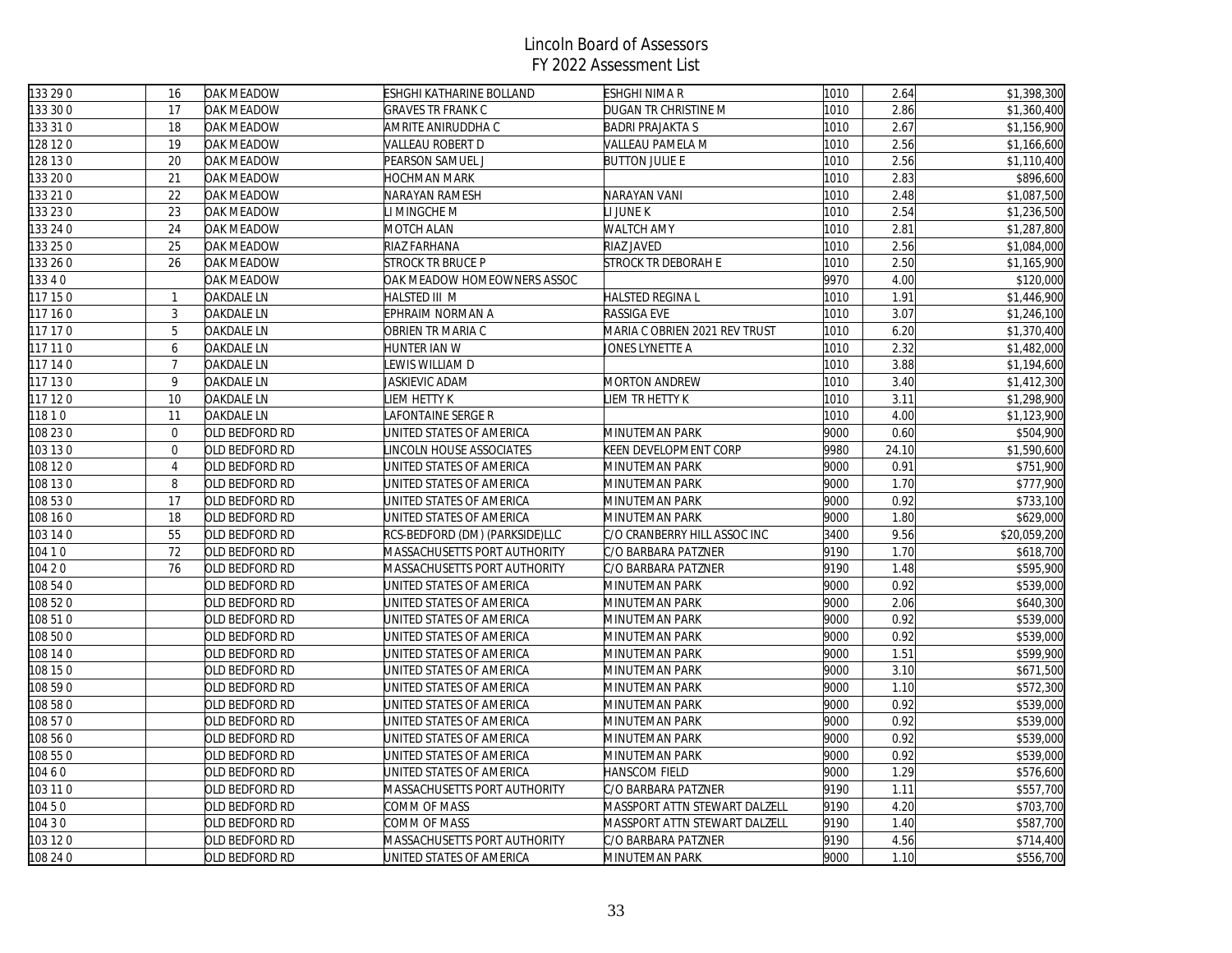# Lincoln Board of Assessors
## FY 2022 Assessment List

| | | | | | | | |
|---|---|---|---|---|---|---|---|
| 133 29 0 | 16 | OAK MEADOW | ESHGHI KATHARINE BOLLAND | ESHGHI NIMA R | 1010 | 2.64 | $1,398,300 |
| 133 30 0 | 17 | OAK MEADOW | GRAVES TR FRANK C | DUGAN TR CHRISTINE M | 1010 | 2.86 | $1,360,400 |
| 133 31 0 | 18 | OAK MEADOW | AMRITE ANIRUDDHA C | BADRI PRAJAKTA S | 1010 | 2.67 | $1,156,900 |
| 128 12 0 | 19 | OAK MEADOW | VALLEAU ROBERT D | VALLEAU PAMELA M | 1010 | 2.56 | $1,166,600 |
| 128 13 0 | 20 | OAK MEADOW | PEARSON SAMUEL J | BUTTON JULIE E | 1010 | 2.56 | $1,110,400 |
| 133 20 0 | 21 | OAK MEADOW | HOCHMAN MARK | | 1010 | 2.83 | $896,600 |
| 133 21 0 | 22 | OAK MEADOW | NARAYAN RAMESH | NARAYAN VANI | 1010 | 2.48 | $1,087,500 |
| 133 23 0 | 23 | OAK MEADOW | LI MINGCHE M | LI JUNE K | 1010 | 2.54 | $1,236,500 |
| 133 24 0 | 24 | OAK MEADOW | MOTCH ALAN | WALTCH AMY | 1010 | 2.81 | $1,287,800 |
| 133 25 0 | 25 | OAK MEADOW | RIAZ FARHANA | RIAZ JAVED | 1010 | 2.56 | $1,084,000 |
| 133 26 0 | 26 | OAK MEADOW | STROCK TR BRUCE P | STROCK TR DEBORAH E | 1010 | 2.50 | $1,165,900 |
| 133 4 0 | | OAK MEADOW | OAK MEADOW HOMEOWNERS ASSOC | | 9970 | 4.00 | $120,000 |
| 117 15 0 | 1 | OAKDALE LN | HALSTED III M | HALSTED REGINA L | 1010 | 1.91 | $1,446,900 |
| 117 16 0 | 3 | OAKDALE LN | EPHRAIM NORMAN A | RASSIGA EVE | 1010 | 3.07 | $1,246,100 |
| 117 17 0 | 5 | OAKDALE LN | OBRIEN TR MARIA C | MARIA C OBRIEN 2021 REV TRUST | 1010 | 6.20 | $1,370,400 |
| 117 11 0 | 6 | OAKDALE LN | HUNTER IAN W | JONES LYNETTE A | 1010 | 2.32 | $1,482,000 |
| 117 14 0 | 7 | OAKDALE LN | LEWIS WILLIAM D | | 1010 | 3.88 | $1,194,600 |
| 117 13 0 | 9 | OAKDALE LN | JASKIEVIC ADAM | MORTON ANDREW | 1010 | 3.40 | $1,412,300 |
| 117 12 0 | 10 | OAKDALE LN | LIEM HETTY K | LIEM TR HETTY K | 1010 | 3.11 | $1,298,900 |
| 118 1 0 | 11 | OAKDALE LN | LAFONTAINE SERGE R | | 1010 | 4.00 | $1,123,900 |
| 108 23 0 | 0 | OLD BEDFORD RD | UNITED STATES OF AMERICA | MINUTEMAN PARK | 9000 | 0.60 | $504,900 |
| 103 13 0 | 0 | OLD BEDFORD RD | LINCOLN HOUSE ASSOCIATES | KEEN DEVELOPMENT CORP | 9980 | 24.10 | $1,590,600 |
| 108 12 0 | 4 | OLD BEDFORD RD | UNITED STATES OF AMERICA | MINUTEMAN PARK | 9000 | 0.91 | $751,900 |
| 108 13 0 | 8 | OLD BEDFORD RD | UNITED STATES OF AMERICA | MINUTEMAN PARK | 9000 | 1.70 | $777,900 |
| 108 53 0 | 17 | OLD BEDFORD RD | UNITED STATES OF AMERICA | MINUTEMAN PARK | 9000 | 0.92 | $733,100 |
| 108 16 0 | 18 | OLD BEDFORD RD | UNITED STATES OF AMERICA | MINUTEMAN PARK | 9000 | 1.80 | $629,000 |
| 103 14 0 | 55 | OLD BEDFORD RD | RCS-BEDFORD (DM) (PARKSIDE)LLC | C/O CRANBERRY HILL ASSOC INC | 3400 | 9.56 | $20,059,200 |
| 104 1 0 | 72 | OLD BEDFORD RD | MASSACHUSETTS PORT AUTHORITY | C/O BARBARA PATZNER | 9190 | 1.70 | $618,700 |
| 104 2 0 | 76 | OLD BEDFORD RD | MASSACHUSETTS PORT AUTHORITY | C/O BARBARA PATZNER | 9190 | 1.48 | $595,900 |
| 108 54 0 | | OLD BEDFORD RD | UNITED STATES OF AMERICA | MINUTEMAN PARK | 9000 | 0.92 | $539,000 |
| 108 52 0 | | OLD BEDFORD RD | UNITED STATES OF AMERICA | MINUTEMAN PARK | 9000 | 2.06 | $640,300 |
| 108 51 0 | | OLD BEDFORD RD | UNITED STATES OF AMERICA | MINUTEMAN PARK | 9000 | 0.92 | $539,000 |
| 108 50 0 | | OLD BEDFORD RD | UNITED STATES OF AMERICA | MINUTEMAN PARK | 9000 | 0.92 | $539,000 |
| 108 14 0 | | OLD BEDFORD RD | UNITED STATES OF AMERICA | MINUTEMAN PARK | 9000 | 1.51 | $599,900 |
| 108 15 0 | | OLD BEDFORD RD | UNITED STATES OF AMERICA | MINUTEMAN PARK | 9000 | 3.10 | $671,500 |
| 108 59 0 | | OLD BEDFORD RD | UNITED STATES OF AMERICA | MINUTEMAN PARK | 9000 | 1.10 | $572,300 |
| 108 58 0 | | OLD BEDFORD RD | UNITED STATES OF AMERICA | MINUTEMAN PARK | 9000 | 0.92 | $539,000 |
| 108 57 0 | | OLD BEDFORD RD | UNITED STATES OF AMERICA | MINUTEMAN PARK | 9000 | 0.92 | $539,000 |
| 108 56 0 | | OLD BEDFORD RD | UNITED STATES OF AMERICA | MINUTEMAN PARK | 9000 | 0.92 | $539,000 |
| 108 55 0 | | OLD BEDFORD RD | UNITED STATES OF AMERICA | MINUTEMAN PARK | 9000 | 0.92 | $539,000 |
| 104 6 0 | | OLD BEDFORD RD | UNITED STATES OF AMERICA | HANSCOM FIELD | 9000 | 1.29 | $576,600 |
| 103 11 0 | | OLD BEDFORD RD | MASSACHUSETTS PORT AUTHORITY | C/O BARBARA PATZNER | 9190 | 1.11 | $557,700 |
| 104 5 0 | | OLD BEDFORD RD | COMM OF MASS | MASSPORT ATTN STEWART DALZELL | 9190 | 4.20 | $703,700 |
| 104 3 0 | | OLD BEDFORD RD | COMM OF MASS | MASSPORT ATTN STEWART DALZELL | 9190 | 1.40 | $587,700 |
| 103 12 0 | | OLD BEDFORD RD | MASSACHUSETTS PORT AUTHORITY | C/O BARBARA PATZNER | 9190 | 4.56 | $714,400 |
| 108 24 0 | | OLD BEDFORD RD | UNITED STATES OF AMERICA | MINUTEMAN PARK | 9000 | 1.10 | $556,700 |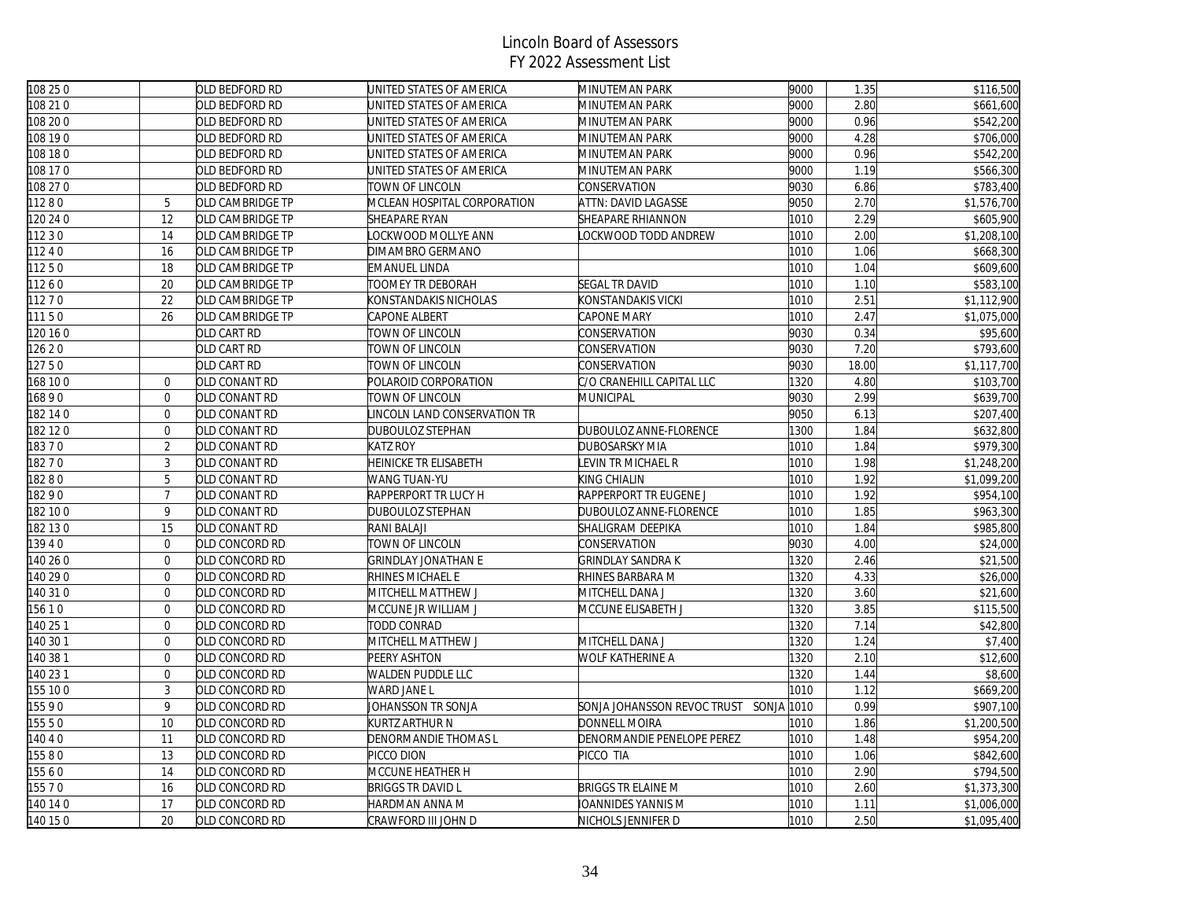# Lincoln Board of Assessors
## FY 2022 Assessment List

| | | | | | | | |
|---|---|---|---|---|---|---|---|
| 108 25 0 | | OLD BEDFORD RD | UNITED STATES OF AMERICA | MINUTEMAN PARK | 9000 | 1.35 | $116,500 |
| 108 21 0 | | OLD BEDFORD RD | UNITED STATES OF AMERICA | MINUTEMAN PARK | 9000 | 2.80 | $661,600 |
| 108 20 0 | | OLD BEDFORD RD | UNITED STATES OF AMERICA | MINUTEMAN PARK | 9000 | 0.96 | $542,200 |
| 108 19 0 | | OLD BEDFORD RD | UNITED STATES OF AMERICA | MINUTEMAN PARK | 9000 | 4.28 | $706,000 |
| 108 18 0 | | OLD BEDFORD RD | UNITED STATES OF AMERICA | MINUTEMAN PARK | 9000 | 0.96 | $542,200 |
| 108 17 0 | | OLD BEDFORD RD | UNITED STATES OF AMERICA | MINUTEMAN PARK | 9000 | 1.19 | $566,300 |
| 108 27 0 | | OLD BEDFORD RD | TOWN OF LINCOLN | CONSERVATION | 9030 | 6.86 | $783,400 |
| 112 8 0 | 5 | OLD CAMBRIDGE TP | MCLEAN HOSPITAL CORPORATION | ATTN: DAVID LAGASSE | 9050 | 2.70 | $1,576,700 |
| 120 24 0 | 12 | OLD CAMBRIDGE TP | SHEAPARE RYAN | SHEAPARE RHIANNON | 1010 | 2.29 | $605,900 |
| 112 3 0 | 14 | OLD CAMBRIDGE TP | LOCKWOOD MOLLYE ANN | LOCKWOOD TODD ANDREW | 1010 | 2.00 | $1,208,100 |
| 112 4 0 | 16 | OLD CAMBRIDGE TP | DIMAMBRO GERMANO | | 1010 | 1.06 | $668,300 |
| 112 5 0 | 18 | OLD CAMBRIDGE TP | EMANUEL LINDA | | 1010 | 1.04 | $609,600 |
| 112 6 0 | 20 | OLD CAMBRIDGE TP | TOOMEY TR DEBORAH | SEGAL TR DAVID | 1010 | 1.10 | $583,100 |
| 112 7 0 | 22 | OLD CAMBRIDGE TP | KONSTANDAKIS NICHOLAS | KONSTANDAKIS VICKI | 1010 | 2.51 | $1,112,900 |
| 111 5 0 | 26 | OLD CAMBRIDGE TP | CAPONE ALBERT | CAPONE MARY | 1010 | 2.47 | $1,075,000 |
| 120 16 0 | | OLD CART RD | TOWN OF LINCOLN | CONSERVATION | 9030 | 0.34 | $95,600 |
| 126 2 0 | | OLD CART RD | TOWN OF LINCOLN | CONSERVATION | 9030 | 7.20 | $793,600 |
| 127 5 0 | | OLD CART RD | TOWN OF LINCOLN | CONSERVATION | 9030 | 18.00 | $1,117,700 |
| 168 10 0 | 0 | OLD CONANT RD | POLAROID CORPORATION | C/O CRANEHILL CAPITAL LLC | 1320 | 4.80 | $103,700 |
| 168 9 0 | 0 | OLD CONANT RD | TOWN OF LINCOLN | MUNICIPAL | 9030 | 2.99 | $639,700 |
| 182 14 0 | 0 | OLD CONANT RD | LINCOLN LAND CONSERVATION TR | | 9050 | 6.13 | $207,400 |
| 182 12 0 | 0 | OLD CONANT RD | DUBOULOZ STEPHAN | DUBOULOZ ANNE-FLORENCE | 1300 | 1.84 | $632,800 |
| 183 7 0 | 2 | OLD CONANT RD | KATZ ROY | DUBOSARSKY MIA | 1010 | 1.84 | $979,300 |
| 182 7 0 | 3 | OLD CONANT RD | HEINICKE TR ELISABETH | LEVIN TR MICHAEL R | 1010 | 1.98 | $1,248,200 |
| 182 8 0 | 5 | OLD CONANT RD | WANG TUAN-YU | KING CHIALIN | 1010 | 1.92 | $1,099,200 |
| 182 9 0 | 7 | OLD CONANT RD | RAPPERPORT TR LUCY H | RAPPERPORT TR EUGENE J | 1010 | 1.92 | $954,100 |
| 182 10 0 | 9 | OLD CONANT RD | DUBOULOZ STEPHAN | DUBOULOZ ANNE-FLORENCE | 1010 | 1.85 | $963,300 |
| 182 13 0 | 15 | OLD CONANT RD | RANI BALAJI | SHALIGRAM DEEPIKA | 1010 | 1.84 | $985,800 |
| 139 4 0 | 0 | OLD CONCORD RD | TOWN OF LINCOLN | CONSERVATION | 9030 | 4.00 | $24,000 |
| 140 26 0 | 0 | OLD CONCORD RD | GRINDLAY JONATHAN E | GRINDLAY SANDRA K | 1320 | 2.46 | $21,500 |
| 140 29 0 | 0 | OLD CONCORD RD | RHINES MICHAEL E | RHINES BARBARA M | 1320 | 4.33 | $26,000 |
| 140 31 0 | 0 | OLD CONCORD RD | MITCHELL MATTHEW J | MITCHELL DANA J | 1320 | 3.60 | $21,600 |
| 156 1 0 | 0 | OLD CONCORD RD | MCCUNE JR WILLIAM J | MCCUNE ELISABETH J | 1320 | 3.85 | $115,500 |
| 140 25 1 | 0 | OLD CONCORD RD | TODD CONRAD | | 1320 | 7.14 | $42,800 |
| 140 30 1 | 0 | OLD CONCORD RD | MITCHELL MATTHEW J | MITCHELL DANA J | 1320 | 1.24 | $7,400 |
| 140 38 1 | 0 | OLD CONCORD RD | PEERY ASHTON | WOLF KATHERINE A | 1320 | 2.10 | $12,600 |
| 140 23 1 | 0 | OLD CONCORD RD | WALDEN PUDDLE LLC | | 1320 | 1.44 | $8,600 |
| 155 10 0 | 3 | OLD CONCORD RD | WARD JANE L | | 1010 | 1.12 | $669,200 |
| 155 9 0 | 9 | OLD CONCORD RD | JOHANSSON TR SONJA | SONJA JOHANSSON REVOC TRUST SONJA | 1010 | 0.99 | $907,100 |
| 155 5 0 | 10 | OLD CONCORD RD | KURTZ ARTHUR N | DONNELL MOIRA | 1010 | 1.86 | $1,200,500 |
| 140 4 0 | 11 | OLD CONCORD RD | DENORMANDIE THOMAS L | DENORMANDIE PENELOPE PEREZ | 1010 | 1.48 | $954,200 |
| 155 8 0 | 13 | OLD CONCORD RD | PICCO DION | PICCO TIA | 1010 | 1.06 | $842,600 |
| 155 6 0 | 14 | OLD CONCORD RD | MCCUNE HEATHER H | | 1010 | 2.90 | $794,500 |
| 155 7 0 | 16 | OLD CONCORD RD | BRIGGS TR DAVID L | BRIGGS TR ELAINE M | 1010 | 2.60 | $1,373,300 |
| 140 14 0 | 17 | OLD CONCORD RD | HARDMAN ANNA M | IOANNIDES YANNIS M | 1010 | 1.11 | $1,006,000 |
| 140 15 0 | 20 | OLD CONCORD RD | CRAWFORD III JOHN D | NICHOLS JENNIFER D | 1010 | 2.50 | $1,095,400 |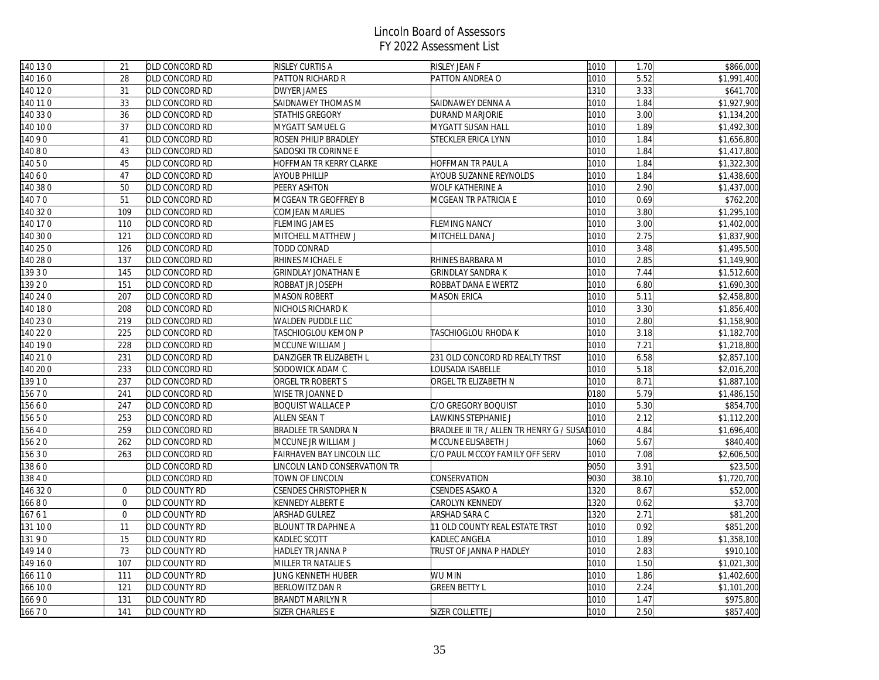# Lincoln Board of Assessors
## FY 2022 Assessment List

| | | | | | | | |
|---|---|---|---|---|---|---|---|
| 140 13 0 | 21 | OLD CONCORD RD | RISLEY CURTIS A | RISLEY JEAN F | 1010 | 1.70 | $866,000 |
| 140 16 0 | 28 | OLD CONCORD RD | PATTON RICHARD R | PATTON ANDREA O | 1010 | 5.52 | $1,991,400 |
| 140 12 0 | 31 | OLD CONCORD RD | DWYER JAMES | | 1310 | 3.33 | $641,700 |
| 140 11 0 | 33 | OLD CONCORD RD | SAIDNAWEY THOMAS M | SAIDNAWEY DENNA A | 1010 | 1.84 | $1,927,900 |
| 140 33 0 | 36 | OLD CONCORD RD | STATHIS GREGORY | DURAND MARJORIE | 1010 | 3.00 | $1,134,200 |
| 140 10 0 | 37 | OLD CONCORD RD | MYGATT SAMUEL G | MYGATT SUSAN HALL | 1010 | 1.89 | $1,492,300 |
| 140 9 0 | 41 | OLD CONCORD RD | ROSEN PHILIP BRADLEY | STECKLER ERICA LYNN | 1010 | 1.84 | $1,656,800 |
| 140 8 0 | 43 | OLD CONCORD RD | SADOSKI TR CORINNE E | | 1010 | 1.84 | $1,417,800 |
| 140 5 0 | 45 | OLD CONCORD RD | HOFFMAN TR KERRY CLARKE | HOFFMAN TR PAUL A | 1010 | 1.84 | $1,322,300 |
| 140 6 0 | 47 | OLD CONCORD RD | AYOUB PHILLIP | AYOUB SUZANNE REYNOLDS | 1010 | 1.84 | $1,438,600 |
| 140 38 0 | 50 | OLD CONCORD RD | PEERY ASHTON | WOLF KATHERINE A | 1010 | 2.90 | $1,437,000 |
| 140 7 0 | 51 | OLD CONCORD RD | MCGEAN TR GEOFFREY B | MCGEAN TR PATRICIA E | 1010 | 0.69 | $762,200 |
| 140 32 0 | 109 | OLD CONCORD RD | COMJEAN MARLIES | | 1010 | 3.80 | $1,295,100 |
| 140 17 0 | 110 | OLD CONCORD RD | FLEMING JAMES | FLEMING NANCY | 1010 | 3.00 | $1,402,000 |
| 140 30 0 | 121 | OLD CONCORD RD | MITCHELL MATTHEW J | MITCHELL DANA J | 1010 | 2.75 | $1,837,900 |
| 140 25 0 | 126 | OLD CONCORD RD | TODD CONRAD | | 1010 | 3.48 | $1,495,500 |
| 140 28 0 | 137 | OLD CONCORD RD | RHINES MICHAEL E | RHINES BARBARA M | 1010 | 2.85 | $1,149,900 |
| 139 3 0 | 145 | OLD CONCORD RD | GRINDLAY JONATHAN E | GRINDLAY SANDRA K | 1010 | 7.44 | $1,512,600 |
| 139 2 0 | 151 | OLD CONCORD RD | ROBBAT JR JOSEPH | ROBBAT DANA E WERTZ | 1010 | 6.80 | $1,690,300 |
| 140 24 0 | 207 | OLD CONCORD RD | MASON ROBERT | MASON ERICA | 1010 | 5.11 | $2,458,800 |
| 140 18 0 | 208 | OLD CONCORD RD | NICHOLS RICHARD K | | 1010 | 3.30 | $1,856,400 |
| 140 23 0 | 219 | OLD CONCORD RD | WALDEN PUDDLE LLC | | 1010 | 2.80 | $1,158,900 |
| 140 22 0 | 225 | OLD CONCORD RD | TASCHIOGLOU KEMON P | TASCHIOGLOU RHODA K | 1010 | 3.18 | $1,182,700 |
| 140 19 0 | 228 | OLD CONCORD RD | MCCUNE WILLIAM J | | 1010 | 7.21 | $1,218,800 |
| 140 21 0 | 231 | OLD CONCORD RD | DANZIGER TR ELIZABETH L | 231 OLD CONCORD RD REALTY TRST | 1010 | 6.58 | $2,857,100 |
| 140 20 0 | 233 | OLD CONCORD RD | SODOWICK ADAM C | LOUSADA ISABELLE | 1010 | 5.18 | $2,016,200 |
| 139 1 0 | 237 | OLD CONCORD RD | ORGEL TR ROBERT S | ORGEL TR ELIZABETH N | 1010 | 8.71 | $1,887,100 |
| 156 7 0 | 241 | OLD CONCORD RD | WISE TR JOANNE D | | 0180 | 5.79 | $1,486,150 |
| 156 6 0 | 247 | OLD CONCORD RD | BOQUIST WALLACE P | C/O GREGORY BOQUIST | 1010 | 5.30 | $854,700 |
| 156 5 0 | 253 | OLD CONCORD RD | ALLEN SEAN T | LAWKINS STEPHANIE J | 1010 | 2.12 | $1,112,200 |
| 156 4 0 | 259 | OLD CONCORD RD | BRADLEE TR SANDRA N | BRADLEE III TR / ALLEN TR HENRY G / SUSAN | 1010 | 4.84 | $1,696,400 |
| 156 2 0 | 262 | OLD CONCORD RD | MCCUNE JR WILLIAM J | MCCUNE ELISABETH J | 1060 | 5.67 | $840,400 |
| 156 3 0 | 263 | OLD CONCORD RD | FAIRHAVEN BAY LINCOLN LLC | C/O PAUL MCCOY FAMILY OFF SERV | 1010 | 7.08 | $2,606,500 |
| 138 6 0 | | OLD CONCORD RD | LINCOLN LAND CONSERVATION TR | | 9050 | 3.91 | $23,500 |
| 138 4 0 | | OLD CONCORD RD | TOWN OF LINCOLN | CONSERVATION | 9030 | 38.10 | $1,720,700 |
| 146 32 0 | 0 | OLD COUNTY RD | CSENDES CHRISTOPHER N | CSENDES ASAKO A | 1320 | 8.67 | $52,000 |
| 166 8 0 | 0 | OLD COUNTY RD | KENNEDY ALBERT E | CAROLYN KENNEDY | 1320 | 0.62 | $3,700 |
| 167 6 1 | 0 | OLD COUNTY RD | ARSHAD GULREZ | ARSHAD SARA C | 1320 | 2.71 | $81,200 |
| 131 10 0 | 11 | OLD COUNTY RD | BLOUNT TR DAPHNE A | 11 OLD COUNTY REAL ESTATE TRST | 1010 | 0.92 | $851,200 |
| 131 9 0 | 15 | OLD COUNTY RD | KADLEC SCOTT | KADLEC ANGELA | 1010 | 1.89 | $1,358,100 |
| 149 14 0 | 73 | OLD COUNTY RD | HADLEY TR JANNA P | TRUST OF JANNA P HADLEY | 1010 | 2.83 | $910,100 |
| 149 16 0 | 107 | OLD COUNTY RD | MILLER TR NATALIE S | | 1010 | 1.50 | $1,021,300 |
| 166 11 0 | 111 | OLD COUNTY RD | JUNG KENNETH HUBER | WU MIN | 1010 | 1.86 | $1,402,600 |
| 166 10 0 | 121 | OLD COUNTY RD | BERLOWITZ DAN R | GREEN BETTY L | 1010 | 2.24 | $1,101,200 |
| 166 9 0 | 131 | OLD COUNTY RD | BRANDT MARILYN R | | 1010 | 1.47 | $975,800 |
| 166 7 0 | 141 | OLD COUNTY RD | SIZER CHARLES E | SIZER COLLETTE J | 1010 | 2.50 | $857,400 |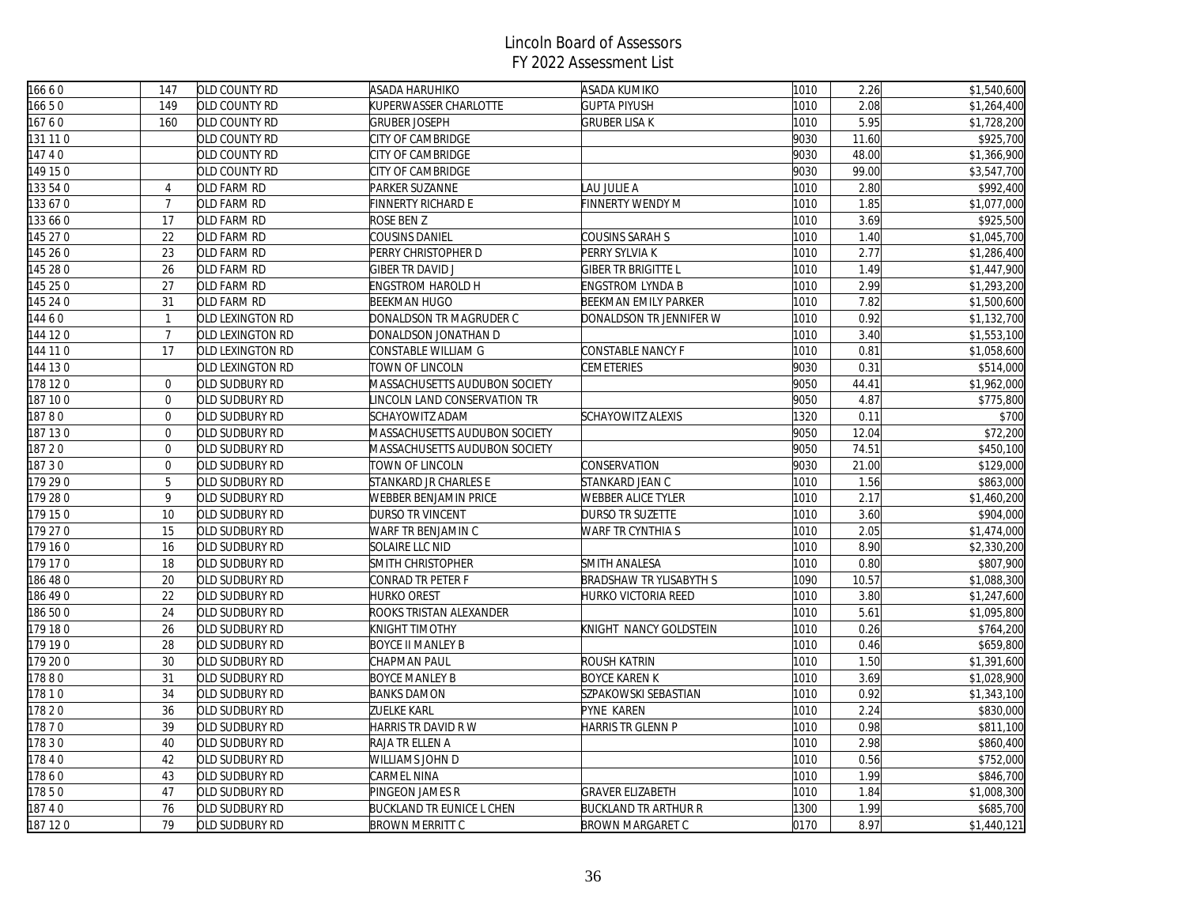# Lincoln Board of Assessors
## FY 2022 Assessment List

| | | | | | | | |
|---|---|---|---|---|---|---|---|
| 166 6 0 | 147 | OLD COUNTY RD | ASADA HARUHIKO | ASADA KUMIKO | 1010 | 2.26 | $1,540,600 |
| 166 5 0 | 149 | OLD COUNTY RD | KUPERWASSER CHARLOTTE | GUPTA PIYUSH | 1010 | 2.08 | $1,264,400 |
| 167 6 0 | 160 | OLD COUNTY RD | GRUBER JOSEPH | GRUBER LISA K | 1010 | 5.95 | $1,728,200 |
| 131 11 0 | | OLD COUNTY RD | CITY OF CAMBRIDGE | | 9030 | 11.60 | $925,700 |
| 147 4 0 | | OLD COUNTY RD | CITY OF CAMBRIDGE | | 9030 | 48.00 | $1,366,900 |
| 149 15 0 | | OLD COUNTY RD | CITY OF CAMBRIDGE | | 9030 | 99.00 | $3,547,700 |
| 133 54 0 | 4 | OLD FARM RD | PARKER SUZANNE | LAU JULIE A | 1010 | 2.80 | $992,400 |
| 133 67 0 | 7 | OLD FARM RD | FINNERTY RICHARD E | FINNERTY WENDY M | 1010 | 1.85 | $1,077,000 |
| 133 66 0 | 17 | OLD FARM RD | ROSE BEN Z | | 1010 | 3.69 | $925,500 |
| 145 27 0 | 22 | OLD FARM RD | COUSINS DANIEL | COUSINS SARAH S | 1010 | 1.40 | $1,045,700 |
| 145 26 0 | 23 | OLD FARM RD | PERRY CHRISTOPHER D | PERRY SYLVIA K | 1010 | 2.77 | $1,286,400 |
| 145 28 0 | 26 | OLD FARM RD | GIBER TR DAVID J | GIBER TR BRIGITTE L | 1010 | 1.49 | $1,447,900 |
| 145 25 0 | 27 | OLD FARM RD | ENGSTROM HAROLD H | ENGSTROM LYNDA B | 1010 | 2.99 | $1,293,200 |
| 145 24 0 | 31 | OLD FARM RD | BEEKMAN HUGO | BEEKMAN EMILY PARKER | 1010 | 7.82 | $1,500,600 |
| 144 6 0 | 1 | OLD LEXINGTON RD | DONALDSON TR MAGRUDER C | DONALDSON TR JENNIFER W | 1010 | 0.92 | $1,132,700 |
| 144 12 0 | 7 | OLD LEXINGTON RD | DONALDSON JONATHAN D | | 1010 | 3.40 | $1,553,100 |
| 144 11 0 | 17 | OLD LEXINGTON RD | CONSTABLE WILLIAM G | CONSTABLE NANCY F | 1010 | 0.81 | $1,058,600 |
| 144 13 0 | | OLD LEXINGTON RD | TOWN OF LINCOLN | CEMETERIES | 9030 | 0.31 | $514,000 |
| 178 12 0 | 0 | OLD SUDBURY RD | MASSACHUSETTS AUDUBON SOCIETY | | 9050 | 44.41 | $1,962,000 |
| 187 10 0 | 0 | OLD SUDBURY RD | LINCOLN LAND CONSERVATION TR | | 9050 | 4.87 | $775,800 |
| 187 8 0 | 0 | OLD SUDBURY RD | SCHAYOWITZ ADAM | SCHAYOWITZ ALEXIS | 1320 | 0.11 | $700 |
| 187 13 0 | 0 | OLD SUDBURY RD | MASSACHUSETTS AUDUBON SOCIETY | | 9050 | 12.04 | $72,200 |
| 187 2 0 | 0 | OLD SUDBURY RD | MASSACHUSETTS AUDUBON SOCIETY | | 9050 | 74.51 | $450,100 |
| 187 3 0 | 0 | OLD SUDBURY RD | TOWN OF LINCOLN | CONSERVATION | 9030 | 21.00 | $129,000 |
| 179 29 0 | 5 | OLD SUDBURY RD | STANKARD JR CHARLES E | STANKARD JEAN C | 1010 | 1.56 | $863,000 |
| 179 28 0 | 9 | OLD SUDBURY RD | WEBBER BENJAMIN PRICE | WEBBER ALICE TYLER | 1010 | 2.17 | $1,460,200 |
| 179 15 0 | 10 | OLD SUDBURY RD | DURSO TR VINCENT | DURSO TR SUZETTE | 1010 | 3.60 | $904,000 |
| 179 27 0 | 15 | OLD SUDBURY RD | WARF TR BENJAMIN C | WARF TR CYNTHIA S | 1010 | 2.05 | $1,474,000 |
| 179 16 0 | 16 | OLD SUDBURY RD | SOLAIRE LLC NID | | 1010 | 8.90 | $2,330,200 |
| 179 17 0 | 18 | OLD SUDBURY RD | SMITH CHRISTOPHER | SMITH ANALESA | 1010 | 0.80 | $807,900 |
| 186 48 0 | 20 | OLD SUDBURY RD | CONRAD TR PETER F | BRADSHAW TR YLISABYTH S | 1090 | 10.57 | $1,088,300 |
| 186 49 0 | 22 | OLD SUDBURY RD | HURKO OREST | HURKO VICTORIA REED | 1010 | 3.80 | $1,247,600 |
| 186 50 0 | 24 | OLD SUDBURY RD | ROOKS TRISTAN ALEXANDER | | 1010 | 5.61 | $1,095,800 |
| 179 18 0 | 26 | OLD SUDBURY RD | KNIGHT TIMOTHY | KNIGHT NANCY GOLDSTEIN | 1010 | 0.26 | $764,200 |
| 179 19 0 | 28 | OLD SUDBURY RD | BOYCE II MANLEY B | | 1010 | 0.46 | $659,800 |
| 179 20 0 | 30 | OLD SUDBURY RD | CHAPMAN PAUL | ROUSH KATRIN | 1010 | 1.50 | $1,391,600 |
| 178 8 0 | 31 | OLD SUDBURY RD | BOYCE MANLEY B | BOYCE KAREN K | 1010 | 3.69 | $1,028,900 |
| 178 1 0 | 34 | OLD SUDBURY RD | BANKS DAMON | SZPAKOWSKI SEBASTIAN | 1010 | 0.92 | $1,343,100 |
| 178 2 0 | 36 | OLD SUDBURY RD | ZUELKE KARL | PYNE KAREN | 1010 | 2.24 | $830,000 |
| 178 7 0 | 39 | OLD SUDBURY RD | HARRIS TR DAVID R W | HARRIS TR GLENN P | 1010 | 0.98 | $811,100 |
| 178 3 0 | 40 | OLD SUDBURY RD | RAJA TR ELLEN A | | 1010 | 2.98 | $860,400 |
| 178 4 0 | 42 | OLD SUDBURY RD | WILLIAMS JOHN D | | 1010 | 0.56 | $752,000 |
| 178 6 0 | 43 | OLD SUDBURY RD | CARMEL NINA | | 1010 | 1.99 | $846,700 |
| 178 5 0 | 47 | OLD SUDBURY RD | PINGEON JAMES R | GRAVER ELIZABETH | 1010 | 1.84 | $1,008,300 |
| 187 4 0 | 76 | OLD SUDBURY RD | BUCKLAND TR EUNICE L CHEN | BUCKLAND TR ARTHUR R | 1300 | 1.99 | $685,700 |
| 187 12 0 | 79 | OLD SUDBURY RD | BROWN MERRITT C | BROWN MARGARET C | 0170 | 8.97 | $1,440,121 |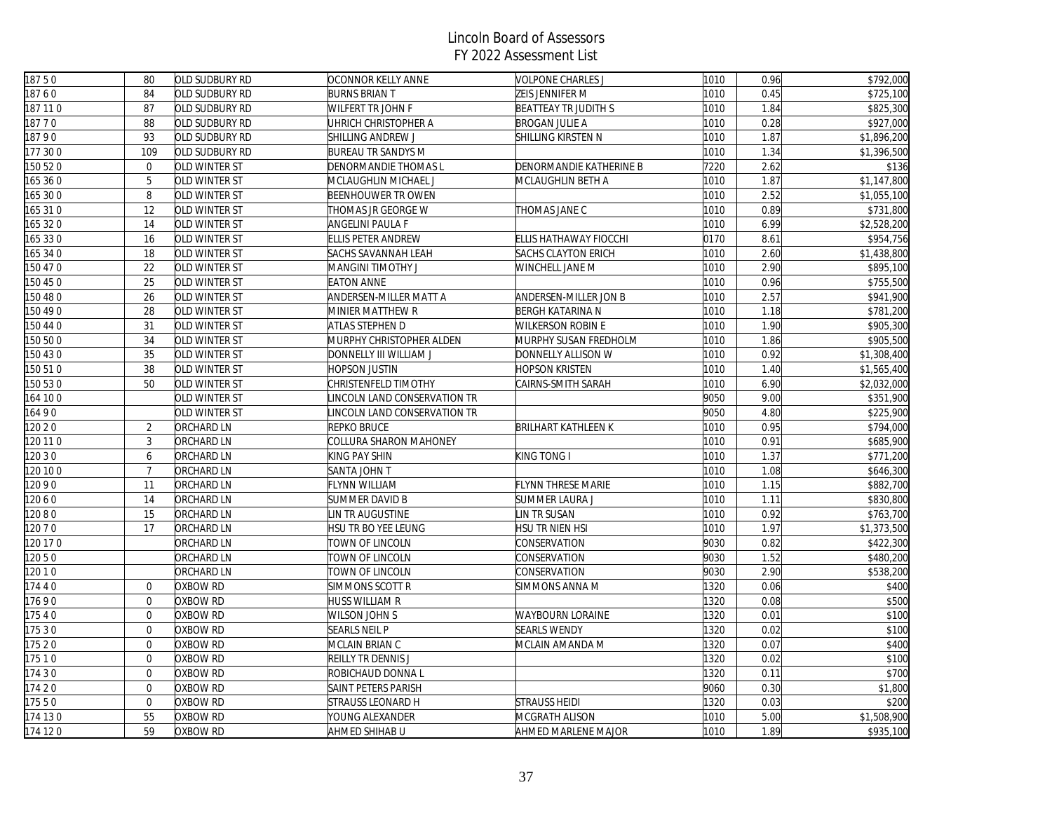# Lincoln Board of Assessors
## FY 2022 Assessment List

| | | | | | | | |
|---|---|---|---|---|---|---|---|
| 187 5 0 | 80 | OLD SUDBURY RD | OCONNOR KELLY ANNE | VOLPONE CHARLES J | 1010 | 0.96 | $792,000 |
| 187 6 0 | 84 | OLD SUDBURY RD | BURNS BRIAN T | ZEIS JENNIFER M | 1010 | 0.45 | $725,100 |
| 187 11 0 | 87 | OLD SUDBURY RD | WILFERT TR JOHN F | BEATTEAY TR JUDITH S | 1010 | 1.84 | $825,300 |
| 187 7 0 | 88 | OLD SUDBURY RD | UHRICH CHRISTOPHER A | BROGAN JULIE A | 1010 | 0.28 | $927,000 |
| 187 9 0 | 93 | OLD SUDBURY RD | SHILLING ANDREW J | SHILLING KIRSTEN N | 1010 | 1.87 | $1,896,200 |
| 177 30 0 | 109 | OLD SUDBURY RD | BUREAU TR SANDYS M | | 1010 | 1.34 | $1,396,500 |
| 150 52 0 | 0 | OLD WINTER ST | DENORMANDIE THOMAS L | DENORMANDIE KATHERINE B | 7220 | 2.62 | $136 |
| 165 36 0 | 5 | OLD WINTER ST | MCLAUGHLIN MICHAEL J | MCLAUGHLIN BETH A | 1010 | 1.87 | $1,147,800 |
| 165 30 0 | 8 | OLD WINTER ST | BEENHOUWER TR OWEN | | 1010 | 2.52 | $1,055,100 |
| 165 31 0 | 12 | OLD WINTER ST | THOMAS JR GEORGE W | THOMAS JANE C | 1010 | 0.89 | $731,800 |
| 165 32 0 | 14 | OLD WINTER ST | ANGELINI PAULA F | | 1010 | 6.99 | $2,528,200 |
| 165 33 0 | 16 | OLD WINTER ST | ELLIS PETER ANDREW | ELLIS HATHAWAY FIOCCHI | 0170 | 8.61 | $954,756 |
| 165 34 0 | 18 | OLD WINTER ST | SACHS SAVANNAH LEAH | SACHS CLAYTON ERICH | 1010 | 2.60 | $1,438,800 |
| 150 47 0 | 22 | OLD WINTER ST | MANGINI TIMOTHY J | WINCHELL JANE M | 1010 | 2.90 | $895,100 |
| 150 45 0 | 25 | OLD WINTER ST | EATON ANNE | | 1010 | 0.96 | $755,500 |
| 150 48 0 | 26 | OLD WINTER ST | ANDERSEN-MILLER MATT A | ANDERSEN-MILLER JON B | 1010 | 2.57 | $941,900 |
| 150 49 0 | 28 | OLD WINTER ST | MINIER MATTHEW R | BERGH KATARINA N | 1010 | 1.18 | $781,200 |
| 150 44 0 | 31 | OLD WINTER ST | ATLAS STEPHEN D | WILKERSON ROBIN E | 1010 | 1.90 | $905,300 |
| 150 50 0 | 34 | OLD WINTER ST | MURPHY CHRISTOPHER ALDEN | MURPHY SUSAN FREDHOLM | 1010 | 1.86 | $905,500 |
| 150 43 0 | 35 | OLD WINTER ST | DONNELLY III WILLIAM J | DONNELLY ALLISON W | 1010 | 0.92 | $1,308,400 |
| 150 51 0 | 38 | OLD WINTER ST | HOPSON JUSTIN | HOPSON KRISTEN | 1010 | 1.40 | $1,565,400 |
| 150 53 0 | 50 | OLD WINTER ST | CHRISTENFELD TIMOTHY | CAIRNS-SMITH SARAH | 1010 | 6.90 | $2,032,000 |
| 164 10 0 | | OLD WINTER ST | LINCOLN LAND CONSERVATION TR | | 9050 | 9.00 | $351,900 |
| 164 9 0 | | OLD WINTER ST | LINCOLN LAND CONSERVATION TR | | 9050 | 4.80 | $225,900 |
| 120 2 0 | 2 | ORCHARD LN | REPKO BRUCE | BRILHART KATHLEEN K | 1010 | 0.95 | $794,000 |
| 120 11 0 | 3 | ORCHARD LN | COLLURA SHARON MAHONEY | | 1010 | 0.91 | $685,900 |
| 120 3 0 | 6 | ORCHARD LN | KING PAY SHIN | KING TONG I | 1010 | 1.37 | $771,200 |
| 120 10 0 | 7 | ORCHARD LN | SANTA JOHN T | | 1010 | 1.08 | $646,300 |
| 120 9 0 | 11 | ORCHARD LN | FLYNN WILLIAM | FLYNN THRESE MARIE | 1010 | 1.15 | $882,700 |
| 120 6 0 | 14 | ORCHARD LN | SUMMER DAVID B | SUMMER LAURA J | 1010 | 1.11 | $830,800 |
| 120 8 0 | 15 | ORCHARD LN | LIN TR AUGUSTINE | LIN TR SUSAN | 1010 | 0.92 | $763,700 |
| 120 7 0 | 17 | ORCHARD LN | HSU TR BO YEE LEUNG | HSU TR NIEN HSI | 1010 | 1.97 | $1,373,500 |
| 120 17 0 | | ORCHARD LN | TOWN OF LINCOLN | CONSERVATION | 9030 | 0.82 | $422,300 |
| 120 5 0 | | ORCHARD LN | TOWN OF LINCOLN | CONSERVATION | 9030 | 1.52 | $480,200 |
| 120 1 0 | | ORCHARD LN | TOWN OF LINCOLN | CONSERVATION | 9030 | 2.90 | $538,200 |
| 174 4 0 | 0 | OXBOW RD | SIMMONS SCOTT R | SIMMONS ANNA M | 1320 | 0.06 | $400 |
| 176 9 0 | 0 | OXBOW RD | HUSS WILLIAM R | | 1320 | 0.08 | $500 |
| 175 4 0 | 0 | OXBOW RD | WILSON JOHN S | WAYBOURN LORAINE | 1320 | 0.01 | $100 |
| 175 3 0 | 0 | OXBOW RD | SEARLS NEIL P | SEARLS WENDY | 1320 | 0.02 | $100 |
| 175 2 0 | 0 | OXBOW RD | MCLAIN BRIAN C | MCLAIN AMANDA M | 1320 | 0.07 | $400 |
| 175 1 0 | 0 | OXBOW RD | REILLY TR DENNIS J | | 1320 | 0.02 | $100 |
| 174 3 0 | 0 | OXBOW RD | ROBICHAUD DONNA L | | 1320 | 0.11 | $700 |
| 174 2 0 | 0 | OXBOW RD | SAINT PETERS PARISH | | 9060 | 0.30 | $1,800 |
| 175 5 0 | 0 | OXBOW RD | STRAUSS LEONARD H | STRAUSS HEIDI | 1320 | 0.03 | $200 |
| 174 13 0 | 55 | OXBOW RD | YOUNG ALEXANDER | MCGRATH ALISON | 1010 | 5.00 | $1,508,900 |
| 174 12 0 | 59 | OXBOW RD | AHMED SHIHAB U | AHMED MARLENE MAJOR | 1010 | 1.89 | $935,100 |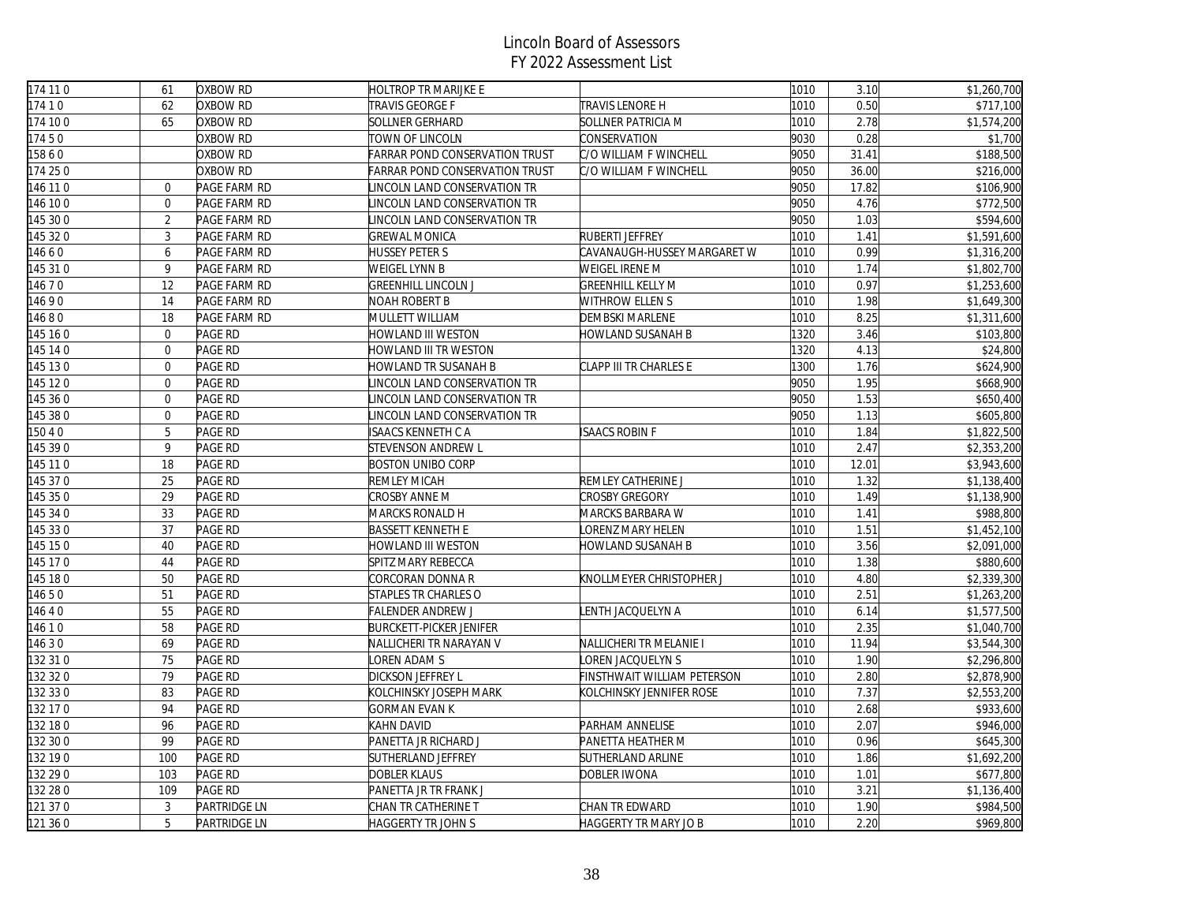# Lincoln Board of Assessors
## FY 2022 Assessment List

| | | | | | | | |
|---|---|---|---|---|---|---|---|
| 174 11 0 | 61 | OXBOW RD | HOLTROP TR MARIJKE E | | 1010 | 3.10 | $1,260,700 |
| 174 1 0 | 62 | OXBOW RD | TRAVIS GEORGE F | TRAVIS LENORE H | 1010 | 0.50 | $717,100 |
| 174 10 0 | 65 | OXBOW RD | SOLLNER GERHARD | SOLLNER PATRICIA M | 1010 | 2.78 | $1,574,200 |
| 174 5 0 | | OXBOW RD | TOWN OF LINCOLN | CONSERVATION | 9030 | 0.28 | $1,700 |
| 158 6 0 | | OXBOW RD | FARRAR POND CONSERVATION TRUST | C/O WILLIAM F WINCHELL | 9050 | 31.41 | $188,500 |
| 174 25 0 | | OXBOW RD | FARRAR POND CONSERVATION TRUST | C/O WILLIAM F WINCHELL | 9050 | 36.00 | $216,000 |
| 146 11 0 | 0 | PAGE FARM RD | LINCOLN LAND CONSERVATION TR | | 9050 | 17.82 | $106,900 |
| 146 10 0 | 0 | PAGE FARM RD | LINCOLN LAND CONSERVATION TR | | 9050 | 4.76 | $772,500 |
| 145 30 0 | 2 | PAGE FARM RD | LINCOLN LAND CONSERVATION TR | | 9050 | 1.03 | $594,600 |
| 145 32 0 | 3 | PAGE FARM RD | GREWAL MONICA | RUBERTI JEFFREY | 1010 | 1.41 | $1,591,600 |
| 146 6 0 | 6 | PAGE FARM RD | HUSSEY PETER S | CAVANAUGH-HUSSEY MARGARET W | 1010 | 0.99 | $1,316,200 |
| 145 31 0 | 9 | PAGE FARM RD | WEIGEL LYNN B | WEIGEL IRENE M | 1010 | 1.74 | $1,802,700 |
| 146 7 0 | 12 | PAGE FARM RD | GREENHILL LINCOLN J | GREENHILL KELLY M | 1010 | 0.97 | $1,253,600 |
| 146 9 0 | 14 | PAGE FARM RD | NOAH ROBERT B | WITHROW ELLEN S | 1010 | 1.98 | $1,649,300 |
| 146 8 0 | 18 | PAGE FARM RD | MULLETT WILLIAM | DEMBSKI MARLENE | 1010 | 8.25 | $1,311,600 |
| 145 16 0 | 0 | PAGE RD | HOWLAND III WESTON | HOWLAND SUSANAH B | 1320 | 3.46 | $103,800 |
| 145 14 0 | 0 | PAGE RD | HOWLAND III TR WESTON | | 1320 | 4.13 | $24,800 |
| 145 13 0 | 0 | PAGE RD | HOWLAND TR SUSANAH B | CLAPP III TR CHARLES E | 1300 | 1.76 | $624,900 |
| 145 12 0 | 0 | PAGE RD | LINCOLN LAND CONSERVATION TR | | 9050 | 1.95 | $668,900 |
| 145 36 0 | 0 | PAGE RD | LINCOLN LAND CONSERVATION TR | | 9050 | 1.53 | $650,400 |
| 145 38 0 | 0 | PAGE RD | LINCOLN LAND CONSERVATION TR | | 9050 | 1.13 | $605,800 |
| 150 4 0 | 5 | PAGE RD | ISAACS KENNETH C A | ISAACS ROBIN F | 1010 | 1.84 | $1,822,500 |
| 145 39 0 | 9 | PAGE RD | STEVENSON ANDREW L | | 1010 | 2.47 | $2,353,200 |
| 145 11 0 | 18 | PAGE RD | BOSTON UNIBO CORP | | 1010 | 12.01 | $3,943,600 |
| 145 37 0 | 25 | PAGE RD | REMLEY MICAH | REMLEY CATHERINE J | 1010 | 1.32 | $1,138,400 |
| 145 35 0 | 29 | PAGE RD | CROSBY ANNE M | CROSBY GREGORY | 1010 | 1.49 | $1,138,900 |
| 145 34 0 | 33 | PAGE RD | MARCKS RONALD H | MARCKS BARBARA W | 1010 | 1.41 | $988,800 |
| 145 33 0 | 37 | PAGE RD | BASSETT KENNETH E | LORENZ MARY HELEN | 1010 | 1.51 | $1,452,100 |
| 145 15 0 | 40 | PAGE RD | HOWLAND III WESTON | HOWLAND SUSANAH B | 1010 | 3.56 | $2,091,000 |
| 145 17 0 | 44 | PAGE RD | SPITZ MARY REBECCA | | 1010 | 1.38 | $880,600 |
| 145 18 0 | 50 | PAGE RD | CORCORAN DONNA R | KNOLLMEYER CHRISTOPHER J | 1010 | 4.80 | $2,339,300 |
| 146 5 0 | 51 | PAGE RD | STAPLES TR CHARLES O | | 1010 | 2.51 | $1,263,200 |
| 146 4 0 | 55 | PAGE RD | FALENDER ANDREW J | LENTH JACQUELYN A | 1010 | 6.14 | $1,577,500 |
| 146 1 0 | 58 | PAGE RD | BURCKETT-PICKER JENIFER | | 1010 | 2.35 | $1,040,700 |
| 146 3 0 | 69 | PAGE RD | NALLICHERI TR NARAYAN V | NALLICHERI TR MELANIE I | 1010 | 11.94 | $3,544,300 |
| 132 31 0 | 75 | PAGE RD | LOREN ADAM S | LOREN JACQUELYN S | 1010 | 1.90 | $2,296,800 |
| 132 32 0 | 79 | PAGE RD | DICKSON JEFFREY L | FINSTHWAIT WILLIAM PETERSON | 1010 | 2.80 | $2,878,900 |
| 132 33 0 | 83 | PAGE RD | KOLCHINSKY JOSEPH MARK | KOLCHINSKY JENNIFER ROSE | 1010 | 7.37 | $2,553,200 |
| 132 17 0 | 94 | PAGE RD | GORMAN EVAN K | | 1010 | 2.68 | $933,600 |
| 132 18 0 | 96 | PAGE RD | KAHN DAVID | PARHAM ANNELISE | 1010 | 2.07 | $946,000 |
| 132 30 0 | 99 | PAGE RD | PANETTA JR RICHARD J | PANETTA HEATHER M | 1010 | 0.96 | $645,300 |
| 132 19 0 | 100 | PAGE RD | SUTHERLAND JEFFREY | SUTHERLAND ARLINE | 1010 | 1.86 | $1,692,200 |
| 132 29 0 | 103 | PAGE RD | DOBLER KLAUS | DOBLER IWONA | 1010 | 1.01 | $677,800 |
| 132 28 0 | 109 | PAGE RD | PANETTA JR TR FRANK J | | 1010 | 3.21 | $1,136,400 |
| 121 37 0 | 3 | PARTRIDGE LN | CHAN TR CATHERINE T | CHAN TR EDWARD | 1010 | 1.90 | $984,500 |
| 121 36 0 | 5 | PARTRIDGE LN | HAGGERTY TR JOHN S | HAGGERTY TR MARY JO B | 1010 | 2.20 | $969,800 |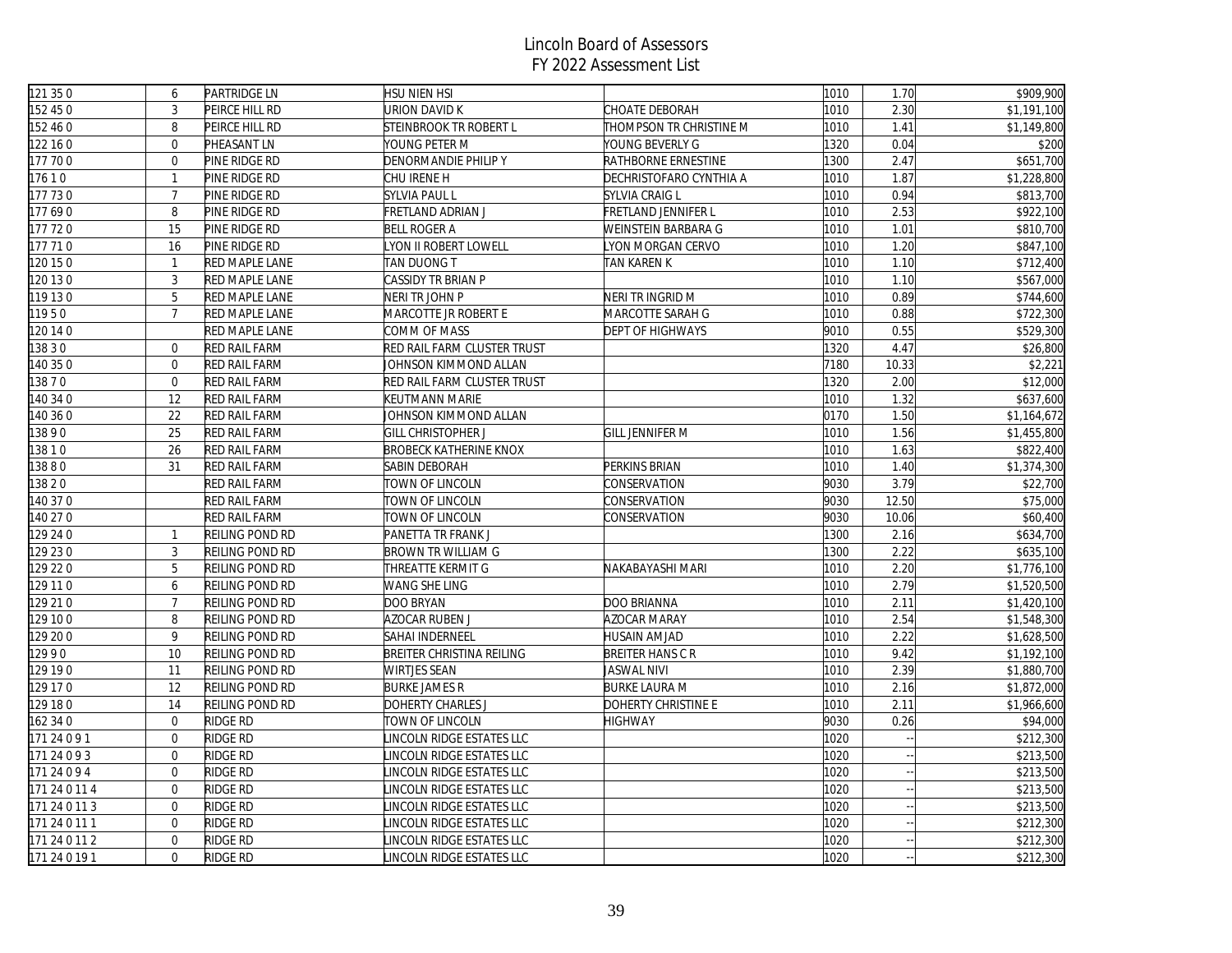# Lincoln Board of Assessors
## FY 2022 Assessment List

| | | | | | | | |
|---|---|---|---|---|---|---|---|
| 121 35 0 | 6 | PARTRIDGE LN | HSU NIEN HSI | | 1010 | 1.70 | $909,900 |
| 152 45 0 | 3 | PEIRCE HILL RD | URION DAVID K | CHOATE DEBORAH | 1010 | 2.30 | $1,191,100 |
| 152 46 0 | 8 | PEIRCE HILL RD | STEINBROOK TR ROBERT L | THOMPSON TR CHRISTINE M | 1010 | 1.41 | $1,149,800 |
| 122 16 0 | 0 | PHEASANT LN | YOUNG PETER M | YOUNG BEVERLY G | 1320 | 0.04 | $200 |
| 177 70 0 | 0 | PINE RIDGE RD | DENORMANDIE PHILIP Y | RATHBORNE ERNESTINE | 1300 | 2.47 | $651,700 |
| 176 1 0 | 1 | PINE RIDGE RD | CHU IRENE H | DECHRISTOFARO CYNTHIA A | 1010 | 1.87 | $1,228,800 |
| 177 73 0 | 7 | PINE RIDGE RD | SYLVIA PAUL L | SYLVIA CRAIG L | 1010 | 0.94 | $813,700 |
| 177 69 0 | 8 | PINE RIDGE RD | FRETLAND ADRIAN J | FRETLAND JENNIFER L | 1010 | 2.53 | $922,100 |
| 177 72 0 | 15 | PINE RIDGE RD | BELL ROGER A | WEINSTEIN BARBARA G | 1010 | 1.01 | $810,700 |
| 177 71 0 | 16 | PINE RIDGE RD | LYON II ROBERT LOWELL | LYON MORGAN CERVO | 1010 | 1.20 | $847,100 |
| 120 15 0 | 1 | RED MAPLE LANE | TAN DUONG T | TAN KAREN K | 1010 | 1.10 | $712,400 |
| 120 13 0 | 3 | RED MAPLE LANE | CASSIDY TR BRIAN P | | 1010 | 1.10 | $567,000 |
| 119 13 0 | 5 | RED MAPLE LANE | NERI TR JOHN P | NERI TR INGRID M | 1010 | 0.89 | $744,600 |
| 119 5 0 | 7 | RED MAPLE LANE | MARCOTTE JR ROBERT E | MARCOTTE SARAH G | 1010 | 0.88 | $722,300 |
| 120 14 0 | | RED MAPLE LANE | COMM OF MASS | DEPT OF HIGHWAYS | 9010 | 0.55 | $529,300 |
| 138 3 0 | 0 | RED RAIL FARM | RED RAIL FARM CLUSTER TRUST | | 1320 | 4.47 | $26,800 |
| 140 35 0 | 0 | RED RAIL FARM | JOHNSON KIMMOND ALLAN | | 7180 | 10.33 | $2,221 |
| 138 7 0 | 0 | RED RAIL FARM | RED RAIL FARM CLUSTER TRUST | | 1320 | 2.00 | $12,000 |
| 140 34 0 | 12 | RED RAIL FARM | KEUTMANN MARIE | | 1010 | 1.32 | $637,600 |
| 140 36 0 | 22 | RED RAIL FARM | JOHNSON KIMMOND ALLAN | | 0170 | 1.50 | $1,164,672 |
| 138 9 0 | 25 | RED RAIL FARM | GILL CHRISTOPHER J | GILL JENNIFER M | 1010 | 1.56 | $1,455,800 |
| 138 1 0 | 26 | RED RAIL FARM | BROBECK KATHERINE KNOX | | 1010 | 1.63 | $822,400 |
| 138 8 0 | 31 | RED RAIL FARM | SABIN DEBORAH | PERKINS BRIAN | 1010 | 1.40 | $1,374,300 |
| 138 2 0 | | RED RAIL FARM | TOWN OF LINCOLN | CONSERVATION | 9030 | 3.79 | $22,700 |
| 140 37 0 | | RED RAIL FARM | TOWN OF LINCOLN | CONSERVATION | 9030 | 12.50 | $75,000 |
| 140 27 0 | | RED RAIL FARM | TOWN OF LINCOLN | CONSERVATION | 9030 | 10.06 | $60,400 |
| 129 24 0 | 1 | REILING POND RD | PANETTA TR FRANK J | | 1300 | 2.16 | $634,700 |
| 129 23 0 | 3 | REILING POND RD | BROWN TR WILLIAM G | | 1300 | 2.22 | $635,100 |
| 129 22 0 | 5 | REILING POND RD | THREATTE KERMIT G | NAKABAYASHI MARI | 1010 | 2.20 | $1,776,100 |
| 129 11 0 | 6 | REILING POND RD | WANG SHE LING | | 1010 | 2.79 | $1,520,500 |
| 129 21 0 | 7 | REILING POND RD | DOO BRYAN | DOO BRIANNA | 1010 | 2.11 | $1,420,100 |
| 129 10 0 | 8 | REILING POND RD | AZOCAR RUBEN J | AZOCAR MARAY | 1010 | 2.54 | $1,548,300 |
| 129 20 0 | 9 | REILING POND RD | SAHAI INDERNEEL | HUSAIN AMJAD | 1010 | 2.22 | $1,628,500 |
| 129 9 0 | 10 | REILING POND RD | BREITER CHRISTINA REILING | BREITER HANS C R | 1010 | 9.42 | $1,192,100 |
| 129 19 0 | 11 | REILING POND RD | WIRTJES SEAN | JASWAL NIVI | 1010 | 2.39 | $1,880,700 |
| 129 17 0 | 12 | REILING POND RD | BURKE JAMES R | BURKE LAURA M | 1010 | 2.16 | $1,872,000 |
| 129 18 0 | 14 | REILING POND RD | DOHERTY CHARLES J | DOHERTY CHRISTINE E | 1010 | 2.11 | $1,966,600 |
| 162 34 0 | 0 | RIDGE RD | TOWN OF LINCOLN | HIGHWAY | 9030 | 0.26 | $94,000 |
| 171 24 0 9 1 | 0 | RIDGE RD | LINCOLN RIDGE ESTATES LLC | | 1020 | -- | $212,300 |
| 171 24 0 9 3 | 0 | RIDGE RD | LINCOLN RIDGE ESTATES LLC | | 1020 | -- | $213,500 |
| 171 24 0 9 4 | 0 | RIDGE RD | LINCOLN RIDGE ESTATES LLC | | 1020 | -- | $213,500 |
| 171 24 0 11 4 | 0 | RIDGE RD | LINCOLN RIDGE ESTATES LLC | | 1020 | -- | $213,500 |
| 171 24 0 11 3 | 0 | RIDGE RD | LINCOLN RIDGE ESTATES LLC | | 1020 | -- | $213,500 |
| 171 24 0 11 1 | 0 | RIDGE RD | LINCOLN RIDGE ESTATES LLC | | 1020 | -- | $212,300 |
| 171 24 0 11 2 | 0 | RIDGE RD | LINCOLN RIDGE ESTATES LLC | | 1020 | -- | $212,300 |
| 171 24 0 19 1 | 0 | RIDGE RD | LINCOLN RIDGE ESTATES LLC | | 1020 | -- | $212,300 |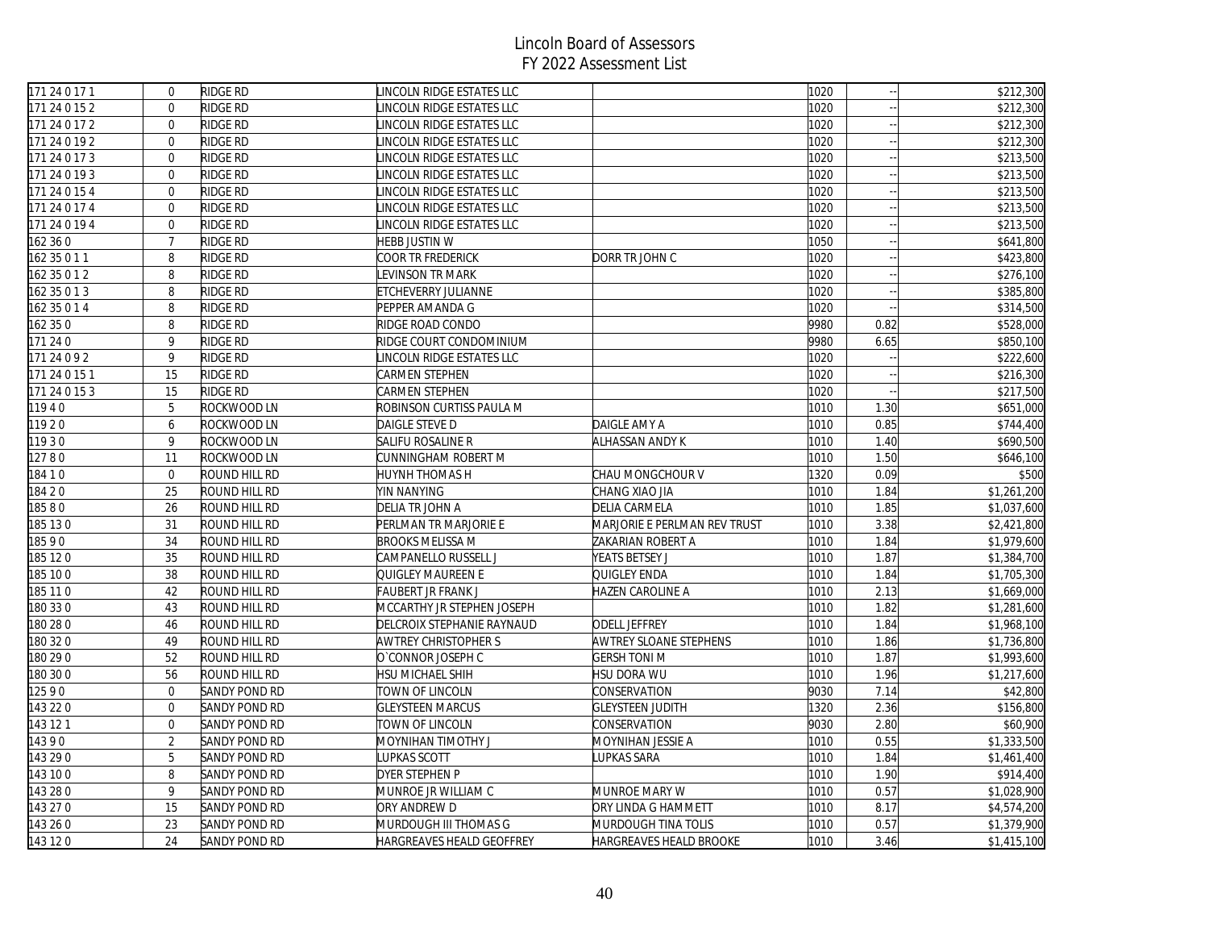# Lincoln Board of Assessors
## FY 2022 Assessment List

| | | | | | | | |
|---|---|---|---|---|---|---|---|
| 171 24 0 17 1 | 0 | RIDGE RD | LINCOLN RIDGE ESTATES LLC | | 1020 | -- | $212,300 |
| 171 24 0 15 2 | 0 | RIDGE RD | LINCOLN RIDGE ESTATES LLC | | 1020 | -- | $212,300 |
| 171 24 0 17 2 | 0 | RIDGE RD | LINCOLN RIDGE ESTATES LLC | | 1020 | -- | $212,300 |
| 171 24 0 19 2 | 0 | RIDGE RD | LINCOLN RIDGE ESTATES LLC | | 1020 | -- | $212,300 |
| 171 24 0 17 3 | 0 | RIDGE RD | LINCOLN RIDGE ESTATES LLC | | 1020 | -- | $213,500 |
| 171 24 0 19 3 | 0 | RIDGE RD | LINCOLN RIDGE ESTATES LLC | | 1020 | -- | $213,500 |
| 171 24 0 15 4 | 0 | RIDGE RD | LINCOLN RIDGE ESTATES LLC | | 1020 | -- | $213,500 |
| 171 24 0 17 4 | 0 | RIDGE RD | LINCOLN RIDGE ESTATES LLC | | 1020 | -- | $213,500 |
| 171 24 0 19 4 | 0 | RIDGE RD | LINCOLN RIDGE ESTATES LLC | | 1020 | -- | $213,500 |
| 162 36 0 | 7 | RIDGE RD | HEBB JUSTIN W | | 1050 | -- | $641,800 |
| 162 35 0 1 1 | 8 | RIDGE RD | COOR TR FREDERICK | DORR TR JOHN C | 1020 | -- | $423,800 |
| 162 35 0 1 2 | 8 | RIDGE RD | LEVINSON TR MARK | | 1020 | -- | $276,100 |
| 162 35 0 1 3 | 8 | RIDGE RD | ETCHEVERRY JULIANNE | | 1020 | -- | $385,800 |
| 162 35 0 1 4 | 8 | RIDGE RD | PEPPER AMANDA G | | 1020 | -- | $314,500 |
| 162 35 0 | 8 | RIDGE RD | RIDGE ROAD CONDO | | 9980 | 0.82 | $528,000 |
| 171 24 0 | 9 | RIDGE RD | RIDGE COURT CONDOMINIUM | | 9980 | 6.65 | $850,100 |
| 171 24 0 9 2 | 9 | RIDGE RD | LINCOLN RIDGE ESTATES LLC | | 1020 | -- | $222,600 |
| 171 24 0 15 1 | 15 | RIDGE RD | CARMEN STEPHEN | | 1020 | -- | $216,300 |
| 171 24 0 15 3 | 15 | RIDGE RD | CARMEN STEPHEN | | 1020 | -- | $217,500 |
| 119 4 0 | 5 | ROCKWOOD LN | ROBINSON CURTISS PAULA M | | 1010 | 1.30 | $651,000 |
| 119 2 0 | 6 | ROCKWOOD LN | DAIGLE STEVE D | DAIGLE AMY A | 1010 | 0.85 | $744,400 |
| 119 3 0 | 9 | ROCKWOOD LN | SALIFU ROSALINE R | ALHASSAN ANDY K | 1010 | 1.40 | $690,500 |
| 127 8 0 | 11 | ROCKWOOD LN | CUNNINGHAM ROBERT M | | 1010 | 1.50 | $646,100 |
| 184 1 0 | 0 | ROUND HILL RD | HUYNH THOMAS H | CHAU MONGCHOUR V | 1320 | 0.09 | $500 |
| 184 2 0 | 25 | ROUND HILL RD | YIN NANYING | CHANG XIAO JIA | 1010 | 1.84 | $1,261,200 |
| 185 8 0 | 26 | ROUND HILL RD | DELIA TR JOHN A | DELIA CARMELA | 1010 | 1.85 | $1,037,600 |
| 185 13 0 | 31 | ROUND HILL RD | PERLMAN TR MARJORIE E | MARJORIE E PERLMAN REV TRUST | 1010 | 3.38 | $2,421,800 |
| 185 9 0 | 34 | ROUND HILL RD | BROOKS MELISSA M | ZAKARIAN ROBERT A | 1010 | 1.84 | $1,979,600 |
| 185 12 0 | 35 | ROUND HILL RD | CAMPANELLO RUSSELL J | YEATS BETSEY J | 1010 | 1.87 | $1,384,700 |
| 185 10 0 | 38 | ROUND HILL RD | QUIGLEY MAUREEN E | QUIGLEY ENDA | 1010 | 1.84 | $1,705,300 |
| 185 11 0 | 42 | ROUND HILL RD | FAUBERT JR FRANK J | HAZEN CAROLINE A | 1010 | 2.13 | $1,669,000 |
| 180 33 0 | 43 | ROUND HILL RD | MCCARTHY JR STEPHEN JOSEPH | | 1010 | 1.82 | $1,281,600 |
| 180 28 0 | 46 | ROUND HILL RD | DELCROIX STEPHANIE RAYNAUD | ODELL JEFFREY | 1010 | 1.84 | $1,968,100 |
| 180 32 0 | 49 | ROUND HILL RD | AWTREY CHRISTOPHER S | AWTREY SLOANE STEPHENS | 1010 | 1.86 | $1,736,800 |
| 180 29 0 | 52 | ROUND HILL RD | O`CONNOR JOSEPH C | GERSH TONI M | 1010 | 1.87 | $1,993,600 |
| 180 30 0 | 56 | ROUND HILL RD | HSU MICHAEL SHIH | HSU DORA WU | 1010 | 1.96 | $1,217,600 |
| 125 9 0 | 0 | SANDY POND RD | TOWN OF LINCOLN | CONSERVATION | 9030 | 7.14 | $42,800 |
| 143 22 0 | 0 | SANDY POND RD | GLEYSTEEN MARCUS | GLEYSTEEN JUDITH | 1320 | 2.36 | $156,800 |
| 143 12 1 | 0 | SANDY POND RD | TOWN OF LINCOLN | CONSERVATION | 9030 | 2.80 | $60,900 |
| 143 9 0 | 2 | SANDY POND RD | MOYNIHAN TIMOTHY J | MOYNIHAN JESSIE A | 1010 | 0.55 | $1,333,500 |
| 143 29 0 | 5 | SANDY POND RD | LUPKAS SCOTT | LUPKAS SARA | 1010 | 1.84 | $1,461,400 |
| 143 10 0 | 8 | SANDY POND RD | DYER STEPHEN P | | 1010 | 1.90 | $914,400 |
| 143 28 0 | 9 | SANDY POND RD | MUNROE JR WILLIAM C | MUNROE MARY W | 1010 | 0.57 | $1,028,900 |
| 143 27 0 | 15 | SANDY POND RD | ORY ANDREW D | ORY LINDA G HAMMETT | 1010 | 8.17 | $4,574,200 |
| 143 26 0 | 23 | SANDY POND RD | MURDOUGH III THOMAS G | MURDOUGH TINA TOLIS | 1010 | 0.57 | $1,379,900 |
| 143 12 0 | 24 | SANDY POND RD | HARGREAVES HEALD GEOFFREY | HARGREAVES HEALD BROOKE | 1010 | 3.46 | $1,415,100 |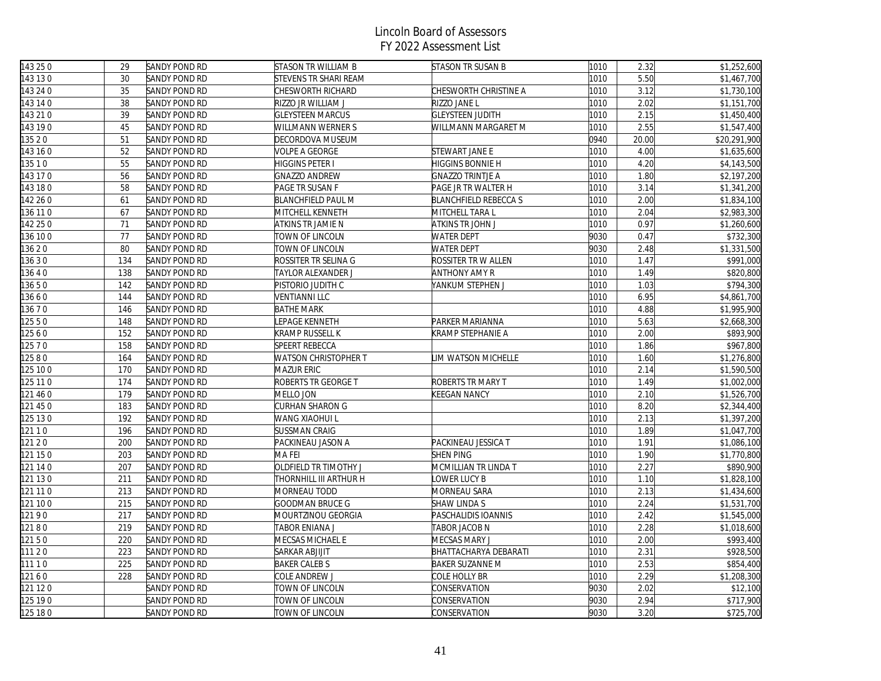# Lincoln Board of Assessors
## FY 2022 Assessment List

| | | | | | | | |
|---|---|---|---|---|---|---|---|
| 143 25 0 | 29 | SANDY POND RD | STASON TR WILLIAM B | STASON TR SUSAN B | 1010 | 2.32 | $1,252,600 |
| 143 13 0 | 30 | SANDY POND RD | STEVENS TR SHARI REAM | | 1010 | 5.50 | $1,467,700 |
| 143 24 0 | 35 | SANDY POND RD | CHESWORTH RICHARD | CHESWORTH CHRISTINE A | 1010 | 3.12 | $1,730,100 |
| 143 14 0 | 38 | SANDY POND RD | RIZZO JR WILLIAM J | RIZZO JANE L | 1010 | 2.02 | $1,151,700 |
| 143 21 0 | 39 | SANDY POND RD | GLEYSTEEN MARCUS | GLEYSTEEN JUDITH | 1010 | 2.15 | $1,450,400 |
| 143 19 0 | 45 | SANDY POND RD | WILLMANN WERNER S | WILLMANN MARGARET M | 1010 | 2.55 | $1,547,400 |
| 135 2 0 | 51 | SANDY POND RD | DECORDOVA MUSEUM | | 0940 | 20.00 | $20,291,900 |
| 143 16 0 | 52 | SANDY POND RD | VOLPE A GEORGE | STEWART JANE E | 1010 | 4.00 | $1,635,600 |
| 135 1 0 | 55 | SANDY POND RD | HIGGINS PETER I | HIGGINS BONNIE H | 1010 | 4.20 | $4,143,500 |
| 143 17 0 | 56 | SANDY POND RD | GNAZZO ANDREW | GNAZZO TRINTJE A | 1010 | 1.80 | $2,197,200 |
| 143 18 0 | 58 | SANDY POND RD | PAGE TR SUSAN F | PAGE JR TR WALTER H | 1010 | 3.14 | $1,341,200 |
| 142 26 0 | 61 | SANDY POND RD | BLANCHFIELD PAUL M | BLANCHFIELD REBECCA S | 1010 | 2.00 | $1,834,100 |
| 136 11 0 | 67 | SANDY POND RD | MITCHELL KENNETH | MITCHELL TARA L | 1010 | 2.04 | $2,983,300 |
| 142 25 0 | 71 | SANDY POND RD | ATKINS TR JAMIE N | ATKINS TR JOHN J | 1010 | 0.97 | $1,260,600 |
| 136 10 0 | 77 | SANDY POND RD | TOWN OF LINCOLN | WATER DEPT | 9030 | 0.47 | $732,300 |
| 136 2 0 | 80 | SANDY POND RD | TOWN OF LINCOLN | WATER DEPT | 9030 | 2.48 | $1,331,500 |
| 136 3 0 | 134 | SANDY POND RD | ROSSITER TR SELINA G | ROSSITER TR W ALLEN | 1010 | 1.47 | $991,000 |
| 136 4 0 | 138 | SANDY POND RD | TAYLOR ALEXANDER J | ANTHONY AMY R | 1010 | 1.49 | $820,800 |
| 136 5 0 | 142 | SANDY POND RD | PISTORIO JUDITH C | YANKUM STEPHEN J | 1010 | 1.03 | $794,300 |
| 136 6 0 | 144 | SANDY POND RD | VENTIANNI LLC | | 1010 | 6.95 | $4,861,700 |
| 136 7 0 | 146 | SANDY POND RD | BATHE MARK | | 1010 | 4.88 | $1,995,900 |
| 125 5 0 | 148 | SANDY POND RD | LEPAGE KENNETH | PARKER MARIANNA | 1010 | 5.63 | $2,668,300 |
| 125 6 0 | 152 | SANDY POND RD | KRAMP RUSSELL K | KRAMP STEPHANIE A | 1010 | 2.00 | $893,900 |
| 125 7 0 | 158 | SANDY POND RD | SPEERT REBECCA | | 1010 | 1.86 | $967,800 |
| 125 8 0 | 164 | SANDY POND RD | WATSON CHRISTOPHER T | LIM WATSON MICHELLE | 1010 | 1.60 | $1,276,800 |
| 125 10 0 | 170 | SANDY POND RD | MAZUR ERIC | | 1010 | 2.14 | $1,590,500 |
| 125 11 0 | 174 | SANDY POND RD | ROBERTS TR GEORGE T | ROBERTS TR MARY T | 1010 | 1.49 | $1,002,000 |
| 121 46 0 | 179 | SANDY POND RD | MELLO JON | KEEGAN NANCY | 1010 | 2.10 | $1,526,700 |
| 121 45 0 | 183 | SANDY POND RD | CURHAN SHARON G | | 1010 | 8.20 | $2,344,400 |
| 125 13 0 | 192 | SANDY POND RD | WANG XIAOHUI L | | 1010 | 2.13 | $1,397,200 |
| 121 1 0 | 196 | SANDY POND RD | SUSSMAN CRAIG | | 1010 | 1.89 | $1,047,700 |
| 121 2 0 | 200 | SANDY POND RD | PACKINEAU JASON A | PACKINEAU JESSICA T | 1010 | 1.91 | $1,086,100 |
| 121 15 0 | 203 | SANDY POND RD | MA FEI | SHEN PING | 1010 | 1.90 | $1,770,800 |
| 121 14 0 | 207 | SANDY POND RD | OLDFIELD TR TIMOTHY J | MCMILLIAN TR LINDA T | 1010 | 2.27 | $890,900 |
| 121 13 0 | 211 | SANDY POND RD | THORNHILL III ARTHUR H | LOWER LUCY B | 1010 | 1.10 | $1,828,100 |
| 121 11 0 | 213 | SANDY POND RD | MORNEAU TODD | MORNEAU SARA | 1010 | 2.13 | $1,434,600 |
| 121 10 0 | 215 | SANDY POND RD | GOODMAN BRUCE G | SHAW LINDA S | 1010 | 2.24 | $1,531,700 |
| 121 9 0 | 217 | SANDY POND RD | MOURTZINOU GEORGIA | PASCHALIDIS IOANNIS | 1010 | 2.42 | $1,545,000 |
| 121 8 0 | 219 | SANDY POND RD | TABOR ENIANA J | TABOR JACOB N | 1010 | 2.28 | $1,018,600 |
| 121 5 0 | 220 | SANDY POND RD | MECSAS MICHAEL E | MECSAS MARY J | 1010 | 2.00 | $993,400 |
| 111 2 0 | 223 | SANDY POND RD | SARKAR ABJIJIT | BHATTACHARYA DEBARATI | 1010 | 2.31 | $928,500 |
| 111 1 0 | 225 | SANDY POND RD | BAKER CALEB S | BAKER SUZANNE M | 1010 | 2.53 | $854,400 |
| 121 6 0 | 228 | SANDY POND RD | COLE ANDREW J | COLE HOLLY BR | 1010 | 2.29 | $1,208,300 |
| 121 12 0 | | SANDY POND RD | TOWN OF LINCOLN | CONSERVATION | 9030 | 2.02 | $12,100 |
| 125 19 0 | | SANDY POND RD | TOWN OF LINCOLN | CONSERVATION | 9030 | 2.94 | $717,900 |
| 125 18 0 | | SANDY POND RD | TOWN OF LINCOLN | CONSERVATION | 9030 | 3.20 | $725,700 |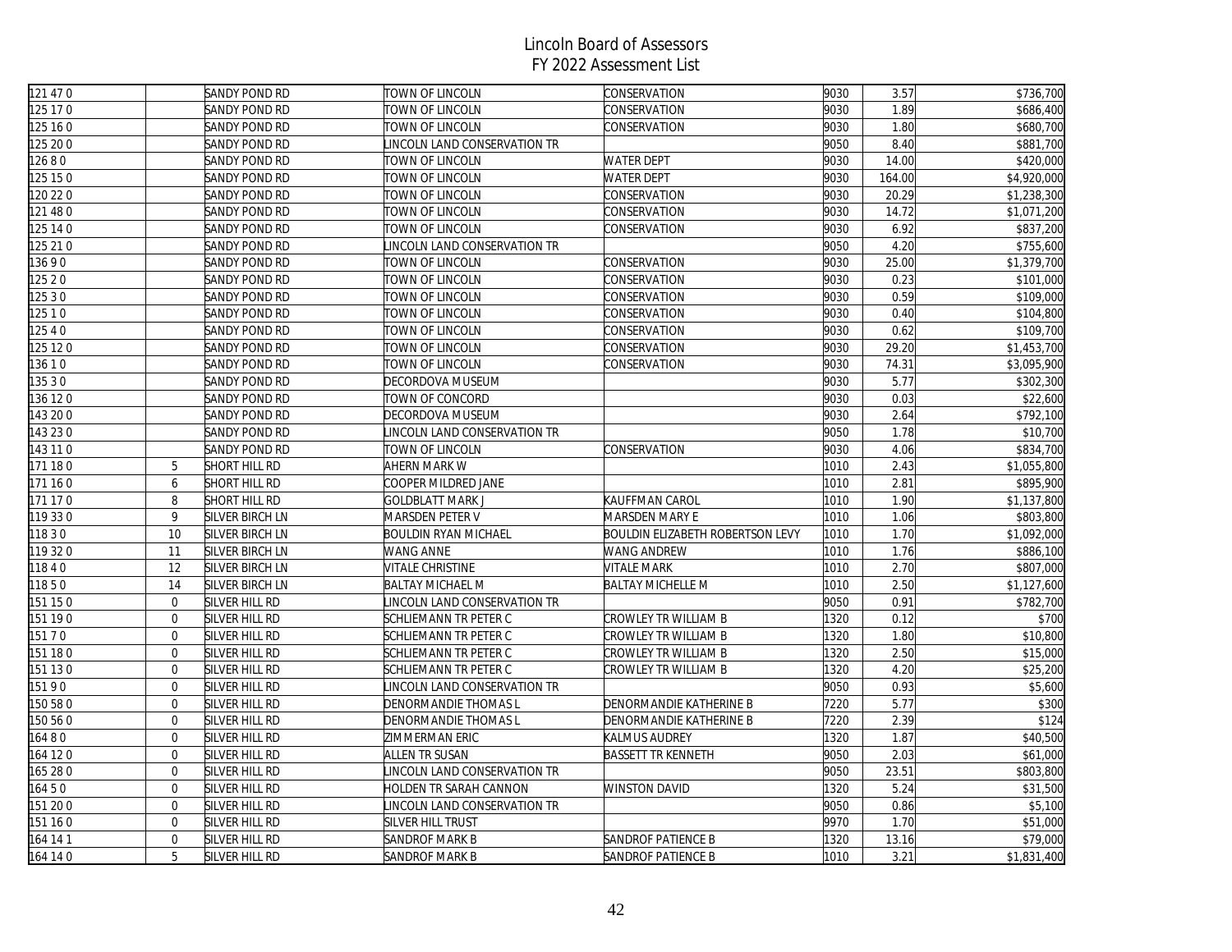# Lincoln Board of Assessors
## FY 2022 Assessment List

| | | | | | | | |
|---|---|---|---|---|---|---|---|
| 121 47 0 | | SANDY POND RD | TOWN OF LINCOLN | CONSERVATION | 9030 | 3.57 | $736,700 |
| 125 17 0 | | SANDY POND RD | TOWN OF LINCOLN | CONSERVATION | 9030 | 1.89 | $686,400 |
| 125 16 0 | | SANDY POND RD | TOWN OF LINCOLN | CONSERVATION | 9030 | 1.80 | $680,700 |
| 125 20 0 | | SANDY POND RD | LINCOLN LAND CONSERVATION TR | | 9050 | 8.40 | $881,700 |
| 126 8 0 | | SANDY POND RD | TOWN OF LINCOLN | WATER DEPT | 9030 | 14.00 | $420,000 |
| 125 15 0 | | SANDY POND RD | TOWN OF LINCOLN | WATER DEPT | 9030 | 164.00 | $4,920,000 |
| 120 22 0 | | SANDY POND RD | TOWN OF LINCOLN | CONSERVATION | 9030 | 20.29 | $1,238,300 |
| 121 48 0 | | SANDY POND RD | TOWN OF LINCOLN | CONSERVATION | 9030 | 14.72 | $1,071,200 |
| 125 14 0 | | SANDY POND RD | TOWN OF LINCOLN | CONSERVATION | 9030 | 6.92 | $837,200 |
| 125 21 0 | | SANDY POND RD | LINCOLN LAND CONSERVATION TR | | 9050 | 4.20 | $755,600 |
| 136 9 0 | | SANDY POND RD | TOWN OF LINCOLN | CONSERVATION | 9030 | 25.00 | $1,379,700 |
| 125 2 0 | | SANDY POND RD | TOWN OF LINCOLN | CONSERVATION | 9030 | 0.23 | $101,000 |
| 125 3 0 | | SANDY POND RD | TOWN OF LINCOLN | CONSERVATION | 9030 | 0.59 | $109,000 |
| 125 1 0 | | SANDY POND RD | TOWN OF LINCOLN | CONSERVATION | 9030 | 0.40 | $104,800 |
| 125 4 0 | | SANDY POND RD | TOWN OF LINCOLN | CONSERVATION | 9030 | 0.62 | $109,700 |
| 125 12 0 | | SANDY POND RD | TOWN OF LINCOLN | CONSERVATION | 9030 | 29.20 | $1,453,700 |
| 136 1 0 | | SANDY POND RD | TOWN OF LINCOLN | CONSERVATION | 9030 | 74.31 | $3,095,900 |
| 135 3 0 | | SANDY POND RD | DECORDOVA MUSEUM | | 9030 | 5.77 | $302,300 |
| 136 12 0 | | SANDY POND RD | TOWN OF CONCORD | | 9030 | 0.03 | $22,600 |
| 143 20 0 | | SANDY POND RD | DECORDOVA MUSEUM | | 9030 | 2.64 | $792,100 |
| 143 23 0 | | SANDY POND RD | LINCOLN LAND CONSERVATION TR | | 9050 | 1.78 | $10,700 |
| 143 11 0 | | SANDY POND RD | TOWN OF LINCOLN | CONSERVATION | 9030 | 4.06 | $834,700 |
| 171 18 0 | 5 | SHORT HILL RD | AHERN MARK W | | 1010 | 2.43 | $1,055,800 |
| 171 16 0 | 6 | SHORT HILL RD | COOPER MILDRED JANE | | 1010 | 2.81 | $895,900 |
| 171 17 0 | 8 | SHORT HILL RD | GOLDBLATT MARK J | KAUFFMAN CAROL | 1010 | 1.90 | $1,137,800 |
| 119 33 0 | 9 | SILVER BIRCH LN | MARSDEN PETER V | MARSDEN MARY E | 1010 | 1.06 | $803,800 |
| 118 3 0 | 10 | SILVER BIRCH LN | BOULDIN RYAN MICHAEL | BOULDIN ELIZABETH ROBERTSON LEVY | 1010 | 1.70 | $1,092,000 |
| 119 32 0 | 11 | SILVER BIRCH LN | WANG ANNE | WANG ANDREW | 1010 | 1.76 | $886,100 |
| 118 4 0 | 12 | SILVER BIRCH LN | VITALE CHRISTINE | VITALE MARK | 1010 | 2.70 | $807,000 |
| 118 5 0 | 14 | SILVER BIRCH LN | BALTAY MICHAEL M | BALTAY MICHELLE M | 1010 | 2.50 | $1,127,600 |
| 151 15 0 | 0 | SILVER HILL RD | LINCOLN LAND CONSERVATION TR | | 9050 | 0.91 | $782,700 |
| 151 19 0 | 0 | SILVER HILL RD | SCHLIEMANN TR PETER C | CROWLEY TR WILLIAM B | 1320 | 0.12 | $700 |
| 151 7 0 | 0 | SILVER HILL RD | SCHLIEMANN TR PETER C | CROWLEY TR WILLIAM B | 1320 | 1.80 | $10,800 |
| 151 18 0 | 0 | SILVER HILL RD | SCHLIEMANN TR PETER C | CROWLEY TR WILLIAM B | 1320 | 2.50 | $15,000 |
| 151 13 0 | 0 | SILVER HILL RD | SCHLIEMANN TR PETER C | CROWLEY TR WILLIAM B | 1320 | 4.20 | $25,200 |
| 151 9 0 | 0 | SILVER HILL RD | LINCOLN LAND CONSERVATION TR | | 9050 | 0.93 | $5,600 |
| 150 58 0 | 0 | SILVER HILL RD | DENORMANDIE THOMAS L | DENORMANDIE KATHERINE B | 7220 | 5.77 | $300 |
| 150 56 0 | 0 | SILVER HILL RD | DENORMANDIE THOMAS L | DENORMANDIE KATHERINE B | 7220 | 2.39 | $124 |
| 164 8 0 | 0 | SILVER HILL RD | ZIMMERMAN ERIC | KALMUS AUDREY | 1320 | 1.87 | $40,500 |
| 164 12 0 | 0 | SILVER HILL RD | ALLEN TR SUSAN | BASSETT TR KENNETH | 9050 | 2.03 | $61,000 |
| 165 28 0 | 0 | SILVER HILL RD | LINCOLN LAND CONSERVATION TR | | 9050 | 23.51 | $803,800 |
| 164 5 0 | 0 | SILVER HILL RD | HOLDEN TR SARAH CANNON | WINSTON DAVID | 1320 | 5.24 | $31,500 |
| 151 20 0 | 0 | SILVER HILL RD | LINCOLN LAND CONSERVATION TR | | 9050 | 0.86 | $5,100 |
| 151 16 0 | 0 | SILVER HILL RD | SILVER HILL TRUST | | 9970 | 1.70 | $51,000 |
| 164 14 1 | 0 | SILVER HILL RD | SANDROF MARK B | SANDROF PATIENCE B | 1320 | 13.16 | $79,000 |
| 164 14 0 | 5 | SILVER HILL RD | SANDROF MARK B | SANDROF PATIENCE B | 1010 | 3.21 | $1,831,400 |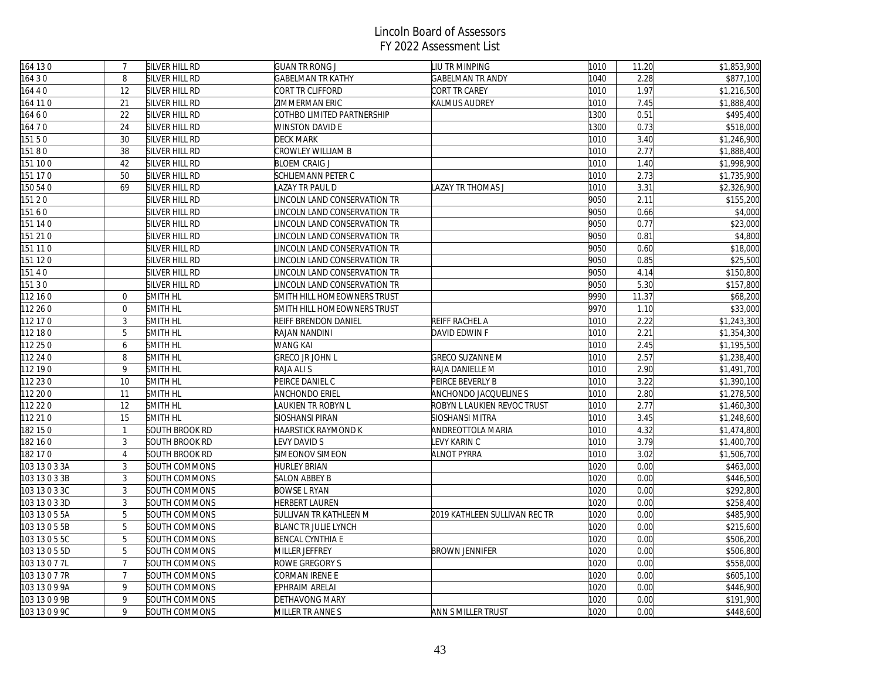# Lincoln Board of Assessors
## FY 2022 Assessment List

| | | | | | | | |
|---|---|---|---|---|---|---|---|
| 164 13 0 | 7 | SILVER HILL RD | GUAN TR RONG J | LIU TR MINPING | 1010 | 11.20 | $1,853,900 |
| 164 3 0 | 8 | SILVER HILL RD | GABELMAN TR KATHY | GABELMAN TR ANDY | 1040 | 2.28 | $877,100 |
| 164 4 0 | 12 | SILVER HILL RD | CORT TR CLIFFORD | CORT TR CAREY | 1010 | 1.97 | $1,216,500 |
| 164 11 0 | 21 | SILVER HILL RD | ZIMMERMAN ERIC | KALMUS AUDREY | 1010 | 7.45 | $1,888,400 |
| 164 6 0 | 22 | SILVER HILL RD | COTHBO LIMITED PARTNERSHIP | | 1300 | 0.51 | $495,400 |
| 164 7 0 | 24 | SILVER HILL RD | WINSTON DAVID E | | 1300 | 0.73 | $518,000 |
| 151 5 0 | 30 | SILVER HILL RD | DECK MARK | | 1010 | 3.40 | $1,246,900 |
| 151 8 0 | 38 | SILVER HILL RD | CROWLEY WILLIAM B | | 1010 | 2.77 | $1,888,400 |
| 151 10 0 | 42 | SILVER HILL RD | BLOEM CRAIG J | | 1010 | 1.40 | $1,998,900 |
| 151 17 0 | 50 | SILVER HILL RD | SCHLIEMANN PETER C | | 1010 | 2.73 | $1,735,900 |
| 150 54 0 | 69 | SILVER HILL RD | LAZAY TR PAUL D | LAZAY TR THOMAS J | 1010 | 3.31 | $2,326,900 |
| 151 2 0 | | SILVER HILL RD | LINCOLN LAND CONSERVATION TR | | 9050 | 2.11 | $155,200 |
| 151 6 0 | | SILVER HILL RD | LINCOLN LAND CONSERVATION TR | | 9050 | 0.66 | $4,000 |
| 151 14 0 | | SILVER HILL RD | LINCOLN LAND CONSERVATION TR | | 9050 | 0.77 | $23,000 |
| 151 21 0 | | SILVER HILL RD | LINCOLN LAND CONSERVATION TR | | 9050 | 0.81 | $4,800 |
| 151 11 0 | | SILVER HILL RD | LINCOLN LAND CONSERVATION TR | | 9050 | 0.60 | $18,000 |
| 151 12 0 | | SILVER HILL RD | LINCOLN LAND CONSERVATION TR | | 9050 | 0.85 | $25,500 |
| 151 4 0 | | SILVER HILL RD | LINCOLN LAND CONSERVATION TR | | 9050 | 4.14 | $150,800 |
| 151 3 0 | | SILVER HILL RD | LINCOLN LAND CONSERVATION TR | | 9050 | 5.30 | $157,800 |
| 112 16 0 | 0 | SMITH HL | SMITH HILL HOMEOWNERS TRUST | | 9990 | 11.37 | $68,200 |
| 112 26 0 | 0 | SMITH HL | SMITH HILL HOMEOWNERS TRUST | | 9970 | 1.10 | $33,000 |
| 112 17 0 | 3 | SMITH HL | REIFF BRENDON DANIEL | REIFF RACHEL A | 1010 | 2.22 | $1,243,300 |
| 112 18 0 | 5 | SMITH HL | RAJAN NANDINI | DAVID EDWIN F | 1010 | 2.21 | $1,354,300 |
| 112 25 0 | 6 | SMITH HL | WANG KAI | | 1010 | 2.45 | $1,195,500 |
| 112 24 0 | 8 | SMITH HL | GRECO JR JOHN L | GRECO SUZANNE M | 1010 | 2.57 | $1,238,400 |
| 112 19 0 | 9 | SMITH HL | RAJA ALI S | RAJA DANIELLE M | 1010 | 2.90 | $1,491,700 |
| 112 23 0 | 10 | SMITH HL | PEIRCE DANIEL C | PEIRCE BEVERLY B | 1010 | 3.22 | $1,390,100 |
| 112 20 0 | 11 | SMITH HL | ANCHONDO ERIEL | ANCHONDO JACQUELINE S | 1010 | 2.80 | $1,278,500 |
| 112 22 0 | 12 | SMITH HL | LAUKIEN TR ROBYN L | ROBYN L LAUKIEN REVOC TRUST | 1010 | 2.77 | $1,460,300 |
| 112 21 0 | 15 | SMITH HL | SIOSHANSI PIRAN | SIOSHANSI MITRA | 1010 | 3.45 | $1,248,600 |
| 182 15 0 | 1 | SOUTH BROOK RD | HAARSTICK RAYMOND K | ANDREOTTOLA MARIA | 1010 | 4.32 | $1,474,800 |
| 182 16 0 | 3 | SOUTH BROOK RD | LEVY DAVID S | LEVY KARIN C | 1010 | 3.79 | $1,400,700 |
| 182 17 0 | 4 | SOUTH BROOK RD | SIMEONOV SIMEON | ALNOT PYRRA | 1010 | 3.02 | $1,506,700 |
| 103 13 0 3 3A | 3 | SOUTH COMMONS | HURLEY BRIAN | | 1020 | 0.00 | $463,000 |
| 103 13 0 3 3B | 3 | SOUTH COMMONS | SALON ABBEY B | | 1020 | 0.00 | $446,500 |
| 103 13 0 3 3C | 3 | SOUTH COMMONS | BOWSE L RYAN | | 1020 | 0.00 | $292,800 |
| 103 13 0 3 3D | 3 | SOUTH COMMONS | HERBERT LAUREN | | 1020 | 0.00 | $258,400 |
| 103 13 0 5 5A | 5 | SOUTH COMMONS | SULLIVAN TR KATHLEEN M | 2019 KATHLEEN SULLIVAN REC TR | 1020 | 0.00 | $485,900 |
| 103 13 0 5 5B | 5 | SOUTH COMMONS | BLANC TR JULIE LYNCH | | 1020 | 0.00 | $215,600 |
| 103 13 0 5 5C | 5 | SOUTH COMMONS | BENCAL CYNTHIA E | | 1020 | 0.00 | $506,200 |
| 103 13 0 5 5D | 5 | SOUTH COMMONS | MILLER JEFFREY | BROWN JENNIFER | 1020 | 0.00 | $506,800 |
| 103 13 0 7 7L | 7 | SOUTH COMMONS | ROWE GREGORY S | | 1020 | 0.00 | $558,000 |
| 103 13 0 7 7R | 7 | SOUTH COMMONS | CORMAN IRENE E | | 1020 | 0.00 | $605,100 |
| 103 13 0 9 9A | 9 | SOUTH COMMONS | EPHRAIM ARELAI | | 1020 | 0.00 | $446,900 |
| 103 13 0 9 9B | 9 | SOUTH COMMONS | DETHAVONG MARY | | 1020 | 0.00 | $191,900 |
| 103 13 0 9 9C | 9 | SOUTH COMMONS | MILLER TR ANNE S | ANN S MILLER TRUST | 1020 | 0.00 | $448,600 |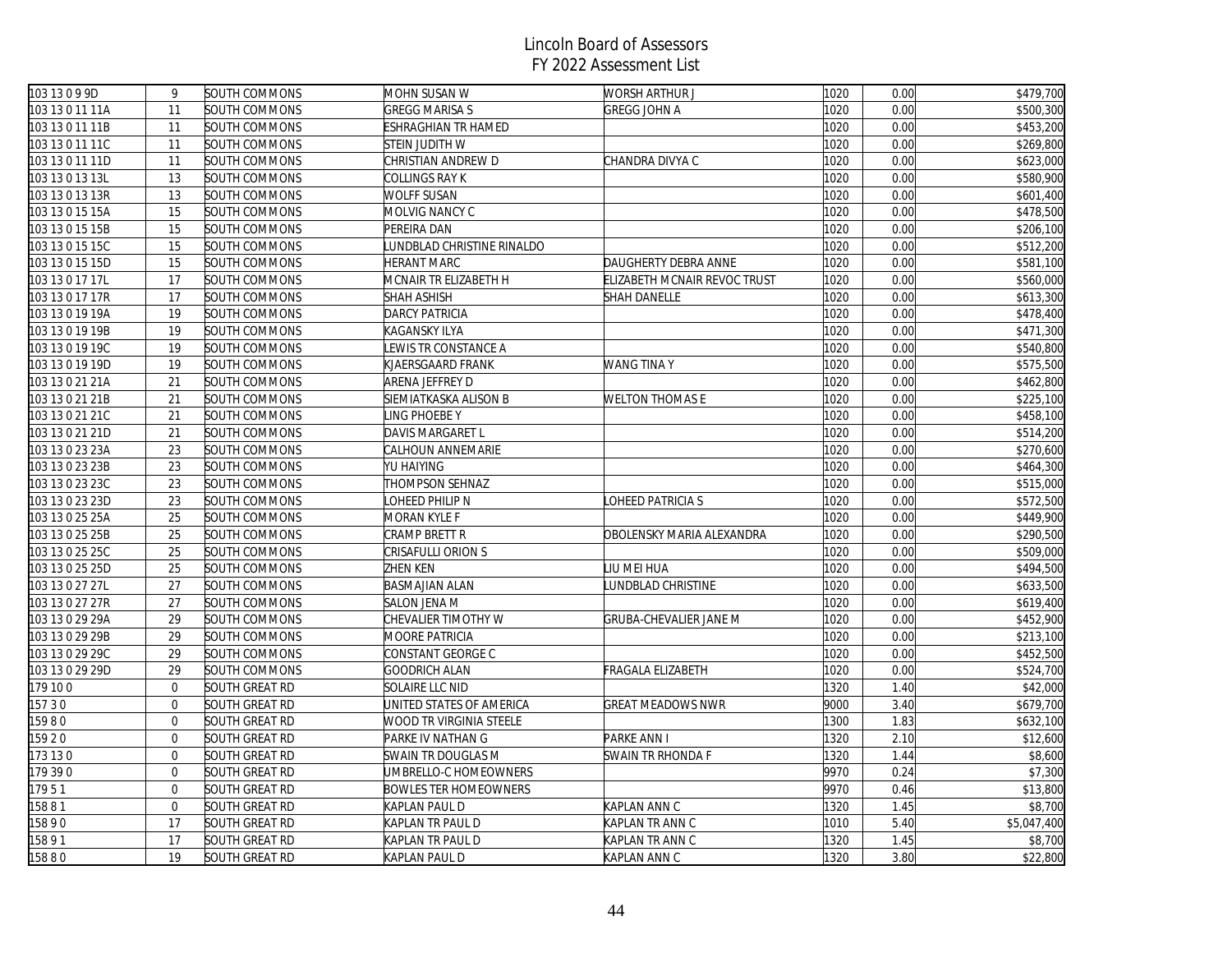# Lincoln Board of Assessors
## FY 2022 Assessment List

| | | | | | | | |
|---|---|---|---|---|---|---|---|
| 103 13 0 9 9D | 9 | SOUTH COMMONS | MOHN SUSAN W | WORSH ARTHUR J | 1020 | 0.00 | $479,700 |
| 103 13 0 11 11A | 11 | SOUTH COMMONS | GREGG MARISA S | GREGG JOHN A | 1020 | 0.00 | $500,300 |
| 103 13 0 11 11B | 11 | SOUTH COMMONS | ESHRAGHIAN TR HAMED | | 1020 | 0.00 | $453,200 |
| 103 13 0 11 11C | 11 | SOUTH COMMONS | STEIN JUDITH W | | 1020 | 0.00 | $269,800 |
| 103 13 0 11 11D | 11 | SOUTH COMMONS | CHRISTIAN ANDREW D | CHANDRA DIVYA C | 1020 | 0.00 | $623,000 |
| 103 13 0 13 13L | 13 | SOUTH COMMONS | COLLINGS RAY K | | 1020 | 0.00 | $580,900 |
| 103 13 0 13 13R | 13 | SOUTH COMMONS | WOLFF SUSAN | | 1020 | 0.00 | $601,400 |
| 103 13 0 15 15A | 15 | SOUTH COMMONS | MOLVIG NANCY C | | 1020 | 0.00 | $478,500 |
| 103 13 0 15 15B | 15 | SOUTH COMMONS | PEREIRA DAN | | 1020 | 0.00 | $206,100 |
| 103 13 0 15 15C | 15 | SOUTH COMMONS | LUNDBLAD CHRISTINE RINALDO | | 1020 | 0.00 | $512,200 |
| 103 13 0 15 15D | 15 | SOUTH COMMONS | HERANT MARC | DAUGHERTY DEBRA ANNE | 1020 | 0.00 | $581,100 |
| 103 13 0 17 17L | 17 | SOUTH COMMONS | MCNAIR TR ELIZABETH H | ELIZABETH MCNAIR REVOC TRUST | 1020 | 0.00 | $560,000 |
| 103 13 0 17 17R | 17 | SOUTH COMMONS | SHAH ASHISH | SHAH DANELLE | 1020 | 0.00 | $613,300 |
| 103 13 0 19 19A | 19 | SOUTH COMMONS | DARCY PATRICIA | | 1020 | 0.00 | $478,400 |
| 103 13 0 19 19B | 19 | SOUTH COMMONS | KAGANSKY ILYA | | 1020 | 0.00 | $471,300 |
| 103 13 0 19 19C | 19 | SOUTH COMMONS | LEWIS TR CONSTANCE A | | 1020 | 0.00 | $540,800 |
| 103 13 0 19 19D | 19 | SOUTH COMMONS | KJAERSGAARD FRANK | WANG TINA Y | 1020 | 0.00 | $575,500 |
| 103 13 0 21 21A | 21 | SOUTH COMMONS | ARENA JEFFREY D | | 1020 | 0.00 | $462,800 |
| 103 13 0 21 21B | 21 | SOUTH COMMONS | SIEMIATKASKA ALISON B | WELTON THOMAS E | 1020 | 0.00 | $225,100 |
| 103 13 0 21 21C | 21 | SOUTH COMMONS | LING PHOEBE Y | | 1020 | 0.00 | $458,100 |
| 103 13 0 21 21D | 21 | SOUTH COMMONS | DAVIS MARGARET L | | 1020 | 0.00 | $514,200 |
| 103 13 0 23 23A | 23 | SOUTH COMMONS | CALHOUN ANNEMARIE | | 1020 | 0.00 | $270,600 |
| 103 13 0 23 23B | 23 | SOUTH COMMONS | YU HAIYING | | 1020 | 0.00 | $464,300 |
| 103 13 0 23 23C | 23 | SOUTH COMMONS | THOMPSON SEHNAZ | | 1020 | 0.00 | $515,000 |
| 103 13 0 23 23D | 23 | SOUTH COMMONS | LOHEED PHILIP N | LOHEED PATRICIA S | 1020 | 0.00 | $572,500 |
| 103 13 0 25 25A | 25 | SOUTH COMMONS | MORAN KYLE F | | 1020 | 0.00 | $449,900 |
| 103 13 0 25 25B | 25 | SOUTH COMMONS | CRAMP BRETT R | OBOLENSKY MARIA ALEXANDRA | 1020 | 0.00 | $290,500 |
| 103 13 0 25 25C | 25 | SOUTH COMMONS | CRISAFULLI ORION S | | 1020 | 0.00 | $509,000 |
| 103 13 0 25 25D | 25 | SOUTH COMMONS | ZHEN KEN | LIU MEI HUA | 1020 | 0.00 | $494,500 |
| 103 13 0 27 27L | 27 | SOUTH COMMONS | BASMAJIAN ALAN | LUNDBLAD CHRISTINE | 1020 | 0.00 | $633,500 |
| 103 13 0 27 27R | 27 | SOUTH COMMONS | SALON JENA M | | 1020 | 0.00 | $619,400 |
| 103 13 0 29 29A | 29 | SOUTH COMMONS | CHEVALIER TIMOTHY W | GRUBA-CHEVALIER JANE M | 1020 | 0.00 | $452,900 |
| 103 13 0 29 29B | 29 | SOUTH COMMONS | MOORE PATRICIA | | 1020 | 0.00 | $213,100 |
| 103 13 0 29 29C | 29 | SOUTH COMMONS | CONSTANT GEORGE C | | 1020 | 0.00 | $452,500 |
| 103 13 0 29 29D | 29 | SOUTH COMMONS | GOODRICH ALAN | FRAGALA ELIZABETH | 1020 | 0.00 | $524,700 |
| 179 10 0 | 0 | SOUTH GREAT RD | SOLAIRE LLC NID | | 1320 | 1.40 | $42,000 |
| 157 3 0 | 0 | SOUTH GREAT RD | UNITED STATES OF AMERICA | GREAT MEADOWS NWR | 9000 | 3.40 | $679,700 |
| 159 8 0 | 0 | SOUTH GREAT RD | WOOD TR VIRGINIA STEELE | | 1300 | 1.83 | $632,100 |
| 159 2 0 | 0 | SOUTH GREAT RD | PARKE IV NATHAN G | PARKE ANN I | 1320 | 2.10 | $12,600 |
| 173 13 0 | 0 | SOUTH GREAT RD | SWAIN TR DOUGLAS M | SWAIN TR RHONDA F | 1320 | 1.44 | $8,600 |
| 179 39 0 | 0 | SOUTH GREAT RD | UMBRELLO-C HOMEOWNERS | | 9970 | 0.24 | $7,300 |
| 179 5 1 | 0 | SOUTH GREAT RD | BOWLES TER HOMEOWNERS | | 9970 | 0.46 | $13,800 |
| 158 8 1 | 0 | SOUTH GREAT RD | KAPLAN PAUL D | KAPLAN ANN C | 1320 | 1.45 | $8,700 |
| 158 9 0 | 17 | SOUTH GREAT RD | KAPLAN TR PAUL D | KAPLAN TR ANN C | 1010 | 5.40 | $5,047,400 |
| 158 9 1 | 17 | SOUTH GREAT RD | KAPLAN TR PAUL D | KAPLAN TR ANN C | 1320 | 1.45 | $8,700 |
| 158 8 0 | 19 | SOUTH GREAT RD | KAPLAN PAUL D | KAPLAN ANN C | 1320 | 3.80 | $22,800 |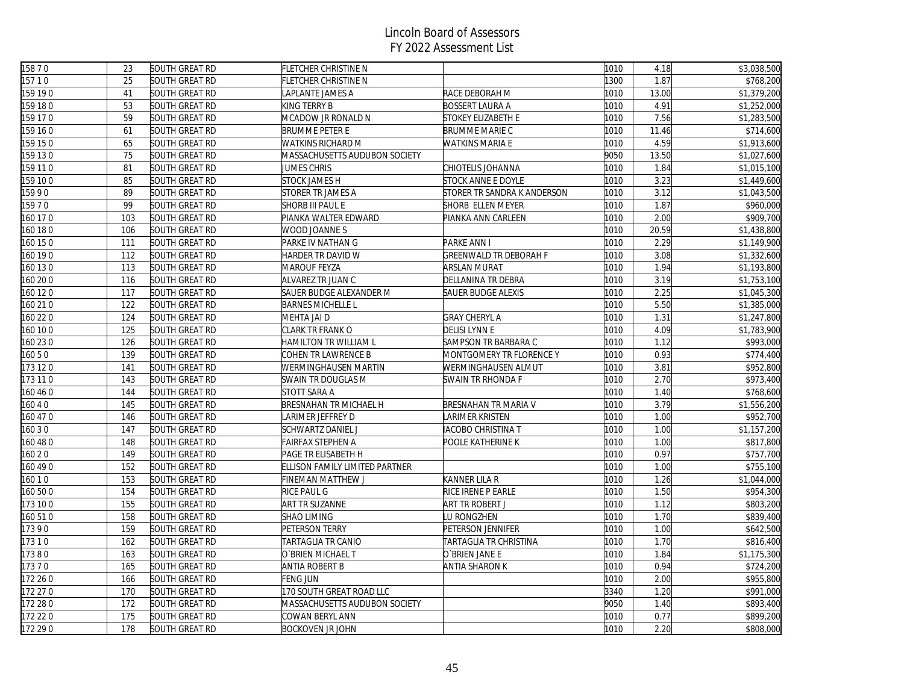# Lincoln Board of Assessors
## FY 2022 Assessment List

| | | | | | | | |
|---|---|---|---|---|---|---|---|
| 158 7 0 | 23 | SOUTH GREAT RD | FLETCHER CHRISTINE N | | 1010 | 4.18 | $3,038,500 |
| 157 1 0 | 25 | SOUTH GREAT RD | FLETCHER CHRISTINE N | | 1300 | 1.87 | $768,200 |
| 159 19 0 | 41 | SOUTH GREAT RD | LAPLANTE JAMES A | RACE DEBORAH M | 1010 | 13.00 | $1,379,200 |
| 159 18 0 | 53 | SOUTH GREAT RD | KING TERRY B | BOSSERT LAURA A | 1010 | 4.91 | $1,252,000 |
| 159 17 0 | 59 | SOUTH GREAT RD | MCADOW JR RONALD N | STOKEY ELIZABETH E | 1010 | 7.56 | $1,283,500 |
| 159 16 0 | 61 | SOUTH GREAT RD | BRUMME PETER E | BRUMME MARIE C | 1010 | 11.46 | $714,600 |
| 159 15 0 | 65 | SOUTH GREAT RD | WATKINS RICHARD M | WATKINS MARIA E | 1010 | 4.59 | $1,913,600 |
| 159 13 0 | 75 | SOUTH GREAT RD | MASSACHUSETTS AUDUBON SOCIETY | | 9050 | 13.50 | $1,027,600 |
| 159 11 0 | 81 | SOUTH GREAT RD | JUMES CHRIS | CHIOTELIS JOHANNA | 1010 | 1.84 | $1,015,100 |
| 159 10 0 | 85 | SOUTH GREAT RD | STOCK JAMES H | STOCK ANNE E DOYLE | 1010 | 3.23 | $1,449,600 |
| 159 9 0 | 89 | SOUTH GREAT RD | STORER TR JAMES A | STORER TR SANDRA K ANDERSON | 1010 | 3.12 | $1,043,500 |
| 159 7 0 | 99 | SOUTH GREAT RD | SHORB III PAUL E | SHORB ELLEN MEYER | 1010 | 1.87 | $960,000 |
| 160 17 0 | 103 | SOUTH GREAT RD | PIANKA WALTER EDWARD | PIANKA ANN CARLEEN | 1010 | 2.00 | $909,700 |
| 160 18 0 | 106 | SOUTH GREAT RD | WOOD JOANNE S | | 1010 | 20.59 | $1,438,800 |
| 160 15 0 | 111 | SOUTH GREAT RD | PARKE IV NATHAN G | PARKE ANN I | 1010 | 2.29 | $1,149,900 |
| 160 19 0 | 112 | SOUTH GREAT RD | HARDER TR DAVID W | GREENWALD TR DEBORAH F | 1010 | 3.08 | $1,332,600 |
| 160 13 0 | 113 | SOUTH GREAT RD | MAROUF FEYZA | ARSLAN MURAT | 1010 | 1.94 | $1,193,800 |
| 160 20 0 | 116 | SOUTH GREAT RD | ALVAREZ TR JUAN C | DELLANINA TR DEBRA | 1010 | 3.19 | $1,753,100 |
| 160 12 0 | 117 | SOUTH GREAT RD | SAUER BUDGE ALEXANDER M | SAUER BUDGE ALEXIS | 1010 | 2.25 | $1,045,300 |
| 160 21 0 | 122 | SOUTH GREAT RD | BARNES MICHELLE L | | 1010 | 5.50 | $1,385,000 |
| 160 22 0 | 124 | SOUTH GREAT RD | MEHTA JAI D | GRAY CHERYL A | 1010 | 1.31 | $1,247,800 |
| 160 10 0 | 125 | SOUTH GREAT RD | CLARK TR FRANK O | DELISI LYNN E | 1010 | 4.09 | $1,783,900 |
| 160 23 0 | 126 | SOUTH GREAT RD | HAMILTON TR WILLIAM L | SAMPSON TR BARBARA C | 1010 | 1.12 | $993,000 |
| 160 5 0 | 139 | SOUTH GREAT RD | COHEN TR LAWRENCE B | MONTGOMERY TR FLORENCE Y | 1010 | 0.93 | $774,400 |
| 173 12 0 | 141 | SOUTH GREAT RD | WERMINGHAUSEN MARTIN | WERMINGHAUSEN ALMUT | 1010 | 3.81 | $952,800 |
| 173 11 0 | 143 | SOUTH GREAT RD | SWAIN TR DOUGLAS M | SWAIN TR RHONDA F | 1010 | 2.70 | $973,400 |
| 160 46 0 | 144 | SOUTH GREAT RD | STOTT SARA A | | 1010 | 1.40 | $768,600 |
| 160 4 0 | 145 | SOUTH GREAT RD | BRESNAHAN TR MICHAEL H | BRESNAHAN TR MARIA V | 1010 | 3.79 | $1,556,200 |
| 160 47 0 | 146 | SOUTH GREAT RD | LARIMER JEFFREY D | LARIMER KRISTEN | 1010 | 1.00 | $952,700 |
| 160 3 0 | 147 | SOUTH GREAT RD | SCHWARTZ DANIEL J | IACOBO CHRISTINA T | 1010 | 1.00 | $1,157,200 |
| 160 48 0 | 148 | SOUTH GREAT RD | FAIRFAX STEPHEN A | POOLE KATHERINE K | 1010 | 1.00 | $817,800 |
| 160 2 0 | 149 | SOUTH GREAT RD | PAGE TR ELISABETH H | | 1010 | 0.97 | $757,700 |
| 160 49 0 | 152 | SOUTH GREAT RD | ELLISON FAMILY LIMITED PARTNER | | 1010 | 1.00 | $755,100 |
| 160 1 0 | 153 | SOUTH GREAT RD | FINEMAN MATTHEW J | KANNER LILA R | 1010 | 1.26 | $1,044,000 |
| 160 50 0 | 154 | SOUTH GREAT RD | RICE PAUL G | RICE IRENE P EARLE | 1010 | 1.50 | $954,300 |
| 173 10 0 | 155 | SOUTH GREAT RD | ART TR SUZANNE | ART TR ROBERT J | 1010 | 1.12 | $803,200 |
| 160 51 0 | 158 | SOUTH GREAT RD | SHAO LIMING | LU RONGZHEN | 1010 | 1.70 | $839,400 |
| 173 9 0 | 159 | SOUTH GREAT RD | PETERSON TERRY | PETERSON JENNIFER | 1010 | 1.00 | $642,500 |
| 173 1 0 | 162 | SOUTH GREAT RD | TARTAGLIA TR CANIO | TARTAGLIA TR CHRISTINA | 1010 | 1.70 | $816,400 |
| 173 8 0 | 163 | SOUTH GREAT RD | O`BRIEN MICHAEL T | O`BRIEN JANE E | 1010 | 1.84 | $1,175,300 |
| 173 7 0 | 165 | SOUTH GREAT RD | ANTIA ROBERT B | ANTIA SHARON K | 1010 | 0.94 | $724,200 |
| 172 26 0 | 166 | SOUTH GREAT RD | FENG JUN | | 1010 | 2.00 | $955,800 |
| 172 27 0 | 170 | SOUTH GREAT RD | 170 SOUTH GREAT ROAD LLC | | 3340 | 1.20 | $991,000 |
| 172 28 0 | 172 | SOUTH GREAT RD | MASSACHUSETTS AUDUBON SOCIETY | | 9050 | 1.40 | $893,400 |
| 172 22 0 | 175 | SOUTH GREAT RD | COWAN BERYL ANN | | 1010 | 0.77 | $899,200 |
| 172 29 0 | 178 | SOUTH GREAT RD | BOCKOVEN JR JOHN | | 1010 | 2.20 | $808,000 |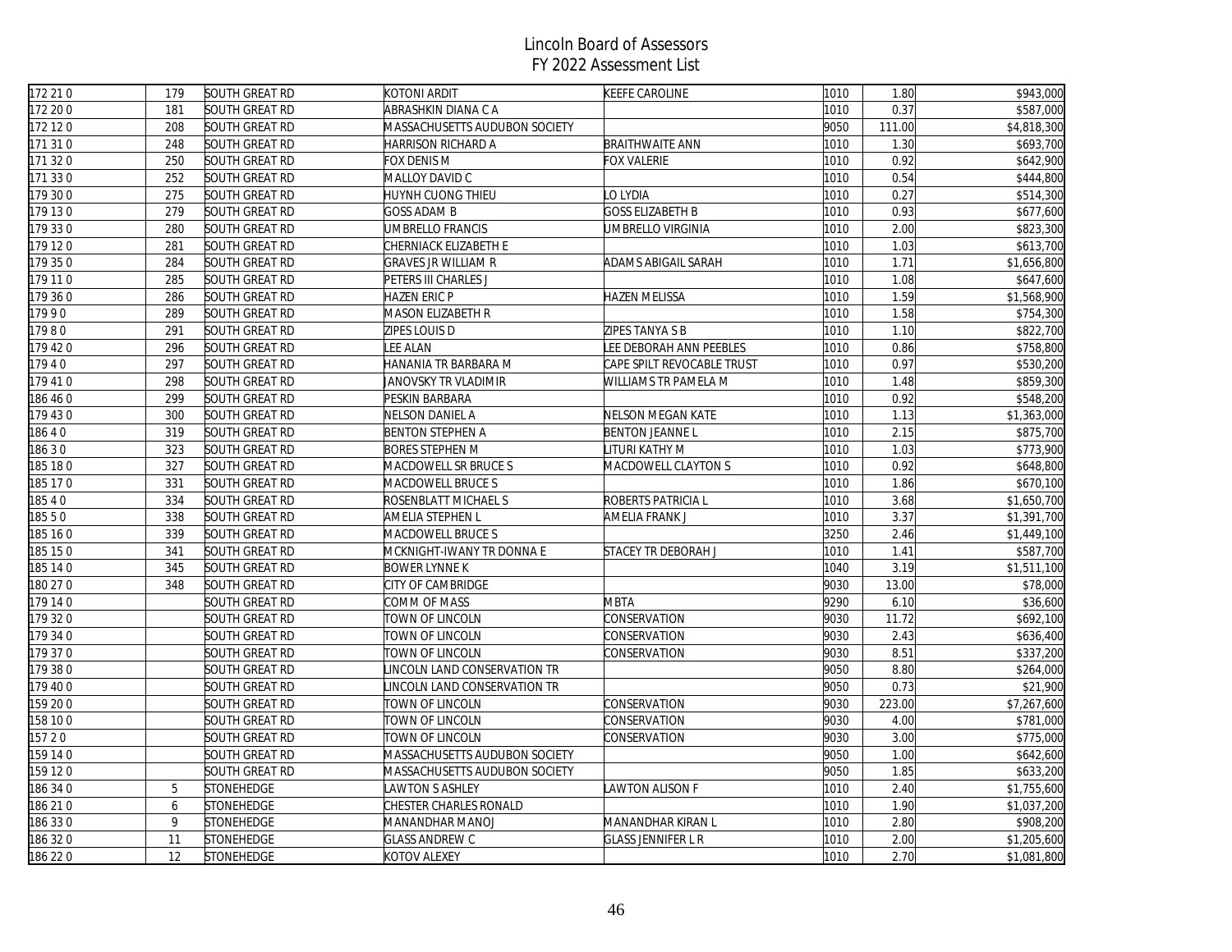# Lincoln Board of Assessors
## FY 2022 Assessment List

| | | | | | | | |
|---|---|---|---|---|---|---|---|
| 172 21 0 | 179 | SOUTH GREAT RD | KOTONI ARDIT | KEEFE CAROLINE | 1010 | 1.80 | $943,000 |
| 172 20 0 | 181 | SOUTH GREAT RD | ABRASHKIN DIANA C A | | 1010 | 0.37 | $587,000 |
| 172 12 0 | 208 | SOUTH GREAT RD | MASSACHUSETTS AUDUBON SOCIETY | | 9050 | 111.00 | $4,818,300 |
| 171 31 0 | 248 | SOUTH GREAT RD | HARRISON RICHARD A | BRAITHWAITE ANN | 1010 | 1.30 | $693,700 |
| 171 32 0 | 250 | SOUTH GREAT RD | FOX DENIS M | FOX VALERIE | 1010 | 0.92 | $642,900 |
| 171 33 0 | 252 | SOUTH GREAT RD | MALLOY DAVID C | | 1010 | 0.54 | $444,800 |
| 179 30 0 | 275 | SOUTH GREAT RD | HUYNH CUONG THIEU | LO LYDIA | 1010 | 0.27 | $514,300 |
| 179 13 0 | 279 | SOUTH GREAT RD | GOSS ADAM B | GOSS ELIZABETH B | 1010 | 0.93 | $677,600 |
| 179 33 0 | 280 | SOUTH GREAT RD | UMBRELLO FRANCIS | UMBRELLO VIRGINIA | 1010 | 2.00 | $823,300 |
| 179 12 0 | 281 | SOUTH GREAT RD | CHERNIACK ELIZABETH E | | 1010 | 1.03 | $613,700 |
| 179 35 0 | 284 | SOUTH GREAT RD | GRAVES JR WILLIAM R | ADAMS ABIGAIL SARAH | 1010 | 1.71 | $1,656,800 |
| 179 11 0 | 285 | SOUTH GREAT RD | PETERS III CHARLES J | | 1010 | 1.08 | $647,600 |
| 179 36 0 | 286 | SOUTH GREAT RD | HAZEN ERIC P | HAZEN MELISSA | 1010 | 1.59 | $1,568,900 |
| 179 9 0 | 289 | SOUTH GREAT RD | MASON ELIZABETH R | | 1010 | 1.58 | $754,300 |
| 179 8 0 | 291 | SOUTH GREAT RD | ZIPES LOUIS D | ZIPES TANYA S B | 1010 | 1.10 | $822,700 |
| 179 42 0 | 296 | SOUTH GREAT RD | LEE ALAN | LEE DEBORAH ANN PEEBLES | 1010 | 0.86 | $758,800 |
| 179 4 0 | 297 | SOUTH GREAT RD | HANANIA TR BARBARA M | CAPE SPILT REVOCABLE TRUST | 1010 | 0.97 | $530,200 |
| 179 41 0 | 298 | SOUTH GREAT RD | JANOVSKY TR VLADIMIR | WILLIAMS TR PAMELA M | 1010 | 1.48 | $859,300 |
| 186 46 0 | 299 | SOUTH GREAT RD | PESKIN BARBARA | | 1010 | 0.92 | $548,200 |
| 179 43 0 | 300 | SOUTH GREAT RD | NELSON DANIEL A | NELSON MEGAN KATE | 1010 | 1.13 | $1,363,000 |
| 186 4 0 | 319 | SOUTH GREAT RD | BENTON STEPHEN A | BENTON JEANNE L | 1010 | 2.15 | $875,700 |
| 186 3 0 | 323 | SOUTH GREAT RD | BORES STEPHEN M | LITURI KATHY M | 1010 | 1.03 | $773,900 |
| 185 18 0 | 327 | SOUTH GREAT RD | MACDOWELL SR BRUCE S | MACDOWELL CLAYTON S | 1010 | 0.92 | $648,800 |
| 185 17 0 | 331 | SOUTH GREAT RD | MACDOWELL BRUCE S | | 1010 | 1.86 | $670,100 |
| 185 4 0 | 334 | SOUTH GREAT RD | ROSENBLATT MICHAEL S | ROBERTS PATRICIA L | 1010 | 3.68 | $1,650,700 |
| 185 5 0 | 338 | SOUTH GREAT RD | AMELIA STEPHEN L | AMELIA FRANK J | 1010 | 3.37 | $1,391,700 |
| 185 16 0 | 339 | SOUTH GREAT RD | MACDOWELL BRUCE S | | 3250 | 2.46 | $1,449,100 |
| 185 15 0 | 341 | SOUTH GREAT RD | MCKNIGHT-IWANY TR DONNA E | STACEY TR DEBORAH J | 1010 | 1.41 | $587,700 |
| 185 14 0 | 345 | SOUTH GREAT RD | BOWER LYNNE K | | 1040 | 3.19 | $1,511,100 |
| 180 27 0 | 348 | SOUTH GREAT RD | CITY OF CAMBRIDGE | | 9030 | 13.00 | $78,000 |
| 179 14 0 | | SOUTH GREAT RD | COMM OF MASS | MBTA | 9290 | 6.10 | $36,600 |
| 179 32 0 | | SOUTH GREAT RD | TOWN OF LINCOLN | CONSERVATION | 9030 | 11.72 | $692,100 |
| 179 34 0 | | SOUTH GREAT RD | TOWN OF LINCOLN | CONSERVATION | 9030 | 2.43 | $636,400 |
| 179 37 0 | | SOUTH GREAT RD | TOWN OF LINCOLN | CONSERVATION | 9030 | 8.51 | $337,200 |
| 179 38 0 | | SOUTH GREAT RD | LINCOLN LAND CONSERVATION TR | | 9050 | 8.80 | $264,000 |
| 179 40 0 | | SOUTH GREAT RD | LINCOLN LAND CONSERVATION TR | | 9050 | 0.73 | $21,900 |
| 159 20 0 | | SOUTH GREAT RD | TOWN OF LINCOLN | CONSERVATION | 9030 | 223.00 | $7,267,600 |
| 158 10 0 | | SOUTH GREAT RD | TOWN OF LINCOLN | CONSERVATION | 9030 | 4.00 | $781,000 |
| 157 2 0 | | SOUTH GREAT RD | TOWN OF LINCOLN | CONSERVATION | 9030 | 3.00 | $775,000 |
| 159 14 0 | | SOUTH GREAT RD | MASSACHUSETTS AUDUBON SOCIETY | | 9050 | 1.00 | $642,600 |
| 159 12 0 | | SOUTH GREAT RD | MASSACHUSETTS AUDUBON SOCIETY | | 9050 | 1.85 | $633,200 |
| 186 34 0 | 5 | STONEHEDGE | LAWTON S ASHLEY | LAWTON ALISON F | 1010 | 2.40 | $1,755,600 |
| 186 21 0 | 6 | STONEHEDGE | CHESTER CHARLES RONALD | | 1010 | 1.90 | $1,037,200 |
| 186 33 0 | 9 | STONEHEDGE | MANANDHAR MANOJ | MANANDHAR KIRAN L | 1010 | 2.80 | $908,200 |
| 186 32 0 | 11 | STONEHEDGE | GLASS ANDREW C | GLASS JENNIFER L R | 1010 | 2.00 | $1,205,600 |
| 186 22 0 | 12 | STONEHEDGE | KOTOV ALEXEY | | 1010 | 2.70 | $1,081,800 |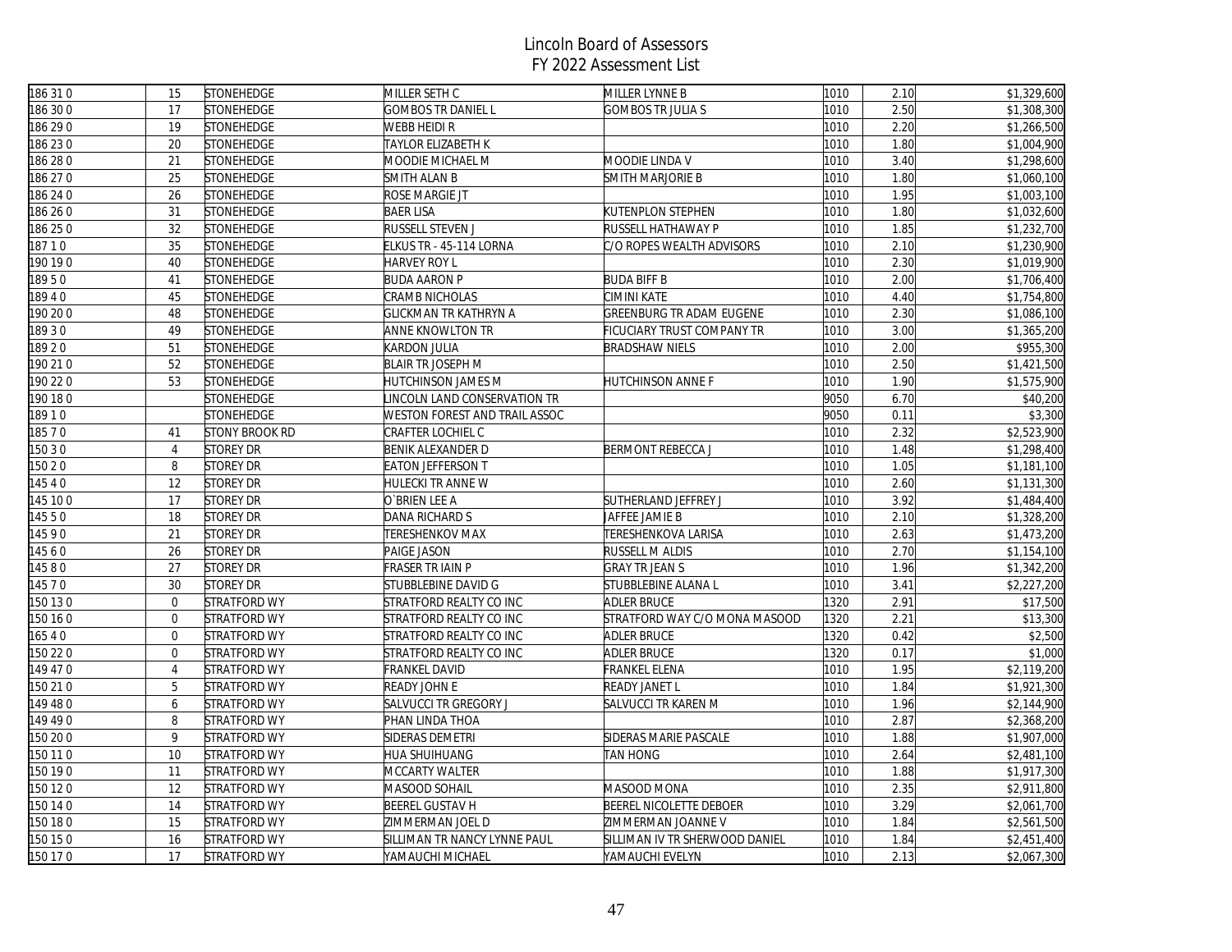# Lincoln Board of Assessors
## FY 2022 Assessment List

| | | | | | | | |
|---|---|---|---|---|---|---|---|
| 186 31 0 | 15 | STONEHEDGE | MILLER SETH C | MILLER LYNNE B | 1010 | 2.10 | $1,329,600 |
| 186 30 0 | 17 | STONEHEDGE | GOMBOS TR DANIEL L | GOMBOS TR JULIA S | 1010 | 2.50 | $1,308,300 |
| 186 29 0 | 19 | STONEHEDGE | WEBB HEIDI R | | 1010 | 2.20 | $1,266,500 |
| 186 23 0 | 20 | STONEHEDGE | TAYLOR ELIZABETH K | | 1010 | 1.80 | $1,004,900 |
| 186 28 0 | 21 | STONEHEDGE | MOODIE MICHAEL M | MOODIE LINDA V | 1010 | 3.40 | $1,298,600 |
| 186 27 0 | 25 | STONEHEDGE | SMITH ALAN B | SMITH MARJORIE B | 1010 | 1.80 | $1,060,100 |
| 186 24 0 | 26 | STONEHEDGE | ROSE MARGIE JT | | 1010 | 1.95 | $1,003,100 |
| 186 26 0 | 31 | STONEHEDGE | BAER LISA | KUTENPLON STEPHEN | 1010 | 1.80 | $1,032,600 |
| 186 25 0 | 32 | STONEHEDGE | RUSSELL STEVEN J | RUSSELL HATHAWAY P | 1010 | 1.85 | $1,232,700 |
| 187 1 0 | 35 | STONEHEDGE | ELKUS TR - 45-114 LORNA | C/O ROPES WEALTH ADVISORS | 1010 | 2.10 | $1,230,900 |
| 190 19 0 | 40 | STONEHEDGE | HARVEY ROY L | | 1010 | 2.30 | $1,019,900 |
| 189 5 0 | 41 | STONEHEDGE | BUDA AARON P | BUDA BIFF B | 1010 | 2.00 | $1,706,400 |
| 189 4 0 | 45 | STONEHEDGE | CRAMB NICHOLAS | CIMINI KATE | 1010 | 4.40 | $1,754,800 |
| 190 20 0 | 48 | STONEHEDGE | GLICKMAN TR KATHRYN A | GREENBURG TR ADAM EUGENE | 1010 | 2.30 | $1,086,100 |
| 189 3 0 | 49 | STONEHEDGE | ANNE KNOWLTON TR | FICUCIARY TRUST COMPANY TR | 1010 | 3.00 | $1,365,200 |
| 189 2 0 | 51 | STONEHEDGE | KARDON JULIA | BRADSHAW NIELS | 1010 | 2.00 | $955,300 |
| 190 21 0 | 52 | STONEHEDGE | BLAIR TR JOSEPH M | | 1010 | 2.50 | $1,421,500 |
| 190 22 0 | 53 | STONEHEDGE | HUTCHINSON JAMES M | HUTCHINSON ANNE F | 1010 | 1.90 | $1,575,900 |
| 190 18 0 | | STONEHEDGE | LINCOLN LAND CONSERVATION TR | | 9050 | 6.70 | $40,200 |
| 189 1 0 | | STONEHEDGE | WESTON FOREST AND TRAIL ASSOC | | 9050 | 0.11 | $3,300 |
| 185 7 0 | 41 | STONY BROOK RD | CRAFTER LOCHIEL C | | 1010 | 2.32 | $2,523,900 |
| 150 3 0 | 4 | STOREY DR | BENIK ALEXANDER D | BERMONT REBECCA J | 1010 | 1.48 | $1,298,400 |
| 150 2 0 | 8 | STOREY DR | EATON JEFFERSON T | | 1010 | 1.05 | $1,181,100 |
| 145 4 0 | 12 | STOREY DR | HULECKI TR ANNE W | | 1010 | 2.60 | $1,131,300 |
| 145 10 0 | 17 | STOREY DR | O`BRIEN LEE A | SUTHERLAND JEFFREY J | 1010 | 3.92 | $1,484,400 |
| 145 5 0 | 18 | STOREY DR | DANA RICHARD S | JAFFEE JAMIE B | 1010 | 2.10 | $1,328,200 |
| 145 9 0 | 21 | STOREY DR | TERESHENKOV MAX | TERESHENKOVA LARISA | 1010 | 2.63 | $1,473,200 |
| 145 6 0 | 26 | STOREY DR | PAIGE JASON | RUSSELL M ALDIS | 1010 | 2.70 | $1,154,100 |
| 145 8 0 | 27 | STOREY DR | FRASER TR IAIN P | GRAY TR JEAN S | 1010 | 1.96 | $1,342,200 |
| 145 7 0 | 30 | STOREY DR | STUBBLEBINE DAVID G | STUBBLEBINE ALANA L | 1010 | 3.41 | $2,227,200 |
| 150 13 0 | 0 | STRATFORD WY | STRATFORD REALTY CO INC | ADLER BRUCE | 1320 | 2.91 | $17,500 |
| 150 16 0 | 0 | STRATFORD WY | STRATFORD REALTY CO INC | STRATFORD WAY C/O MONA MASOOD | 1320 | 2.21 | $13,300 |
| 165 4 0 | 0 | STRATFORD WY | STRATFORD REALTY CO INC | ADLER BRUCE | 1320 | 0.42 | $2,500 |
| 150 22 0 | 0 | STRATFORD WY | STRATFORD REALTY CO INC | ADLER BRUCE | 1320 | 0.17 | $1,000 |
| 149 47 0 | 4 | STRATFORD WY | FRANKEL DAVID | FRANKEL ELENA | 1010 | 1.95 | $2,119,200 |
| 150 21 0 | 5 | STRATFORD WY | READY JOHN E | READY JANET L | 1010 | 1.84 | $1,921,300 |
| 149 48 0 | 6 | STRATFORD WY | SALVUCCI TR GREGORY J | SALVUCCI TR KAREN M | 1010 | 1.96 | $2,144,900 |
| 149 49 0 | 8 | STRATFORD WY | PHAN LINDA THOA | | 1010 | 2.87 | $2,368,200 |
| 150 20 0 | 9 | STRATFORD WY | SIDERAS DEMETRI | SIDERAS MARIE PASCALE | 1010 | 1.88 | $1,907,000 |
| 150 11 0 | 10 | STRATFORD WY | HUA SHUIHUANG | TAN HONG | 1010 | 2.64 | $2,481,100 |
| 150 19 0 | 11 | STRATFORD WY | MCCARTY WALTER | | 1010 | 1.88 | $1,917,300 |
| 150 12 0 | 12 | STRATFORD WY | MASOOD SOHAIL | MASOOD MONA | 1010 | 2.35 | $2,911,800 |
| 150 14 0 | 14 | STRATFORD WY | BEEREL GUSTAV H | BEEREL NICOLETTE DEBOER | 1010 | 3.29 | $2,061,700 |
| 150 18 0 | 15 | STRATFORD WY | ZIMMERMAN JOEL D | ZIMMERMAN JOANNE V | 1010 | 1.84 | $2,561,500 |
| 150 15 0 | 16 | STRATFORD WY | SILLIMAN TR NANCY LYNNE PAUL | SILLIMAN IV TR SHERWOOD DANIEL | 1010 | 1.84 | $2,451,400 |
| 150 17 0 | 17 | STRATFORD WY | YAMAUCHI MICHAEL | YAMAUCHI EVELYN | 1010 | 2.13 | $2,067,300 |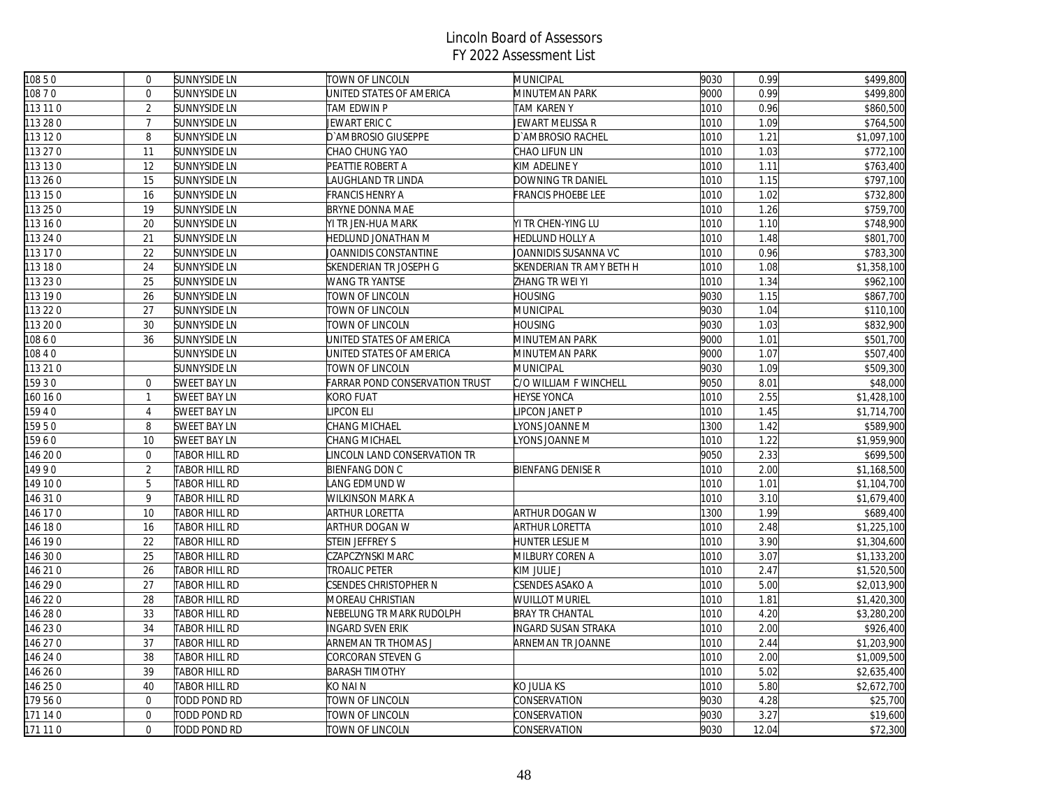# Lincoln Board of Assessors
## FY 2022 Assessment List

| | | | | | | | |
|---|---|---|---|---|---|---|---|
| 108 5 0 | 0 | SUNNYSIDE LN | TOWN OF LINCOLN | MUNICIPAL | 9030 | 0.99 | $499,800 |
| 108 7 0 | 0 | SUNNYSIDE LN | UNITED STATES OF AMERICA | MINUTEMAN PARK | 9000 | 0.99 | $499,800 |
| 113 11 0 | 2 | SUNNYSIDE LN | TAM EDWIN P | TAM KAREN Y | 1010 | 0.96 | $860,500 |
| 113 28 0 | 7 | SUNNYSIDE LN | JEWART ERIC C | JEWART MELISSA R | 1010 | 1.09 | $764,500 |
| 113 12 0 | 8 | SUNNYSIDE LN | D`AMBROSIO GIUSEPPE | D`AMBROSIO RACHEL | 1010 | 1.21 | $1,097,100 |
| 113 27 0 | 11 | SUNNYSIDE LN | CHAO CHUNG YAO | CHAO LIFUN LIN | 1010 | 1.03 | $772,100 |
| 113 13 0 | 12 | SUNNYSIDE LN | PEATTIE ROBERT A | KIM ADELINE Y | 1010 | 1.11 | $763,400 |
| 113 26 0 | 15 | SUNNYSIDE LN | LAUGHLAND TR LINDA | DOWNING TR DANIEL | 1010 | 1.15 | $797,100 |
| 113 15 0 | 16 | SUNNYSIDE LN | FRANCIS HENRY A | FRANCIS PHOEBE LEE | 1010 | 1.02 | $732,800 |
| 113 25 0 | 19 | SUNNYSIDE LN | BRYNE DONNA MAE | | 1010 | 1.26 | $759,700 |
| 113 16 0 | 20 | SUNNYSIDE LN | YI TR JEN-HUA MARK | YI TR CHEN-YING LU | 1010 | 1.10 | $748,900 |
| 113 24 0 | 21 | SUNNYSIDE LN | HEDLUND JONATHAN M | HEDLUND HOLLY A | 1010 | 1.48 | $801,700 |
| 113 17 0 | 22 | SUNNYSIDE LN | JOANNIDIS CONSTANTINE | JOANNIDIS SUSANNA VC | 1010 | 0.96 | $783,300 |
| 113 18 0 | 24 | SUNNYSIDE LN | SKENDERIAN TR JOSEPH G | SKENDERIAN TR AMY BETH H | 1010 | 1.08 | $1,358,100 |
| 113 23 0 | 25 | SUNNYSIDE LN | WANG TR YANTSE | ZHANG TR WEI YI | 1010 | 1.34 | $962,100 |
| 113 19 0 | 26 | SUNNYSIDE LN | TOWN OF LINCOLN | HOUSING | 9030 | 1.15 | $867,700 |
| 113 22 0 | 27 | SUNNYSIDE LN | TOWN OF LINCOLN | MUNICIPAL | 9030 | 1.04 | $110,100 |
| 113 20 0 | 30 | SUNNYSIDE LN | TOWN OF LINCOLN | HOUSING | 9030 | 1.03 | $832,900 |
| 108 6 0 | 36 | SUNNYSIDE LN | UNITED STATES OF AMERICA | MINUTEMAN PARK | 9000 | 1.01 | $501,700 |
| 108 4 0 | | SUNNYSIDE LN | UNITED STATES OF AMERICA | MINUTEMAN PARK | 9000 | 1.07 | $507,400 |
| 113 21 0 | | SUNNYSIDE LN | TOWN OF LINCOLN | MUNICIPAL | 9030 | 1.09 | $509,300 |
| 159 3 0 | 0 | SWEET BAY LN | FARRAR POND CONSERVATION TRUST | C/O WILLIAM F WINCHELL | 9050 | 8.01 | $48,000 |
| 160 16 0 | 1 | SWEET BAY LN | KORO FUAT | HEYSE YONCA | 1010 | 2.55 | $1,428,100 |
| 159 4 0 | 4 | SWEET BAY LN | LIPCON ELI | LIPCON JANET P | 1010 | 1.45 | $1,714,700 |
| 159 5 0 | 8 | SWEET BAY LN | CHANG MICHAEL | LYONS JOANNE M | 1300 | 1.42 | $589,900 |
| 159 6 0 | 10 | SWEET BAY LN | CHANG MICHAEL | LYONS JOANNE M | 1010 | 1.22 | $1,959,900 |
| 146 20 0 | 0 | TABOR HILL RD | LINCOLN LAND CONSERVATION TR | | 9050 | 2.33 | $699,500 |
| 149 9 0 | 2 | TABOR HILL RD | BIENFANG DON C | BIENFANG DENISE R | 1010 | 2.00 | $1,168,500 |
| 149 10 0 | 5 | TABOR HILL RD | LANG EDMUND W | | 1010 | 1.01 | $1,104,700 |
| 146 31 0 | 9 | TABOR HILL RD | WILKINSON MARK A | | 1010 | 3.10 | $1,679,400 |
| 146 17 0 | 10 | TABOR HILL RD | ARTHUR LORETTA | ARTHUR DOGAN W | 1300 | 1.99 | $689,400 |
| 146 18 0 | 16 | TABOR HILL RD | ARTHUR DOGAN W | ARTHUR LORETTA | 1010 | 2.48 | $1,225,100 |
| 146 19 0 | 22 | TABOR HILL RD | STEIN JEFFREY S | HUNTER LESLIE M | 1010 | 3.90 | $1,304,600 |
| 146 30 0 | 25 | TABOR HILL RD | CZAPCZYNSKI MARC | MILBURY COREN A | 1010 | 3.07 | $1,133,200 |
| 146 21 0 | 26 | TABOR HILL RD | TROALIC PETER | KIM JULIE J | 1010 | 2.47 | $1,520,500 |
| 146 29 0 | 27 | TABOR HILL RD | CSENDES CHRISTOPHER N | CSENDES ASAKO A | 1010 | 5.00 | $2,013,900 |
| 146 22 0 | 28 | TABOR HILL RD | MOREAU CHRISTIAN | WUILLOT MURIEL | 1010 | 1.81 | $1,420,300 |
| 146 28 0 | 33 | TABOR HILL RD | NEBELUNG TR MARK RUDOLPH | BRAY TR CHANTAL | 1010 | 4.20 | $3,280,200 |
| 146 23 0 | 34 | TABOR HILL RD | INGARD SVEN ERIK | INGARD SUSAN STRAKA | 1010 | 2.00 | $926,400 |
| 146 27 0 | 37 | TABOR HILL RD | ARNEMAN TR THOMAS J | ARNEMAN TR JOANNE | 1010 | 2.44 | $1,203,900 |
| 146 24 0 | 38 | TABOR HILL RD | CORCORAN STEVEN G | | 1010 | 2.00 | $1,009,500 |
| 146 26 0 | 39 | TABOR HILL RD | BARASH TIMOTHY | | 1010 | 5.02 | $2,635,400 |
| 146 25 0 | 40 | TABOR HILL RD | KO NAI N | KO JULIA KS | 1010 | 5.80 | $2,672,700 |
| 179 56 0 | 0 | TODD POND RD | TOWN OF LINCOLN | CONSERVATION | 9030 | 4.28 | $25,700 |
| 171 14 0 | 0 | TODD POND RD | TOWN OF LINCOLN | CONSERVATION | 9030 | 3.27 | $19,600 |
| 171 11 0 | 0 | TODD POND RD | TOWN OF LINCOLN | CONSERVATION | 9030 | 12.04 | $72,300 |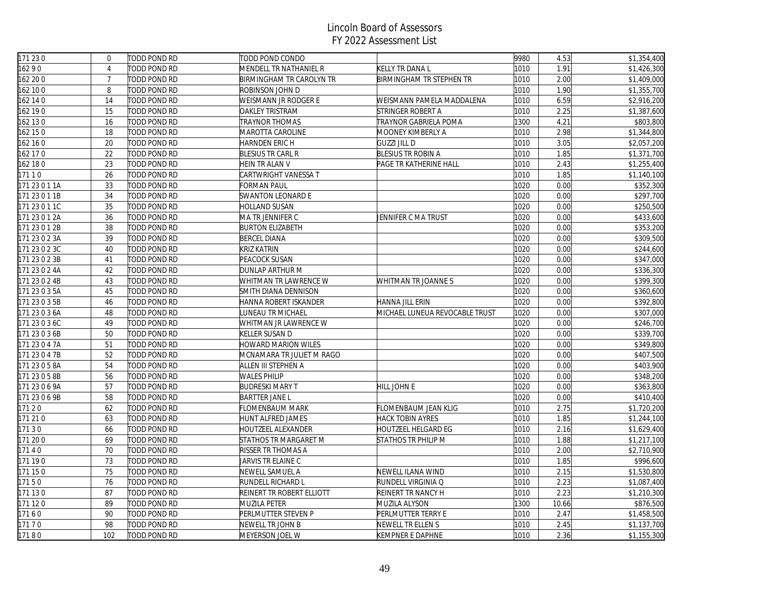# Lincoln Board of Assessors
## FY 2022 Assessment List

| | | | | | | | |
|---|---|---|---|---|---|---|---|
| 171 23 0 | 0 | TODD POND RD | TODD POND CONDO | | 9980 | 4.53 | $1,354,400 |
| 162 9 0 | 4 | TODD POND RD | MENDELL TR NATHANIEL R | KELLY TR DANA L | 1010 | 1.91 | $1,426,300 |
| 162 20 0 | 7 | TODD POND RD | BIRMINGHAM TR CAROLYN TR | BIRMINGHAM TR STEPHEN TR | 1010 | 2.00 | $1,409,000 |
| 162 10 0 | 8 | TODD POND RD | ROBINSON JOHN D | | 1010 | 1.90 | $1,355,700 |
| 162 14 0 | 14 | TODD POND RD | WEISMANN JR RODGER E | WEISMANN PAMELA MADDALENA | 1010 | 6.59 | $2,916,200 |
| 162 19 0 | 15 | TODD POND RD | OAKLEY TRISTRAM | STRINGER ROBERT A | 1010 | 2.25 | $1,387,600 |
| 162 13 0 | 16 | TODD POND RD | TRAYNOR THOMAS | TRAYNOR GABRIELA POMA | 1300 | 4.21 | $803,800 |
| 162 15 0 | 18 | TODD POND RD | MAROTTA CAROLINE | MOONEY KIMBERLY A | 1010 | 2.98 | $1,344,800 |
| 162 16 0 | 20 | TODD POND RD | HARNDEN ERIC H | GUZZI JILL D | 1010 | 3.05 | $2,057,200 |
| 162 17 0 | 22 | TODD POND RD | BLESIUS TR CARL R | BLESIUS TR ROBIN A | 1010 | 1.85 | $1,371,700 |
| 162 18 0 | 23 | TODD POND RD | HEIN TR ALAN V | PAGE TR KATHERINE HALL | 1010 | 2.43 | $1,255,400 |
| 171 1 0 | 26 | TODD POND RD | CARTWRIGHT VANESSA T | | 1010 | 1.85 | $1,140,100 |
| 171 23 0 1 1A | 33 | TODD POND RD | FORMAN PAUL | | 1020 | 0.00 | $352,300 |
| 171 23 0 1 1B | 34 | TODD POND RD | SWANTON LEONARD E | | 1020 | 0.00 | $297,700 |
| 171 23 0 1 1C | 35 | TODD POND RD | HOLLAND SUSAN | | 1020 | 0.00 | $250,500 |
| 171 23 0 1 2A | 36 | TODD POND RD | MA TR JENNIFER C | JENNIFER C MA TRUST | 1020 | 0.00 | $433,600 |
| 171 23 0 1 2B | 38 | TODD POND RD | BURTON ELIZABETH | | 1020 | 0.00 | $353,200 |
| 171 23 0 2 3A | 39 | TODD POND RD | BERCEL DIANA | | 1020 | 0.00 | $309,500 |
| 171 23 0 2 3C | 40 | TODD POND RD | KRIZ KATRIN | | 1020 | 0.00 | $244,600 |
| 171 23 0 2 3B | 41 | TODD POND RD | PEACOCK SUSAN | | 1020 | 0.00 | $347,000 |
| 171 23 0 2 4A | 42 | TODD POND RD | DUNLAP ARTHUR M | | 1020 | 0.00 | $336,300 |
| 171 23 0 2 4B | 43 | TODD POND RD | WHITMAN TR LAWRENCE W | WHITMAN TR JOANNE S | 1020 | 0.00 | $399,300 |
| 171 23 0 3 5A | 45 | TODD POND RD | SMITH DIANA DENNISON | | 1020 | 0.00 | $360,600 |
| 171 23 0 3 5B | 46 | TODD POND RD | HANNA ROBERT ISKANDER | HANNA JILL ERIN | 1020 | 0.00 | $392,800 |
| 171 23 0 3 6A | 48 | TODD POND RD | LUNEAU TR MICHAEL | MICHAEL LUNEUA REVOCABLE TRUST | 1020 | 0.00 | $307,000 |
| 171 23 0 3 6C | 49 | TODD POND RD | WHITMAN JR LAWRENCE W | | 1020 | 0.00 | $246,700 |
| 171 23 0 3 6B | 50 | TODD POND RD | KELLER SUSAN D | | 1020 | 0.00 | $339,700 |
| 171 23 0 4 7A | 51 | TODD POND RD | HOWARD MARION WILES | | 1020 | 0.00 | $349,800 |
| 171 23 0 4 7B | 52 | TODD POND RD | MCNAMARA TR JULIET M RAGO | | 1020 | 0.00 | $407,500 |
| 171 23 0 5 8A | 54 | TODD POND RD | ALLEN III STEPHEN A | | 1020 | 0.00 | $403,900 |
| 171 23 0 5 8B | 56 | TODD POND RD | WALES PHILIP | | 1020 | 0.00 | $348,200 |
| 171 23 0 6 9A | 57 | TODD POND RD | BUDRESKI MARY T | HILL JOHN E | 1020 | 0.00 | $363,800 |
| 171 23 0 6 9B | 58 | TODD POND RD | BARTTER JANE L | | 1020 | 0.00 | $410,400 |
| 171 2 0 | 62 | TODD POND RD | FLOMENBAUM MARK | FLOMENBAUM JEAN KLIG | 1010 | 2.75 | $1,720,200 |
| 171 21 0 | 63 | TODD POND RD | HUNT ALFRED JAMES | HACK TOBIN AYRES | 1010 | 1.85 | $1,244,100 |
| 171 3 0 | 66 | TODD POND RD | HOUTZEEL ALEXANDER | HOUTZEEL HELGARD EG | 1010 | 2.16 | $1,629,400 |
| 171 20 0 | 69 | TODD POND RD | STATHOS TR MARGARET M | STATHOS TR PHILIP M | 1010 | 1.88 | $1,217,100 |
| 171 4 0 | 70 | TODD POND RD | RISSER TR THOMAS A | | 1010 | 2.00 | $2,710,900 |
| 171 19 0 | 73 | TODD POND RD | JARVIS TR ELAINE C | | 1010 | 1.85 | $996,600 |
| 171 15 0 | 75 | TODD POND RD | NEWELL SAMUEL A | NEWELL ILANA WIND | 1010 | 2.15 | $1,530,800 |
| 171 5 0 | 76 | TODD POND RD | RUNDELL RICHARD L | RUNDELL VIRGINIA Q | 1010 | 2.23 | $1,087,400 |
| 171 13 0 | 87 | TODD POND RD | REINERT TR ROBERT ELLIOTT | REINERT TR NANCY H | 1010 | 2.23 | $1,210,300 |
| 171 12 0 | 89 | TODD POND RD | MUZILA PETER | MUZILA ALYSON | 1300 | 10.66 | $876,500 |
| 171 6 0 | 90 | TODD POND RD | PERLMUTTER STEVEN P | PERLMUTTER TERRY E | 1010 | 2.47 | $1,458,500 |
| 171 7 0 | 98 | TODD POND RD | NEWELL TR JOHN B | NEWELL TR ELLEN S | 1010 | 2.45 | $1,137,700 |
| 171 8 0 | 102 | TODD POND RD | MEYERSON JOEL W | KEMPNER E DAPHNE | 1010 | 2.36 | $1,155,300 |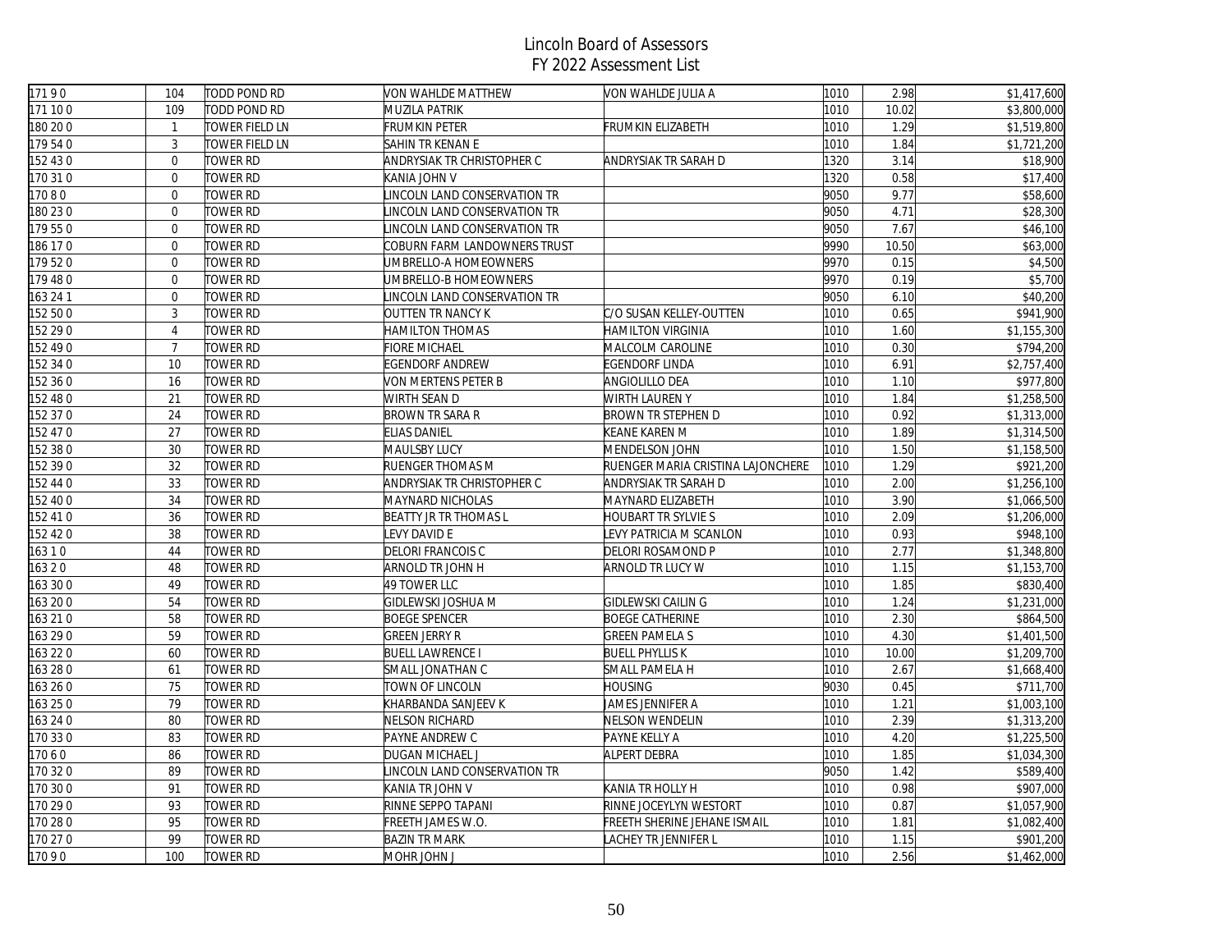# Lincoln Board of Assessors
## FY 2022 Assessment List

| | | | | | | | |
|---|---|---|---|---|---|---|---|
| 171 9 0 | 104 | TODD POND RD | VON WAHLDE MATTHEW | VON WAHLDE JULIA A | 1010 | 2.98 | $1,417,600 |
| 171 10 0 | 109 | TODD POND RD | MUZILA PATRIK | | 1010 | 10.02 | $3,800,000 |
| 180 20 0 | 1 | TOWER FIELD LN | FRUMKIN PETER | FRUMKIN ELIZABETH | 1010 | 1.29 | $1,519,800 |
| 179 54 0 | 3 | TOWER FIELD LN | SAHIN TR KENAN E | | 1010 | 1.84 | $1,721,200 |
| 152 43 0 | 0 | TOWER RD | ANDRYSIAK TR CHRISTOPHER C | ANDRYSIAK TR SARAH D | 1320 | 3.14 | $18,900 |
| 170 31 0 | 0 | TOWER RD | KANIA JOHN V | | 1320 | 0.58 | $17,400 |
| 170 8 0 | 0 | TOWER RD | LINCOLN LAND CONSERVATION TR | | 9050 | 9.77 | $58,600 |
| 180 23 0 | 0 | TOWER RD | LINCOLN LAND CONSERVATION TR | | 9050 | 4.71 | $28,300 |
| 179 55 0 | 0 | TOWER RD | LINCOLN LAND CONSERVATION TR | | 9050 | 7.67 | $46,100 |
| 186 17 0 | 0 | TOWER RD | COBURN FARM LANDOWNERS TRUST | | 9990 | 10.50 | $63,000 |
| 179 52 0 | 0 | TOWER RD | UMBRELLO-A HOMEOWNERS | | 9970 | 0.15 | $4,500 |
| 179 48 0 | 0 | TOWER RD | UMBRELLO-B HOMEOWNERS | | 9970 | 0.19 | $5,700 |
| 163 24 1 | 0 | TOWER RD | LINCOLN LAND CONSERVATION TR | | 9050 | 6.10 | $40,200 |
| 152 50 0 | 3 | TOWER RD | OUTTEN TR NANCY K | C/O SUSAN KELLEY-OUTTEN | 1010 | 0.65 | $941,900 |
| 152 29 0 | 4 | TOWER RD | HAMILTON THOMAS | HAMILTON VIRGINIA | 1010 | 1.60 | $1,155,300 |
| 152 49 0 | 7 | TOWER RD | FIORE MICHAEL | MALCOLM CAROLINE | 1010 | 0.30 | $794,200 |
| 152 34 0 | 10 | TOWER RD | EGENDORF ANDREW | EGENDORF LINDA | 1010 | 6.91 | $2,757,400 |
| 152 36 0 | 16 | TOWER RD | VON MERTENS PETER B | ANGIOLILLO DEA | 1010 | 1.10 | $977,800 |
| 152 48 0 | 21 | TOWER RD | WIRTH SEAN D | WIRTH LAUREN Y | 1010 | 1.84 | $1,258,500 |
| 152 37 0 | 24 | TOWER RD | BROWN TR SARA R | BROWN TR STEPHEN D | 1010 | 0.92 | $1,313,000 |
| 152 47 0 | 27 | TOWER RD | ELIAS DANIEL | KEANE KAREN M | 1010 | 1.89 | $1,314,500 |
| 152 38 0 | 30 | TOWER RD | MAULSBY LUCY | MENDELSON JOHN | 1010 | 1.50 | $1,158,500 |
| 152 39 0 | 32 | TOWER RD | RUENGER THOMAS M | RUENGER MARIA CRISTINA LAJONCHERE | 1010 | 1.29 | $921,200 |
| 152 44 0 | 33 | TOWER RD | ANDRYSIAK TR CHRISTOPHER C | ANDRYSIAK TR SARAH D | 1010 | 2.00 | $1,256,100 |
| 152 40 0 | 34 | TOWER RD | MAYNARD NICHOLAS | MAYNARD ELIZABETH | 1010 | 3.90 | $1,066,500 |
| 152 41 0 | 36 | TOWER RD | BEATTY JR TR THOMAS L | HOUBART TR SYLVIE S | 1010 | 2.09 | $1,206,000 |
| 152 42 0 | 38 | TOWER RD | LEVY DAVID E | LEVY PATRICIA M SCANLON | 1010 | 0.93 | $948,100 |
| 163 1 0 | 44 | TOWER RD | DELORI FRANCOIS C | DELORI ROSAMOND P | 1010 | 2.77 | $1,348,800 |
| 163 2 0 | 48 | TOWER RD | ARNOLD TR JOHN H | ARNOLD TR LUCY W | 1010 | 1.15 | $1,153,700 |
| 163 30 0 | 49 | TOWER RD | 49 TOWER LLC | | 1010 | 1.85 | $830,400 |
| 163 20 0 | 54 | TOWER RD | GIDLEWSKI JOSHUA M | GIDLEWSKI CAILIN G | 1010 | 1.24 | $1,231,000 |
| 163 21 0 | 58 | TOWER RD | BOEGE SPENCER | BOEGE CATHERINE | 1010 | 2.30 | $864,500 |
| 163 29 0 | 59 | TOWER RD | GREEN JERRY R | GREEN PAMELA S | 1010 | 4.30 | $1,401,500 |
| 163 22 0 | 60 | TOWER RD | BUELL LAWRENCE I | BUELL PHYLLIS K | 1010 | 10.00 | $1,209,700 |
| 163 28 0 | 61 | TOWER RD | SMALL JONATHAN C | SMALL PAMELA H | 1010 | 2.67 | $1,668,400 |
| 163 26 0 | 75 | TOWER RD | TOWN OF LINCOLN | HOUSING | 9030 | 0.45 | $711,700 |
| 163 25 0 | 79 | TOWER RD | KHARBANDA SANJEEV K | JAMES JENNIFER A | 1010 | 1.21 | $1,003,100 |
| 163 24 0 | 80 | TOWER RD | NELSON RICHARD | NELSON WENDELIN | 1010 | 2.39 | $1,313,200 |
| 170 33 0 | 83 | TOWER RD | PAYNE ANDREW C | PAYNE KELLY A | 1010 | 4.20 | $1,225,500 |
| 170 6 0 | 86 | TOWER RD | DUGAN MICHAEL J | ALPERT DEBRA | 1010 | 1.85 | $1,034,300 |
| 170 32 0 | 89 | TOWER RD | LINCOLN LAND CONSERVATION TR | | 9050 | 1.42 | $589,400 |
| 170 30 0 | 91 | TOWER RD | KANIA TR JOHN V | KANIA TR HOLLY H | 1010 | 0.98 | $907,000 |
| 170 29 0 | 93 | TOWER RD | RINNE SEPPO TAPANI | RINNE JOCEYLYN WESTORT | 1010 | 0.87 | $1,057,900 |
| 170 28 0 | 95 | TOWER RD | FREETH JAMES W.O. | FREETH SHERINE JEHANE ISMAIL | 1010 | 1.81 | $1,082,400 |
| 170 27 0 | 99 | TOWER RD | BAZIN TR MARK | LACHEY TR JENNIFER L | 1010 | 1.15 | $901,200 |
| 170 9 0 | 100 | TOWER RD | MOHR JOHN J | | 1010 | 2.56 | $1,462,000 |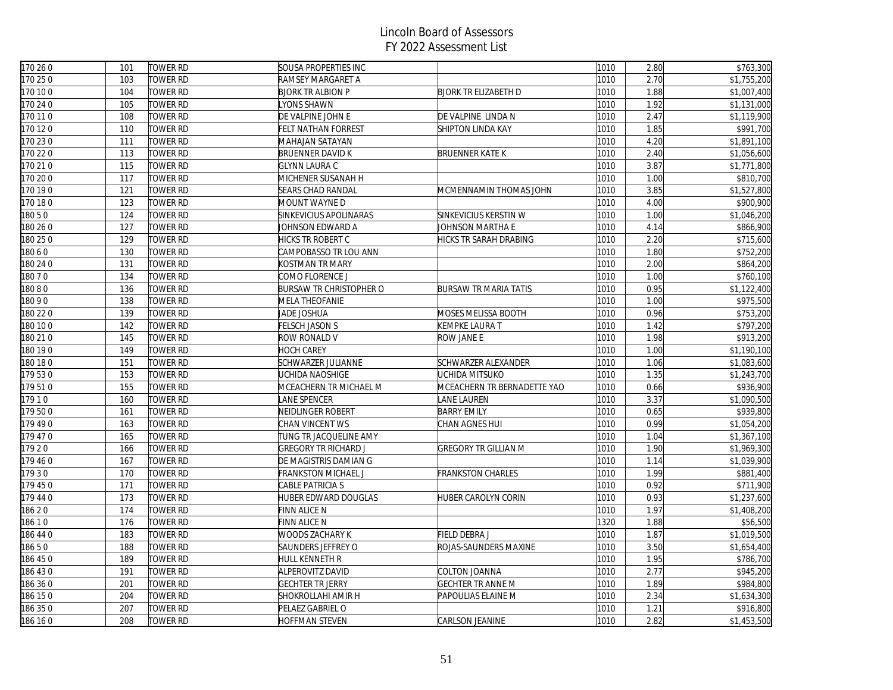# Lincoln Board of Assessors
## FY 2022 Assessment List

| | | | | | | | |
|---|---|---|---|---|---|---|---|
| 170 26 0 | 101 | TOWER RD | SOUSA PROPERTIES INC | | 1010 | 2.80 | $763,300 |
| 170 25 0 | 103 | TOWER RD | RAMSEY MARGARET A | | 1010 | 2.70 | $1,755,200 |
| 170 10 0 | 104 | TOWER RD | BJORK TR ALBION P | BJORK TR ELIZABETH D | 1010 | 1.88 | $1,007,400 |
| 170 24 0 | 105 | TOWER RD | LYONS SHAWN | | 1010 | 1.92 | $1,131,000 |
| 170 11 0 | 108 | TOWER RD | DE VALPINE JOHN E | DE VALPINE LINDA N | 1010 | 2.47 | $1,119,900 |
| 170 12 0 | 110 | TOWER RD | FELT NATHAN FORREST | SHIPTON LINDA KAY | 1010 | 1.85 | $991,700 |
| 170 23 0 | 111 | TOWER RD | MAHAJAN SATAYAN | | 1010 | 4.20 | $1,891,100 |
| 170 22 0 | 113 | TOWER RD | BRUENNER DAVID K | BRUENNER KATE K | 1010 | 2.40 | $1,056,600 |
| 170 21 0 | 115 | TOWER RD | GLYNN LAURA C | | 1010 | 3.87 | $1,771,800 |
| 170 20 0 | 117 | TOWER RD | MICHENER SUSANAH H | | 1010 | 1.00 | $810,700 |
| 170 19 0 | 121 | TOWER RD | SEARS CHAD RANDAL | MCMENNAMIN THOMAS JOHN | 1010 | 3.85 | $1,527,800 |
| 170 18 0 | 123 | TOWER RD | MOUNT WAYNE D | | 1010 | 4.00 | $900,900 |
| 180 5 0 | 124 | TOWER RD | SINKEVICIUS APOLINARAS | SINKEVICIUS KERSTIN W | 1010 | 1.00 | $1,046,200 |
| 180 26 0 | 127 | TOWER RD | JOHNSON EDWARD A | JOHNSON MARTHA E | 1010 | 4.14 | $866,900 |
| 180 25 0 | 129 | TOWER RD | HICKS TR ROBERT C | HICKS TR SARAH DRABING | 1010 | 2.20 | $715,600 |
| 180 6 0 | 130 | TOWER RD | CAMPOBASSO TR LOU ANN | | 1010 | 1.80 | $752,200 |
| 180 24 0 | 131 | TOWER RD | KOSTMAN TR MARY | | 1010 | 2.00 | $864,200 |
| 180 7 0 | 134 | TOWER RD | COMO FLORENCE J | | 1010 | 1.00 | $760,100 |
| 180 8 0 | 136 | TOWER RD | BURSAW TR CHRISTOPHER O | BURSAW TR MARIA TATIS | 1010 | 0.95 | $1,122,400 |
| 180 9 0 | 138 | TOWER RD | MELA THEOFANIE | | 1010 | 1.00 | $975,500 |
| 180 22 0 | 139 | TOWER RD | JADE JOSHUA | MOSES MELISSA BOOTH | 1010 | 0.96 | $753,200 |
| 180 10 0 | 142 | TOWER RD | FELSCH JASON S | KEMPKE LAURA T | 1010 | 1.42 | $797,200 |
| 180 21 0 | 145 | TOWER RD | ROW RONALD V | ROW JANE E | 1010 | 1.98 | $913,200 |
| 180 19 0 | 149 | TOWER RD | HOCH CAREY | | 1010 | 1.00 | $1,190,100 |
| 180 18 0 | 151 | TOWER RD | SCHWARZER JULIANNE | SCHWARZER ALEXANDER | 1010 | 1.06 | $1,083,600 |
| 179 53 0 | 153 | TOWER RD | UCHIDA NAOSHIGE | UCHIDA MITSUKO | 1010 | 1.35 | $1,243,700 |
| 179 51 0 | 155 | TOWER RD | MCEACHERN TR MICHAEL M | MCEACHERN TR BERNADETTE YAO | 1010 | 0.66 | $936,900 |
| 179 1 0 | 160 | TOWER RD | LANE SPENCER | LANE LAUREN | 1010 | 3.37 | $1,090,500 |
| 179 50 0 | 161 | TOWER RD | NEIDLINGER ROBERT | BARRY EMILY | 1010 | 0.65 | $939,800 |
| 179 49 0 | 163 | TOWER RD | CHAN VINCENT WS | CHAN AGNES HUI | 1010 | 0.99 | $1,054,200 |
| 179 47 0 | 165 | TOWER RD | TUNG TR JACQUELINE AMY | | 1010 | 1.04 | $1,367,100 |
| 179 2 0 | 166 | TOWER RD | GREGORY TR RICHARD J | GREGORY TR GILLIAN M | 1010 | 1.90 | $1,969,300 |
| 179 46 0 | 167 | TOWER RD | DE MAGISTRIS DAMIAN G | | 1010 | 1.14 | $1,039,900 |
| 179 3 0 | 170 | TOWER RD | FRANKSTON MICHAEL J | FRANKSTON CHARLES | 1010 | 1.99 | $881,400 |
| 179 45 0 | 171 | TOWER RD | CABLE PATRICIA S | | 1010 | 0.92 | $711,900 |
| 179 44 0 | 173 | TOWER RD | HUBER EDWARD DOUGLAS | HUBER CAROLYN CORIN | 1010 | 0.93 | $1,237,600 |
| 186 2 0 | 174 | TOWER RD | FINN ALICE N | | 1010 | 1.97 | $1,408,200 |
| 186 1 0 | 176 | TOWER RD | FINN ALICE N | | 1320 | 1.88 | $56,500 |
| 186 44 0 | 183 | TOWER RD | WOODS ZACHARY K | FIELD DEBRA J | 1010 | 1.87 | $1,019,500 |
| 186 5 0 | 188 | TOWER RD | SAUNDERS JEFFREY O | ROJAS-SAUNDERS MAXINE | 1010 | 3.50 | $1,654,400 |
| 186 45 0 | 189 | TOWER RD | HULL KENNETH R | | 1010 | 1.95 | $786,700 |
| 186 43 0 | 191 | TOWER RD | ALPEROVITZ DAVID | COLTON JOANNA | 1010 | 2.77 | $945,200 |
| 186 36 0 | 201 | TOWER RD | GECHTER TR JERRY | GECHTER TR ANNE M | 1010 | 1.89 | $984,800 |
| 186 15 0 | 204 | TOWER RD | SHOKROLLAHI AMIR H | PAPOULIAS ELAINE M | 1010 | 2.34 | $1,634,300 |
| 186 35 0 | 207 | TOWER RD | PELAEZ GABRIEL O | | 1010 | 1.21 | $916,800 |
| 186 16 0 | 208 | TOWER RD | HOFFMAN STEVEN | CARLSON JEANINE | 1010 | 2.82 | $1,453,500 |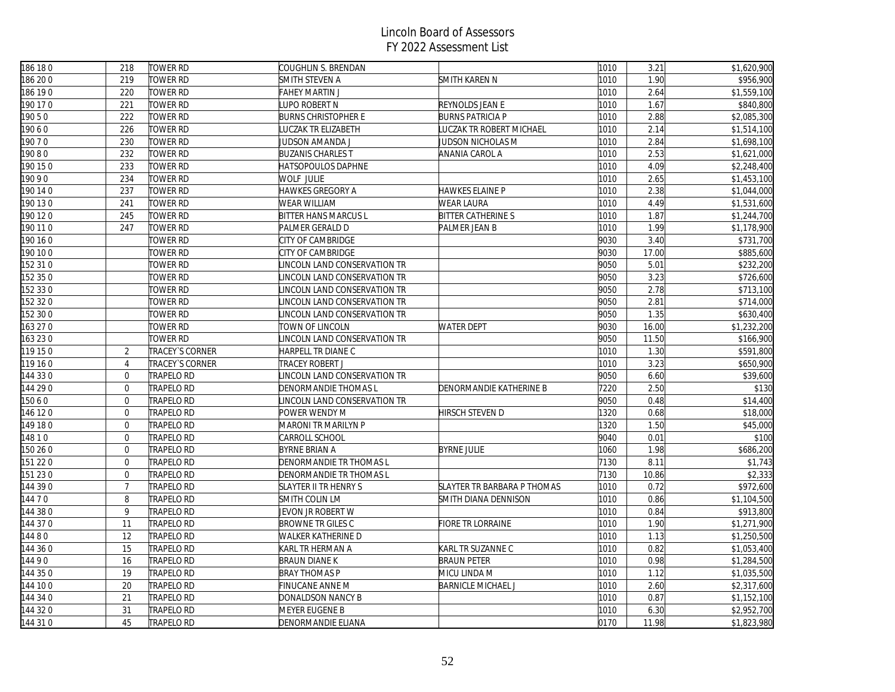# Lincoln Board of Assessors
## FY 2022 Assessment List

| | | | | | | | |
|---|---|---|---|---|---|---|---|
| 186 18 0 | 218 | TOWER RD | COUGHLIN S. BRENDAN | | 1010 | 3.21 | $1,620,900 |
| 186 20 0 | 219 | TOWER RD | SMITH STEVEN A | SMITH KAREN N | 1010 | 1.90 | $956,900 |
| 186 19 0 | 220 | TOWER RD | FAHEY MARTIN J | | 1010 | 2.64 | $1,559,100 |
| 190 17 0 | 221 | TOWER RD | LUPO ROBERT N | REYNOLDS JEAN E | 1010 | 1.67 | $840,800 |
| 190 5 0 | 222 | TOWER RD | BURNS CHRISTOPHER E | BURNS PATRICIA P | 1010 | 2.88 | $2,085,300 |
| 190 6 0 | 226 | TOWER RD | LUCZAK TR ELIZABETH | LUCZAK TR ROBERT MICHAEL | 1010 | 2.14 | $1,514,100 |
| 190 7 0 | 230 | TOWER RD | JUDSON AMANDA J | JUDSON NICHOLAS M | 1010 | 2.84 | $1,698,100 |
| 190 8 0 | 232 | TOWER RD | BUZANIS CHARLES T | ANANIA CAROL A | 1010 | 2.53 | $1,621,000 |
| 190 15 0 | 233 | TOWER RD | HATSOPOULOS DAPHNE | | 1010 | 4.09 | $2,248,400 |
| 190 9 0 | 234 | TOWER RD | WOLF JULIE | | 1010 | 2.65 | $1,453,100 |
| 190 14 0 | 237 | TOWER RD | HAWKES GREGORY A | HAWKES ELAINE P | 1010 | 2.38 | $1,044,000 |
| 190 13 0 | 241 | TOWER RD | WEAR WILLIAM | WEAR LAURA | 1010 | 4.49 | $1,531,600 |
| 190 12 0 | 245 | TOWER RD | BITTER HANS MARCUS L | BITTER CATHERINE S | 1010 | 1.87 | $1,244,700 |
| 190 11 0 | 247 | TOWER RD | PALMER GERALD D | PALMER JEAN B | 1010 | 1.99 | $1,178,900 |
| 190 16 0 | | TOWER RD | CITY OF CAMBRIDGE | | 9030 | 3.40 | $731,700 |
| 190 10 0 | | TOWER RD | CITY OF CAMBRIDGE | | 9030 | 17.00 | $885,600 |
| 152 31 0 | | TOWER RD | LINCOLN LAND CONSERVATION TR | | 9050 | 5.01 | $232,200 |
| 152 35 0 | | TOWER RD | LINCOLN LAND CONSERVATION TR | | 9050 | 3.23 | $726,600 |
| 152 33 0 | | TOWER RD | LINCOLN LAND CONSERVATION TR | | 9050 | 2.78 | $713,100 |
| 152 32 0 | | TOWER RD | LINCOLN LAND CONSERVATION TR | | 9050 | 2.81 | $714,000 |
| 152 30 0 | | TOWER RD | LINCOLN LAND CONSERVATION TR | | 9050 | 1.35 | $630,400 |
| 163 27 0 | | TOWER RD | TOWN OF LINCOLN | WATER DEPT | 9030 | 16.00 | $1,232,200 |
| 163 23 0 | | TOWER RD | LINCOLN LAND CONSERVATION TR | | 9050 | 11.50 | $166,900 |
| 119 15 0 | 2 | TRACEY`S CORNER | HARPELL TR DIANE C | | 1010 | 1.30 | $591,800 |
| 119 16 0 | 4 | TRACEY`S CORNER | TRACEY ROBERT J | | 1010 | 3.23 | $650,900 |
| 144 33 0 | 0 | TRAPELO RD | LINCOLN LAND CONSERVATION TR | | 9050 | 6.60 | $39,600 |
| 144 29 0 | 0 | TRAPELO RD | DENORMANDIE THOMAS L | DENORMANDIE KATHERINE B | 7220 | 2.50 | $130 |
| 150 6 0 | 0 | TRAPELO RD | LINCOLN LAND CONSERVATION TR | | 9050 | 0.48 | $14,400 |
| 146 12 0 | 0 | TRAPELO RD | POWER WENDY M | HIRSCH STEVEN D | 1320 | 0.68 | $18,000 |
| 149 18 0 | 0 | TRAPELO RD | MARONI TR MARILYN P | | 1320 | 1.50 | $45,000 |
| 148 1 0 | 0 | TRAPELO RD | CARROLL SCHOOL | | 9040 | 0.01 | $100 |
| 150 26 0 | 0 | TRAPELO RD | BYRNE BRIAN A | BYRNE JULIE | 1060 | 1.98 | $686,200 |
| 151 22 0 | 0 | TRAPELO RD | DENORMANDIE TR THOMAS L | | 7130 | 8.11 | $1,743 |
| 151 23 0 | 0 | TRAPELO RD | DENORMANDIE TR THOMAS L | | 7130 | 10.86 | $2,333 |
| 144 39 0 | 7 | TRAPELO RD | SLAYTER II TR HENRY S | SLAYTER TR BARBARA P THOMAS | 1010 | 0.72 | $972,600 |
| 144 7 0 | 8 | TRAPELO RD | SMITH COLIN LM | SMITH DIANA DENNISON | 1010 | 0.86 | $1,104,500 |
| 144 38 0 | 9 | TRAPELO RD | JEVON JR ROBERT W | | 1010 | 0.84 | $913,800 |
| 144 37 0 | 11 | TRAPELO RD | BROWNE TR GILES C | FIORE TR LORRAINE | 1010 | 1.90 | $1,271,900 |
| 144 8 0 | 12 | TRAPELO RD | WALKER KATHERINE D | | 1010 | 1.13 | $1,250,500 |
| 144 36 0 | 15 | TRAPELO RD | KARL TR HERMAN A | KARL TR SUZANNE C | 1010 | 0.82 | $1,053,400 |
| 144 9 0 | 16 | TRAPELO RD | BRAUN DIANE K | BRAUN PETER | 1010 | 0.98 | $1,284,500 |
| 144 35 0 | 19 | TRAPELO RD | BRAY THOMAS P | MICU LINDA M | 1010 | 1.12 | $1,035,500 |
| 144 10 0 | 20 | TRAPELO RD | FINUCANE ANNE M | BARNICLE MICHAEL J | 1010 | 2.60 | $2,317,600 |
| 144 34 0 | 21 | TRAPELO RD | DONALDSON NANCY B | | 1010 | 0.87 | $1,152,100 |
| 144 32 0 | 31 | TRAPELO RD | MEYER EUGENE B | | 1010 | 6.30 | $2,952,700 |
| 144 31 0 | 45 | TRAPELO RD | DENORMANDIE ELIANA | | 0170 | 11.98 | $1,823,980 |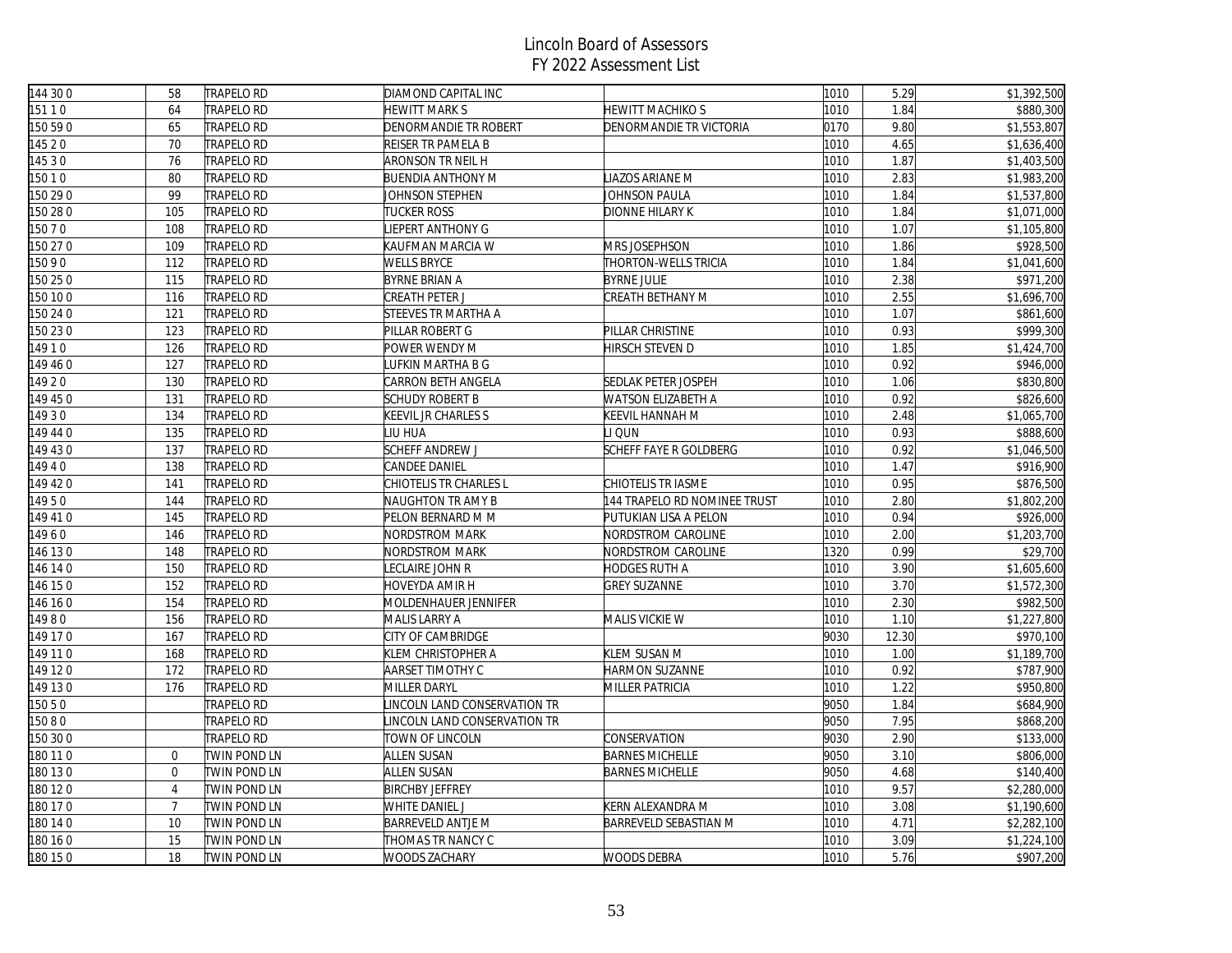# Lincoln Board of Assessors
## FY 2022 Assessment List

| | | | | | | | |
|---|---|---|---|---|---|---|---|
| 144 30 0 | 58 | TRAPELO RD | DIAMOND CAPITAL INC | | 1010 | 5.29 | $1,392,500 |
| 151 1 0 | 64 | TRAPELO RD | HEWITT MARK S | HEWITT MACHIKO S | 1010 | 1.84 | $880,300 |
| 150 59 0 | 65 | TRAPELO RD | DENORMANDIE TR ROBERT | DENORMANDIE TR VICTORIA | 0170 | 9.80 | $1,553,807 |
| 145 2 0 | 70 | TRAPELO RD | REISER TR PAMELA B | | 1010 | 4.65 | $1,636,400 |
| 145 3 0 | 76 | TRAPELO RD | ARONSON TR NEIL H | | 1010 | 1.87 | $1,403,500 |
| 150 1 0 | 80 | TRAPELO RD | BUENDIA ANTHONY M | LIAZOS ARIANE M | 1010 | 2.83 | $1,983,200 |
| 150 29 0 | 99 | TRAPELO RD | JOHNSON STEPHEN | JOHNSON PAULA | 1010 | 1.84 | $1,537,800 |
| 150 28 0 | 105 | TRAPELO RD | TUCKER ROSS | DIONNE HILARY K | 1010 | 1.84 | $1,071,000 |
| 150 7 0 | 108 | TRAPELO RD | LIEPERT ANTHONY G | | 1010 | 1.07 | $1,105,800 |
| 150 27 0 | 109 | TRAPELO RD | KAUFMAN MARCIA W | MRS JOSEPHSON | 1010 | 1.86 | $928,500 |
| 150 9 0 | 112 | TRAPELO RD | WELLS BRYCE | THORTON-WELLS TRICIA | 1010 | 1.84 | $1,041,600 |
| 150 25 0 | 115 | TRAPELO RD | BYRNE BRIAN A | BYRNE JULIE | 1010 | 2.38 | $971,200 |
| 150 10 0 | 116 | TRAPELO RD | CREATH PETER J | CREATH BETHANY M | 1010 | 2.55 | $1,696,700 |
| 150 24 0 | 121 | TRAPELO RD | STEEVES TR MARTHA A | | 1010 | 1.07 | $861,600 |
| 150 23 0 | 123 | TRAPELO RD | PILLAR ROBERT G | PILLAR CHRISTINE | 1010 | 0.93 | $999,300 |
| 149 1 0 | 126 | TRAPELO RD | POWER WENDY M | HIRSCH STEVEN D | 1010 | 1.85 | $1,424,700 |
| 149 46 0 | 127 | TRAPELO RD | LUFKIN MARTHA B G | | 1010 | 0.92 | $946,000 |
| 149 2 0 | 130 | TRAPELO RD | CARRON BETH ANGELA | SEDLAK PETER JOSPEH | 1010 | 1.06 | $830,800 |
| 149 45 0 | 131 | TRAPELO RD | SCHUDY ROBERT B | WATSON ELIZABETH A | 1010 | 0.92 | $826,600 |
| 149 3 0 | 134 | TRAPELO RD | KEEVIL JR CHARLES S | KEEVIL HANNAH M | 1010 | 2.48 | $1,065,700 |
| 149 44 0 | 135 | TRAPELO RD | LIU HUA | LI QUN | 1010 | 0.93 | $888,600 |
| 149 43 0 | 137 | TRAPELO RD | SCHEFF ANDREW J | SCHEFF FAYE R GOLDBERG | 1010 | 0.92 | $1,046,500 |
| 149 4 0 | 138 | TRAPELO RD | CANDEE DANIEL | | 1010 | 1.47 | $916,900 |
| 149 42 0 | 141 | TRAPELO RD | CHIOTELIS TR CHARLES L | CHIOTELIS TR IASME | 1010 | 0.95 | $876,500 |
| 149 5 0 | 144 | TRAPELO RD | NAUGHTON TR AMY B | 144 TRAPELO RD NOMINEE TRUST | 1010 | 2.80 | $1,802,200 |
| 149 41 0 | 145 | TRAPELO RD | PELON BERNARD M M | PUTUKIAN LISA A PELON | 1010 | 0.94 | $926,000 |
| 149 6 0 | 146 | TRAPELO RD | NORDSTROM MARK | NORDSTROM CAROLINE | 1010 | 2.00 | $1,203,700 |
| 146 13 0 | 148 | TRAPELO RD | NORDSTROM MARK | NORDSTROM CAROLINE | 1320 | 0.99 | $29,700 |
| 146 14 0 | 150 | TRAPELO RD | LECLAIRE JOHN R | HODGES RUTH A | 1010 | 3.90 | $1,605,600 |
| 146 15 0 | 152 | TRAPELO RD | HOVEYDA AMIR H | GREY SUZANNE | 1010 | 3.70 | $1,572,300 |
| 146 16 0 | 154 | TRAPELO RD | MOLDENHAUER JENNIFER | | 1010 | 2.30 | $982,500 |
| 149 8 0 | 156 | TRAPELO RD | MALIS LARRY A | MALIS VICKIE W | 1010 | 1.10 | $1,227,800 |
| 149 17 0 | 167 | TRAPELO RD | CITY OF CAMBRIDGE | | 9030 | 12.30 | $970,100 |
| 149 11 0 | 168 | TRAPELO RD | KLEM CHRISTOPHER A | KLEM SUSAN M | 1010 | 1.00 | $1,189,700 |
| 149 12 0 | 172 | TRAPELO RD | AARSET TIMOTHY C | HARMON SUZANNE | 1010 | 0.92 | $787,900 |
| 149 13 0 | 176 | TRAPELO RD | MILLER DARYL | MILLER PATRICIA | 1010 | 1.22 | $950,800 |
| 150 5 0 | | TRAPELO RD | LINCOLN LAND CONSERVATION TR | | 9050 | 1.84 | $684,900 |
| 150 8 0 | | TRAPELO RD | LINCOLN LAND CONSERVATION TR | | 9050 | 7.95 | $868,200 |
| 150 30 0 | | TRAPELO RD | TOWN OF LINCOLN | CONSERVATION | 9030 | 2.90 | $133,000 |
| 180 11 0 | 0 | TWIN POND LN | ALLEN SUSAN | BARNES MICHELLE | 9050 | 3.10 | $806,000 |
| 180 13 0 | 0 | TWIN POND LN | ALLEN SUSAN | BARNES MICHELLE | 9050 | 4.68 | $140,400 |
| 180 12 0 | 4 | TWIN POND LN | BIRCHBY JEFFREY | | 1010 | 9.57 | $2,280,000 |
| 180 17 0 | 7 | TWIN POND LN | WHITE DANIEL J | KERN ALEXANDRA M | 1010 | 3.08 | $1,190,600 |
| 180 14 0 | 10 | TWIN POND LN | BARREVELD ANTJE M | BARREVELD SEBASTIAN M | 1010 | 4.71 | $2,282,100 |
| 180 16 0 | 15 | TWIN POND LN | THOMAS TR NANCY C | | 1010 | 3.09 | $1,224,100 |
| 180 15 0 | 18 | TWIN POND LN | WOODS ZACHARY | WOODS DEBRA | 1010 | 5.76 | $907,200 |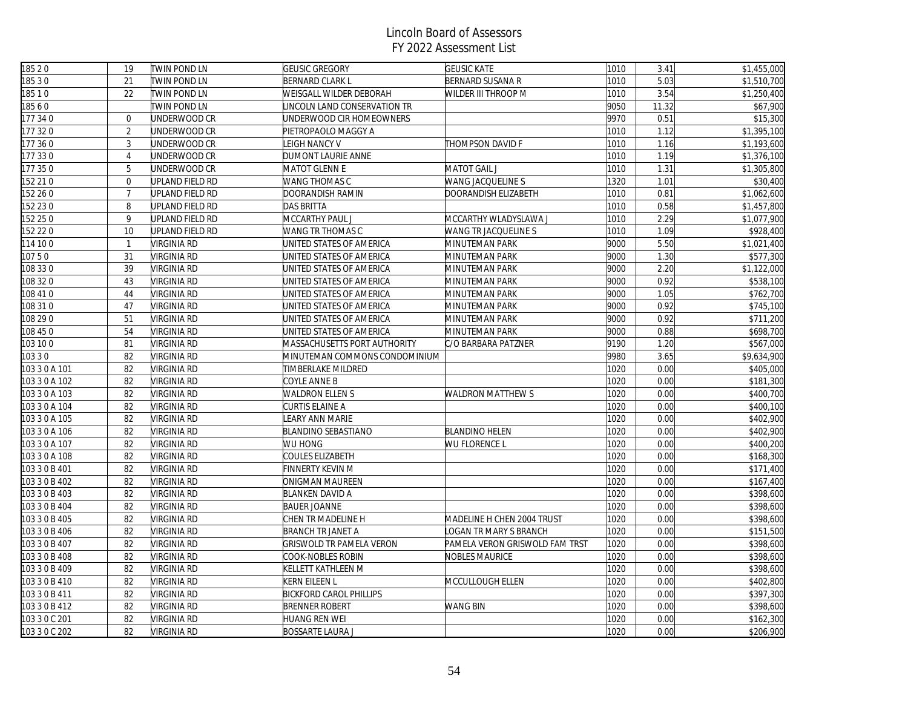# Lincoln Board of Assessors
## FY 2022 Assessment List

| | | | | | | | |
|---|---|---|---|---|---|---|---|
| 185 2 0 | 19 | TWIN POND LN | GEUSIC GREGORY | GEUSIC KATE | 1010 | 3.41 | $1,455,000 |
| 185 3 0 | 21 | TWIN POND LN | BERNARD CLARK L | BERNARD SUSANA R | 1010 | 5.03 | $1,510,700 |
| 185 1 0 | 22 | TWIN POND LN | WEISGALL WILDER DEBORAH | WILDER III THROOP M | 1010 | 3.54 | $1,250,400 |
| 185 6 0 | | TWIN POND LN | LINCOLN LAND CONSERVATION TR | | 9050 | 11.32 | $67,900 |
| 177 34 0 | 0 | UNDERWOOD CR | UNDERWOOD CIR HOMEOWNERS | | 9970 | 0.51 | $15,300 |
| 177 32 0 | 2 | UNDERWOOD CR | PIETROPAOLO MAGGY A | | 1010 | 1.12 | $1,395,100 |
| 177 36 0 | 3 | UNDERWOOD CR | LEIGH NANCY V | THOMPSON DAVID F | 1010 | 1.16 | $1,193,600 |
| 177 33 0 | 4 | UNDERWOOD CR | DUMONT LAURIE ANNE | | 1010 | 1.19 | $1,376,100 |
| 177 35 0 | 5 | UNDERWOOD CR | MATOT GLENN E | MATOT GAIL J | 1010 | 1.31 | $1,305,800 |
| 152 21 0 | 0 | UPLAND FIELD RD | WANG THOMAS C | WANG JACQUELINE S | 1320 | 1.01 | $30,400 |
| 152 26 0 | 7 | UPLAND FIELD RD | DOORANDISH RAMIN | DOORANDISH ELIZABETH | 1010 | 0.81 | $1,062,600 |
| 152 23 0 | 8 | UPLAND FIELD RD | DAS BRITTA | | 1010 | 0.58 | $1,457,800 |
| 152 25 0 | 9 | UPLAND FIELD RD | MCCARTHY PAUL J | MCCARTHY WLADYSLAWA J | 1010 | 2.29 | $1,077,900 |
| 152 22 0 | 10 | UPLAND FIELD RD | WANG TR THOMAS C | WANG TR JACQUELINE S | 1010 | 1.09 | $928,400 |
| 114 10 0 | 1 | VIRGINIA RD | UNITED STATES OF AMERICA | MINUTEMAN PARK | 9000 | 5.50 | $1,021,400 |
| 107 5 0 | 31 | VIRGINIA RD | UNITED STATES OF AMERICA | MINUTEMAN PARK | 9000 | 1.30 | $577,300 |
| 108 33 0 | 39 | VIRGINIA RD | UNITED STATES OF AMERICA | MINUTEMAN PARK | 9000 | 2.20 | $1,122,000 |
| 108 32 0 | 43 | VIRGINIA RD | UNITED STATES OF AMERICA | MINUTEMAN PARK | 9000 | 0.92 | $538,100 |
| 108 41 0 | 44 | VIRGINIA RD | UNITED STATES OF AMERICA | MINUTEMAN PARK | 9000 | 1.05 | $762,700 |
| 108 31 0 | 47 | VIRGINIA RD | UNITED STATES OF AMERICA | MINUTEMAN PARK | 9000 | 0.92 | $745,100 |
| 108 29 0 | 51 | VIRGINIA RD | UNITED STATES OF AMERICA | MINUTEMAN PARK | 9000 | 0.92 | $711,200 |
| 108 45 0 | 54 | VIRGINIA RD | UNITED STATES OF AMERICA | MINUTEMAN PARK | 9000 | 0.88 | $698,700 |
| 103 10 0 | 81 | VIRGINIA RD | MASSACHUSETTS PORT AUTHORITY | C/O BARBARA PATZNER | 9190 | 1.20 | $567,000 |
| 103 3 0 | 82 | VIRGINIA RD | MINUTEMAN COMMONS CONDOMINIUM | | 9980 | 3.65 | $9,634,900 |
| 103 3 0 A 101 | 82 | VIRGINIA RD | TIMBERLAKE MILDRED | | 1020 | 0.00 | $405,000 |
| 103 3 0 A 102 | 82 | VIRGINIA RD | COYLE ANNE B | | 1020 | 0.00 | $181,300 |
| 103 3 0 A 103 | 82 | VIRGINIA RD | WALDRON ELLEN S | WALDRON MATTHEW S | 1020 | 0.00 | $400,700 |
| 103 3 0 A 104 | 82 | VIRGINIA RD | CURTIS ELAINE A | | 1020 | 0.00 | $400,100 |
| 103 3 0 A 105 | 82 | VIRGINIA RD | LEARY ANN MARIE | | 1020 | 0.00 | $402,900 |
| 103 3 0 A 106 | 82 | VIRGINIA RD | BLANDINO SEBASTIANO | BLANDINO HELEN | 1020 | 0.00 | $402,900 |
| 103 3 0 A 107 | 82 | VIRGINIA RD | WU HONG | WU FLORENCE L | 1020 | 0.00 | $400,200 |
| 103 3 0 A 108 | 82 | VIRGINIA RD | COULES ELIZABETH | | 1020 | 0.00 | $168,300 |
| 103 3 0 B 401 | 82 | VIRGINIA RD | FINNERTY KEVIN M | | 1020 | 0.00 | $171,400 |
| 103 3 0 B 402 | 82 | VIRGINIA RD | ONIGMAN MAUREEN | | 1020 | 0.00 | $167,400 |
| 103 3 0 B 403 | 82 | VIRGINIA RD | BLANKEN DAVID A | | 1020 | 0.00 | $398,600 |
| 103 3 0 B 404 | 82 | VIRGINIA RD | BAUER JOANNE | | 1020 | 0.00 | $398,600 |
| 103 3 0 B 405 | 82 | VIRGINIA RD | CHEN TR MADELINE H | MADELINE H CHEN 2004 TRUST | 1020 | 0.00 | $398,600 |
| 103 3 0 B 406 | 82 | VIRGINIA RD | BRANCH TR JANET A | LOGAN TR MARY S BRANCH | 1020 | 0.00 | $151,500 |
| 103 3 0 B 407 | 82 | VIRGINIA RD | GRISWOLD TR PAMELA VERON | PAMELA VERON GRISWOLD FAM TRST | 1020 | 0.00 | $398,600 |
| 103 3 0 B 408 | 82 | VIRGINIA RD | COOK-NOBLES ROBIN | NOBLES MAURICE | 1020 | 0.00 | $398,600 |
| 103 3 0 B 409 | 82 | VIRGINIA RD | KELLETT KATHLEEN M | | 1020 | 0.00 | $398,600 |
| 103 3 0 B 410 | 82 | VIRGINIA RD | KERN EILEEN L | MCCULLOUGH ELLEN | 1020 | 0.00 | $402,800 |
| 103 3 0 B 411 | 82 | VIRGINIA RD | BICKFORD CAROL PHILLIPS | | 1020 | 0.00 | $397,300 |
| 103 3 0 B 412 | 82 | VIRGINIA RD | BRENNER ROBERT | WANG BIN | 1020 | 0.00 | $398,600 |
| 103 3 0 C 201 | 82 | VIRGINIA RD | HUANG REN WEI | | 1020 | 0.00 | $162,300 |
| 103 3 0 C 202 | 82 | VIRGINIA RD | BOSSARTE LAURA J | | 1020 | 0.00 | $206,900 |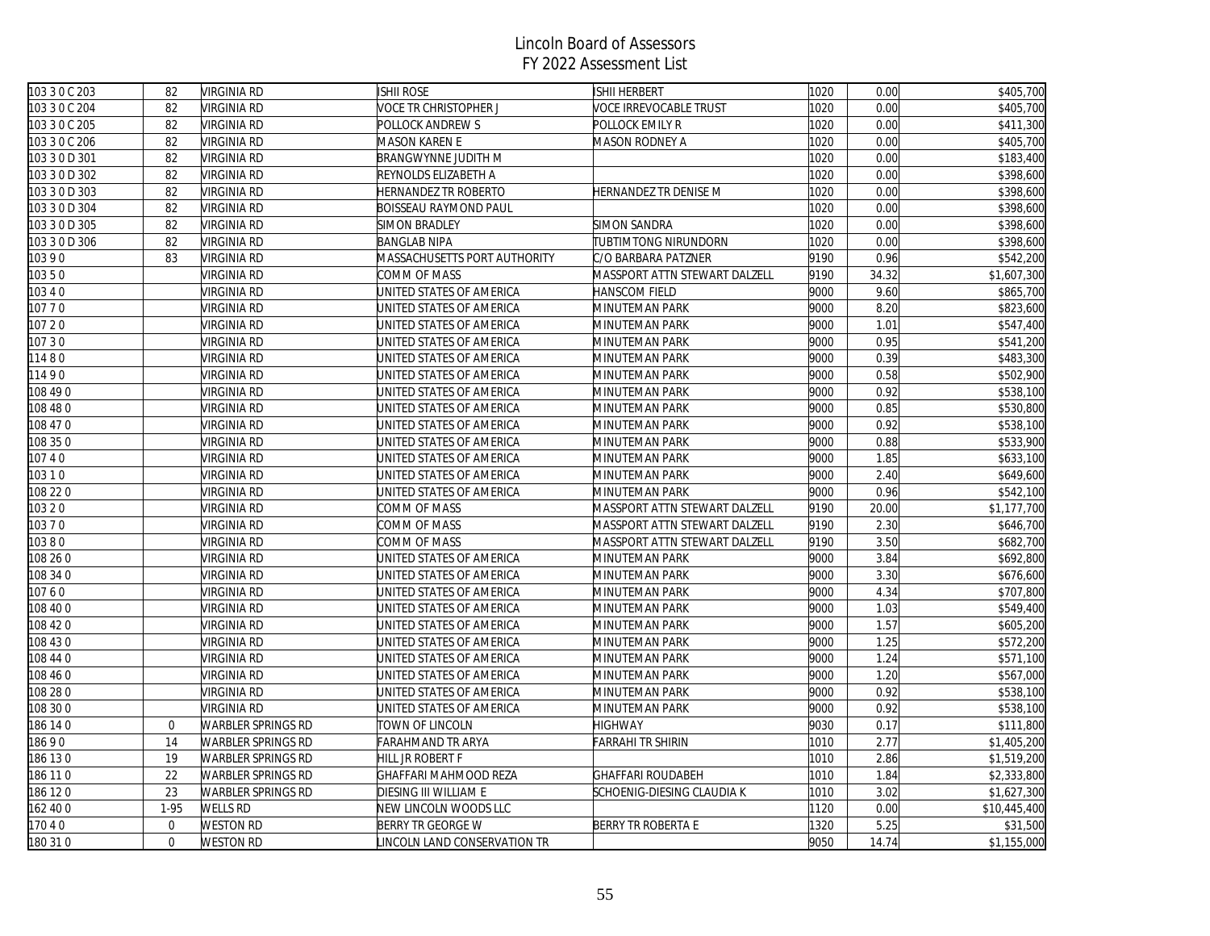# Lincoln Board of Assessors
## FY 2022 Assessment List

| | | | | | | | |
|---|---|---|---|---|---|---|---|
| 103 3 0 C 203 | 82 | VIRGINIA RD | ISHII ROSE | ISHII HERBERT | 1020 | 0.00 | $405,700 |
| 103 3 0 C 204 | 82 | VIRGINIA RD | VOCE TR CHRISTOPHER J | VOCE IRREVOCABLE TRUST | 1020 | 0.00 | $405,700 |
| 103 3 0 C 205 | 82 | VIRGINIA RD | POLLOCK ANDREW S | POLLOCK EMILY R | 1020 | 0.00 | $411,300 |
| 103 3 0 C 206 | 82 | VIRGINIA RD | MASON KAREN E | MASON RODNEY A | 1020 | 0.00 | $405,700 |
| 103 3 0 D 301 | 82 | VIRGINIA RD | BRANGWYNNE JUDITH M | | 1020 | 0.00 | $183,400 |
| 103 3 0 D 302 | 82 | VIRGINIA RD | REYNOLDS ELIZABETH A | | 1020 | 0.00 | $398,600 |
| 103 3 0 D 303 | 82 | VIRGINIA RD | HERNANDEZ TR ROBERTO | HERNANDEZ TR DENISE M | 1020 | 0.00 | $398,600 |
| 103 3 0 D 304 | 82 | VIRGINIA RD | BOISSEAU RAYMOND PAUL | | 1020 | 0.00 | $398,600 |
| 103 3 0 D 305 | 82 | VIRGINIA RD | SIMON BRADLEY | SIMON SANDRA | 1020 | 0.00 | $398,600 |
| 103 3 0 D 306 | 82 | VIRGINIA RD | BANGLAB NIPA | TUBTIMTONG NIRUNDORN | 1020 | 0.00 | $398,600 |
| 103 9 0 | 83 | VIRGINIA RD | MASSACHUSETTS PORT AUTHORITY | C/O BARBARA PATZNER | 9190 | 0.96 | $542,200 |
| 103 5 0 | | VIRGINIA RD | COMM OF MASS | MASSPORT ATTN STEWART DALZELL | 9190 | 34.32 | $1,607,300 |
| 103 4 0 | | VIRGINIA RD | UNITED STATES OF AMERICA | HANSCOM FIELD | 9000 | 9.60 | $865,700 |
| 107 7 0 | | VIRGINIA RD | UNITED STATES OF AMERICA | MINUTEMAN PARK | 9000 | 8.20 | $823,600 |
| 107 2 0 | | VIRGINIA RD | UNITED STATES OF AMERICA | MINUTEMAN PARK | 9000 | 1.01 | $547,400 |
| 107 3 0 | | VIRGINIA RD | UNITED STATES OF AMERICA | MINUTEMAN PARK | 9000 | 0.95 | $541,200 |
| 114 8 0 | | VIRGINIA RD | UNITED STATES OF AMERICA | MINUTEMAN PARK | 9000 | 0.39 | $483,300 |
| 114 9 0 | | VIRGINIA RD | UNITED STATES OF AMERICA | MINUTEMAN PARK | 9000 | 0.58 | $502,900 |
| 108 49 0 | | VIRGINIA RD | UNITED STATES OF AMERICA | MINUTEMAN PARK | 9000 | 0.92 | $538,100 |
| 108 48 0 | | VIRGINIA RD | UNITED STATES OF AMERICA | MINUTEMAN PARK | 9000 | 0.85 | $530,800 |
| 108 47 0 | | VIRGINIA RD | UNITED STATES OF AMERICA | MINUTEMAN PARK | 9000 | 0.92 | $538,100 |
| 108 35 0 | | VIRGINIA RD | UNITED STATES OF AMERICA | MINUTEMAN PARK | 9000 | 0.88 | $533,900 |
| 107 4 0 | | VIRGINIA RD | UNITED STATES OF AMERICA | MINUTEMAN PARK | 9000 | 1.85 | $633,100 |
| 103 1 0 | | VIRGINIA RD | UNITED STATES OF AMERICA | MINUTEMAN PARK | 9000 | 2.40 | $649,600 |
| 108 22 0 | | VIRGINIA RD | UNITED STATES OF AMERICA | MINUTEMAN PARK | 9000 | 0.96 | $542,100 |
| 103 2 0 | | VIRGINIA RD | COMM OF MASS | MASSPORT ATTN STEWART DALZELL | 9190 | 20.00 | $1,177,700 |
| 103 7 0 | | VIRGINIA RD | COMM OF MASS | MASSPORT ATTN STEWART DALZELL | 9190 | 2.30 | $646,700 |
| 103 8 0 | | VIRGINIA RD | COMM OF MASS | MASSPORT ATTN STEWART DALZELL | 9190 | 3.50 | $682,700 |
| 108 26 0 | | VIRGINIA RD | UNITED STATES OF AMERICA | MINUTEMAN PARK | 9000 | 3.84 | $692,800 |
| 108 34 0 | | VIRGINIA RD | UNITED STATES OF AMERICA | MINUTEMAN PARK | 9000 | 3.30 | $676,600 |
| 107 6 0 | | VIRGINIA RD | UNITED STATES OF AMERICA | MINUTEMAN PARK | 9000 | 4.34 | $707,800 |
| 108 40 0 | | VIRGINIA RD | UNITED STATES OF AMERICA | MINUTEMAN PARK | 9000 | 1.03 | $549,400 |
| 108 42 0 | | VIRGINIA RD | UNITED STATES OF AMERICA | MINUTEMAN PARK | 9000 | 1.57 | $605,200 |
| 108 43 0 | | VIRGINIA RD | UNITED STATES OF AMERICA | MINUTEMAN PARK | 9000 | 1.25 | $572,200 |
| 108 44 0 | | VIRGINIA RD | UNITED STATES OF AMERICA | MINUTEMAN PARK | 9000 | 1.24 | $571,100 |
| 108 46 0 | | VIRGINIA RD | UNITED STATES OF AMERICA | MINUTEMAN PARK | 9000 | 1.20 | $567,000 |
| 108 28 0 | | VIRGINIA RD | UNITED STATES OF AMERICA | MINUTEMAN PARK | 9000 | 0.92 | $538,100 |
| 108 30 0 | | VIRGINIA RD | UNITED STATES OF AMERICA | MINUTEMAN PARK | 9000 | 0.92 | $538,100 |
| 186 14 0 | 0 | WARBLER SPRINGS RD | TOWN OF LINCOLN | HIGHWAY | 9030 | 0.17 | $111,800 |
| 186 9 0 | 14 | WARBLER SPRINGS RD | FARAHMAND TR ARYA | FARRAHI TR SHIRIN | 1010 | 2.77 | $1,405,200 |
| 186 13 0 | 19 | WARBLER SPRINGS RD | HILL JR ROBERT F | | 1010 | 2.86 | $1,519,200 |
| 186 11 0 | 22 | WARBLER SPRINGS RD | GHAFFARI MAHMOOD REZA | GHAFFARI ROUDABEH | 1010 | 1.84 | $2,333,800 |
| 186 12 0 | 23 | WARBLER SPRINGS RD | DIESING III WILLIAM E | SCHOENIG-DIESING CLAUDIA K | 1010 | 3.02 | $1,627,300 |
| 162 40 0 | 1-95 | WELLS RD | NEW LINCOLN WOODS LLC | | 1120 | 0.00 | $10,445,400 |
| 170 4 0 | 0 | WESTON RD | BERRY TR GEORGE W | BERRY TR ROBERTA E | 1320 | 5.25 | $31,500 |
| 180 31 0 | 0 | WESTON RD | LINCOLN LAND CONSERVATION TR | | 9050 | 14.74 | $1,155,000 |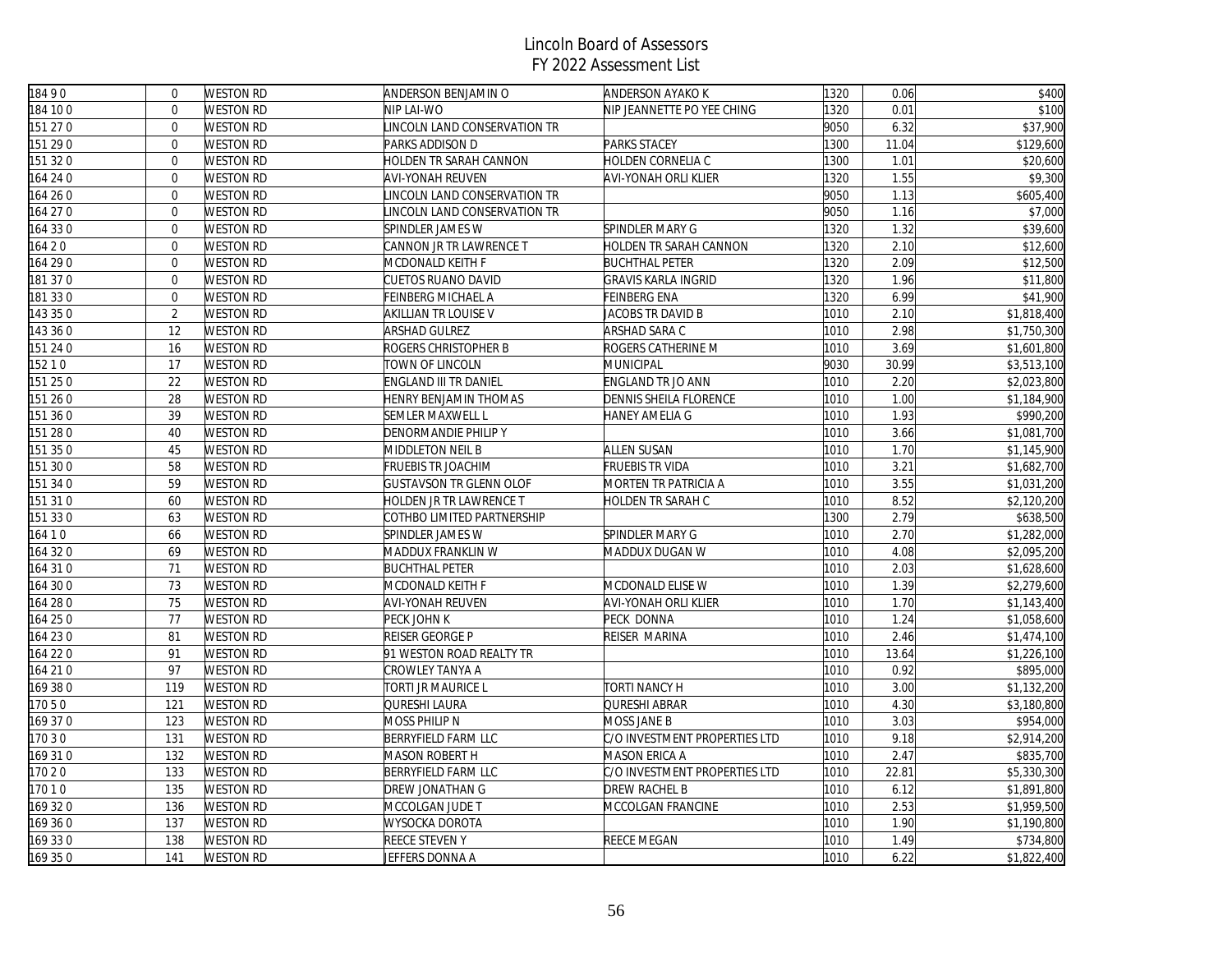# Lincoln Board of Assessors
## FY 2022 Assessment List

| | | | | | | | |
|---|---|---|---|---|---|---|---|
| 184 9 0 | 0 | WESTON RD | ANDERSON BENJAMIN O | ANDERSON AYAKO K | 1320 | 0.06 | $400 |
| 184 10 0 | 0 | WESTON RD | NIP LAI-WO | NIP JEANNETTE PO YEE CHING | 1320 | 0.01 | $100 |
| 151 27 0 | 0 | WESTON RD | LINCOLN LAND CONSERVATION TR | | 9050 | 6.32 | $37,900 |
| 151 29 0 | 0 | WESTON RD | PARKS ADDISON D | PARKS STACEY | 1300 | 11.04 | $129,600 |
| 151 32 0 | 0 | WESTON RD | HOLDEN TR SARAH CANNON | HOLDEN CORNELIA C | 1300 | 1.01 | $20,600 |
| 164 24 0 | 0 | WESTON RD | AVI-YONAH REUVEN | AVI-YONAH ORLI KLIER | 1320 | 1.55 | $9,300 |
| 164 26 0 | 0 | WESTON RD | LINCOLN LAND CONSERVATION TR | | 9050 | 1.13 | $605,400 |
| 164 27 0 | 0 | WESTON RD | LINCOLN LAND CONSERVATION TR | | 9050 | 1.16 | $7,000 |
| 164 33 0 | 0 | WESTON RD | SPINDLER JAMES W | SPINDLER MARY G | 1320 | 1.32 | $39,600 |
| 164 2 0 | 0 | WESTON RD | CANNON JR TR LAWRENCE T | HOLDEN TR SARAH CANNON | 1320 | 2.10 | $12,600 |
| 164 29 0 | 0 | WESTON RD | MCDONALD KEITH F | BUCHTHAL PETER | 1320 | 2.09 | $12,500 |
| 181 37 0 | 0 | WESTON RD | CUETOS RUANO DAVID | GRAVIS KARLA INGRID | 1320 | 1.96 | $11,800 |
| 181 33 0 | 0 | WESTON RD | FEINBERG MICHAEL A | FEINBERG ENA | 1320 | 6.99 | $41,900 |
| 143 35 0 | 2 | WESTON RD | AKILLIAN TR LOUISE V | JACOBS TR DAVID B | 1010 | 2.10 | $1,818,400 |
| 143 36 0 | 12 | WESTON RD | ARSHAD GULREZ | ARSHAD SARA C | 1010 | 2.98 | $1,750,300 |
| 151 24 0 | 16 | WESTON RD | ROGERS CHRISTOPHER B | ROGERS CATHERINE M | 1010 | 3.69 | $1,601,800 |
| 152 1 0 | 17 | WESTON RD | TOWN OF LINCOLN | MUNICIPAL | 9030 | 30.99 | $3,513,100 |
| 151 25 0 | 22 | WESTON RD | ENGLAND III TR DANIEL | ENGLAND TR JO ANN | 1010 | 2.20 | $2,023,800 |
| 151 26 0 | 28 | WESTON RD | HENRY BENJAMIN THOMAS | DENNIS SHEILA FLORENCE | 1010 | 1.00 | $1,184,900 |
| 151 36 0 | 39 | WESTON RD | SEMLER MAXWELL L | HANEY AMELIA G | 1010 | 1.93 | $990,200 |
| 151 28 0 | 40 | WESTON RD | DENORMANDIE PHILIP Y | | 1010 | 3.66 | $1,081,700 |
| 151 35 0 | 45 | WESTON RD | MIDDLETON NEIL B | ALLEN SUSAN | 1010 | 1.70 | $1,145,900 |
| 151 30 0 | 58 | WESTON RD | FRUEBIS TR JOACHIM | FRUEBIS TR VIDA | 1010 | 3.21 | $1,682,700 |
| 151 34 0 | 59 | WESTON RD | GUSTAVSON TR GLENN OLOF | MORTEN TR PATRICIA A | 1010 | 3.55 | $1,031,200 |
| 151 31 0 | 60 | WESTON RD | HOLDEN JR TR LAWRENCE T | HOLDEN TR SARAH C | 1010 | 8.52 | $2,120,200 |
| 151 33 0 | 63 | WESTON RD | COTHBO LIMITED PARTNERSHIP | | 1300 | 2.79 | $638,500 |
| 164 1 0 | 66 | WESTON RD | SPINDLER JAMES W | SPINDLER MARY G | 1010 | 2.70 | $1,282,000 |
| 164 32 0 | 69 | WESTON RD | MADDUX FRANKLIN W | MADDUX DUGAN W | 1010 | 4.08 | $2,095,200 |
| 164 31 0 | 71 | WESTON RD | BUCHTHAL PETER | | 1010 | 2.03 | $1,628,600 |
| 164 30 0 | 73 | WESTON RD | MCDONALD KEITH F | MCDONALD ELISE W | 1010 | 1.39 | $2,279,600 |
| 164 28 0 | 75 | WESTON RD | AVI-YONAH REUVEN | AVI-YONAH ORLI KLIER | 1010 | 1.70 | $1,143,400 |
| 164 25 0 | 77 | WESTON RD | PECK JOHN K | PECK DONNA | 1010 | 1.24 | $1,058,600 |
| 164 23 0 | 81 | WESTON RD | REISER GEORGE P | REISER MARINA | 1010 | 2.46 | $1,474,100 |
| 164 22 0 | 91 | WESTON RD | 91 WESTON ROAD REALTY TR | | 1010 | 13.64 | $1,226,100 |
| 164 21 0 | 97 | WESTON RD | CROWLEY TANYA A | | 1010 | 0.92 | $895,000 |
| 169 38 0 | 119 | WESTON RD | TORTI JR MAURICE L | TORTI NANCY H | 1010 | 3.00 | $1,132,200 |
| 170 5 0 | 121 | WESTON RD | QURESHI LAURA | QURESHI ABRAR | 1010 | 4.30 | $3,180,800 |
| 169 37 0 | 123 | WESTON RD | MOSS PHILIP N | MOSS JANE B | 1010 | 3.03 | $954,000 |
| 170 3 0 | 131 | WESTON RD | BERRYFIELD FARM LLC | C/O INVESTMENT PROPERTIES LTD | 1010 | 9.18 | $2,914,200 |
| 169 31 0 | 132 | WESTON RD | MASON ROBERT H | MASON ERICA A | 1010 | 2.47 | $835,700 |
| 170 2 0 | 133 | WESTON RD | BERRYFIELD FARM LLC | C/O INVESTMENT PROPERTIES LTD | 1010 | 22.81 | $5,330,300 |
| 170 1 0 | 135 | WESTON RD | DREW JONATHAN G | DREW RACHEL B | 1010 | 6.12 | $1,891,800 |
| 169 32 0 | 136 | WESTON RD | MCCOLGAN JUDE T | MCCOLGAN FRANCINE | 1010 | 2.53 | $1,959,500 |
| 169 36 0 | 137 | WESTON RD | WYSOCKA DOROTA | | 1010 | 1.90 | $1,190,800 |
| 169 33 0 | 138 | WESTON RD | REECE STEVEN Y | REECE MEGAN | 1010 | 1.49 | $734,800 |
| 169 35 0 | 141 | WESTON RD | JEFFERS DONNA A | | 1010 | 6.22 | $1,822,400 |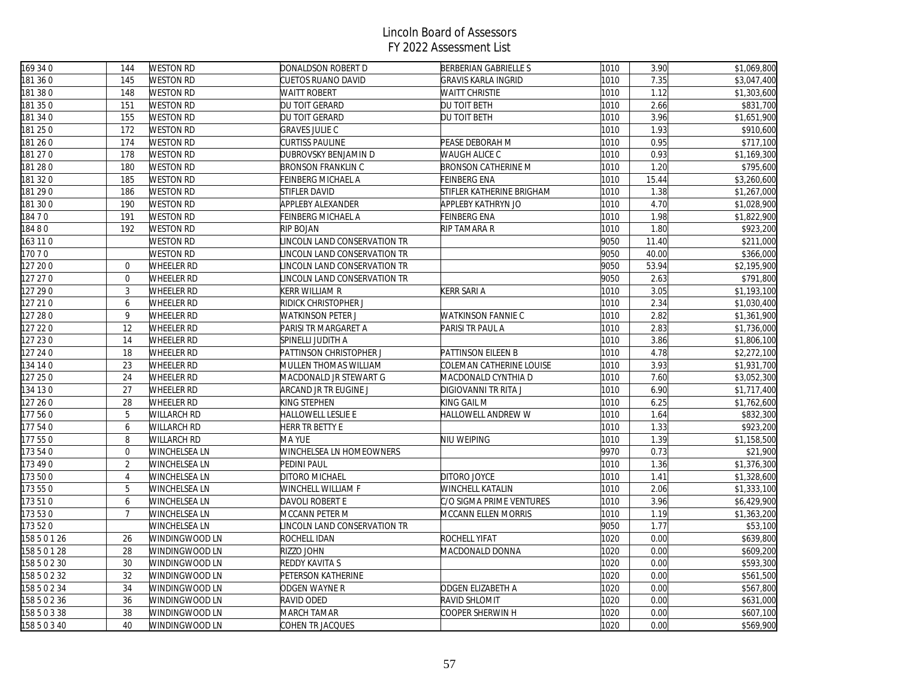# Lincoln Board of Assessors
## FY 2022 Assessment List

| | | | | | | | |
|---|---|---|---|---|---|---|---|
| 169 34 0 | 144 | WESTON RD | DONALDSON ROBERT D | BERBERIAN GABRIELLE S | 1010 | 3.90 | $1,069,800 |
| 181 36 0 | 145 | WESTON RD | CUETOS RUANO DAVID | GRAVIS KARLA INGRID | 1010 | 7.35 | $3,047,400 |
| 181 38 0 | 148 | WESTON RD | WAITT ROBERT | WAITT CHRISTIE | 1010 | 1.12 | $1,303,600 |
| 181 35 0 | 151 | WESTON RD | DU TOIT GERARD | DU TOIT BETH | 1010 | 2.66 | $831,700 |
| 181 34 0 | 155 | WESTON RD | DU TOIT GERARD | DU TOIT BETH | 1010 | 3.96 | $1,651,900 |
| 181 25 0 | 172 | WESTON RD | GRAVES JULIE C | | 1010 | 1.93 | $910,600 |
| 181 26 0 | 174 | WESTON RD | CURTISS PAULINE | PEASE DEBORAH M | 1010 | 0.95 | $717,100 |
| 181 27 0 | 178 | WESTON RD | DUBROVSKY BENJAMIN D | WAUGH ALICE C | 1010 | 0.93 | $1,169,300 |
| 181 28 0 | 180 | WESTON RD | BRONSON FRANKLIN C | BRONSON CATHERINE M | 1010 | 1.20 | $795,600 |
| 181 32 0 | 185 | WESTON RD | FEINBERG MICHAEL A | FEINBERG ENA | 1010 | 15.44 | $3,260,600 |
| 181 29 0 | 186 | WESTON RD | STIFLER DAVID | STIFLER KATHERINE BRIGHAM | 1010 | 1.38 | $1,267,000 |
| 181 30 0 | 190 | WESTON RD | APPLEBY ALEXANDER | APPLEBY KATHRYN JO | 1010 | 4.70 | $1,028,900 |
| 184 7 0 | 191 | WESTON RD | FEINBERG MICHAEL A | FEINBERG ENA | 1010 | 1.98 | $1,822,900 |
| 184 8 0 | 192 | WESTON RD | RIP BOJAN | RIP TAMARA R | 1010 | 1.80 | $923,200 |
| 163 11 0 | | WESTON RD | LINCOLN LAND CONSERVATION TR | | 9050 | 11.40 | $211,000 |
| 170 7 0 | | WESTON RD | LINCOLN LAND CONSERVATION TR | | 9050 | 40.00 | $366,000 |
| 127 20 0 | 0 | WHEELER RD | LINCOLN LAND CONSERVATION TR | | 9050 | 53.94 | $2,195,900 |
| 127 27 0 | 0 | WHEELER RD | LINCOLN LAND CONSERVATION TR | | 9050 | 2.63 | $791,800 |
| 127 29 0 | 3 | WHEELER RD | KERR WILLIAM R | KERR SARI A | 1010 | 3.05 | $1,193,100 |
| 127 21 0 | 6 | WHEELER RD | RIDICK CHRISTOPHER J | | 1010 | 2.34 | $1,030,400 |
| 127 28 0 | 9 | WHEELER RD | WATKINSON PETER J | WATKINSON FANNIE C | 1010 | 2.82 | $1,361,900 |
| 127 22 0 | 12 | WHEELER RD | PARISI TR MARGARET A | PARISI TR PAUL A | 1010 | 2.83 | $1,736,000 |
| 127 23 0 | 14 | WHEELER RD | SPINELLI JUDITH A | | 1010 | 3.86 | $1,806,100 |
| 127 24 0 | 18 | WHEELER RD | PATTINSON CHRISTOPHER J | PATTINSON EILEEN B | 1010 | 4.78 | $2,272,100 |
| 134 14 0 | 23 | WHEELER RD | MULLEN THOMAS WILLIAM | COLEMAN CATHERINE LOUISE | 1010 | 3.93 | $1,931,700 |
| 127 25 0 | 24 | WHEELER RD | MACDONALD JR STEWART G | MACDONALD CYNTHIA D | 1010 | 7.60 | $3,052,300 |
| 134 13 0 | 27 | WHEELER RD | ARCAND JR TR EUGINE J | DIGIOVANNI TR RITA J | 1010 | 6.90 | $1,717,400 |
| 127 26 0 | 28 | WHEELER RD | KING STEPHEN | KING GAIL M | 1010 | 6.25 | $1,762,600 |
| 177 56 0 | 5 | WILLARCH RD | HALLOWELL LESLIE E | HALLOWELL ANDREW W | 1010 | 1.64 | $832,300 |
| 177 54 0 | 6 | WILLARCH RD | HERR TR BETTY E | | 1010 | 1.33 | $923,200 |
| 177 55 0 | 8 | WILLARCH RD | MA YUE | NIU WEIPING | 1010 | 1.39 | $1,158,500 |
| 173 54 0 | 0 | WINCHELSEA LN | WINCHELSEA LN HOMEOWNERS | | 9970 | 0.73 | $21,900 |
| 173 49 0 | 2 | WINCHELSEA LN | PEDINI PAUL | | 1010 | 1.36 | $1,376,300 |
| 173 50 0 | 4 | WINCHELSEA LN | DITORO MICHAEL | DITORO JOYCE | 1010 | 1.41 | $1,328,600 |
| 173 55 0 | 5 | WINCHELSEA LN | WINCHELL WILLIAM F | WINCHELL KATALIN | 1010 | 2.06 | $1,333,100 |
| 173 51 0 | 6 | WINCHELSEA LN | DAVOLI ROBERT E | C/O SIGMA PRIME VENTURES | 1010 | 3.96 | $6,429,900 |
| 173 53 0 | 7 | WINCHELSEA LN | MCCANN PETER M | MCCANN ELLEN MORRIS | 1010 | 1.19 | $1,363,200 |
| 173 52 0 | | WINCHELSEA LN | LINCOLN LAND CONSERVATION TR | | 9050 | 1.77 | $53,100 |
| 158 5 0 1 26 | 26 | WINDINGWOOD LN | ROCHELL IDAN | ROCHELL YIFAT | 1020 | 0.00 | $639,800 |
| 158 5 0 1 28 | 28 | WINDINGWOOD LN | RIZZO JOHN | MACDONALD DONNA | 1020 | 0.00 | $609,200 |
| 158 5 0 2 30 | 30 | WINDINGWOOD LN | REDDY KAVITA S | | 1020 | 0.00 | $593,300 |
| 158 5 0 2 32 | 32 | WINDINGWOOD LN | PETERSON KATHERINE | | 1020 | 0.00 | $561,500 |
| 158 5 0 2 34 | 34 | WINDINGWOOD LN | ODGEN WAYNE R | ODGEN ELIZABETH A | 1020 | 0.00 | $567,800 |
| 158 5 0 2 36 | 36 | WINDINGWOOD LN | RAVID ODED | RAVID SHLOMIT | 1020 | 0.00 | $631,000 |
| 158 5 0 3 38 | 38 | WINDINGWOOD LN | MARCH TAMAR | COOPER SHERWIN H | 1020 | 0.00 | $607,100 |
| 158 5 0 3 40 | 40 | WINDINGWOOD LN | COHEN TR JACQUES | | 1020 | 0.00 | $569,900 |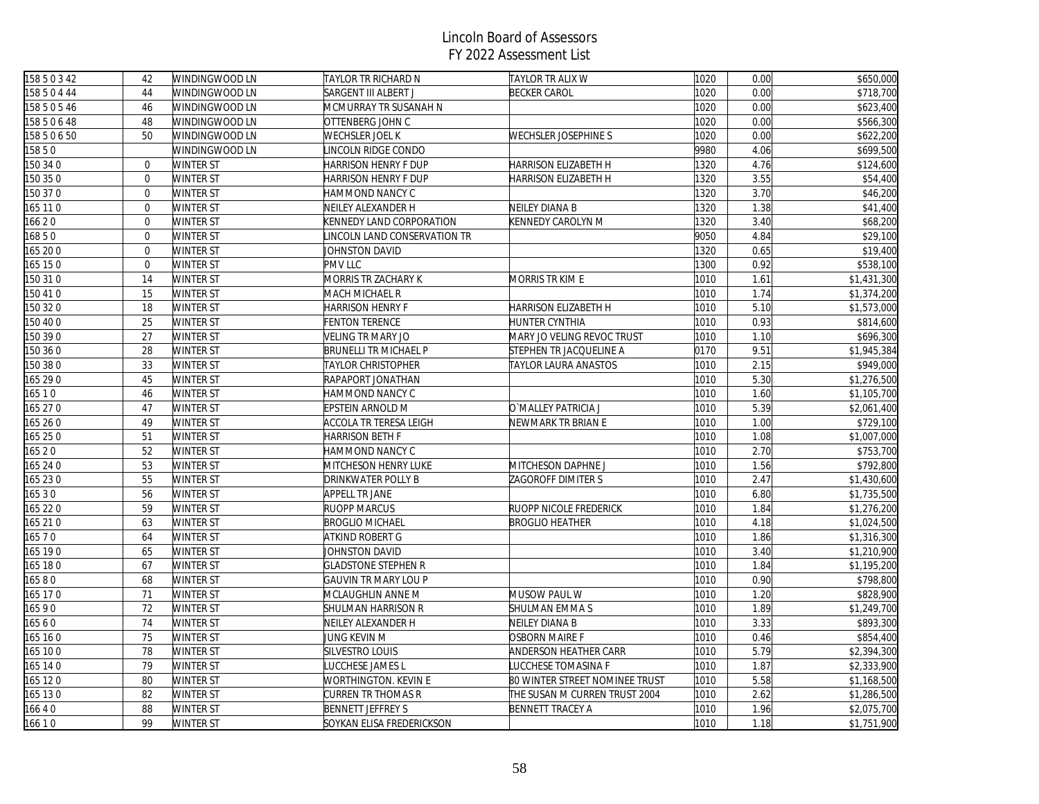# Lincoln Board of Assessors
## FY 2022 Assessment List

| | | | | | | | |
|---|---|---|---|---|---|---|---|
| 158 5 0 3 42 | 42 | WINDINGWOOD LN | TAYLOR TR RICHARD N | TAYLOR TR ALIX W | 1020 | 0.00 | $650,000 |
| 158 5 0 4 44 | 44 | WINDINGWOOD LN | SARGENT III ALBERT J | BECKER CAROL | 1020 | 0.00 | $718,700 |
| 158 5 0 5 46 | 46 | WINDINGWOOD LN | MCMURRAY TR SUSANAH N | | 1020 | 0.00 | $623,400 |
| 158 5 0 6 48 | 48 | WINDINGWOOD LN | OTTENBERG JOHN C | | 1020 | 0.00 | $566,300 |
| 158 5 0 6 50 | 50 | WINDINGWOOD LN | WECHSLER JOEL K | WECHSLER JOSEPHINE S | 1020 | 0.00 | $622,200 |
| 158 5 0 | | WINDINGWOOD LN | LINCOLN RIDGE CONDO | | 9980 | 4.06 | $699,500 |
| 150 34 0 | 0 | WINTER ST | HARRISON HENRY F DUP | HARRISON ELIZABETH H | 1320 | 4.76 | $124,600 |
| 150 35 0 | 0 | WINTER ST | HARRISON HENRY F DUP | HARRISON ELIZABETH H | 1320 | 3.55 | $54,400 |
| 150 37 0 | 0 | WINTER ST | HAMMOND NANCY C | | 1320 | 3.70 | $46,200 |
| 165 11 0 | 0 | WINTER ST | NEILEY ALEXANDER H | NEILEY DIANA B | 1320 | 1.38 | $41,400 |
| 166 2 0 | 0 | WINTER ST | KENNEDY LAND CORPORATION | KENNEDY CAROLYN M | 1320 | 3.40 | $68,200 |
| 168 5 0 | 0 | WINTER ST | LINCOLN LAND CONSERVATION TR | | 9050 | 4.84 | $29,100 |
| 165 20 0 | 0 | WINTER ST | JOHNSTON DAVID | | 1320 | 0.65 | $19,400 |
| 165 15 0 | 0 | WINTER ST | PMV LLC | | 1300 | 0.92 | $538,100 |
| 150 31 0 | 14 | WINTER ST | MORRIS TR ZACHARY K | MORRIS TR KIM E | 1010 | 1.61 | $1,431,300 |
| 150 41 0 | 15 | WINTER ST | MACH MICHAEL R | | 1010 | 1.74 | $1,374,200 |
| 150 32 0 | 18 | WINTER ST | HARRISON HENRY F | HARRISON ELIZABETH H | 1010 | 5.10 | $1,573,000 |
| 150 40 0 | 25 | WINTER ST | FENTON TERENCE | HUNTER CYNTHIA | 1010 | 0.93 | $814,600 |
| 150 39 0 | 27 | WINTER ST | VELING TR MARY JO | MARY JO VELING REVOC TRUST | 1010 | 1.10 | $696,300 |
| 150 36 0 | 28 | WINTER ST | BRUNELLI TR MICHAEL P | STEPHEN TR JACQUELINE A | 0170 | 9.51 | $1,945,384 |
| 150 38 0 | 33 | WINTER ST | TAYLOR CHRISTOPHER | TAYLOR LAURA ANASTOS | 1010 | 2.15 | $949,000 |
| 165 29 0 | 45 | WINTER ST | RAPAPORT JONATHAN | | 1010 | 5.30 | $1,276,500 |
| 165 1 0 | 46 | WINTER ST | HAMMOND NANCY C | | 1010 | 1.60 | $1,105,700 |
| 165 27 0 | 47 | WINTER ST | EPSTEIN ARNOLD M | O`MALLEY PATRICIA J | 1010 | 5.39 | $2,061,400 |
| 165 26 0 | 49 | WINTER ST | ACCOLA TR TERESA LEIGH | NEWMARK TR BRIAN E | 1010 | 1.00 | $729,100 |
| 165 25 0 | 51 | WINTER ST | HARRISON BETH F | | 1010 | 1.08 | $1,007,000 |
| 165 2 0 | 52 | WINTER ST | HAMMOND NANCY C | | 1010 | 2.70 | $753,700 |
| 165 24 0 | 53 | WINTER ST | MITCHESON HENRY LUKE | MITCHESON DAPHNE J | 1010 | 1.56 | $792,800 |
| 165 23 0 | 55 | WINTER ST | DRINKWATER POLLY B | ZAGOROFF DIMITER S | 1010 | 2.47 | $1,430,600 |
| 165 3 0 | 56 | WINTER ST | APPELL TR JANE | | 1010 | 6.80 | $1,735,500 |
| 165 22 0 | 59 | WINTER ST | RUOPP MARCUS | RUOPP NICOLE FREDERICK | 1010 | 1.84 | $1,276,200 |
| 165 21 0 | 63 | WINTER ST | BROGLIO MICHAEL | BROGLIO HEATHER | 1010 | 4.18 | $1,024,500 |
| 165 7 0 | 64 | WINTER ST | ATKIND ROBERT G | | 1010 | 1.86 | $1,316,300 |
| 165 19 0 | 65 | WINTER ST | JOHNSTON DAVID | | 1010 | 3.40 | $1,210,900 |
| 165 18 0 | 67 | WINTER ST | GLADSTONE STEPHEN R | | 1010 | 1.84 | $1,195,200 |
| 165 8 0 | 68 | WINTER ST | GAUVIN TR MARY LOU P | | 1010 | 0.90 | $798,800 |
| 165 17 0 | 71 | WINTER ST | MCLAUGHLIN ANNE M | MUSOW PAUL W | 1010 | 1.20 | $828,900 |
| 165 9 0 | 72 | WINTER ST | SHULMAN HARRISON R | SHULMAN EMMA S | 1010 | 1.89 | $1,249,700 |
| 165 6 0 | 74 | WINTER ST | NEILEY ALEXANDER H | NEILEY DIANA B | 1010 | 3.33 | $893,300 |
| 165 16 0 | 75 | WINTER ST | JUNG KEVIN M | OSBORN MAIRE F | 1010 | 0.46 | $854,400 |
| 165 10 0 | 78 | WINTER ST | SILVESTRO LOUIS | ANDERSON HEATHER CARR | 1010 | 5.79 | $2,394,300 |
| 165 14 0 | 79 | WINTER ST | LUCCHESE JAMES L | LUCCHESE TOMASINA F | 1010 | 1.87 | $2,333,900 |
| 165 12 0 | 80 | WINTER ST | WORTHINGTON. KEVIN E | 80 WINTER STREET NOMINEE TRUST | 1010 | 5.58 | $1,168,500 |
| 165 13 0 | 82 | WINTER ST | CURREN TR THOMAS R | THE SUSAN M CURREN TRUST 2004 | 1010 | 2.62 | $1,286,500 |
| 166 4 0 | 88 | WINTER ST | BENNETT JEFFREY S | BENNETT TRACEY A | 1010 | 1.96 | $2,075,700 |
| 166 1 0 | 99 | WINTER ST | SOYKAN ELISA FREDERICKSON | | 1010 | 1.18 | $1,751,900 |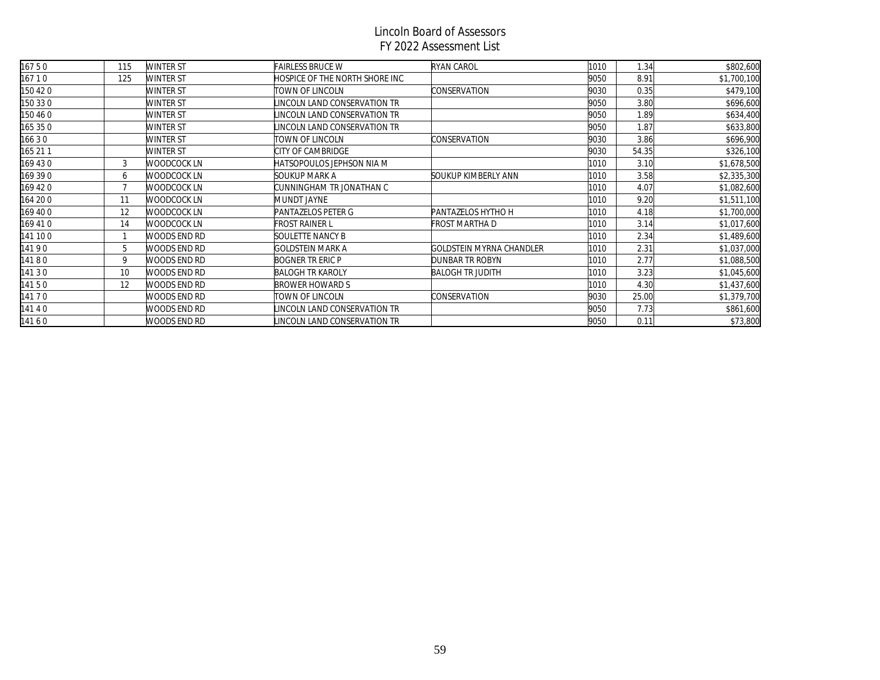# Lincoln Board of Assessors
## FY 2022 Assessment List

| | | | | | | | |
|---|---|---|---|---|---|---|---|
| 167 5 0 | 115 | WINTER ST | FAIRLESS BRUCE W | RYAN CAROL | 1010 | 1.34 | $802,600 |
| 167 1 0 | 125 | WINTER ST | HOSPICE OF THE NORTH SHORE INC | | 9050 | 8.91 | $1,700,100 |
| 150 42 0 | | WINTER ST | TOWN OF LINCOLN | CONSERVATION | 9030 | 0.35 | $479,100 |
| 150 33 0 | | WINTER ST | LINCOLN LAND CONSERVATION TR | | 9050 | 3.80 | $696,600 |
| 150 46 0 | | WINTER ST | LINCOLN LAND CONSERVATION TR | | 9050 | 1.89 | $634,400 |
| 165 35 0 | | WINTER ST | LINCOLN LAND CONSERVATION TR | | 9050 | 1.87 | $633,800 |
| 166 3 0 | | WINTER ST | TOWN OF LINCOLN | CONSERVATION | 9030 | 3.86 | $696,900 |
| 165 21 1 | | WINTER ST | CITY OF CAMBRIDGE | | 9030 | 54.35 | $326,100 |
| 169 43 0 | 3 | WOODCOCK LN | HATSOPOULOS JEPHSON NIA M | | 1010 | 3.10 | $1,678,500 |
| 169 39 0 | 6 | WOODCOCK LN | SOUKUP MARK A | SOUKUP KIMBERLY ANN | 1010 | 3.58 | $2,335,300 |
| 169 42 0 | 7 | WOODCOCK LN | CUNNINGHAM TR JONATHAN C | | 1010 | 4.07 | $1,082,600 |
| 164 20 0 | 11 | WOODCOCK LN | MUNDT JAYNE | | 1010 | 9.20 | $1,511,100 |
| 169 40 0 | 12 | WOODCOCK LN | PANTAZELOS PETER G | PANTAZELOS HYTHO H | 1010 | 4.18 | $1,700,000 |
| 169 41 0 | 14 | WOODCOCK LN | FROST RAINER L | FROST MARTHA D | 1010 | 3.14 | $1,017,600 |
| 141 10 0 | 1 | WOODS END RD | SOULETTE NANCY B | | 1010 | 2.34 | $1,489,600 |
| 141 9 0 | 5 | WOODS END RD | GOLDSTEIN MARK A | GOLDSTEIN MYRNA CHANDLER | 1010 | 2.31 | $1,037,000 |
| 141 8 0 | 9 | WOODS END RD | BOGNER TR ERIC P | DUNBAR TR ROBYN | 1010 | 2.77 | $1,088,500 |
| 141 3 0 | 10 | WOODS END RD | BALOGH TR KAROLY | BALOGH TR JUDITH | 1010 | 3.23 | $1,045,600 |
| 141 5 0 | 12 | WOODS END RD | BROWER HOWARD S | | 1010 | 4.30 | $1,437,600 |
| 141 7 0 | | WOODS END RD | TOWN OF LINCOLN | CONSERVATION | 9030 | 25.00 | $1,379,700 |
| 141 4 0 | | WOODS END RD | LINCOLN LAND CONSERVATION TR | | 9050 | 7.73 | $861,600 |
| 141 6 0 | | WOODS END RD | LINCOLN LAND CONSERVATION TR | | 9050 | 0.11 | $73,800 |